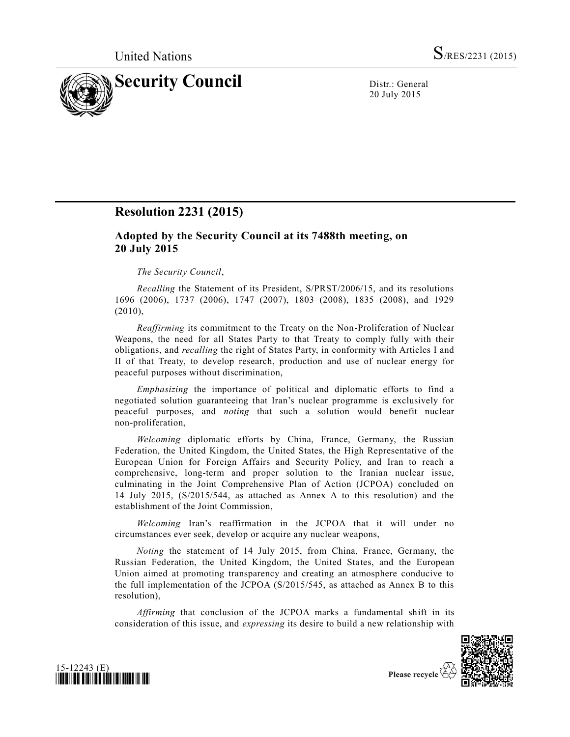United Nations

S/RES/2231 (2015)

# Security Council

Distr.: General
20 July 2015

## Resolution 2231 (2015)

### Adopted by the Security Council at its 7488th meeting, on 20 July 2015

*The Security Council*,

*Recalling* the Statement of its President, S/PRST/2006/15, and its resolutions 1696 (2006), 1737 (2006), 1747 (2007), 1803 (2008), 1835 (2008), and 1929 (2010),

*Reaffirming* its commitment to the Treaty on the Non-Proliferation of Nuclear Weapons, the need for all States Party to that Treaty to comply fully with their obligations, and *recalling* the right of States Party, in conformity with Articles I and II of that Treaty, to develop research, production and use of nuclear energy for peaceful purposes without discrimination,

*Emphasizing* the importance of political and diplomatic efforts to find a negotiated solution guaranteeing that Iran's nuclear programme is exclusively for peaceful purposes, and *noting* that such a solution would benefit nuclear non-proliferation,

*Welcoming* diplomatic efforts by China, France, Germany, the Russian Federation, the United Kingdom, the United States, the High Representative of the European Union for Foreign Affairs and Security Policy, and Iran to reach a comprehensive, long-term and proper solution to the Iranian nuclear issue, culminating in the Joint Comprehensive Plan of Action (JCPOA) concluded on 14 July 2015, (S/2015/544, as attached as Annex A to this resolution) and the establishment of the Joint Commission,

*Welcoming* Iran's reaffirmation in the JCPOA that it will under no circumstances ever seek, develop or acquire any nuclear weapons,

*Noting* the statement of 14 July 2015, from China, France, Germany, the Russian Federation, the United Kingdom, the United States, and the European Union aimed at promoting transparency and creating an atmosphere conducive to the full implementation of the JCPOA (S/2015/545, as attached as Annex B to this resolution),

*Affirming* that conclusion of the JCPOA marks a fundamental shift in its consideration of this issue, and *expressing* its desire to build a new relationship with

15-12243 (E)

Please recycle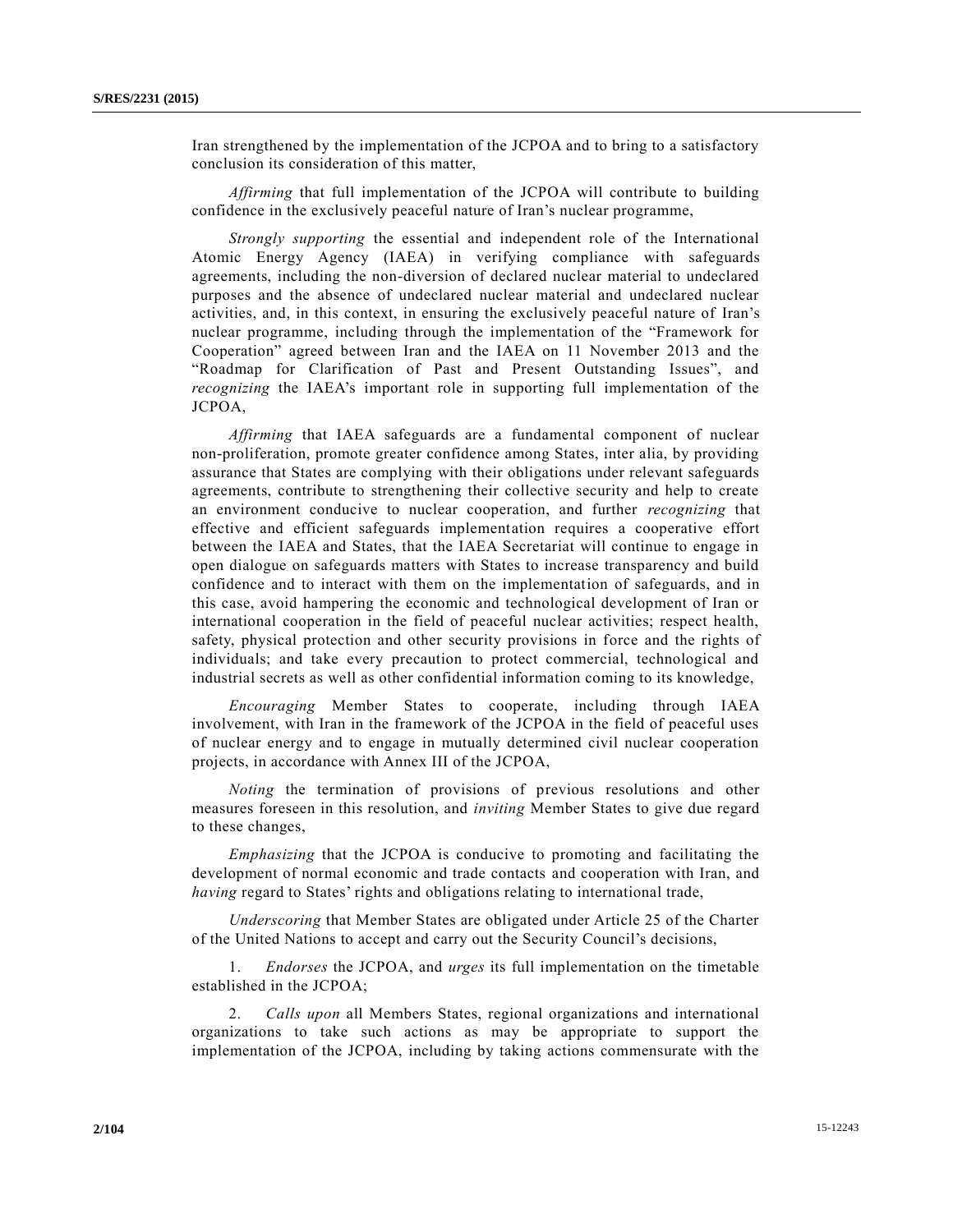Iran strengthened by the implementation of the JCPOA and to bring to a satisfactory conclusion its consideration of this matter,

*Affirming* that full implementation of the JCPOA will contribute to building confidence in the exclusively peaceful nature of Iran's nuclear programme,

*Strongly supporting* the essential and independent role of the International Atomic Energy Agency (IAEA) in verifying compliance with safeguards agreements, including the non-diversion of declared nuclear material to undeclared purposes and the absence of undeclared nuclear material and undeclared nuclear activities, and, in this context, in ensuring the exclusively peaceful nature of Iran's nuclear programme, including through the implementation of the "Framework for Cooperation" agreed between Iran and the IAEA on 11 November 2013 and the "Roadmap for Clarification of Past and Present Outstanding Issues", and *recognizing* the IAEA's important role in supporting full implementation of the JCPOA,

*Affirming* that IAEA safeguards are a fundamental component of nuclear non-proliferation, promote greater confidence among States, inter alia, by providing assurance that States are complying with their obligations under relevant safeguards agreements, contribute to strengthening their collective security and help to create an environment conducive to nuclear cooperation, and further *recognizing* that effective and efficient safeguards implementation requires a cooperative effort between the IAEA and States, that the IAEA Secretariat will continue to engage in open dialogue on safeguards matters with States to increase transparency and build confidence and to interact with them on the implementation of safeguards, and in this case, avoid hampering the economic and technological development of Iran or international cooperation in the field of peaceful nuclear activities; respect health, safety, physical protection and other security provisions in force and the rights of individuals; and take every precaution to protect commercial, technological and industrial secrets as well as other confidential information coming to its knowledge,

*Encouraging* Member States to cooperate, including through IAEA involvement, with Iran in the framework of the JCPOA in the field of peaceful uses of nuclear energy and to engage in mutually determined civil nuclear cooperation projects, in accordance with Annex III of the JCPOA,

*Noting* the termination of provisions of previous resolutions and other measures foreseen in this resolution, and *inviting* Member States to give due regard to these changes,

*Emphasizing* that the JCPOA is conducive to promoting and facilitating the development of normal economic and trade contacts and cooperation with Iran, and *having* regard to States' rights and obligations relating to international trade,

*Underscoring* that Member States are obligated under Article 25 of the Charter of the United Nations to accept and carry out the Security Council's decisions,

1. *Endorses* the JCPOA, and *urges* its full implementation on the timetable established in the JCPOA;

2. *Calls upon* all Members States, regional organizations and international organizations to take such actions as may be appropriate to support the implementation of the JCPOA, including by taking actions commensurate with the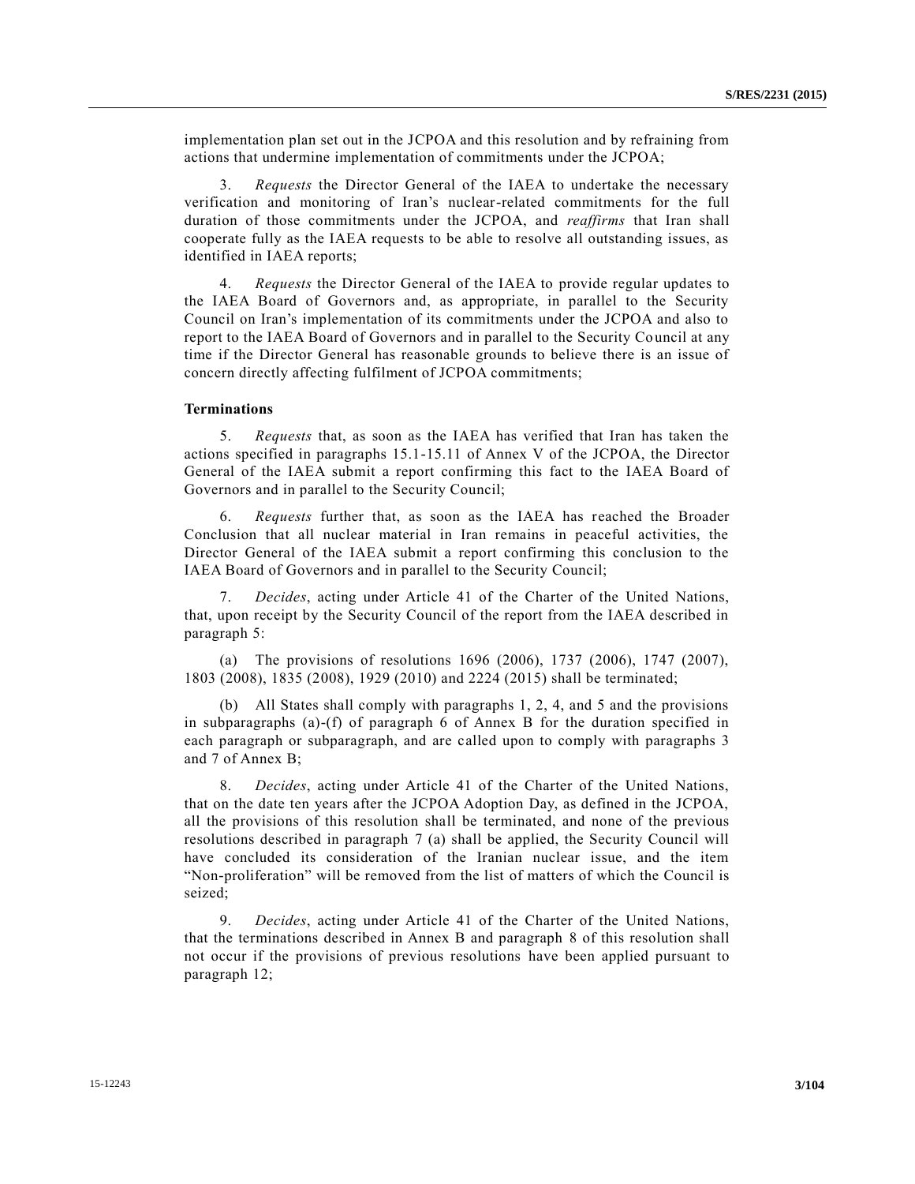implementation plan set out in the JCPOA and this resolution and by refraining from actions that undermine implementation of commitments under the JCPOA;

3. *Requests* the Director General of the IAEA to undertake the necessary verification and monitoring of Iran's nuclear-related commitments for the full duration of those commitments under the JCPOA, and *reaffirms* that Iran shall cooperate fully as the IAEA requests to be able to resolve all outstanding issues, as identified in IAEA reports;

4. *Requests* the Director General of the IAEA to provide regular updates to the IAEA Board of Governors and, as appropriate, in parallel to the Security Council on Iran's implementation of its commitments under the JCPOA and also to report to the IAEA Board of Governors and in parallel to the Security Council at any time if the Director General has reasonable grounds to believe there is an issue of concern directly affecting fulfilment of JCPOA commitments;

**Terminations**

5. *Requests* that, as soon as the IAEA has verified that Iran has taken the actions specified in paragraphs 15.1-15.11 of Annex V of the JCPOA, the Director General of the IAEA submit a report confirming this fact to the IAEA Board of Governors and in parallel to the Security Council;

6. *Requests* further that, as soon as the IAEA has reached the Broader Conclusion that all nuclear material in Iran remains in peaceful activities, the Director General of the IAEA submit a report confirming this conclusion to the IAEA Board of Governors and in parallel to the Security Council;

7. *Decides*, acting under Article 41 of the Charter of the United Nations, that, upon receipt by the Security Council of the report from the IAEA described in paragraph 5:

(a) The provisions of resolutions 1696 (2006), 1737 (2006), 1747 (2007), 1803 (2008), 1835 (2008), 1929 (2010) and 2224 (2015) shall be terminated;

(b) All States shall comply with paragraphs 1, 2, 4, and 5 and the provisions in subparagraphs (a)-(f) of paragraph 6 of Annex B for the duration specified in each paragraph or subparagraph, and are called upon to comply with paragraphs 3 and 7 of Annex B;

8. *Decides*, acting under Article 41 of the Charter of the United Nations, that on the date ten years after the JCPOA Adoption Day, as defined in the JCPOA, all the provisions of this resolution shall be terminated, and none of the previous resolutions described in paragraph 7 (a) shall be applied, the Security Council will have concluded its consideration of the Iranian nuclear issue, and the item "Non-proliferation" will be removed from the list of matters of which the Council is seized;

9. *Decides*, acting under Article 41 of the Charter of the United Nations, that the terminations described in Annex B and paragraph 8 of this resolution shall not occur if the provisions of previous resolutions have been applied pursuant to paragraph 12;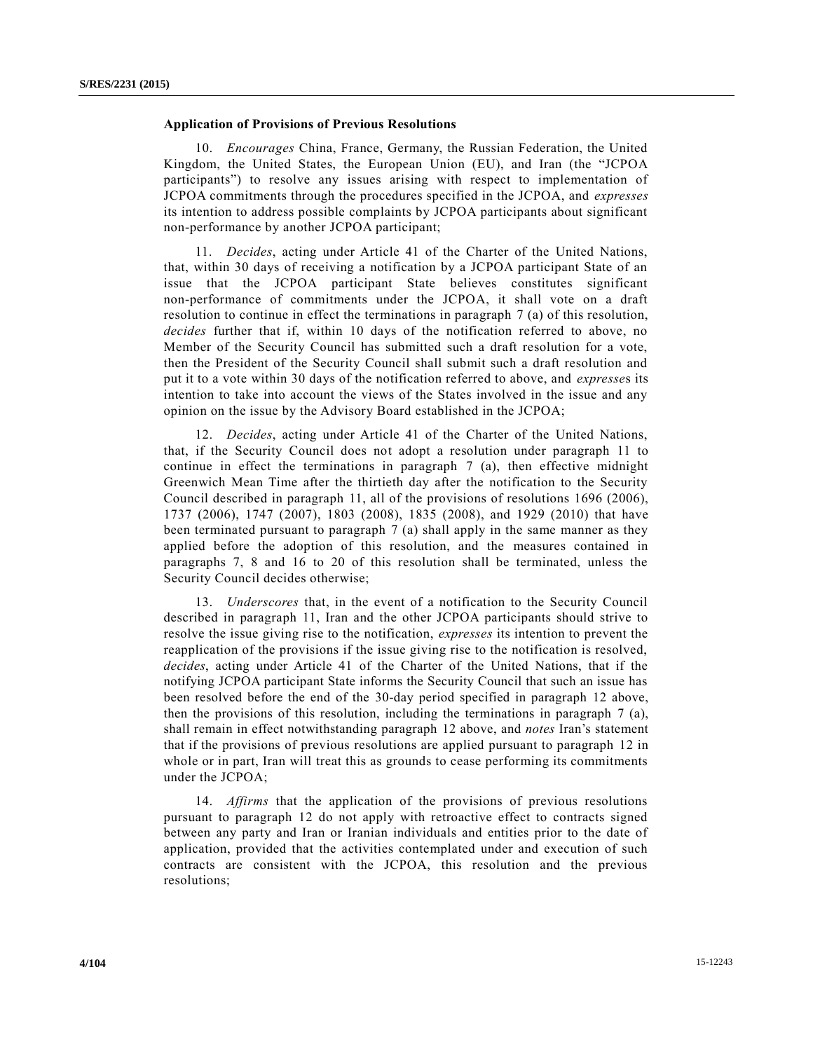### Application of Provisions of Previous Resolutions

10. *Encourages* China, France, Germany, the Russian Federation, the United Kingdom, the United States, the European Union (EU), and Iran (the "JCPOA participants") to resolve any issues arising with respect to implementation of JCPOA commitments through the procedures specified in the JCPOA, and *expresses* its intention to address possible complaints by JCPOA participants about significant non-performance by another JCPOA participant;

11. *Decides*, acting under Article 41 of the Charter of the United Nations, that, within 30 days of receiving a notification by a JCPOA participant State of an issue that the JCPOA participant State believes constitutes significant non-performance of commitments under the JCPOA, it shall vote on a draft resolution to continue in effect the terminations in paragraph 7 (a) of this resolution, *decides* further that if, within 10 days of the notification referred to above, no Member of the Security Council has submitted such a draft resolution for a vote, then the President of the Security Council shall submit such a draft resolution and put it to a vote within 30 days of the notification referred to above, and *expresses* its intention to take into account the views of the States involved in the issue and any opinion on the issue by the Advisory Board established in the JCPOA;

12. *Decides*, acting under Article 41 of the Charter of the United Nations, that, if the Security Council does not adopt a resolution under paragraph 11 to continue in effect the terminations in paragraph 7 (a), then effective midnight Greenwich Mean Time after the thirtieth day after the notification to the Security Council described in paragraph 11, all of the provisions of resolutions 1696 (2006), 1737 (2006), 1747 (2007), 1803 (2008), 1835 (2008), and 1929 (2010) that have been terminated pursuant to paragraph 7 (a) shall apply in the same manner as they applied before the adoption of this resolution, and the measures contained in paragraphs 7, 8 and 16 to 20 of this resolution shall be terminated, unless the Security Council decides otherwise;

13. *Underscores* that, in the event of a notification to the Security Council described in paragraph 11, Iran and the other JCPOA participants should strive to resolve the issue giving rise to the notification, *expresses* its intention to prevent the reapplication of the provisions if the issue giving rise to the notification is resolved, *decides*, acting under Article 41 of the Charter of the United Nations, that if the notifying JCPOA participant State informs the Security Council that such an issue has been resolved before the end of the 30-day period specified in paragraph 12 above, then the provisions of this resolution, including the terminations in paragraph 7 (a), shall remain in effect notwithstanding paragraph 12 above, and *notes* Iran's statement that if the provisions of previous resolutions are applied pursuant to paragraph 12 in whole or in part, Iran will treat this as grounds to cease performing its commitments under the JCPOA;

14. *Affirms* that the application of the provisions of previous resolutions pursuant to paragraph 12 do not apply with retroactive effect to contracts signed between any party and Iran or Iranian individuals and entities prior to the date of application, provided that the activities contemplated under and execution of such contracts are consistent with the JCPOA, this resolution and the previous resolutions;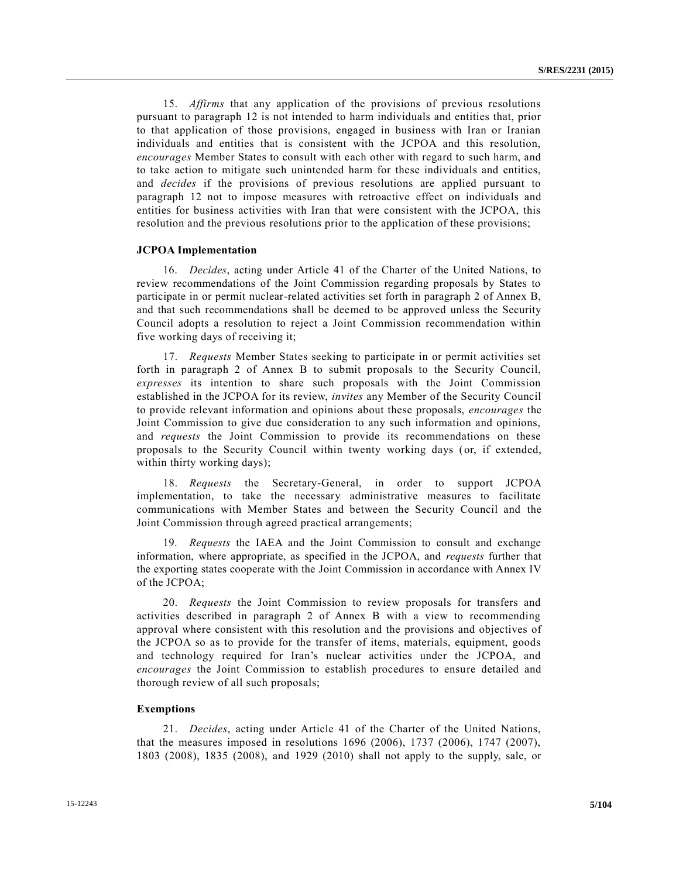15. *Affirms* that any application of the provisions of previous resolutions pursuant to paragraph 12 is not intended to harm individuals and entities that, prior to that application of those provisions, engaged in business with Iran or Iranian individuals and entities that is consistent with the JCPOA and this resolution, *encourages* Member States to consult with each other with regard to such harm, and to take action to mitigate such unintended harm for these individuals and entities, and *decides* if the provisions of previous resolutions are applied pursuant to paragraph 12 not to impose measures with retroactive effect on individuals and entities for business activities with Iran that were consistent with the JCPOA, this resolution and the previous resolutions prior to the application of these provisions;

**JCPOA Implementation**

16. *Decides*, acting under Article 41 of the Charter of the United Nations, to review recommendations of the Joint Commission regarding proposals by States to participate in or permit nuclear-related activities set forth in paragraph 2 of Annex B, and that such recommendations shall be deemed to be approved unless the Security Council adopts a resolution to reject a Joint Commission recommendation within five working days of receiving it;

17. *Requests* Member States seeking to participate in or permit activities set forth in paragraph 2 of Annex B to submit proposals to the Security Council, *expresses* its intention to share such proposals with the Joint Commission established in the JCPOA for its review, *invites* any Member of the Security Council to provide relevant information and opinions about these proposals, *encourages* the Joint Commission to give due consideration to any such information and opinions, and *requests* the Joint Commission to provide its recommendations on these proposals to the Security Council within twenty working days (or, if extended, within thirty working days);

18. *Requests* the Secretary-General, in order to support JCPOA implementation, to take the necessary administrative measures to facilitate communications with Member States and between the Security Council and the Joint Commission through agreed practical arrangements;

19. *Requests* the IAEA and the Joint Commission to consult and exchange information, where appropriate, as specified in the JCPOA, and *requests* further that the exporting states cooperate with the Joint Commission in accordance with Annex IV of the JCPOA;

20. *Requests* the Joint Commission to review proposals for transfers and activities described in paragraph 2 of Annex B with a view to recommending approval where consistent with this resolution and the provisions and objectives of the JCPOA so as to provide for the transfer of items, materials, equipment, goods and technology required for Iran's nuclear activities under the JCPOA, and *encourages* the Joint Commission to establish procedures to ensure detailed and thorough review of all such proposals;

**Exemptions**

21. *Decides*, acting under Article 41 of the Charter of the United Nations, that the measures imposed in resolutions 1696 (2006), 1737 (2006), 1747 (2007), 1803 (2008), 1835 (2008), and 1929 (2010) shall not apply to the supply, sale, or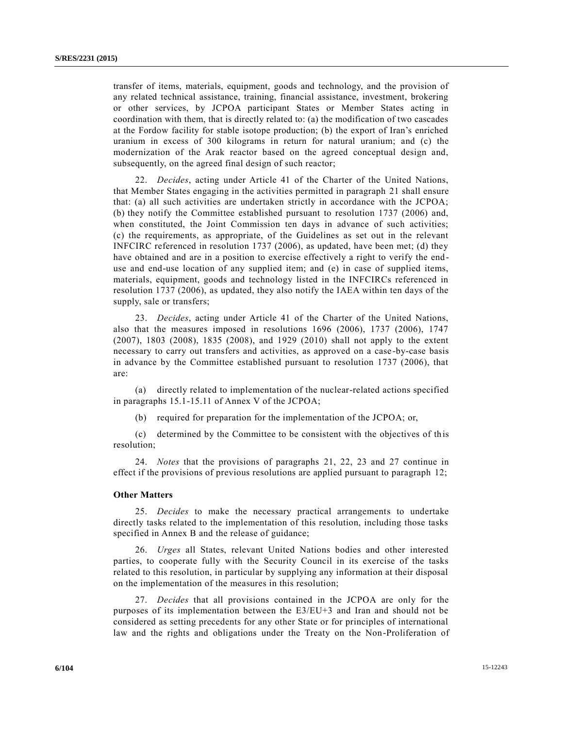transfer of items, materials, equipment, goods and technology, and the provision of any related technical assistance, training, financial assistance, investment, brokering or other services, by JCPOA participant States or Member States acting in coordination with them, that is directly related to: (a) the modification of two cascades at the Fordow facility for stable isotope production; (b) the export of Iran's enriched uranium in excess of 300 kilograms in return for natural uranium; and (c) the modernization of the Arak reactor based on the agreed conceptual design and, subsequently, on the agreed final design of such reactor;

22. *Decides*, acting under Article 41 of the Charter of the United Nations, that Member States engaging in the activities permitted in paragraph 21 shall ensure that: (a) all such activities are undertaken strictly in accordance with the JCPOA; (b) they notify the Committee established pursuant to resolution 1737 (2006) and, when constituted, the Joint Commission ten days in advance of such activities; (c) the requirements, as appropriate, of the Guidelines as set out in the relevant INFCIRC referenced in resolution 1737 (2006), as updated, have been met; (d) they have obtained and are in a position to exercise effectively a right to verify the end-use and end-use location of any supplied item; and (e) in case of supplied items, materials, equipment, goods and technology listed in the INFCIRCs referenced in resolution 1737 (2006), as updated, they also notify the IAEA within ten days of the supply, sale or transfers;

23. *Decides*, acting under Article 41 of the Charter of the United Nations, also that the measures imposed in resolutions 1696 (2006), 1737 (2006), 1747 (2007), 1803 (2008), 1835 (2008), and 1929 (2010) shall not apply to the extent necessary to carry out transfers and activities, as approved on a case-by-case basis in advance by the Committee established pursuant to resolution 1737 (2006), that are:

(a) directly related to implementation of the nuclear-related actions specified in paragraphs 15.1-15.11 of Annex V of the JCPOA;

(b) required for preparation for the implementation of the JCPOA; or,

(c) determined by the Committee to be consistent with the objectives of this resolution;

24. *Notes* that the provisions of paragraphs 21, 22, 23 and 27 continue in effect if the provisions of previous resolutions are applied pursuant to paragraph 12;

**Other Matters**

25. *Decides* to make the necessary practical arrangements to undertake directly tasks related to the implementation of this resolution, including those tasks specified in Annex B and the release of guidance;

26. *Urges* all States, relevant United Nations bodies and other interested parties, to cooperate fully with the Security Council in its exercise of the tasks related to this resolution, in particular by supplying any information at their disposal on the implementation of the measures in this resolution;

27. *Decides* that all provisions contained in the JCPOA are only for the purposes of its implementation between the E3/EU+3 and Iran and should not be considered as setting precedents for any other State or for principles of international law and the rights and obligations under the Treaty on the Non-Proliferation of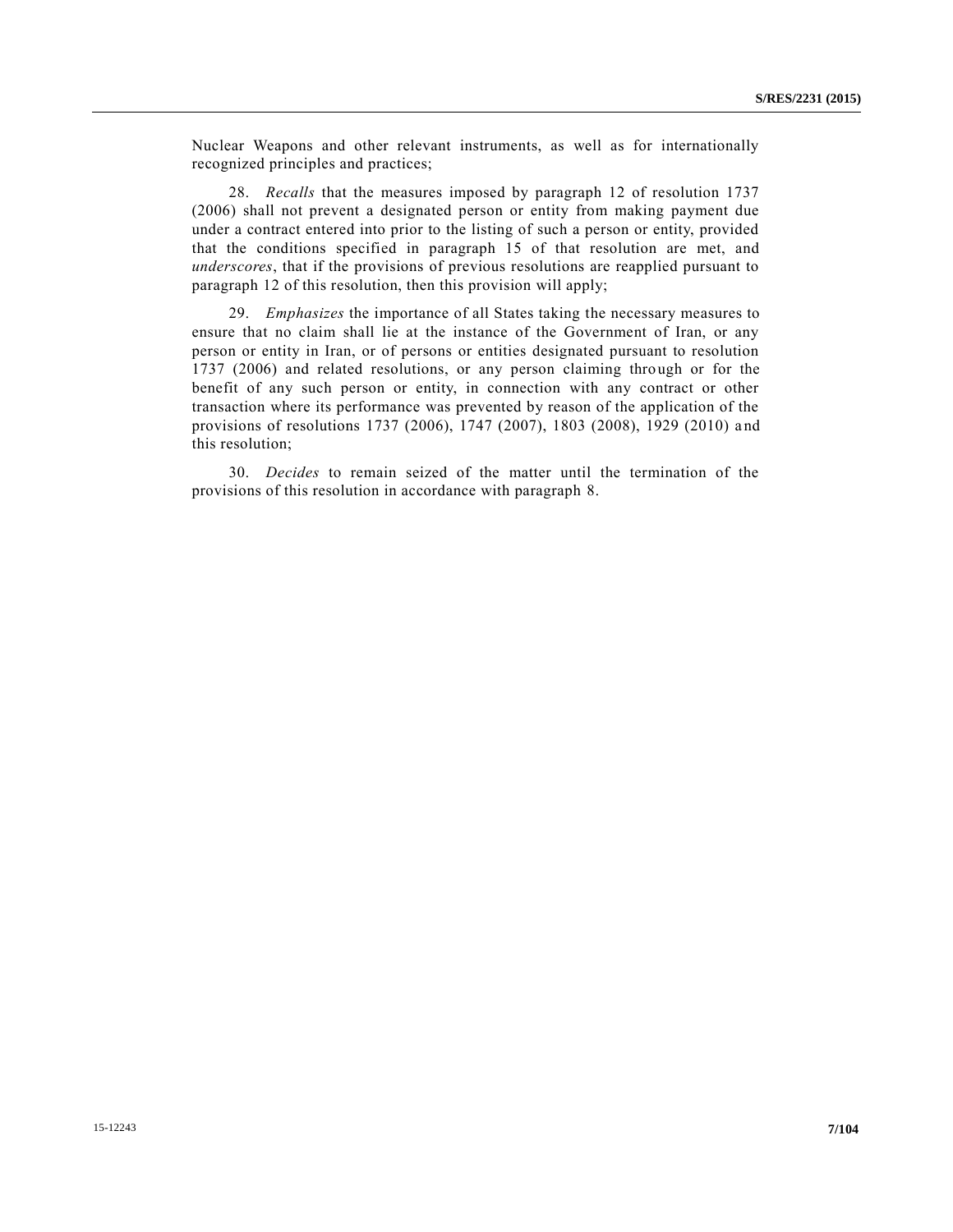Nuclear Weapons and other relevant instruments, as well as for internationally recognized principles and practices;

28. *Recalls* that the measures imposed by paragraph 12 of resolution 1737 (2006) shall not prevent a designated person or entity from making payment due under a contract entered into prior to the listing of such a person or entity, provided that the conditions specified in paragraph 15 of that resolution are met, and *underscores*, that if the provisions of previous resolutions are reapplied pursuant to paragraph 12 of this resolution, then this provision will apply;

29. *Emphasizes* the importance of all States taking the necessary measures to ensure that no claim shall lie at the instance of the Government of Iran, or any person or entity in Iran, or of persons or entities designated pursuant to resolution 1737 (2006) and related resolutions, or any person claiming through or for the benefit of any such person or entity, in connection with any contract or other transaction where its performance was prevented by reason of the application of the provisions of resolutions 1737 (2006), 1747 (2007), 1803 (2008), 1929 (2010) and this resolution;

30. *Decides* to remain seized of the matter until the termination of the provisions of this resolution in accordance with paragraph 8.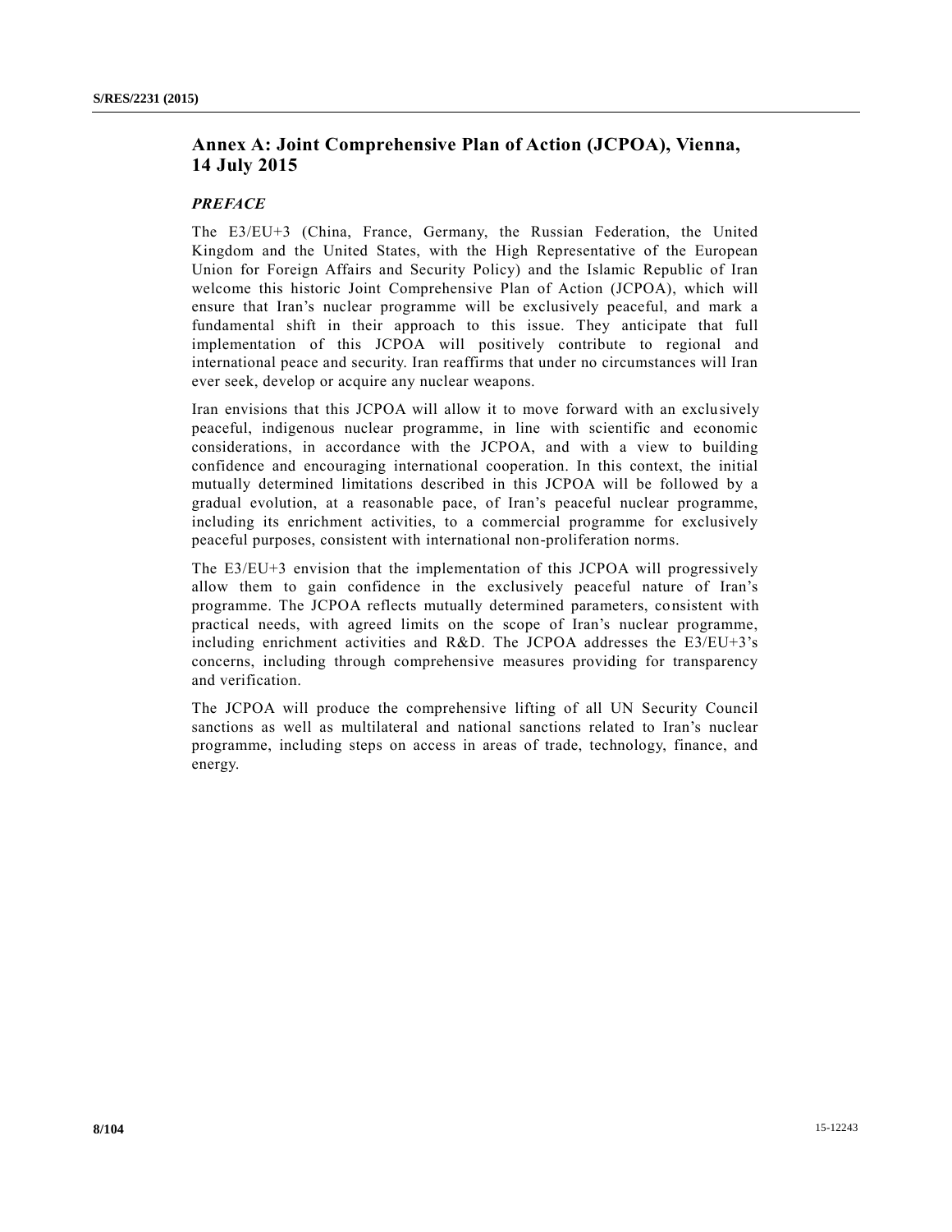## Annex A: Joint Comprehensive Plan of Action (JCPOA), Vienna, 14 July 2015

### *PREFACE*

The E3/EU+3 (China, France, Germany, the Russian Federation, the United Kingdom and the United States, with the High Representative of the European Union for Foreign Affairs and Security Policy) and the Islamic Republic of Iran welcome this historic Joint Comprehensive Plan of Action (JCPOA), which will ensure that Iran's nuclear programme will be exclusively peaceful, and mark a fundamental shift in their approach to this issue. They anticipate that full implementation of this JCPOA will positively contribute to regional and international peace and security. Iran reaffirms that under no circumstances will Iran ever seek, develop or acquire any nuclear weapons.

Iran envisions that this JCPOA will allow it to move forward with an exclusively peaceful, indigenous nuclear programme, in line with scientific and economic considerations, in accordance with the JCPOA, and with a view to building confidence and encouraging international cooperation. In this context, the initial mutually determined limitations described in this JCPOA will be followed by a gradual evolution, at a reasonable pace, of Iran's peaceful nuclear programme, including its enrichment activities, to a commercial programme for exclusively peaceful purposes, consistent with international non-proliferation norms.

The E3/EU+3 envision that the implementation of this JCPOA will progressively allow them to gain confidence in the exclusively peaceful nature of Iran's programme. The JCPOA reflects mutually determined parameters, consistent with practical needs, with agreed limits on the scope of Iran's nuclear programme, including enrichment activities and R&D. The JCPOA addresses the E3/EU+3's concerns, including through comprehensive measures providing for transparency and verification.

The JCPOA will produce the comprehensive lifting of all UN Security Council sanctions as well as multilateral and national sanctions related to Iran's nuclear programme, including steps on access in areas of trade, technology, finance, and energy.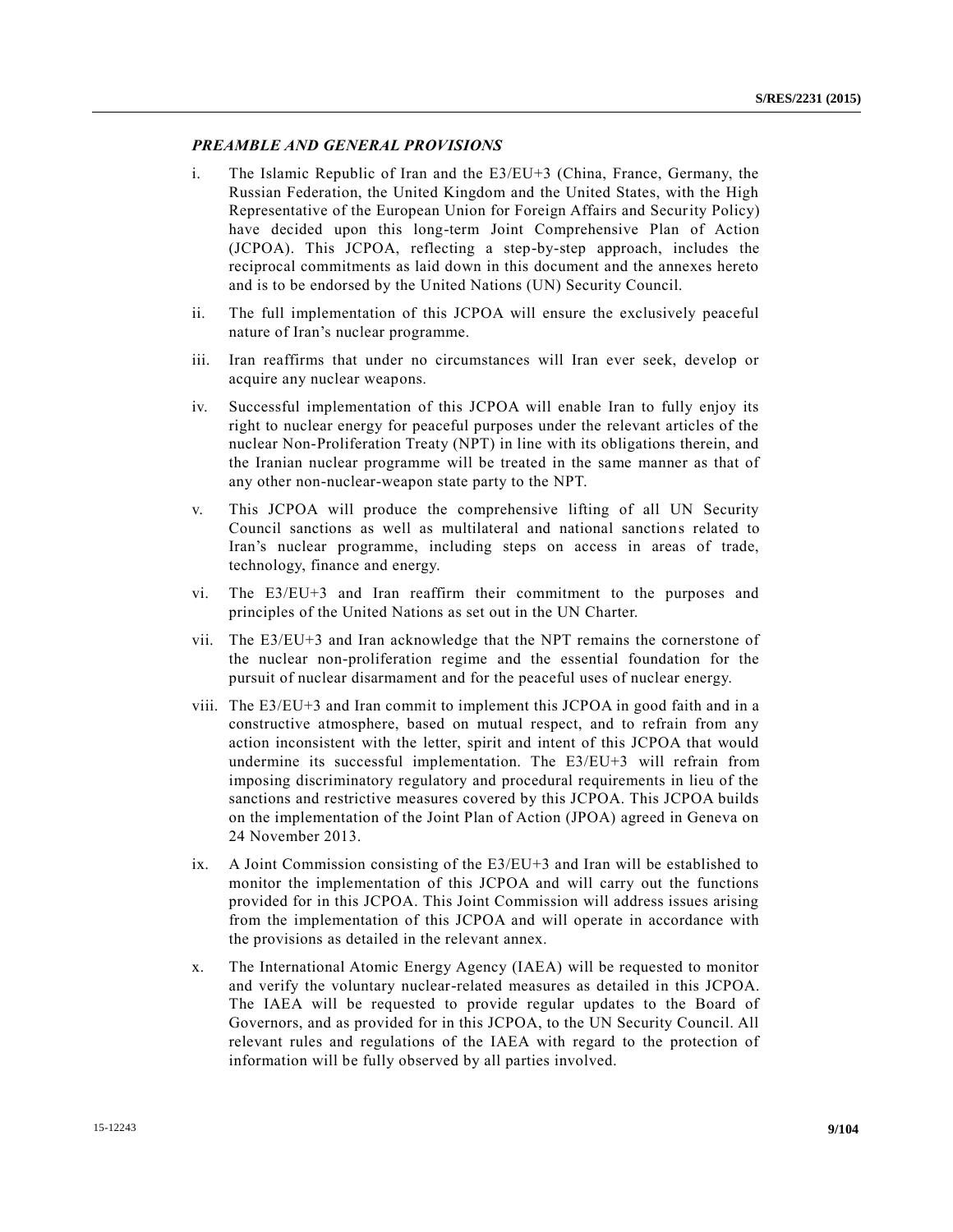### *PREAMBLE AND GENERAL PROVISIONS*

i. The Islamic Republic of Iran and the E3/EU+3 (China, France, Germany, the Russian Federation, the United Kingdom and the United States, with the High Representative of the European Union for Foreign Affairs and Security Policy) have decided upon this long-term Joint Comprehensive Plan of Action (JCPOA). This JCPOA, reflecting a step-by-step approach, includes the reciprocal commitments as laid down in this document and the annexes hereto and is to be endorsed by the United Nations (UN) Security Council.

ii. The full implementation of this JCPOA will ensure the exclusively peaceful nature of Iran's nuclear programme.

iii. Iran reaffirms that under no circumstances will Iran ever seek, develop or acquire any nuclear weapons.

iv. Successful implementation of this JCPOA will enable Iran to fully enjoy its right to nuclear energy for peaceful purposes under the relevant articles of the nuclear Non-Proliferation Treaty (NPT) in line with its obligations therein, and the Iranian nuclear programme will be treated in the same manner as that of any other non-nuclear-weapon state party to the NPT.

v. This JCPOA will produce the comprehensive lifting of all UN Security Council sanctions as well as multilateral and national sanctions related to Iran's nuclear programme, including steps on access in areas of trade, technology, finance and energy.

vi. The E3/EU+3 and Iran reaffirm their commitment to the purposes and principles of the United Nations as set out in the UN Charter.

vii. The E3/EU+3 and Iran acknowledge that the NPT remains the cornerstone of the nuclear non-proliferation regime and the essential foundation for the pursuit of nuclear disarmament and for the peaceful uses of nuclear energy.

viii. The E3/EU+3 and Iran commit to implement this JCPOA in good faith and in a constructive atmosphere, based on mutual respect, and to refrain from any action inconsistent with the letter, spirit and intent of this JCPOA that would undermine its successful implementation. The E3/EU+3 will refrain from imposing discriminatory regulatory and procedural requirements in lieu of the sanctions and restrictive measures covered by this JCPOA. This JCPOA builds on the implementation of the Joint Plan of Action (JPOA) agreed in Geneva on 24 November 2013.

ix. A Joint Commission consisting of the E3/EU+3 and Iran will be established to monitor the implementation of this JCPOA and will carry out the functions provided for in this JCPOA. This Joint Commission will address issues arising from the implementation of this JCPOA and will operate in accordance with the provisions as detailed in the relevant annex.

x. The International Atomic Energy Agency (IAEA) will be requested to monitor and verify the voluntary nuclear-related measures as detailed in this JCPOA. The IAEA will be requested to provide regular updates to the Board of Governors, and as provided for in this JCPOA, to the UN Security Council. All relevant rules and regulations of the IAEA with regard to the protection of information will be fully observed by all parties involved.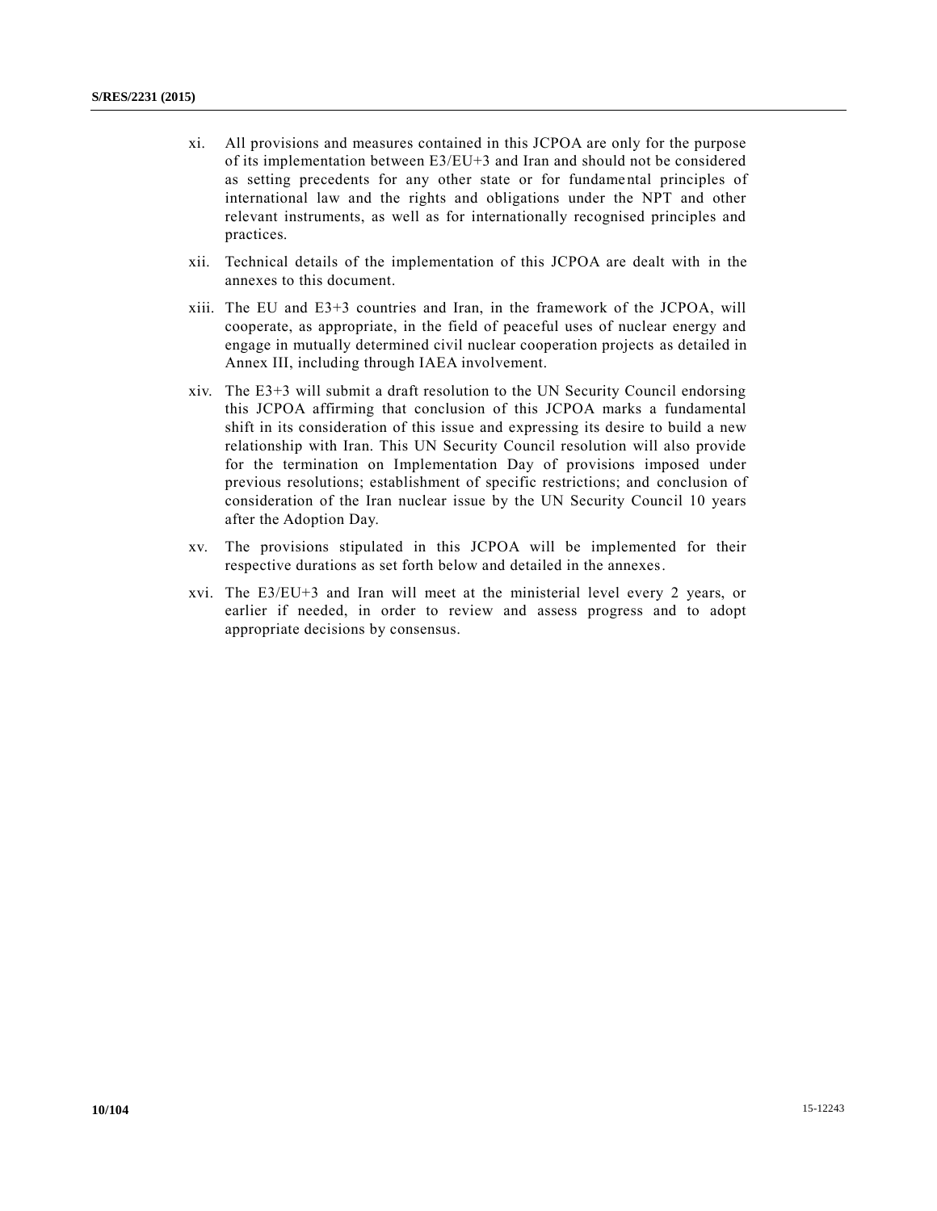xi. All provisions and measures contained in this JCPOA are only for the purpose of its implementation between E3/EU+3 and Iran and should not be considered as setting precedents for any other state or for fundamental principles of international law and the rights and obligations under the NPT and other relevant instruments, as well as for internationally recognised principles and practices.

xii. Technical details of the implementation of this JCPOA are dealt with in the annexes to this document.

xiii. The EU and E3+3 countries and Iran, in the framework of the JCPOA, will cooperate, as appropriate, in the field of peaceful uses of nuclear energy and engage in mutually determined civil nuclear cooperation projects as detailed in Annex III, including through IAEA involvement.

xiv. The E3+3 will submit a draft resolution to the UN Security Council endorsing this JCPOA affirming that conclusion of this JCPOA marks a fundamental shift in its consideration of this issue and expressing its desire to build a new relationship with Iran. This UN Security Council resolution will also provide for the termination on Implementation Day of provisions imposed under previous resolutions; establishment of specific restrictions; and conclusion of consideration of the Iran nuclear issue by the UN Security Council 10 years after the Adoption Day.

xv. The provisions stipulated in this JCPOA will be implemented for their respective durations as set forth below and detailed in the annexes.

xvi. The E3/EU+3 and Iran will meet at the ministerial level every 2 years, or earlier if needed, in order to review and assess progress and to adopt appropriate decisions by consensus.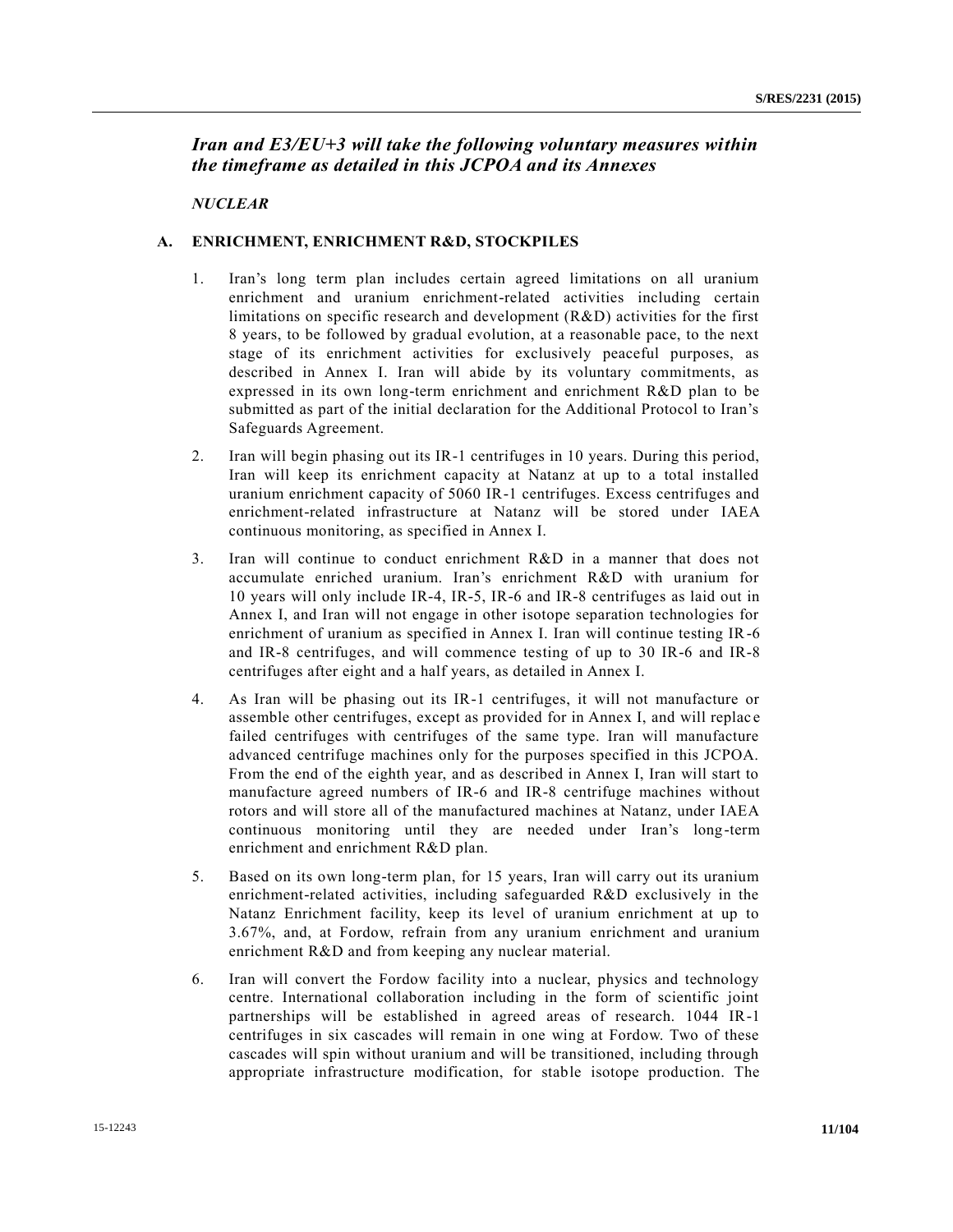## *Iran and E3/EU+3 will take the following voluntary measures within the timeframe as detailed in this JCPOA and its Annexes*

*NUCLEAR*

### A. ENRICHMENT, ENRICHMENT R&D, STOCKPILES

1. Iran's long term plan includes certain agreed limitations on all uranium enrichment and uranium enrichment-related activities including certain limitations on specific research and development (R&D) activities for the first 8 years, to be followed by gradual evolution, at a reasonable pace, to the next stage of its enrichment activities for exclusively peaceful purposes, as described in Annex I. Iran will abide by its voluntary commitments, as expressed in its own long-term enrichment and enrichment R&D plan to be submitted as part of the initial declaration for the Additional Protocol to Iran's Safeguards Agreement.

2. Iran will begin phasing out its IR-1 centrifuges in 10 years. During this period, Iran will keep its enrichment capacity at Natanz at up to a total installed uranium enrichment capacity of 5060 IR-1 centrifuges. Excess centrifuges and enrichment-related infrastructure at Natanz will be stored under IAEA continuous monitoring, as specified in Annex I.

3. Iran will continue to conduct enrichment R&D in a manner that does not accumulate enriched uranium. Iran's enrichment R&D with uranium for 10 years will only include IR-4, IR-5, IR-6 and IR-8 centrifuges as laid out in Annex I, and Iran will not engage in other isotope separation technologies for enrichment of uranium as specified in Annex I. Iran will continue testing IR-6 and IR-8 centrifuges, and will commence testing of up to 30 IR-6 and IR-8 centrifuges after eight and a half years, as detailed in Annex I.

4. As Iran will be phasing out its IR-1 centrifuges, it will not manufacture or assemble other centrifuges, except as provided for in Annex I, and will replace failed centrifuges with centrifuges of the same type. Iran will manufacture advanced centrifuge machines only for the purposes specified in this JCPOA. From the end of the eighth year, and as described in Annex I, Iran will start to manufacture agreed numbers of IR-6 and IR-8 centrifuge machines without rotors and will store all of the manufactured machines at Natanz, under IAEA continuous monitoring until they are needed under Iran's long-term enrichment and enrichment R&D plan.

5. Based on its own long-term plan, for 15 years, Iran will carry out its uranium enrichment-related activities, including safeguarded R&D exclusively in the Natanz Enrichment facility, keep its level of uranium enrichment at up to 3.67%, and, at Fordow, refrain from any uranium enrichment and uranium enrichment R&D and from keeping any nuclear material.

6. Iran will convert the Fordow facility into a nuclear, physics and technology centre. International collaboration including in the form of scientific joint partnerships will be established in agreed areas of research. 1044 IR-1 centrifuges in six cascades will remain in one wing at Fordow. Two of these cascades will spin without uranium and will be transitioned, including through appropriate infrastructure modification, for stable isotope production. The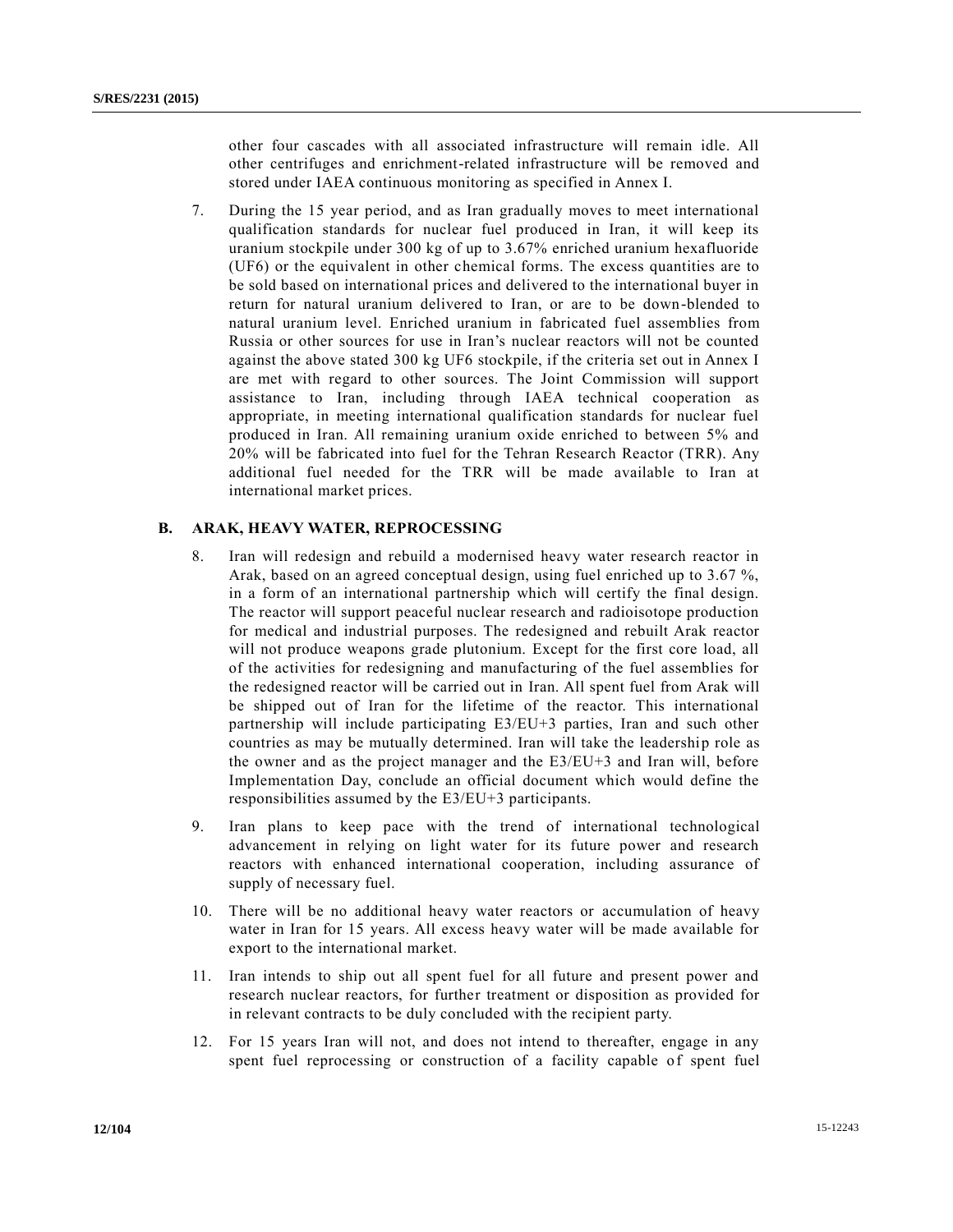other four cascades with all associated infrastructure will remain idle. All other centrifuges and enrichment-related infrastructure will be removed and stored under IAEA continuous monitoring as specified in Annex I.

7. During the 15 year period, and as Iran gradually moves to meet international qualification standards for nuclear fuel produced in Iran, it will keep its uranium stockpile under 300 kg of up to 3.67% enriched uranium hexafluoride ($UF_6$) or the equivalent in other chemical forms. The excess quantities are to be sold based on international prices and delivered to the international buyer in return for natural uranium delivered to Iran, or are to be down-blended to natural uranium level. Enriched uranium in fabricated fuel assemblies from Russia or other sources for use in Iran's nuclear reactors will not be counted against the above stated 300 kg $UF_6$ stockpile, if the criteria set out in Annex I are met with regard to other sources. The Joint Commission will support assistance to Iran, including through IAEA technical cooperation as appropriate, in meeting international qualification standards for nuclear fuel produced in Iran. All remaining uranium oxide enriched to between 5% and 20% will be fabricated into fuel for the Tehran Research Reactor (TRR). Any additional fuel needed for the TRR will be made available to Iran at international market prices.

## B. ARAK, HEAVY WATER, REPROCESSING

8. Iran will redesign and rebuild a modernised heavy water research reactor in Arak, based on an agreed conceptual design, using fuel enriched up to 3.67 %, in a form of an international partnership which will certify the final design. The reactor will support peaceful nuclear research and radioisotope production for medical and industrial purposes. The redesigned and rebuilt Arak reactor will not produce weapons grade plutonium. Except for the first core load, all of the activities for redesigning and manufacturing of the fuel assemblies for the redesigned reactor will be carried out in Iran. All spent fuel from Arak will be shipped out of Iran for the lifetime of the reactor. This international partnership will include participating E3/EU+3 parties, Iran and such other countries as may be mutually determined. Iran will take the leadership role as the owner and as the project manager and the E3/EU+3 and Iran will, before Implementation Day, conclude an official document which would define the responsibilities assumed by the E3/EU+3 participants.

9. Iran plans to keep pace with the trend of international technological advancement in relying on light water for its future power and research reactors with enhanced international cooperation, including assurance of supply of necessary fuel.

10. There will be no additional heavy water reactors or accumulation of heavy water in Iran for 15 years. All excess heavy water will be made available for export to the international market.

11. Iran intends to ship out all spent fuel for all future and present power and research nuclear reactors, for further treatment or disposition as provided for in relevant contracts to be duly concluded with the recipient party.

12. For 15 years Iran will not, and does not intend to thereafter, engage in any spent fuel reprocessing or construction of a facility capable of spent fuel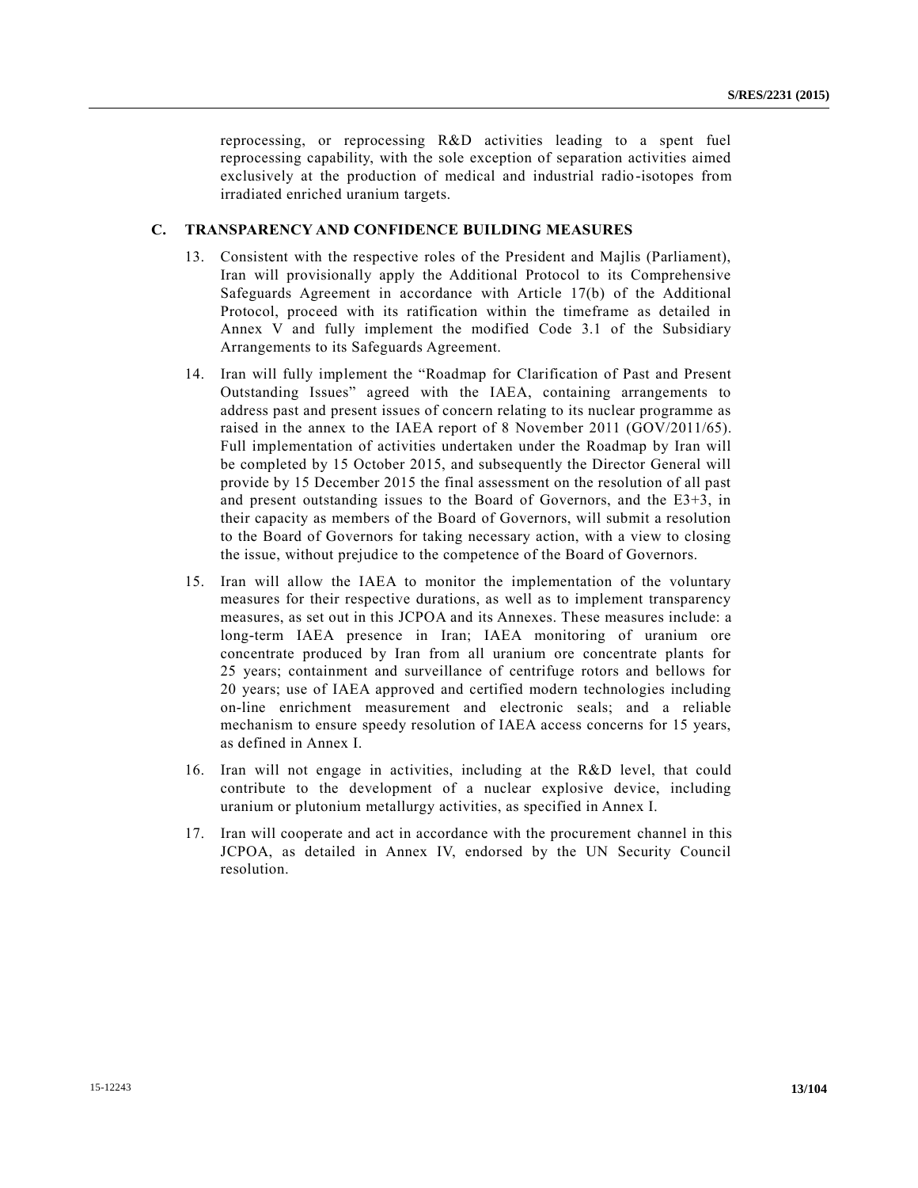reprocessing, or reprocessing R&D activities leading to a spent fuel reprocessing capability, with the sole exception of separation activities aimed exclusively at the production of medical and industrial radio-isotopes from irradiated enriched uranium targets.

## C. TRANSPARENCY AND CONFIDENCE BUILDING MEASURES

13. Consistent with the respective roles of the President and Majlis (Parliament), Iran will provisionally apply the Additional Protocol to its Comprehensive Safeguards Agreement in accordance with Article 17(b) of the Additional Protocol, proceed with its ratification within the timeframe as detailed in Annex V and fully implement the modified Code 3.1 of the Subsidiary Arrangements to its Safeguards Agreement.

14. Iran will fully implement the "Roadmap for Clarification of Past and Present Outstanding Issues" agreed with the IAEA, containing arrangements to address past and present issues of concern relating to its nuclear programme as raised in the annex to the IAEA report of 8 November 2011 (GOV/2011/65). Full implementation of activities undertaken under the Roadmap by Iran will be completed by 15 October 2015, and subsequently the Director General will provide by 15 December 2015 the final assessment on the resolution of all past and present outstanding issues to the Board of Governors, and the E3+3, in their capacity as members of the Board of Governors, will submit a resolution to the Board of Governors for taking necessary action, with a view to closing the issue, without prejudice to the competence of the Board of Governors.

15. Iran will allow the IAEA to monitor the implementation of the voluntary measures for their respective durations, as well as to implement transparency measures, as set out in this JCPOA and its Annexes. These measures include: a long-term IAEA presence in Iran; IAEA monitoring of uranium ore concentrate produced by Iran from all uranium ore concentrate plants for 25 years; containment and surveillance of centrifuge rotors and bellows for 20 years; use of IAEA approved and certified modern technologies including on-line enrichment measurement and electronic seals; and a reliable mechanism to ensure speedy resolution of IAEA access concerns for 15 years, as defined in Annex I.

16. Iran will not engage in activities, including at the R&D level, that could contribute to the development of a nuclear explosive device, including uranium or plutonium metallurgy activities, as specified in Annex I.

17. Iran will cooperate and act in accordance with the procurement channel in this JCPOA, as detailed in Annex IV, endorsed by the UN Security Council resolution.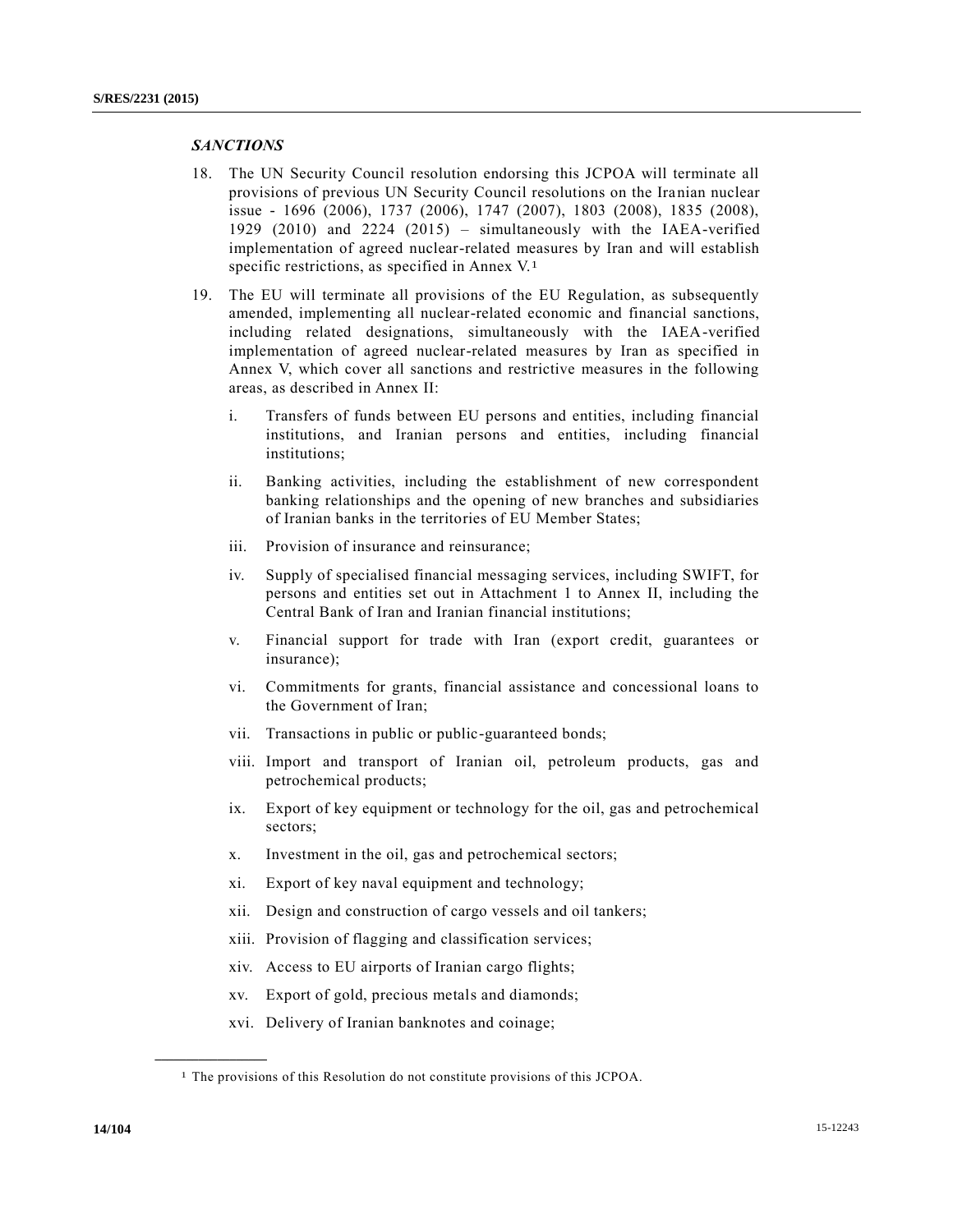***SANCTIONS***

18. The UN Security Council resolution endorsing this JCPOA will terminate all provisions of previous UN Security Council resolutions on the Iranian nuclear issue - 1696 (2006), 1737 (2006), 1747 (2007), 1803 (2008), 1835 (2008), 1929 (2010) and 2224 (2015) – simultaneously with the IAEA-verified implementation of agreed nuclear-related measures by Iran and will establish specific restrictions, as specified in Annex V.[1]

19. The EU will terminate all provisions of the EU Regulation, as subsequently amended, implementing all nuclear-related economic and financial sanctions, including related designations, simultaneously with the IAEA-verified implementation of agreed nuclear-related measures by Iran as specified in Annex V, which cover all sanctions and restrictive measures in the following areas, as described in Annex II:

    i. Transfers of funds between EU persons and entities, including financial institutions, and Iranian persons and entities, including financial institutions;

    ii. Banking activities, including the establishment of new correspondent banking relationships and the opening of new branches and subsidiaries of Iranian banks in the territories of EU Member States;

    iii. Provision of insurance and reinsurance;

    iv. Supply of specialised financial messaging services, including SWIFT, for persons and entities set out in Attachment 1 to Annex II, including the Central Bank of Iran and Iranian financial institutions;

    v. Financial support for trade with Iran (export credit, guarantees or insurance);

    vi. Commitments for grants, financial assistance and concessional loans to the Government of Iran;

    vii. Transactions in public or public-guaranteed bonds;

    viii. Import and transport of Iranian oil, petroleum products, gas and petrochemical products;

    ix. Export of key equipment or technology for the oil, gas and petrochemical sectors;

    x. Investment in the oil, gas and petrochemical sectors;

    xi. Export of key naval equipment and technology;

    xii. Design and construction of cargo vessels and oil tankers;

    xiii. Provision of flagging and classification services;

    xiv. Access to EU airports of Iranian cargo flights;

    xv. Export of gold, precious metals and diamonds;

    xvi. Delivery of Iranian banknotes and coinage;

[1] The provisions of this Resolution do not constitute provisions of this JCPOA.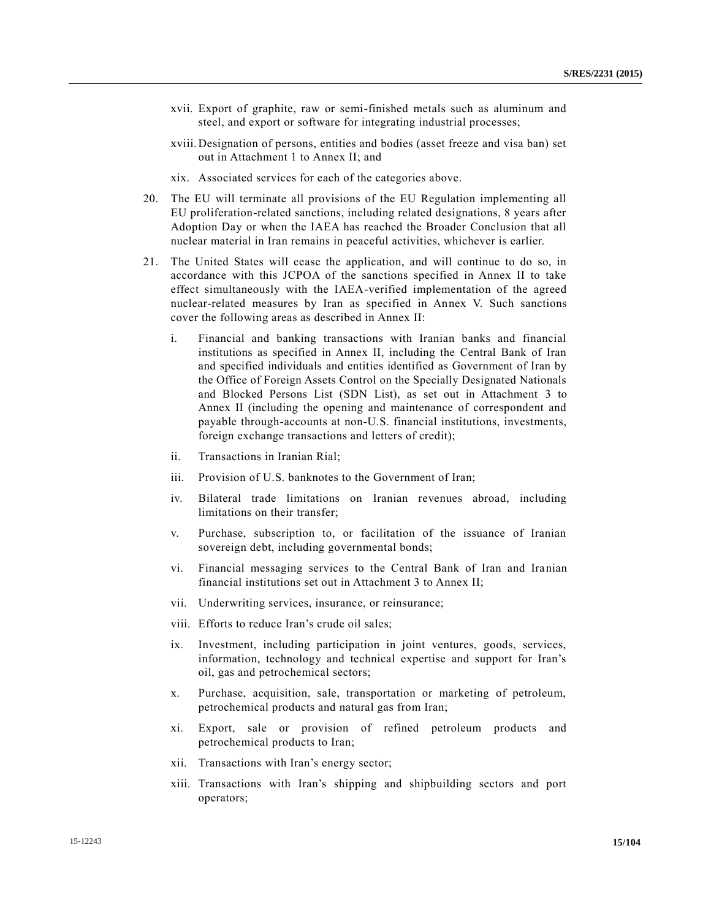xvii. Export of graphite, raw or semi-finished metals such as aluminum and steel, and export or software for integrating industrial processes;

xviii. Designation of persons, entities and bodies (asset freeze and visa ban) set out in Attachment 1 to Annex II; and

xix. Associated services for each of the categories above.

20. The EU will terminate all provisions of the EU Regulation implementing all EU proliferation-related sanctions, including related designations, 8 years after Adoption Day or when the IAEA has reached the Broader Conclusion that all nuclear material in Iran remains in peaceful activities, whichever is earlier.

21. The United States will cease the application, and will continue to do so, in accordance with this JCPOA of the sanctions specified in Annex II to take effect simultaneously with the IAEA-verified implementation of the agreed nuclear-related measures by Iran as specified in Annex V. Such sanctions cover the following areas as described in Annex II:

i. Financial and banking transactions with Iranian banks and financial institutions as specified in Annex II, including the Central Bank of Iran and specified individuals and entities identified as Government of Iran by the Office of Foreign Assets Control on the Specially Designated Nationals and Blocked Persons List (SDN List), as set out in Attachment 3 to Annex II (including the opening and maintenance of correspondent and payable through-accounts at non-U.S. financial institutions, investments, foreign exchange transactions and letters of credit);

ii. Transactions in Iranian Rial;

iii. Provision of U.S. banknotes to the Government of Iran;

iv. Bilateral trade limitations on Iranian revenues abroad, including limitations on their transfer;

v. Purchase, subscription to, or facilitation of the issuance of Iranian sovereign debt, including governmental bonds;

vi. Financial messaging services to the Central Bank of Iran and Iranian financial institutions set out in Attachment 3 to Annex II;

vii. Underwriting services, insurance, or reinsurance;

viii. Efforts to reduce Iran's crude oil sales;

ix. Investment, including participation in joint ventures, goods, services, information, technology and technical expertise and support for Iran's oil, gas and petrochemical sectors;

x. Purchase, acquisition, sale, transportation or marketing of petroleum, petrochemical products and natural gas from Iran;

xi. Export, sale or provision of refined petroleum products and petrochemical products to Iran;

xii. Transactions with Iran's energy sector;

xiii. Transactions with Iran's shipping and shipbuilding sectors and port operators;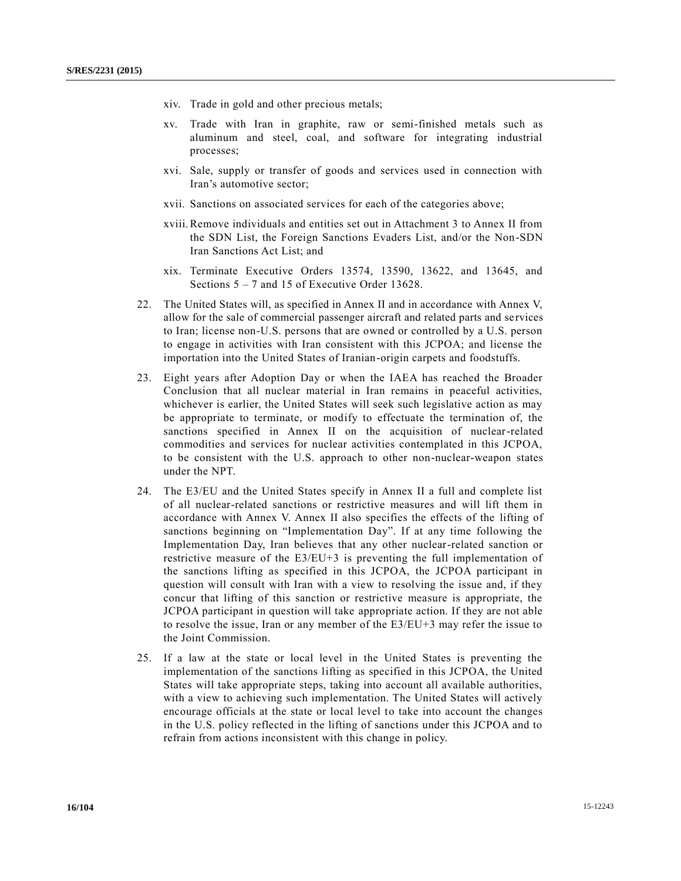xiv. Trade in gold and other precious metals;

xv. Trade with Iran in graphite, raw or semi-finished metals such as aluminum and steel, coal, and software for integrating industrial processes;

xvi. Sale, supply or transfer of goods and services used in connection with Iran's automotive sector;

xvii. Sanctions on associated services for each of the categories above;

xviii. Remove individuals and entities set out in Attachment 3 to Annex II from the SDN List, the Foreign Sanctions Evaders List, and/or the Non-SDN Iran Sanctions Act List; and

xix. Terminate Executive Orders 13574, 13590, 13622, and 13645, and Sections 5 – 7 and 15 of Executive Order 13628.

22. The United States will, as specified in Annex II and in accordance with Annex V, allow for the sale of commercial passenger aircraft and related parts and services to Iran; license non-U.S. persons that are owned or controlled by a U.S. person to engage in activities with Iran consistent with this JCPOA; and license the importation into the United States of Iranian-origin carpets and foodstuffs.

23. Eight years after Adoption Day or when the IAEA has reached the Broader Conclusion that all nuclear material in Iran remains in peaceful activities, whichever is earlier, the United States will seek such legislative action as may be appropriate to terminate, or modify to effectuate the termination of, the sanctions specified in Annex II on the acquisition of nuclear-related commodities and services for nuclear activities contemplated in this JCPOA, to be consistent with the U.S. approach to other non-nuclear-weapon states under the NPT.

24. The E3/EU and the United States specify in Annex II a full and complete list of all nuclear-related sanctions or restrictive measures and will lift them in accordance with Annex V. Annex II also specifies the effects of the lifting of sanctions beginning on "Implementation Day". If at any time following the Implementation Day, Iran believes that any other nuclear-related sanction or restrictive measure of the E3/EU+3 is preventing the full implementation of the sanctions lifting as specified in this JCPOA, the JCPOA participant in question will consult with Iran with a view to resolving the issue and, if they concur that lifting of this sanction or restrictive measure is appropriate, the JCPOA participant in question will take appropriate action. If they are not able to resolve the issue, Iran or any member of the E3/EU+3 may refer the issue to the Joint Commission.

25. If a law at the state or local level in the United States is preventing the implementation of the sanctions lifting as specified in this JCPOA, the United States will take appropriate steps, taking into account all available authorities, with a view to achieving such implementation. The United States will actively encourage officials at the state or local level to take into account the changes in the U.S. policy reflected in the lifting of sanctions under this JCPOA and to refrain from actions inconsistent with this change in policy.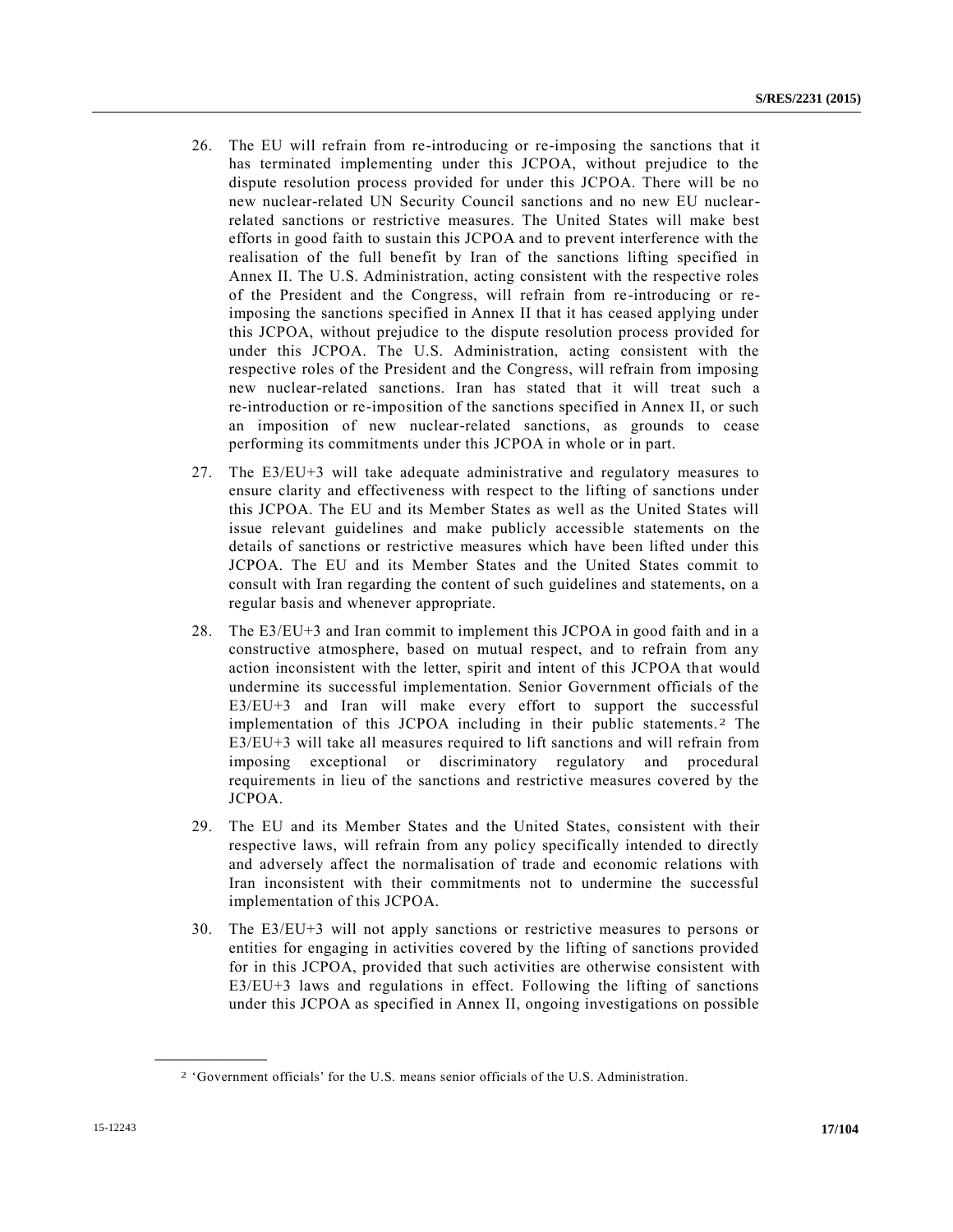26. The EU will refrain from re-introducing or re-imposing the sanctions that it has terminated implementing under this JCPOA, without prejudice to the dispute resolution process provided for under this JCPOA. There will be no new nuclear-related UN Security Council sanctions and no new EU nuclear-related sanctions or restrictive measures. The United States will make best efforts in good faith to sustain this JCPOA and to prevent interference with the realisation of the full benefit by Iran of the sanctions lifting specified in Annex II. The U.S. Administration, acting consistent with the respective roles of the President and the Congress, will refrain from re-introducing or re-imposing the sanctions specified in Annex II that it has ceased applying under this JCPOA, without prejudice to the dispute resolution process provided for under this JCPOA. The U.S. Administration, acting consistent with the respective roles of the President and the Congress, will refrain from imposing new nuclear-related sanctions. Iran has stated that it will treat such a re-introduction or re-imposition of the sanctions specified in Annex II, or such an imposition of new nuclear-related sanctions, as grounds to cease performing its commitments under this JCPOA in whole or in part.

27. The E3/EU+3 will take adequate administrative and regulatory measures to ensure clarity and effectiveness with respect to the lifting of sanctions under this JCPOA. The EU and its Member States as well as the United States will issue relevant guidelines and make publicly accessible statements on the details of sanctions or restrictive measures which have been lifted under this JCPOA. The EU and its Member States and the United States commit to consult with Iran regarding the content of such guidelines and statements, on a regular basis and whenever appropriate.

28. The E3/EU+3 and Iran commit to implement this JCPOA in good faith and in a constructive atmosphere, based on mutual respect, and to refrain from any action inconsistent with the letter, spirit and intent of this JCPOA that would undermine its successful implementation. Senior Government officials of the E3/EU+3 and Iran will make every effort to support the successful implementation of this JCPOA including in their public statements.[2] The E3/EU+3 will take all measures required to lift sanctions and will refrain from imposing exceptional or discriminatory regulatory and procedural requirements in lieu of the sanctions and restrictive measures covered by the JCPOA.

29. The EU and its Member States and the United States, consistent with their respective laws, will refrain from any policy specifically intended to directly and adversely affect the normalisation of trade and economic relations with Iran inconsistent with their commitments not to undermine the successful implementation of this JCPOA.

30. The E3/EU+3 will not apply sanctions or restrictive measures to persons or entities for engaging in activities covered by the lifting of sanctions provided for in this JCPOA, provided that such activities are otherwise consistent with E3/EU+3 laws and regulations in effect. Following the lifting of sanctions under this JCPOA as specified in Annex II, ongoing investigations on possible

---

[2] 'Government officials' for the U.S. means senior officials of the U.S. Administration.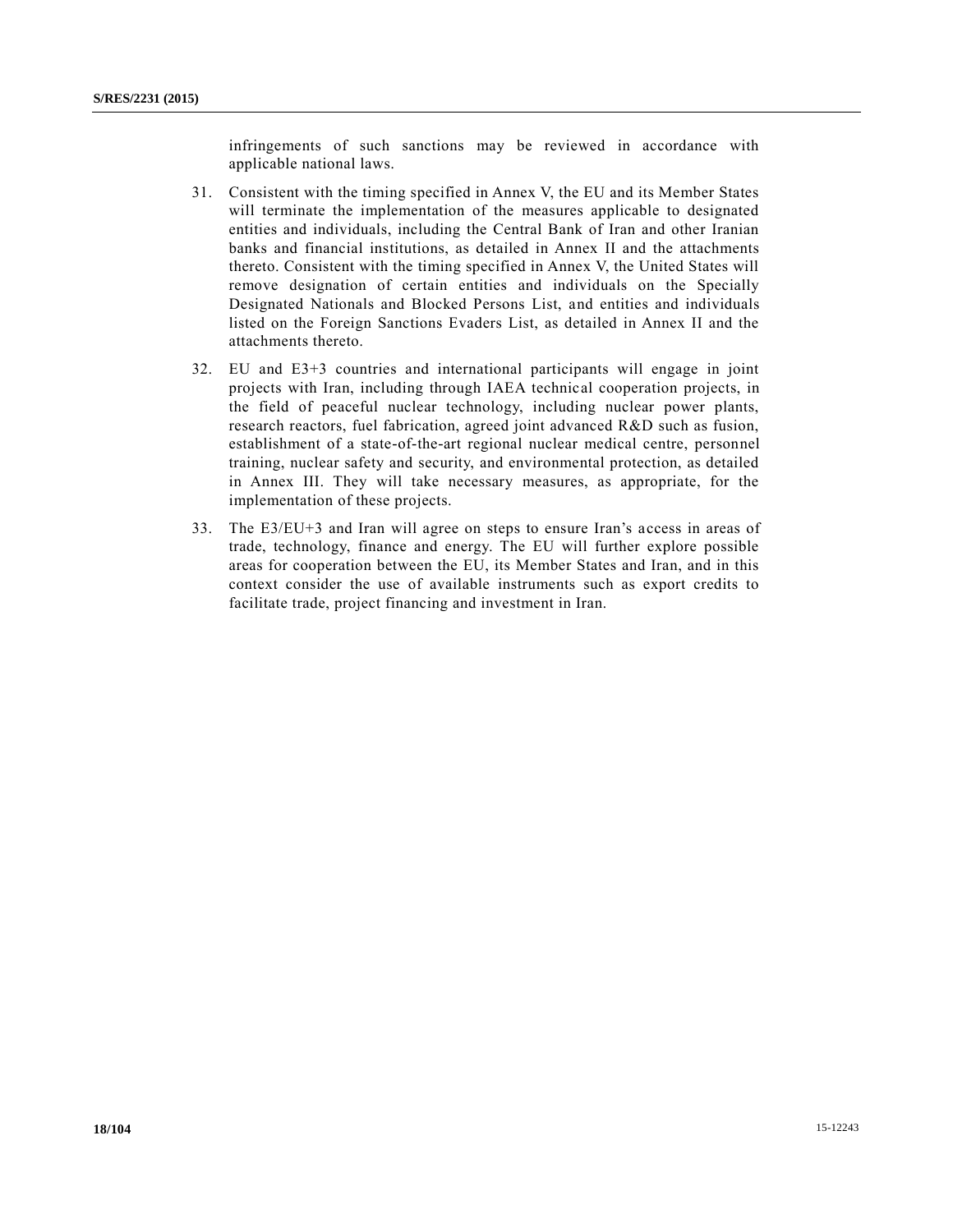infringements of such sanctions may be reviewed in accordance with applicable national laws.

31. Consistent with the timing specified in Annex V, the EU and its Member States will terminate the implementation of the measures applicable to designated entities and individuals, including the Central Bank of Iran and other Iranian banks and financial institutions, as detailed in Annex II and the attachments thereto. Consistent with the timing specified in Annex V, the United States will remove designation of certain entities and individuals on the Specially Designated Nationals and Blocked Persons List, and entities and individuals listed on the Foreign Sanctions Evaders List, as detailed in Annex II and the attachments thereto.

32. EU and E3+3 countries and international participants will engage in joint projects with Iran, including through IAEA technical cooperation projects, in the field of peaceful nuclear technology, including nuclear power plants, research reactors, fuel fabrication, agreed joint advanced R&D such as fusion, establishment of a state-of-the-art regional nuclear medical centre, personnel training, nuclear safety and security, and environmental protection, as detailed in Annex III. They will take necessary measures, as appropriate, for the implementation of these projects.

33. The E3/EU+3 and Iran will agree on steps to ensure Iran's access in areas of trade, technology, finance and energy. The EU will further explore possible areas for cooperation between the EU, its Member States and Iran, and in this context consider the use of available instruments such as export credits to facilitate trade, project financing and investment in Iran.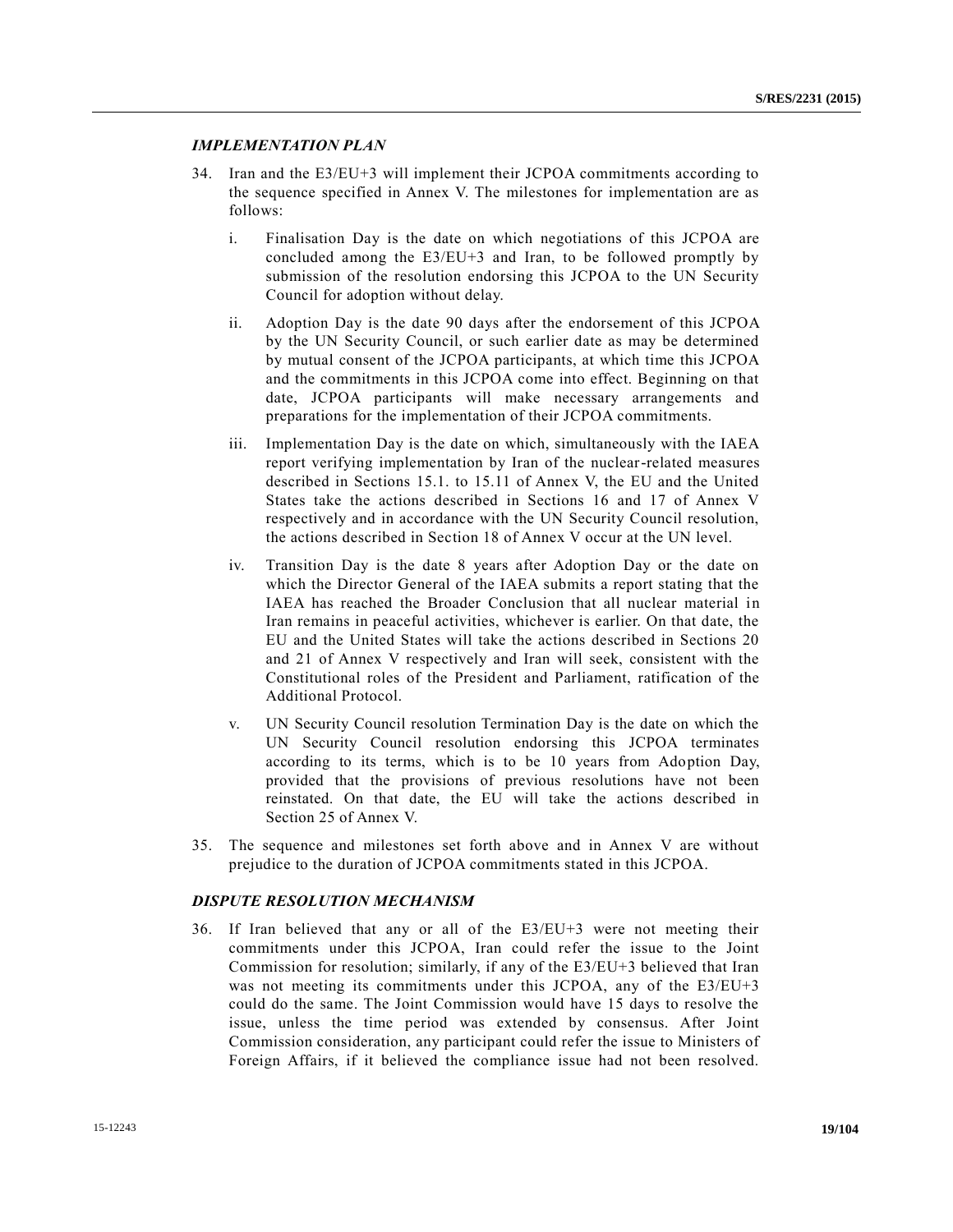### *IMPLEMENTATION PLAN*

34. Iran and the E3/EU+3 will implement their JCPOA commitments according to the sequence specified in Annex V. The milestones for implementation are as follows:

    i. Finalisation Day is the date on which negotiations of this JCPOA are concluded among the E3/EU+3 and Iran, to be followed promptly by submission of the resolution endorsing this JCPOA to the UN Security Council for adoption without delay.

    ii. Adoption Day is the date 90 days after the endorsement of this JCPOA by the UN Security Council, or such earlier date as may be determined by mutual consent of the JCPOA participants, at which time this JCPOA and the commitments in this JCPOA come into effect. Beginning on that date, JCPOA participants will make necessary arrangements and preparations for the implementation of their JCPOA commitments.

    iii. Implementation Day is the date on which, simultaneously with the IAEA report verifying implementation by Iran of the nuclear-related measures described in Sections 15.1. to 15.11 of Annex V, the EU and the United States take the actions described in Sections 16 and 17 of Annex V respectively and in accordance with the UN Security Council resolution, the actions described in Section 18 of Annex V occur at the UN level.

    iv. Transition Day is the date 8 years after Adoption Day or the date on which the Director General of the IAEA submits a report stating that the IAEA has reached the Broader Conclusion that all nuclear material in Iran remains in peaceful activities, whichever is earlier. On that date, the EU and the United States will take the actions described in Sections 20 and 21 of Annex V respectively and Iran will seek, consistent with the Constitutional roles of the President and Parliament, ratification of the Additional Protocol.

    v. UN Security Council resolution Termination Day is the date on which the UN Security Council resolution endorsing this JCPOA terminates according to its terms, which is to be 10 years from Adoption Day, provided that the provisions of previous resolutions have not been reinstated. On that date, the EU will take the actions described in Section 25 of Annex V.

35. The sequence and milestones set forth above and in Annex V are without prejudice to the duration of JCPOA commitments stated in this JCPOA.

### *DISPUTE RESOLUTION MECHANISM*

36. If Iran believed that any or all of the E3/EU+3 were not meeting their commitments under this JCPOA, Iran could refer the issue to the Joint Commission for resolution; similarly, if any of the E3/EU+3 believed that Iran was not meeting its commitments under this JCPOA, any of the E3/EU+3 could do the same. The Joint Commission would have 15 days to resolve the issue, unless the time period was extended by consensus. After Joint Commission consideration, any participant could refer the issue to Ministers of Foreign Affairs, if it believed the compliance issue had not been resolved.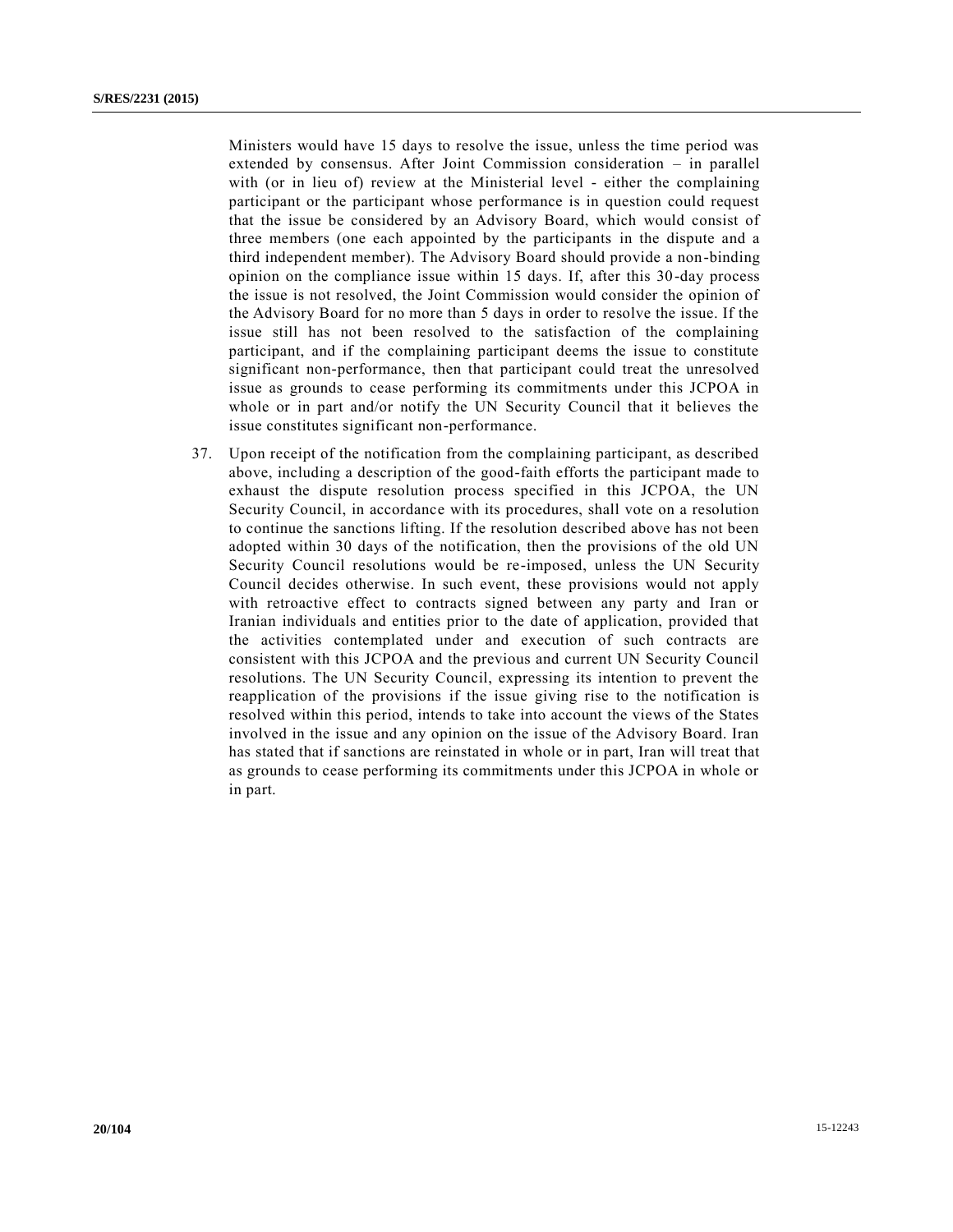Ministers would have 15 days to resolve the issue, unless the time period was extended by consensus. After Joint Commission consideration – in parallel with (or in lieu of) review at the Ministerial level - either the complaining participant or the participant whose performance is in question could request that the issue be considered by an Advisory Board, which would consist of three members (one each appointed by the participants in the dispute and a third independent member). The Advisory Board should provide a non-binding opinion on the compliance issue within 15 days. If, after this 30-day process the issue is not resolved, the Joint Commission would consider the opinion of the Advisory Board for no more than 5 days in order to resolve the issue. If the issue still has not been resolved to the satisfaction of the complaining participant, and if the complaining participant deems the issue to constitute significant non-performance, then that participant could treat the unresolved issue as grounds to cease performing its commitments under this JCPOA in whole or in part and/or notify the UN Security Council that it believes the issue constitutes significant non-performance.

37. Upon receipt of the notification from the complaining participant, as described above, including a description of the good-faith efforts the participant made to exhaust the dispute resolution process specified in this JCPOA, the UN Security Council, in accordance with its procedures, shall vote on a resolution to continue the sanctions lifting. If the resolution described above has not been adopted within 30 days of the notification, then the provisions of the old UN Security Council resolutions would be re-imposed, unless the UN Security Council decides otherwise. In such event, these provisions would not apply with retroactive effect to contracts signed between any party and Iran or Iranian individuals and entities prior to the date of application, provided that the activities contemplated under and execution of such contracts are consistent with this JCPOA and the previous and current UN Security Council resolutions. The UN Security Council, expressing its intention to prevent the reapplication of the provisions if the issue giving rise to the notification is resolved within this period, intends to take into account the views of the States involved in the issue and any opinion on the issue of the Advisory Board. Iran has stated that if sanctions are reinstated in whole or in part, Iran will treat that as grounds to cease performing its commitments under this JCPOA in whole or in part.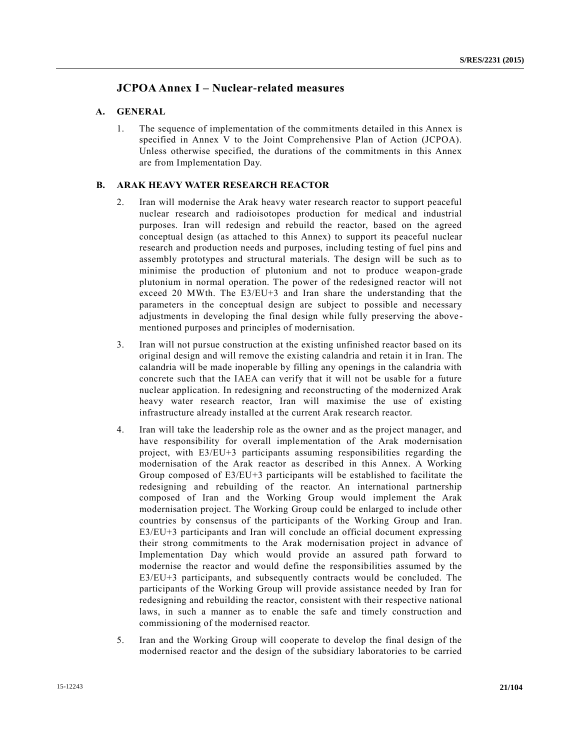# JCPOA Annex I – Nuclear-related measures

## A. GENERAL

1. The sequence of implementation of the commitments detailed in this Annex is specified in Annex V to the Joint Comprehensive Plan of Action (JCPOA). Unless otherwise specified, the durations of the commitments in this Annex are from Implementation Day.

## B. ARAK HEAVY WATER RESEARCH REACTOR

2. Iran will modernise the Arak heavy water research reactor to support peaceful nuclear research and radioisotopes production for medical and industrial purposes. Iran will redesign and rebuild the reactor, based on the agreed conceptual design (as attached to this Annex) to support its peaceful nuclear research and production needs and purposes, including testing of fuel pins and assembly prototypes and structural materials. The design will be such as to minimise the production of plutonium and not to produce weapon-grade plutonium in normal operation. The power of the redesigned reactor will not exceed 20 MWth. The E3/EU+3 and Iran share the understanding that the parameters in the conceptual design are subject to possible and necessary adjustments in developing the final design while fully preserving the above-mentioned purposes and principles of modernisation.

3. Iran will not pursue construction at the existing unfinished reactor based on its original design and will remove the existing calandria and retain it in Iran. The calandria will be made inoperable by filling any openings in the calandria with concrete such that the IAEA can verify that it will not be usable for a future nuclear application. In redesigning and reconstructing of the modernized Arak heavy water research reactor, Iran will maximise the use of existing infrastructure already installed at the current Arak research reactor.

4. Iran will take the leadership role as the owner and as the project manager, and have responsibility for overall implementation of the Arak modernisation project, with E3/EU+3 participants assuming responsibilities regarding the modernisation of the Arak reactor as described in this Annex. A Working Group composed of E3/EU+3 participants will be established to facilitate the redesigning and rebuilding of the reactor. An international partnership composed of Iran and the Working Group would implement the Arak modernisation project. The Working Group could be enlarged to include other countries by consensus of the participants of the Working Group and Iran. E3/EU+3 participants and Iran will conclude an official document expressing their strong commitments to the Arak modernisation project in advance of Implementation Day which would provide an assured path forward to modernise the reactor and would define the responsibilities assumed by the E3/EU+3 participants, and subsequently contracts would be concluded. The participants of the Working Group will provide assistance needed by Iran for redesigning and rebuilding the reactor, consistent with their respective national laws, in such a manner as to enable the safe and timely construction and commissioning of the modernised reactor.

5. Iran and the Working Group will cooperate to develop the final design of the modernised reactor and the design of the subsidiary laboratories to be carried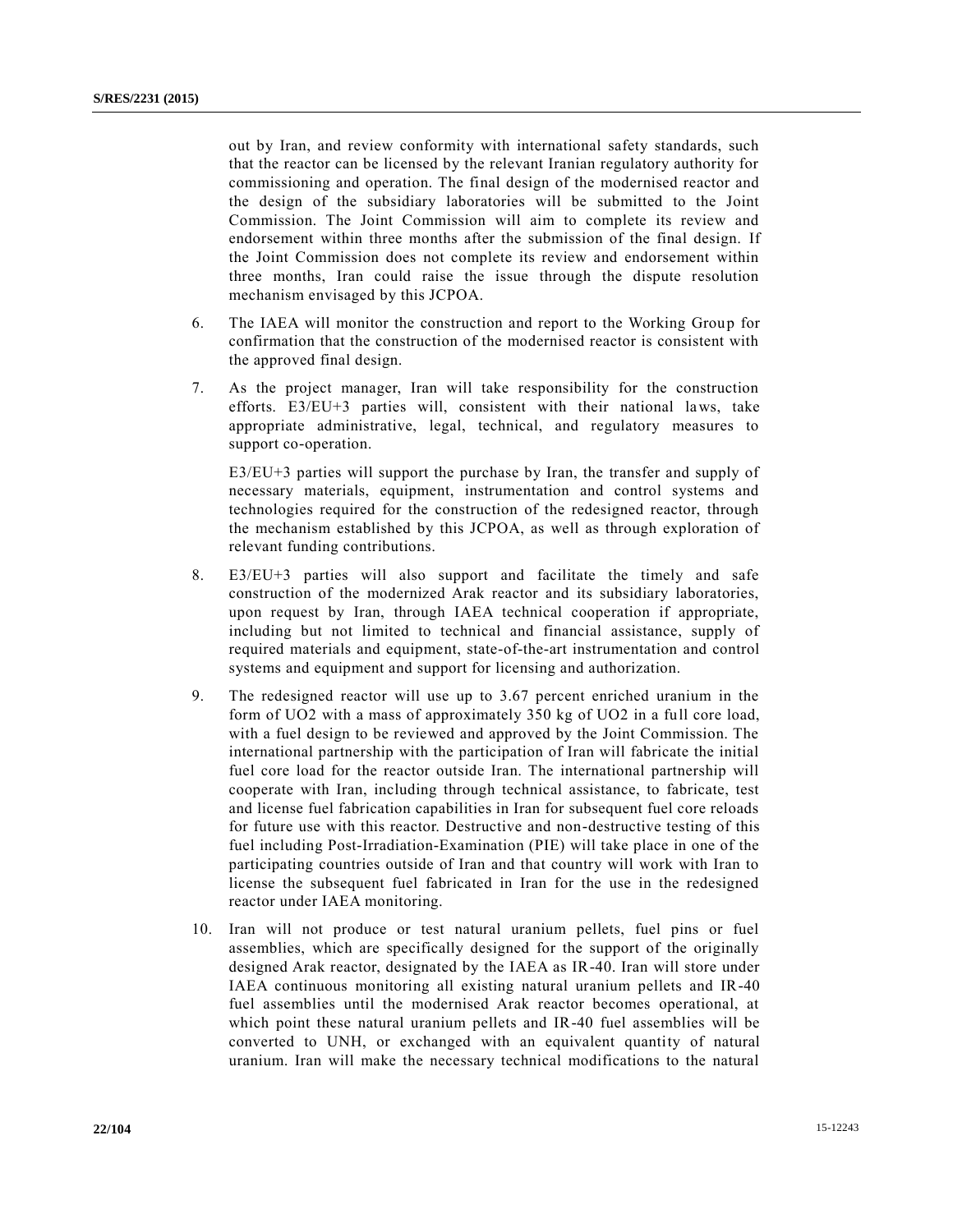out by Iran, and review conformity with international safety standards, such that the reactor can be licensed by the relevant Iranian regulatory authority for commissioning and operation. The final design of the modernised reactor and the design of the subsidiary laboratories will be submitted to the Joint Commission. The Joint Commission will aim to complete its review and endorsement within three months after the submission of the final design. If the Joint Commission does not complete its review and endorsement within three months, Iran could raise the issue through the dispute resolution mechanism envisaged by this JCPOA.

6. The IAEA will monitor the construction and report to the Working Group for confirmation that the construction of the modernised reactor is consistent with the approved final design.

7. As the project manager, Iran will take responsibility for the construction efforts. E3/EU+3 parties will, consistent with their national laws, take appropriate administrative, legal, technical, and regulatory measures to support co-operation.

   E3/EU+3 parties will support the purchase by Iran, the transfer and supply of necessary materials, equipment, instrumentation and control systems and technologies required for the construction of the redesigned reactor, through the mechanism established by this JCPOA, as well as through exploration of relevant funding contributions.

8. E3/EU+3 parties will also support and facilitate the timely and safe construction of the modernized Arak reactor and its subsidiary laboratories, upon request by Iran, through IAEA technical cooperation if appropriate, including but not limited to technical and financial assistance, supply of required materials and equipment, state-of-the-art instrumentation and control systems and equipment and support for licensing and authorization.

9. The redesigned reactor will use up to 3.67 percent enriched uranium in the form of $UO_2$ with a mass of approximately 350 kg of $UO_2$ in a full core load, with a fuel design to be reviewed and approved by the Joint Commission. The international partnership with the participation of Iran will fabricate the initial fuel core load for the reactor outside Iran. The international partnership will cooperate with Iran, including through technical assistance, to fabricate, test and license fuel fabrication capabilities in Iran for subsequent fuel core reloads for future use with this reactor. Destructive and non-destructive testing of this fuel including Post-Irradiation-Examination (PIE) will take place in one of the participating countries outside of Iran and that country will work with Iran to license the subsequent fuel fabricated in Iran for the use in the redesigned reactor under IAEA monitoring.

10. Iran will not produce or test natural uranium pellets, fuel pins or fuel assemblies, which are specifically designed for the support of the originally designed Arak reactor, designated by the IAEA as IR-40. Iran will store under IAEA continuous monitoring all existing natural uranium pellets and IR-40 fuel assemblies until the modernised Arak reactor becomes operational, at which point these natural uranium pellets and IR-40 fuel assemblies will be converted to UNH, or exchanged with an equivalent quantity of natural uranium. Iran will make the necessary technical modifications to the natural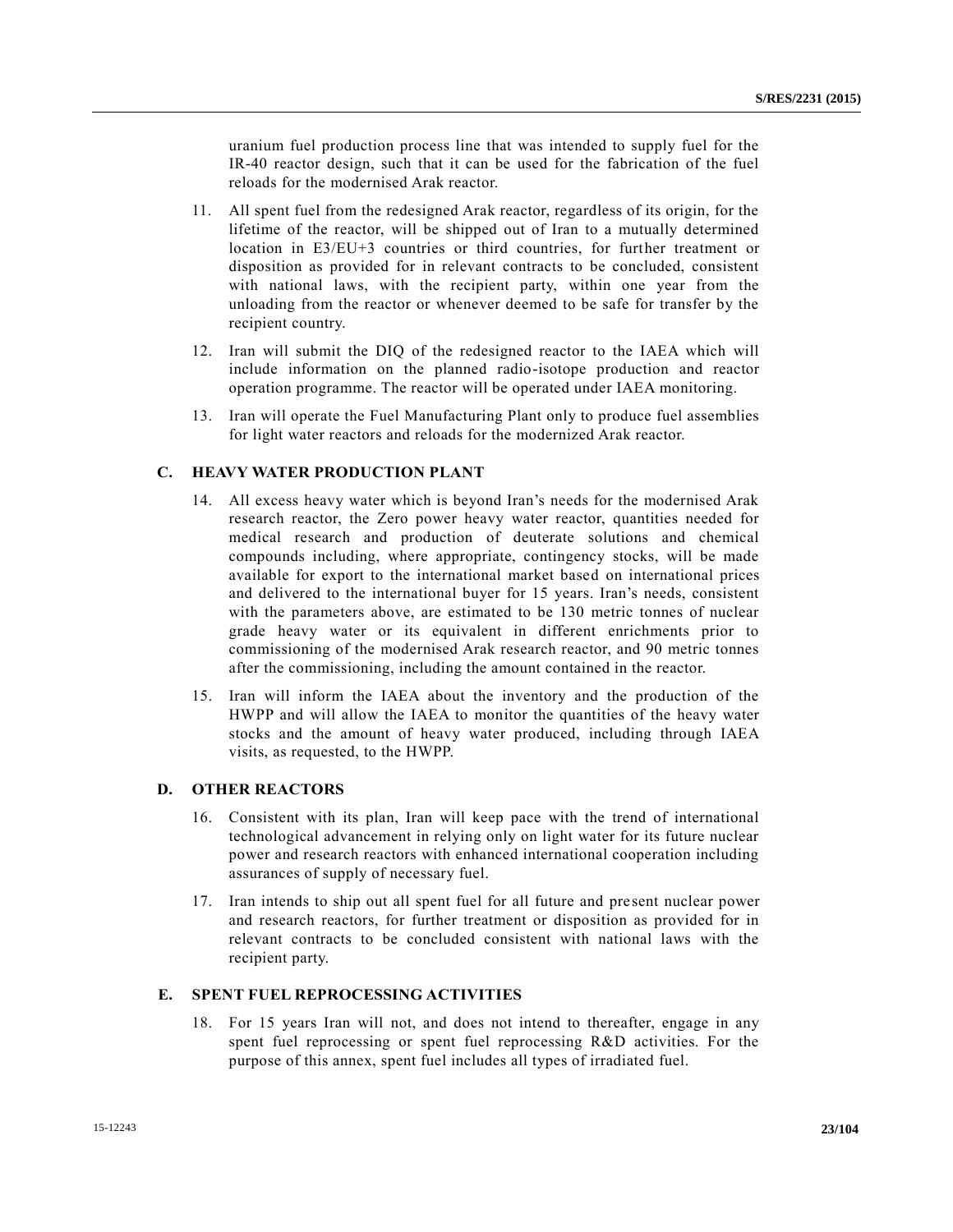uranium fuel production process line that was intended to supply fuel for the IR-40 reactor design, such that it can be used for the fabrication of the fuel reloads for the modernised Arak reactor.

11. All spent fuel from the redesigned Arak reactor, regardless of its origin, for the lifetime of the reactor, will be shipped out of Iran to a mutually determined location in E3/EU+3 countries or third countries, for further treatment or disposition as provided for in relevant contracts to be concluded, consistent with national laws, with the recipient party, within one year from the unloading from the reactor or whenever deemed to be safe for transfer by the recipient country.

12. Iran will submit the DIQ of the redesigned reactor to the IAEA which will include information on the planned radio-isotope production and reactor operation programme. The reactor will be operated under IAEA monitoring.

13. Iran will operate the Fuel Manufacturing Plant only to produce fuel assemblies for light water reactors and reloads for the modernized Arak reactor.

## C. HEAVY WATER PRODUCTION PLANT

14. All excess heavy water which is beyond Iran's needs for the modernised Arak research reactor, the Zero power heavy water reactor, quantities needed for medical research and production of deuterate solutions and chemical compounds including, where appropriate, contingency stocks, will be made available for export to the international market based on international prices and delivered to the international buyer for 15 years. Iran's needs, consistent with the parameters above, are estimated to be 130 metric tonnes of nuclear grade heavy water or its equivalent in different enrichments prior to commissioning of the modernised Arak research reactor, and 90 metric tonnes after the commissioning, including the amount contained in the reactor.

15. Iran will inform the IAEA about the inventory and the production of the HWPP and will allow the IAEA to monitor the quantities of the heavy water stocks and the amount of heavy water produced, including through IAEA visits, as requested, to the HWPP.

## D. OTHER REACTORS

16. Consistent with its plan, Iran will keep pace with the trend of international technological advancement in relying only on light water for its future nuclear power and research reactors with enhanced international cooperation including assurances of supply of necessary fuel.

17. Iran intends to ship out all spent fuel for all future and present nuclear power and research reactors, for further treatment or disposition as provided for in relevant contracts to be concluded consistent with national laws with the recipient party.

## E. SPENT FUEL REPROCESSING ACTIVITIES

18. For 15 years Iran will not, and does not intend to thereafter, engage in any spent fuel reprocessing or spent fuel reprocessing R&D activities. For the purpose of this annex, spent fuel includes all types of irradiated fuel.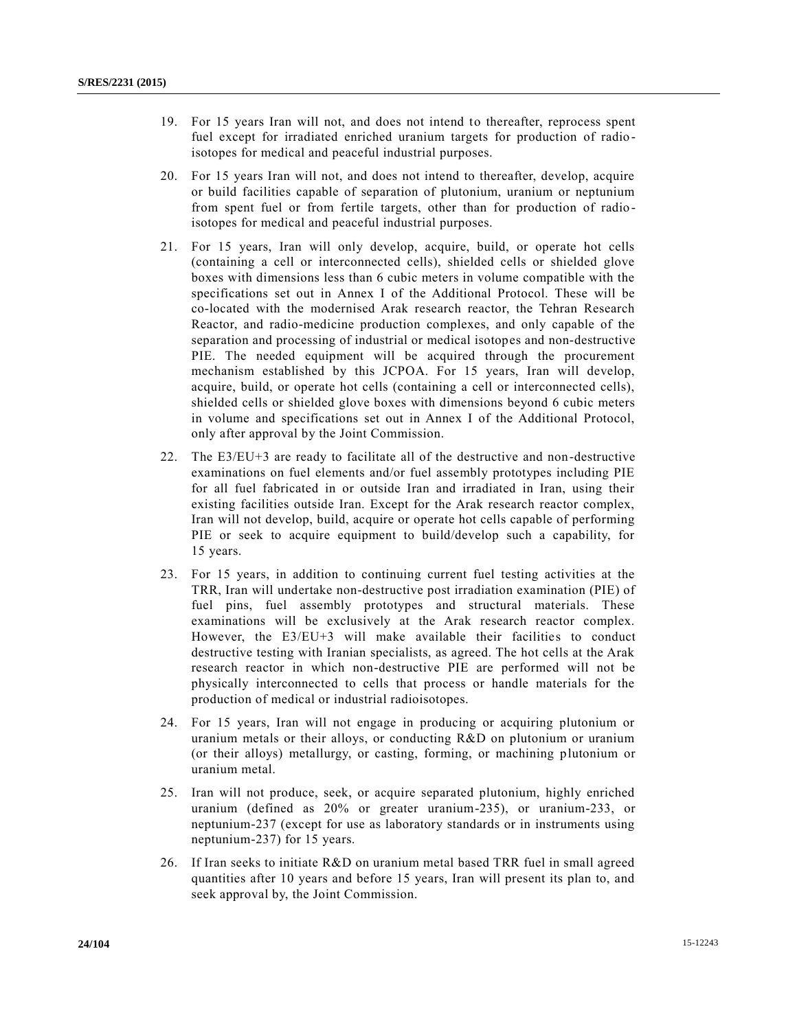19. For 15 years Iran will not, and does not intend to thereafter, reprocess spent fuel except for irradiated enriched uranium targets for production of radio-isotopes for medical and peaceful industrial purposes.

20. For 15 years Iran will not, and does not intend to thereafter, develop, acquire or build facilities capable of separation of plutonium, uranium or neptunium from spent fuel or from fertile targets, other than for production of radio-isotopes for medical and peaceful industrial purposes.

21. For 15 years, Iran will only develop, acquire, build, or operate hot cells (containing a cell or interconnected cells), shielded cells or shielded glove boxes with dimensions less than 6 cubic meters in volume compatible with the specifications set out in Annex I of the Additional Protocol. These will be co-located with the modernised Arak research reactor, the Tehran Research Reactor, and radio-medicine production complexes, and only capable of the separation and processing of industrial or medical isotopes and non-destructive PIE. The needed equipment will be acquired through the procurement mechanism established by this JCPOA. For 15 years, Iran will develop, acquire, build, or operate hot cells (containing a cell or interconnected cells), shielded cells or shielded glove boxes with dimensions beyond 6 cubic meters in volume and specifications set out in Annex I of the Additional Protocol, only after approval by the Joint Commission.

22. The E3/EU+3 are ready to facilitate all of the destructive and non-destructive examinations on fuel elements and/or fuel assembly prototypes including PIE for all fuel fabricated in or outside Iran and irradiated in Iran, using their existing facilities outside Iran. Except for the Arak research reactor complex, Iran will not develop, build, acquire or operate hot cells capable of performing PIE or seek to acquire equipment to build/develop such a capability, for 15 years.

23. For 15 years, in addition to continuing current fuel testing activities at the TRR, Iran will undertake non-destructive post irradiation examination (PIE) of fuel pins, fuel assembly prototypes and structural materials. These examinations will be exclusively at the Arak research reactor complex. However, the E3/EU+3 will make available their facilities to conduct destructive testing with Iranian specialists, as agreed. The hot cells at the Arak research reactor in which non-destructive PIE are performed will not be physically interconnected to cells that process or handle materials for the production of medical or industrial radioisotopes.

24. For 15 years, Iran will not engage in producing or acquiring plutonium or uranium metals or their alloys, or conducting R&D on plutonium or uranium (or their alloys) metallurgy, or casting, forming, or machining plutonium or uranium metal.

25. Iran will not produce, seek, or acquire separated plutonium, highly enriched uranium (defined as 20% or greater uranium-235), or uranium-233, or neptunium-237 (except for use as laboratory standards or in instruments using neptunium-237) for 15 years.

26. If Iran seeks to initiate R&D on uranium metal based TRR fuel in small agreed quantities after 10 years and before 15 years, Iran will present its plan to, and seek approval by, the Joint Commission.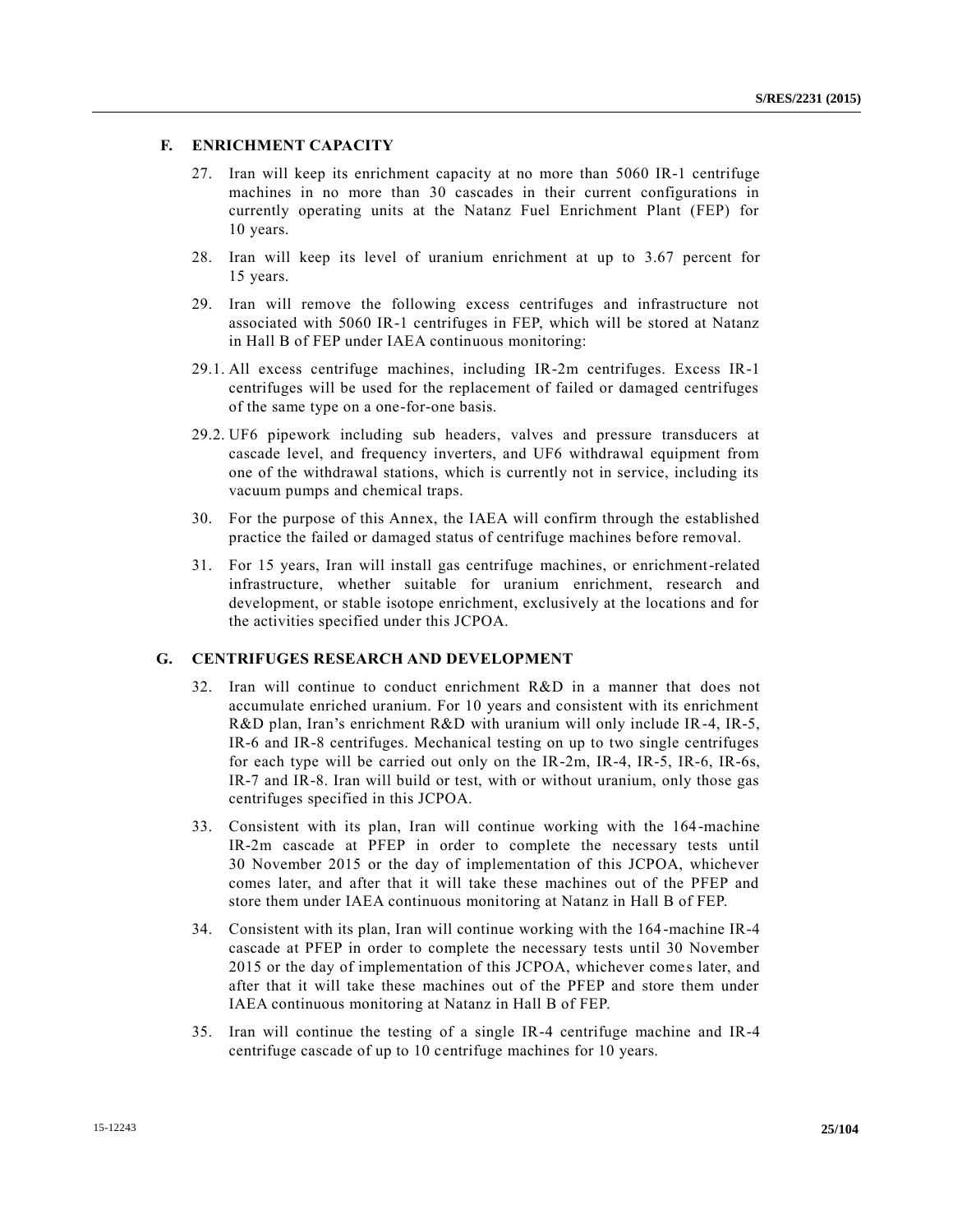## F. ENRICHMENT CAPACITY

27. Iran will keep its enrichment capacity at no more than 5060 IR-1 centrifuge machines in no more than 30 cascades in their current configurations in currently operating units at the Natanz Fuel Enrichment Plant (FEP) for 10 years.

28. Iran will keep its level of uranium enrichment at up to 3.67 percent for 15 years.

29. Iran will remove the following excess centrifuges and infrastructure not associated with 5060 IR-1 centrifuges in FEP, which will be stored at Natanz in Hall B of FEP under IAEA continuous monitoring:

29.1. All excess centrifuge machines, including IR-2m centrifuges. Excess IR-1 centrifuges will be used for the replacement of failed or damaged centrifuges of the same type on a one-for-one basis.

29.2. UF6 pipework including sub headers, valves and pressure transducers at cascade level, and frequency inverters, and UF6 withdrawal equipment from one of the withdrawal stations, which is currently not in service, including its vacuum pumps and chemical traps.

30. For the purpose of this Annex, the IAEA will confirm through the established practice the failed or damaged status of centrifuge machines before removal.

31. For 15 years, Iran will install gas centrifuge machines, or enrichment-related infrastructure, whether suitable for uranium enrichment, research and development, or stable isotope enrichment, exclusively at the locations and for the activities specified under this JCPOA.

## G. CENTRIFUGES RESEARCH AND DEVELOPMENT

32. Iran will continue to conduct enrichment R&D in a manner that does not accumulate enriched uranium. For 10 years and consistent with its enrichment R&D plan, Iran's enrichment R&D with uranium will only include IR-4, IR-5, IR-6 and IR-8 centrifuges. Mechanical testing on up to two single centrifuges for each type will be carried out only on the IR-2m, IR-4, IR-5, IR-6, IR-6s, IR-7 and IR-8. Iran will build or test, with or without uranium, only those gas centrifuges specified in this JCPOA.

33. Consistent with its plan, Iran will continue working with the 164-machine IR-2m cascade at PFEP in order to complete the necessary tests until 30 November 2015 or the day of implementation of this JCPOA, whichever comes later, and after that it will take these machines out of the PFEP and store them under IAEA continuous monitoring at Natanz in Hall B of FEP.

34. Consistent with its plan, Iran will continue working with the 164-machine IR-4 cascade at PFEP in order to complete the necessary tests until 30 November 2015 or the day of implementation of this JCPOA, whichever comes later, and after that it will take these machines out of the PFEP and store them under IAEA continuous monitoring at Natanz in Hall B of FEP.

35. Iran will continue the testing of a single IR-4 centrifuge machine and IR-4 centrifuge cascade of up to 10 centrifuge machines for 10 years.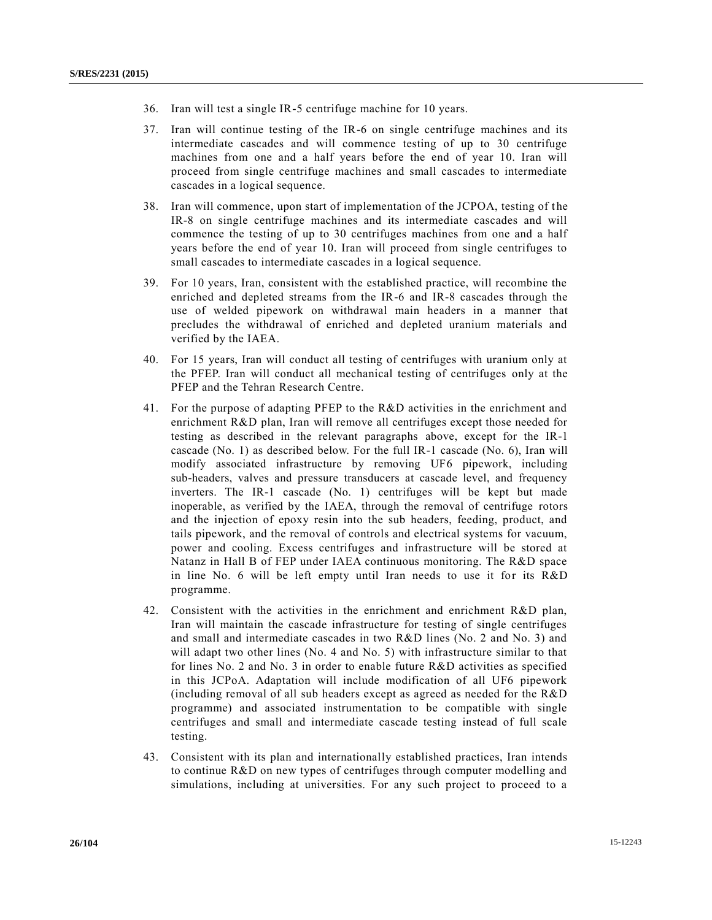36. Iran will test a single IR-5 centrifuge machine for 10 years.

37. Iran will continue testing of the IR-6 on single centrifuge machines and its intermediate cascades and will commence testing of up to 30 centrifuge machines from one and a half years before the end of year 10. Iran will proceed from single centrifuge machines and small cascades to intermediate cascades in a logical sequence.

38. Iran will commence, upon start of implementation of the JCPOA, testing of the IR-8 on single centrifuge machines and its intermediate cascades and will commence the testing of up to 30 centrifuges machines from one and a half years before the end of year 10. Iran will proceed from single centrifuges to small cascades to intermediate cascades in a logical sequence.

39. For 10 years, Iran, consistent with the established practice, will recombine the enriched and depleted streams from the IR-6 and IR-8 cascades through the use of welded pipework on withdrawal main headers in a manner that precludes the withdrawal of enriched and depleted uranium materials and verified by the IAEA.

40. For 15 years, Iran will conduct all testing of centrifuges with uranium only at the PFEP. Iran will conduct all mechanical testing of centrifuges only at the PFEP and the Tehran Research Centre.

41. For the purpose of adapting PFEP to the R&D activities in the enrichment and enrichment R&D plan, Iran will remove all centrifuges except those needed for testing as described in the relevant paragraphs above, except for the IR-1 cascade (No. 1) as described below. For the full IR-1 cascade (No. 6), Iran will modify associated infrastructure by removing UF6 pipework, including sub-headers, valves and pressure transducers at cascade level, and frequency inverters. The IR-1 cascade (No. 1) centrifuges will be kept but made inoperable, as verified by the IAEA, through the removal of centrifuge rotors and the injection of epoxy resin into the sub headers, feeding, product, and tails pipework, and the removal of controls and electrical systems for vacuum, power and cooling. Excess centrifuges and infrastructure will be stored at Natanz in Hall B of FEP under IAEA continuous monitoring. The R&D space in line No. 6 will be left empty until Iran needs to use it for its R&D programme.

42. Consistent with the activities in the enrichment and enrichment R&D plan, Iran will maintain the cascade infrastructure for testing of single centrifuges and small and intermediate cascades in two R&D lines (No. 2 and No. 3) and will adapt two other lines (No. 4 and No. 5) with infrastructure similar to that for lines No. 2 and No. 3 in order to enable future R&D activities as specified in this JCPoA. Adaptation will include modification of all UF6 pipework (including removal of all sub headers except as agreed as needed for the R&D programme) and associated instrumentation to be compatible with single centrifuges and small and intermediate cascade testing instead of full scale testing.

43. Consistent with its plan and internationally established practices, Iran intends to continue R&D on new types of centrifuges through computer modelling and simulations, including at universities. For any such project to proceed to a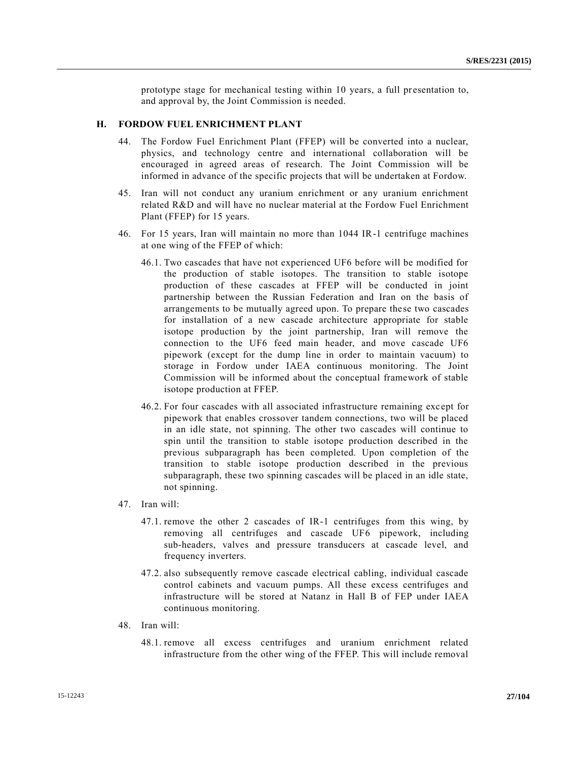prototype stage for mechanical testing within 10 years, a full presentation to, and approval by, the Joint Commission is needed.

## H. FORDOW FUEL ENRICHMENT PLANT

44. The Fordow Fuel Enrichment Plant (FFEP) will be converted into a nuclear, physics, and technology centre and international collaboration will be encouraged in agreed areas of research. The Joint Commission will be informed in advance of the specific projects that will be undertaken at Fordow.

45. Iran will not conduct any uranium enrichment or any uranium enrichment related R&D and will have no nuclear material at the Fordow Fuel Enrichment Plant (FFEP) for 15 years.

46. For 15 years, Iran will maintain no more than 1044 IR-1 centrifuge machines at one wing of the FFEP of which:

    46.1. Two cascades that have not experienced UF6 before will be modified for the production of stable isotopes. The transition to stable isotope production of these cascades at FFEP will be conducted in joint partnership between the Russian Federation and Iran on the basis of arrangements to be mutually agreed upon. To prepare these two cascades for installation of a new cascade architecture appropriate for stable isotope production by the joint partnership, Iran will remove the connection to the UF6 feed main header, and move cascade UF6 pipework (except for the dump line in order to maintain vacuum) to storage in Fordow under IAEA continuous monitoring. The Joint Commission will be informed about the conceptual framework of stable isotope production at FFEP.

    46.2. For four cascades with all associated infrastructure remaining except for pipework that enables crossover tandem connections, two will be placed in an idle state, not spinning. The other two cascades will continue to spin until the transition to stable isotope production described in the previous subparagraph has been completed. Upon completion of the transition to stable isotope production described in the previous subparagraph, these two spinning cascades will be placed in an idle state, not spinning.

47. Iran will:

    47.1. remove the other 2 cascades of IR-1 centrifuges from this wing, by removing all centrifuges and cascade UF6 pipework, including sub-headers, valves and pressure transducers at cascade level, and frequency inverters.

    47.2. also subsequently remove cascade electrical cabling, individual cascade control cabinets and vacuum pumps. All these excess centrifuges and infrastructure will be stored at Natanz in Hall B of FEP under IAEA continuous monitoring.

48. Iran will:

    48.1. remove all excess centrifuges and uranium enrichment related infrastructure from the other wing of the FFEP. This will include removal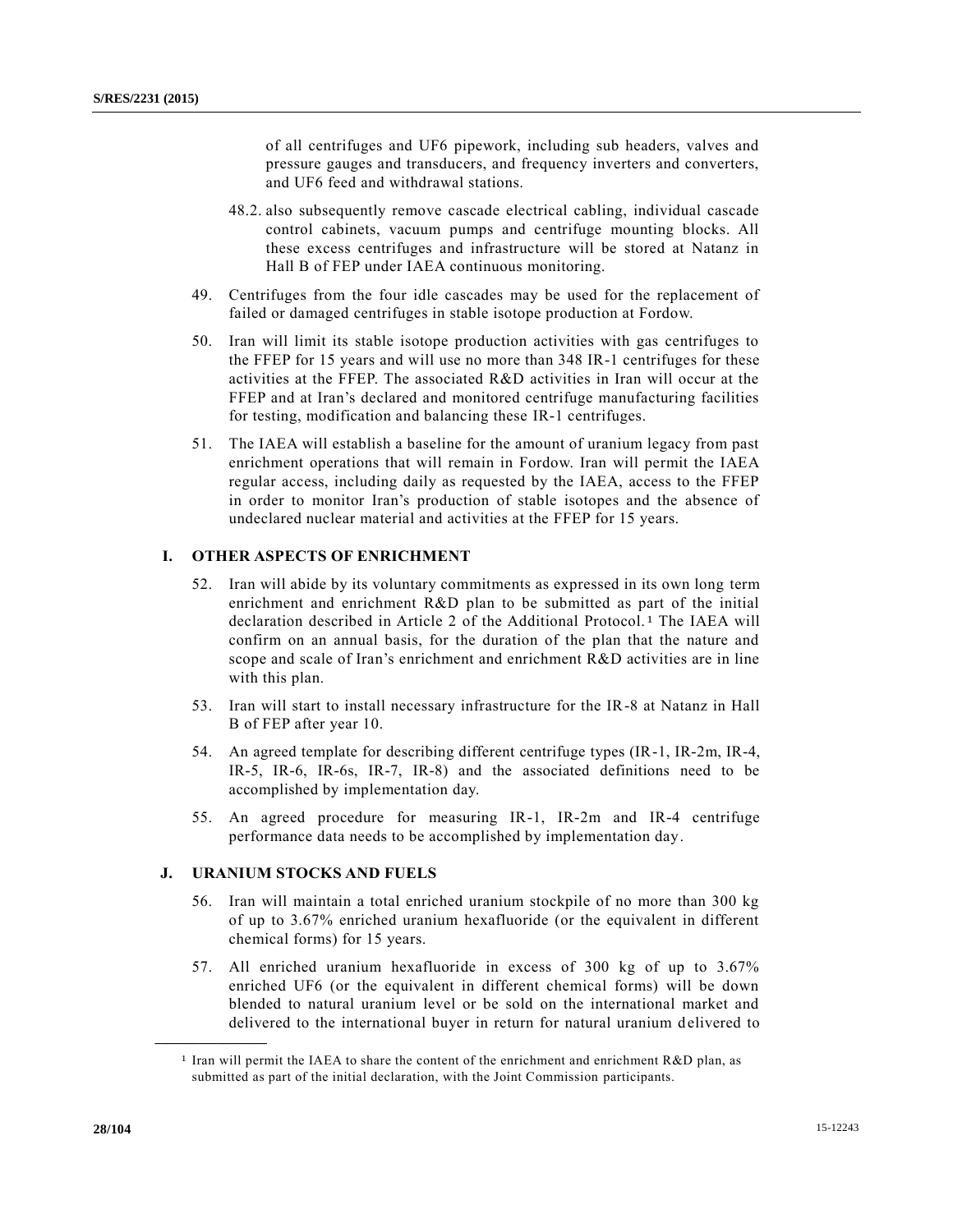of all centrifuges and UF6 pipework, including sub headers, valves and pressure gauges and transducers, and frequency inverters and converters, and UF6 feed and withdrawal stations.

48.2. also subsequently remove cascade electrical cabling, individual cascade control cabinets, vacuum pumps and centrifuge mounting blocks. All these excess centrifuges and infrastructure will be stored at Natanz in Hall B of FEP under IAEA continuous monitoring.

49. Centrifuges from the four idle cascades may be used for the replacement of failed or damaged centrifuges in stable isotope production at Fordow.

50. Iran will limit its stable isotope production activities with gas centrifuges to the FFEP for 15 years and will use no more than 348 IR-1 centrifuges for these activities at the FFEP. The associated R&D activities in Iran will occur at the FFEP and at Iran's declared and monitored centrifuge manufacturing facilities for testing, modification and balancing these IR-1 centrifuges.

51. The IAEA will establish a baseline for the amount of uranium legacy from past enrichment operations that will remain in Fordow. Iran will permit the IAEA regular access, including daily as requested by the IAEA, access to the FFEP in order to monitor Iran's production of stable isotopes and the absence of undeclared nuclear material and activities at the FFEP for 15 years.

## I. OTHER ASPECTS OF ENRICHMENT

52. Iran will abide by its voluntary commitments as expressed in its own long term enrichment and enrichment R&D plan to be submitted as part of the initial declaration described in Article 2 of the Additional Protocol.[1] The IAEA will confirm on an annual basis, for the duration of the plan that the nature and scope and scale of Iran's enrichment and enrichment R&D activities are in line with this plan.

53. Iran will start to install necessary infrastructure for the IR-8 at Natanz in Hall B of FEP after year 10.

54. An agreed template for describing different centrifuge types (IR-1, IR-2m, IR-4, IR-5, IR-6, IR-6s, IR-7, IR-8) and the associated definitions need to be accomplished by implementation day.

55. An agreed procedure for measuring IR-1, IR-2m and IR-4 centrifuge performance data needs to be accomplished by implementation day.

## J. URANIUM STOCKS AND FUELS

56. Iran will maintain a total enriched uranium stockpile of no more than 300 kg of up to 3.67% enriched uranium hexafluoride (or the equivalent in different chemical forms) for 15 years.

57. All enriched uranium hexafluoride in excess of 300 kg of up to 3.67% enriched UF6 (or the equivalent in different chemical forms) will be down blended to natural uranium level or be sold on the international market and delivered to the international buyer in return for natural uranium delivered to

---

[1] Iran will permit the IAEA to share the content of the enrichment and enrichment R&D plan, as submitted as part of the initial declaration, with the Joint Commission participants.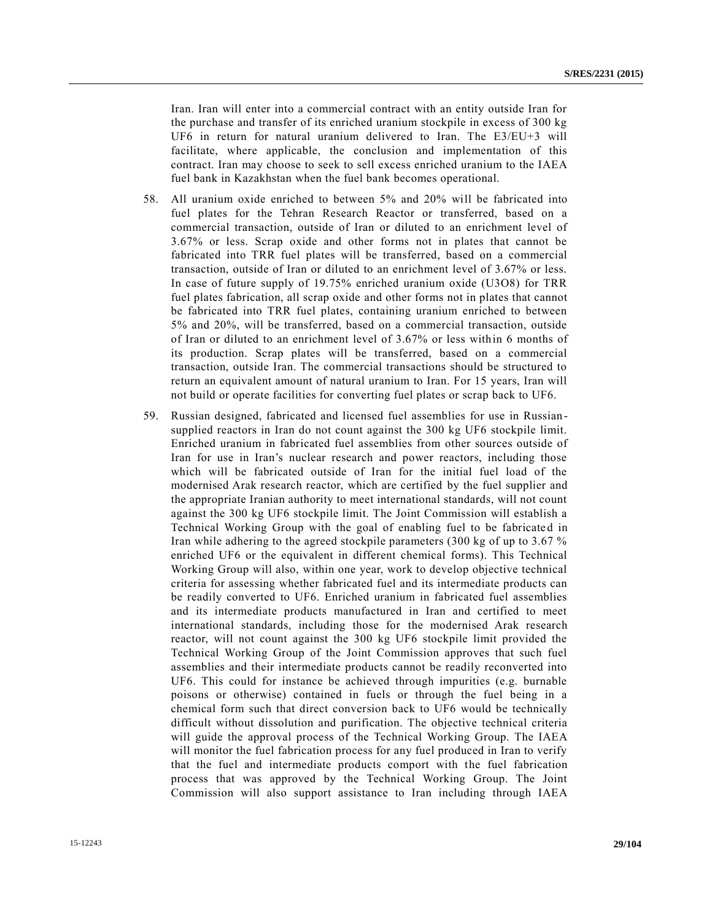Iran. Iran will enter into a commercial contract with an entity outside Iran for the purchase and transfer of its enriched uranium stockpile in excess of 300 kg $UF_6$ in return for natural uranium delivered to Iran. The E3/EU+3 will facilitate, where applicable, the conclusion and implementation of this contract. Iran may choose to seek to sell excess enriched uranium to the IAEA fuel bank in Kazakhstan when the fuel bank becomes operational.

58. All uranium oxide enriched to between 5% and 20% will be fabricated into fuel plates for the Tehran Research Reactor or transferred, based on a commercial transaction, outside of Iran or diluted to an enrichment level of 3.67% or less. Scrap oxide and other forms not in plates that cannot be fabricated into TRR fuel plates will be transferred, based on a commercial transaction, outside of Iran or diluted to an enrichment level of 3.67% or less. In case of future supply of 19.75% enriched uranium oxide ($U_3O_8$) for TRR fuel plates fabrication, all scrap oxide and other forms not in plates that cannot be fabricated into TRR fuel plates, containing uranium enriched to between 5% and 20%, will be transferred, based on a commercial transaction, outside of Iran or diluted to an enrichment level of 3.67% or less within 6 months of its production. Scrap plates will be transferred, based on a commercial transaction, outside Iran. The commercial transactions should be structured to return an equivalent amount of natural uranium to Iran. For 15 years, Iran will not build or operate facilities for converting fuel plates or scrap back to $UF_6$.

59. Russian designed, fabricated and licensed fuel assemblies for use in Russian-supplied reactors in Iran do not count against the 300 kg $UF_6$ stockpile limit. Enriched uranium in fabricated fuel assemblies from other sources outside of Iran for use in Iran's nuclear research and power reactors, including those which will be fabricated outside of Iran for the initial fuel load of the modernised Arak research reactor, which are certified by the fuel supplier and the appropriate Iranian authority to meet international standards, will not count against the 300 kg $UF_6$ stockpile limit. The Joint Commission will establish a Technical Working Group with the goal of enabling fuel to be fabricated in Iran while adhering to the agreed stockpile parameters (300 kg of up to 3.67 % enriched $UF_6$ or the equivalent in different chemical forms). This Technical Working Group will also, within one year, work to develop objective technical criteria for assessing whether fabricated fuel and its intermediate products can be readily converted to $UF_6$. Enriched uranium in fabricated fuel assemblies and its intermediate products manufactured in Iran and certified to meet international standards, including those for the modernised Arak research reactor, will not count against the 300 kg $UF_6$ stockpile limit provided the Technical Working Group of the Joint Commission approves that such fuel assemblies and their intermediate products cannot be readily reconverted into $UF_6$. This could for instance be achieved through impurities (e.g. burnable poisons or otherwise) contained in fuels or through the fuel being in a chemical form such that direct conversion back to $UF_6$ would be technically difficult without dissolution and purification. The objective technical criteria will guide the approval process of the Technical Working Group. The IAEA will monitor the fuel fabrication process for any fuel produced in Iran to verify that the fuel and intermediate products comport with the fuel fabrication process that was approved by the Technical Working Group. The Joint Commission will also support assistance to Iran including through IAEA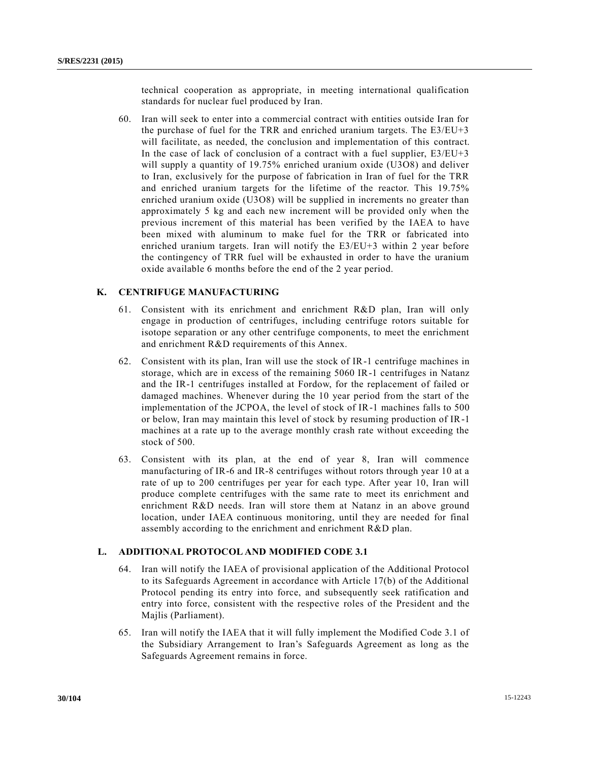technical cooperation as appropriate, in meeting international qualification standards for nuclear fuel produced by Iran.

60. Iran will seek to enter into a commercial contract with entities outside Iran for the purchase of fuel for the TRR and enriched uranium targets. The E3/EU+3 will facilitate, as needed, the conclusion and implementation of this contract. In the case of lack of conclusion of a contract with a fuel supplier, E3/EU+3 will supply a quantity of 19.75% enriched uranium oxide ($U_3O_8$) and deliver to Iran, exclusively for the purpose of fabrication in Iran of fuel for the TRR and enriched uranium targets for the lifetime of the reactor. This 19.75% enriched uranium oxide ($U_3O_8$) will be supplied in increments no greater than approximately 5 kg and each new increment will be provided only when the previous increment of this material has been verified by the IAEA to have been mixed with aluminum to make fuel for the TRR or fabricated into enriched uranium targets. Iran will notify the E3/EU+3 within 2 year before the contingency of TRR fuel will be exhausted in order to have the uranium oxide available 6 months before the end of the 2 year period.

## K. CENTRIFUGE MANUFACTURING

61. Consistent with its enrichment and enrichment R&D plan, Iran will only engage in production of centrifuges, including centrifuge rotors suitable for isotope separation or any other centrifuge components, to meet the enrichment and enrichment R&D requirements of this Annex.

62. Consistent with its plan, Iran will use the stock of IR-1 centrifuge machines in storage, which are in excess of the remaining 5060 IR-1 centrifuges in Natanz and the IR-1 centrifuges installed at Fordow, for the replacement of failed or damaged machines. Whenever during the 10 year period from the start of the implementation of the JCPOA, the level of stock of IR-1 machines falls to 500 or below, Iran may maintain this level of stock by resuming production of IR-1 machines at a rate up to the average monthly crash rate without exceeding the stock of 500.

63. Consistent with its plan, at the end of year 8, Iran will commence manufacturing of IR-6 and IR-8 centrifuges without rotors through year 10 at a rate of up to 200 centrifuges per year for each type. After year 10, Iran will produce complete centrifuges with the same rate to meet its enrichment and enrichment R&D needs. Iran will store them at Natanz in an above ground location, under IAEA continuous monitoring, until they are needed for final assembly according to the enrichment and enrichment R&D plan.

## L. ADDITIONAL PROTOCOL AND MODIFIED CODE 3.1

64. Iran will notify the IAEA of provisional application of the Additional Protocol to its Safeguards Agreement in accordance with Article 17(b) of the Additional Protocol pending its entry into force, and subsequently seek ratification and entry into force, consistent with the respective roles of the President and the Majlis (Parliament).

65. Iran will notify the IAEA that it will fully implement the Modified Code 3.1 of the Subsidiary Arrangement to Iran's Safeguards Agreement as long as the Safeguards Agreement remains in force.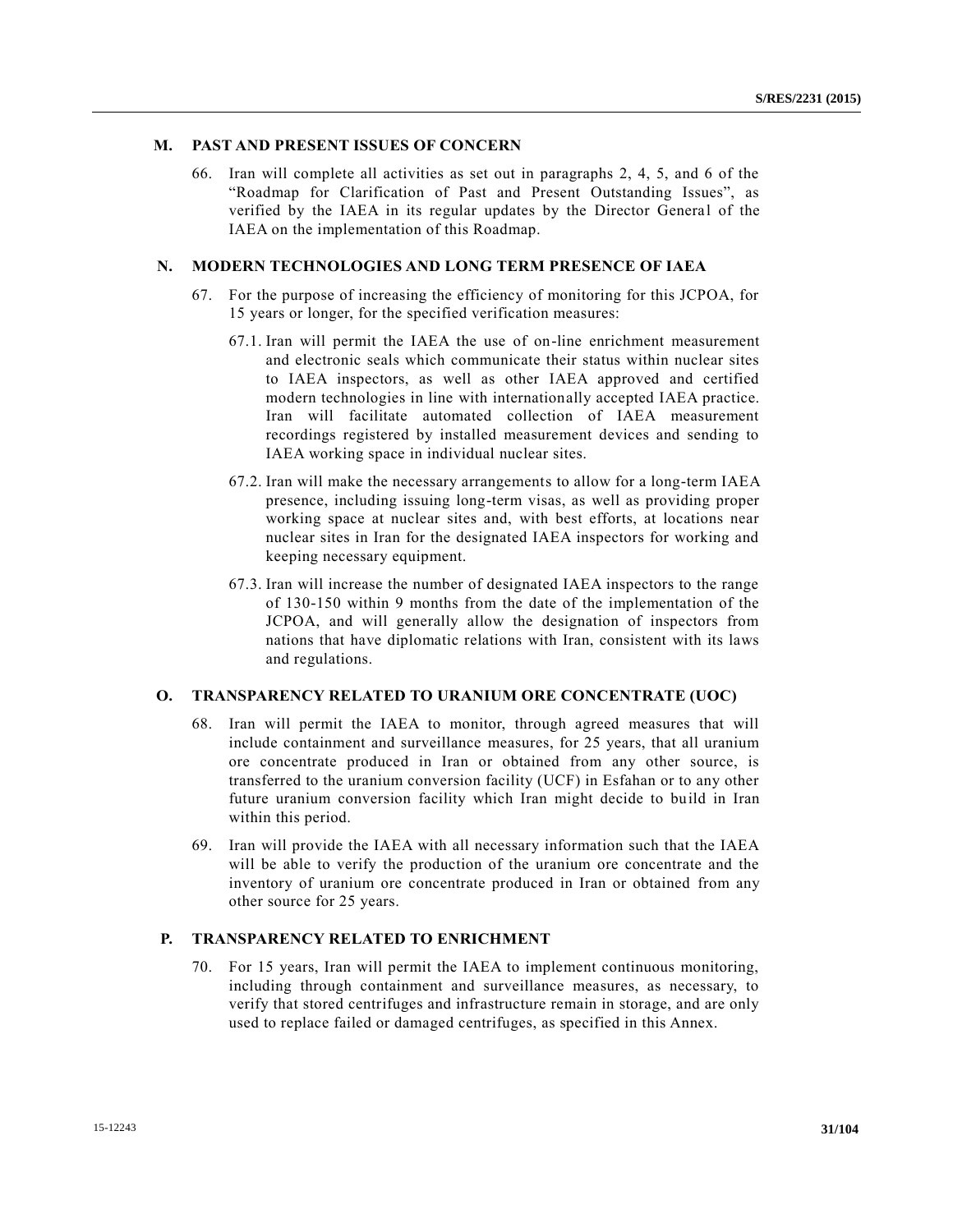## M. PAST AND PRESENT ISSUES OF CONCERN

66. Iran will complete all activities as set out in paragraphs 2, 4, 5, and 6 of the "Roadmap for Clarification of Past and Present Outstanding Issues", as verified by the IAEA in its regular updates by the Director General of the IAEA on the implementation of this Roadmap.

## N. MODERN TECHNOLOGIES AND LONG TERM PRESENCE OF IAEA

67. For the purpose of increasing the efficiency of monitoring for this JCPOA, for 15 years or longer, for the specified verification measures:

67.1. Iran will permit the IAEA the use of on-line enrichment measurement and electronic seals which communicate their status within nuclear sites to IAEA inspectors, as well as other IAEA approved and certified modern technologies in line with internationally accepted IAEA practice. Iran will facilitate automated collection of IAEA measurement recordings registered by installed measurement devices and sending to IAEA working space in individual nuclear sites.

67.2. Iran will make the necessary arrangements to allow for a long-term IAEA presence, including issuing long-term visas, as well as providing proper working space at nuclear sites and, with best efforts, at locations near nuclear sites in Iran for the designated IAEA inspectors for working and keeping necessary equipment.

67.3. Iran will increase the number of designated IAEA inspectors to the range of 130-150 within 9 months from the date of the implementation of the JCPOA, and will generally allow the designation of inspectors from nations that have diplomatic relations with Iran, consistent with its laws and regulations.

## O. TRANSPARENCY RELATED TO URANIUM ORE CONCENTRATE (UOC)

68. Iran will permit the IAEA to monitor, through agreed measures that will include containment and surveillance measures, for 25 years, that all uranium ore concentrate produced in Iran or obtained from any other source, is transferred to the uranium conversion facility (UCF) in Esfahan or to any other future uranium conversion facility which Iran might decide to build in Iran within this period.

69. Iran will provide the IAEA with all necessary information such that the IAEA will be able to verify the production of the uranium ore concentrate and the inventory of uranium ore concentrate produced in Iran or obtained from any other source for 25 years.

## P. TRANSPARENCY RELATED TO ENRICHMENT

70. For 15 years, Iran will permit the IAEA to implement continuous monitoring, including through containment and surveillance measures, as necessary, to verify that stored centrifuges and infrastructure remain in storage, and are only used to replace failed or damaged centrifuges, as specified in this Annex.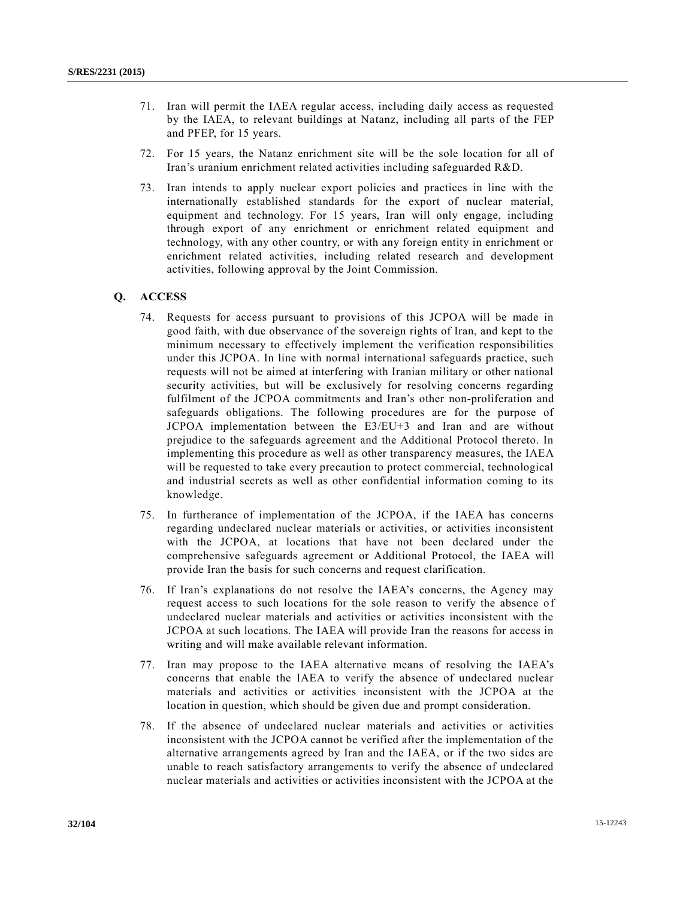71. Iran will permit the IAEA regular access, including daily access as requested by the IAEA, to relevant buildings at Natanz, including all parts of the FEP and PFEP, for 15 years.

72. For 15 years, the Natanz enrichment site will be the sole location for all of Iran's uranium enrichment related activities including safeguarded R&D.

73. Iran intends to apply nuclear export policies and practices in line with the internationally established standards for the export of nuclear material, equipment and technology. For 15 years, Iran will only engage, including through export of any enrichment or enrichment related equipment and technology, with any other country, or with any foreign entity in enrichment or enrichment related activities, including related research and development activities, following approval by the Joint Commission.

## Q. ACCESS

74. Requests for access pursuant to provisions of this JCPOA will be made in good faith, with due observance of the sovereign rights of Iran, and kept to the minimum necessary to effectively implement the verification responsibilities under this JCPOA. In line with normal international safeguards practice, such requests will not be aimed at interfering with Iranian military or other national security activities, but will be exclusively for resolving concerns regarding fulfilment of the JCPOA commitments and Iran's other non-proliferation and safeguards obligations. The following procedures are for the purpose of JCPOA implementation between the E3/EU+3 and Iran and are without prejudice to the safeguards agreement and the Additional Protocol thereto. In implementing this procedure as well as other transparency measures, the IAEA will be requested to take every precaution to protect commercial, technological and industrial secrets as well as other confidential information coming to its knowledge.

75. In furtherance of implementation of the JCPOA, if the IAEA has concerns regarding undeclared nuclear materials or activities, or activities inconsistent with the JCPOA, at locations that have not been declared under the comprehensive safeguards agreement or Additional Protocol, the IAEA will provide Iran the basis for such concerns and request clarification.

76. If Iran's explanations do not resolve the IAEA's concerns, the Agency may request access to such locations for the sole reason to verify the absence of undeclared nuclear materials and activities or activities inconsistent with the JCPOA at such locations. The IAEA will provide Iran the reasons for access in writing and will make available relevant information.

77. Iran may propose to the IAEA alternative means of resolving the IAEA's concerns that enable the IAEA to verify the absence of undeclared nuclear materials and activities or activities inconsistent with the JCPOA at the location in question, which should be given due and prompt consideration.

78. If the absence of undeclared nuclear materials and activities or activities inconsistent with the JCPOA cannot be verified after the implementation of the alternative arrangements agreed by Iran and the IAEA, or if the two sides are unable to reach satisfactory arrangements to verify the absence of undeclared nuclear materials and activities or activities inconsistent with the JCPOA at the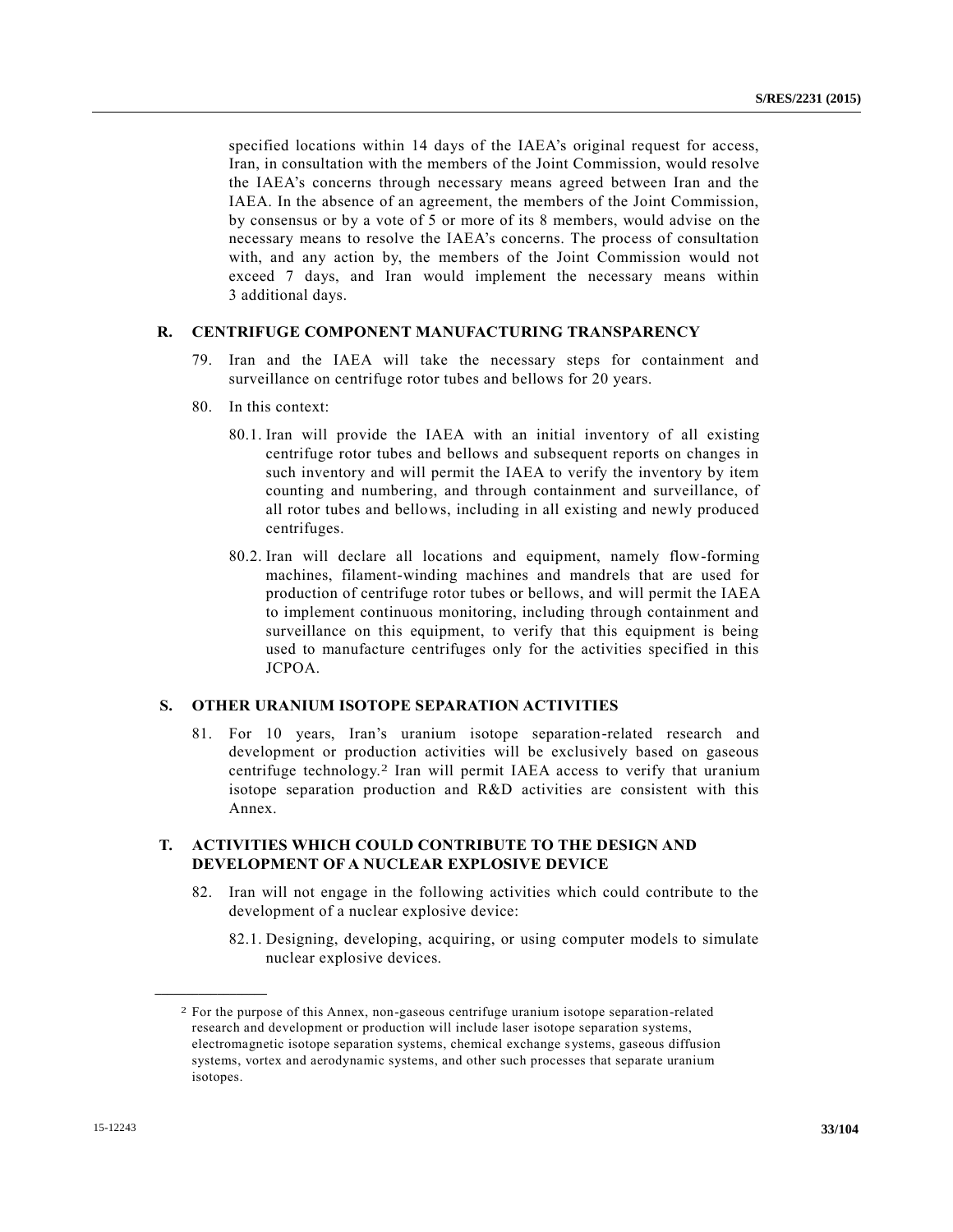specified locations within 14 days of the IAEA's original request for access, Iran, in consultation with the members of the Joint Commission, would resolve the IAEA's concerns through necessary means agreed between Iran and the IAEA. In the absence of an agreement, the members of the Joint Commission, by consensus or by a vote of 5 or more of its 8 members, would advise on the necessary means to resolve the IAEA's concerns. The process of consultation with, and any action by, the members of the Joint Commission would not exceed 7 days, and Iran would implement the necessary means within 3 additional days.

## R. CENTRIFUGE COMPONENT MANUFACTURING TRANSPARENCY

79. Iran and the IAEA will take the necessary steps for containment and surveillance on centrifuge rotor tubes and bellows for 20 years.

80. In this context:

80.1. Iran will provide the IAEA with an initial inventory of all existing centrifuge rotor tubes and bellows and subsequent reports on changes in such inventory and will permit the IAEA to verify the inventory by item counting and numbering, and through containment and surveillance, of all rotor tubes and bellows, including in all existing and newly produced centrifuges.

80.2. Iran will declare all locations and equipment, namely flow-forming machines, filament-winding machines and mandrels that are used for production of centrifuge rotor tubes or bellows, and will permit the IAEA to implement continuous monitoring, including through containment and surveillance on this equipment, to verify that this equipment is being used to manufacture centrifuges only for the activities specified in this JCPOA.

## S. OTHER URANIUM ISOTOPE SEPARATION ACTIVITIES

81. For 10 years, Iran's uranium isotope separation-related research and development or production activities will be exclusively based on gaseous centrifuge technology.[2] Iran will permit IAEA access to verify that uranium isotope separation production and R&D activities are consistent with this Annex.

## T. ACTIVITIES WHICH COULD CONTRIBUTE TO THE DESIGN AND DEVELOPMENT OF A NUCLEAR EXPLOSIVE DEVICE

82. Iran will not engage in the following activities which could contribute to the development of a nuclear explosive device:

82.1. Designing, developing, acquiring, or using computer models to simulate nuclear explosive devices.

---

[2] For the purpose of this Annex, non-gaseous centrifuge uranium isotope separation-related research and development or production will include laser isotope separation systems, electromagnetic isotope separation systems, chemical exchange systems, gaseous diffusion systems, vortex and aerodynamic systems, and other such processes that separate uranium isotopes.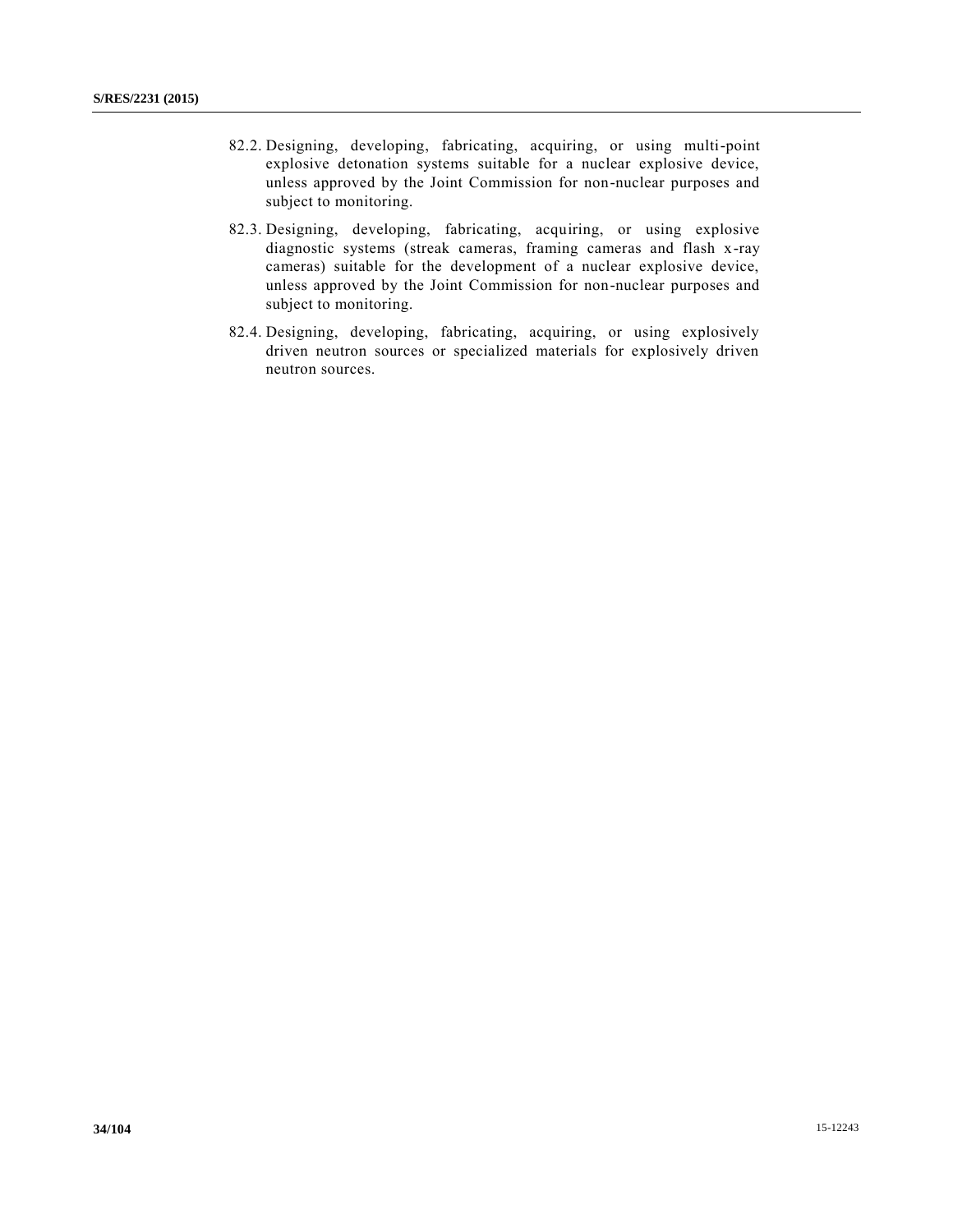82.2. Designing, developing, fabricating, acquiring, or using multi-point explosive detonation systems suitable for a nuclear explosive device, unless approved by the Joint Commission for non-nuclear purposes and subject to monitoring.

82.3. Designing, developing, fabricating, acquiring, or using explosive diagnostic systems (streak cameras, framing cameras and flash x-ray cameras) suitable for the development of a nuclear explosive device, unless approved by the Joint Commission for non-nuclear purposes and subject to monitoring.

82.4. Designing, developing, fabricating, acquiring, or using explosively driven neutron sources or specialized materials for explosively driven neutron sources.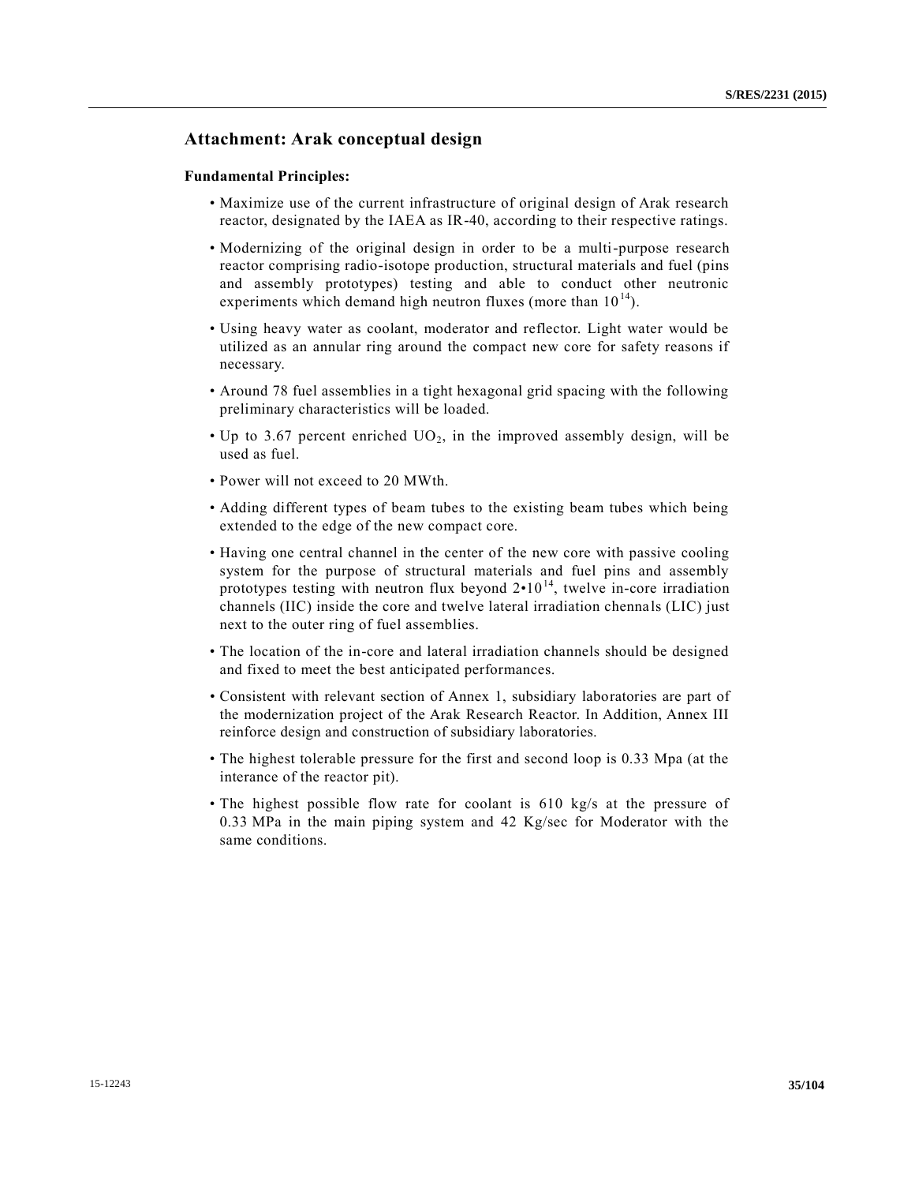## Attachment: Arak conceptual design

**Fundamental Principles:**

- Maximize use of the current infrastructure of original design of Arak research reactor, designated by the IAEA as IR-40, according to their respective ratings.
- Modernizing of the original design in order to be a multi-purpose research reactor comprising radio-isotope production, structural materials and fuel (pins and assembly prototypes) testing and able to conduct other neutronic experiments which demand high neutron fluxes (more than $10^{14}$).
- Using heavy water as coolant, moderator and reflector. Light water would be utilized as an annular ring around the compact new core for safety reasons if necessary.
- Around 78 fuel assemblies in a tight hexagonal grid spacing with the following preliminary characteristics will be loaded.
- Up to 3.67 percent enriched $UO_2$, in the improved assembly design, will be used as fuel.
- Power will not exceed to 20 MWth.
- Adding different types of beam tubes to the existing beam tubes which being extended to the edge of the new compact core.
- Having one central channel in the center of the new core with passive cooling system for the purpose of structural materials and fuel pins and assembly prototypes testing with neutron flux beyond $2 \cdot 10^{14}$, twelve in-core irradiation channels (IIC) inside the core and twelve lateral irradiation chennals (LIC) just next to the outer ring of fuel assemblies.
- The location of the in-core and lateral irradiation channels should be designed and fixed to meet the best anticipated performances.
- Consistent with relevant section of Annex 1, subsidiary laboratories are part of the modernization project of the Arak Research Reactor. In Addition, Annex III reinforce design and construction of subsidiary laboratories.
- The highest tolerable pressure for the first and second loop is 0.33 Mpa (at the interance of the reactor pit).
- The highest possible flow rate for coolant is 610 kg/s at the pressure of 0.33 MPa in the main piping system and 42 Kg/sec for Moderator with the same conditions.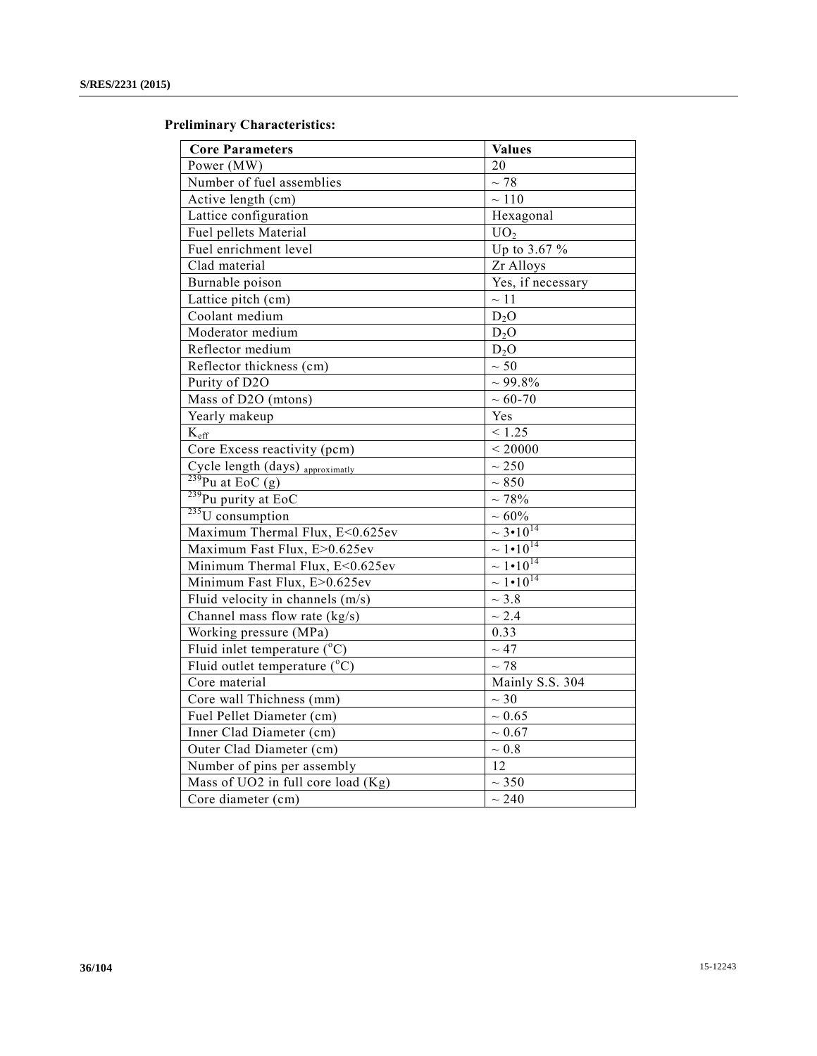**Preliminary Characteristics:**

| Core Parameters | Values |
|---|---|
| Power (MW) | 20 |
| Number of fuel assemblies | ~ 78 |
| Active length (cm) | ~ 110 |
| Lattice configuration | Hexagonal |
| Fuel pellets Material | $UO_2$ |
| Fuel enrichment level | Up to 3.67 % |
| Clad material | Zr Alloys |
| Burnable poison | Yes, if necessary |
| Lattice pitch (cm) | ~ 11 |
| Coolant medium | $D_2O$ |
| Moderator medium | $D_2O$ |
| Reflector medium | $D_2O$ |
| Reflector thickness (cm) | ~ 50 |
| Purity of D2O | ~ 99.8% |
| Mass of D2O (mtons) | ~ 60-70 |
| Yearly makeup | Yes |
| $K_{eff}$ | < 1.25 |
| Core Excess reactivity (pcm) | < 20000 |
| Cycle length (days) approximatly | ~ 250 |
| $^{239}$Pu at EoC (g) | ~ 850 |
| $^{239}$Pu purity at EoC | ~ 78% |
| $^{235}$U consumption | ~ 60% |
| Maximum Thermal Flux, E<0.625ev | ~ $3 \cdot 10^{14}$ |
| Maximum Fast Flux, E>0.625ev | ~ $1 \cdot 10^{14}$ |
| Minimum Thermal Flux, E<0.625ev | ~ $1 \cdot 10^{14}$ |
| Minimum Fast Flux, E>0.625ev | ~ $1 \cdot 10^{14}$ |
| Fluid velocity in channels (m/s) | ~ 3.8 |
| Channel mass flow rate (kg/s) | ~ 2.4 |
| Working pressure (MPa) | 0.33 |
| Fluid inlet temperature (°C) | ~ 47 |
| Fluid outlet temperature (°C) | ~ 78 |
| Core material | Mainly S.S. 304 |
| Core wall Thichness (mm) | ~ 30 |
| Fuel Pellet Diameter (cm) | ~ 0.65 |
| Inner Clad Diameter (cm) | ~ 0.67 |
| Outer Clad Diameter (cm) | ~ 0.8 |
| Number of pins per assembly | 12 |
| Mass of UO2 in full core load (Kg) | ~ 350 |
| Core diameter (cm) | ~ 240 |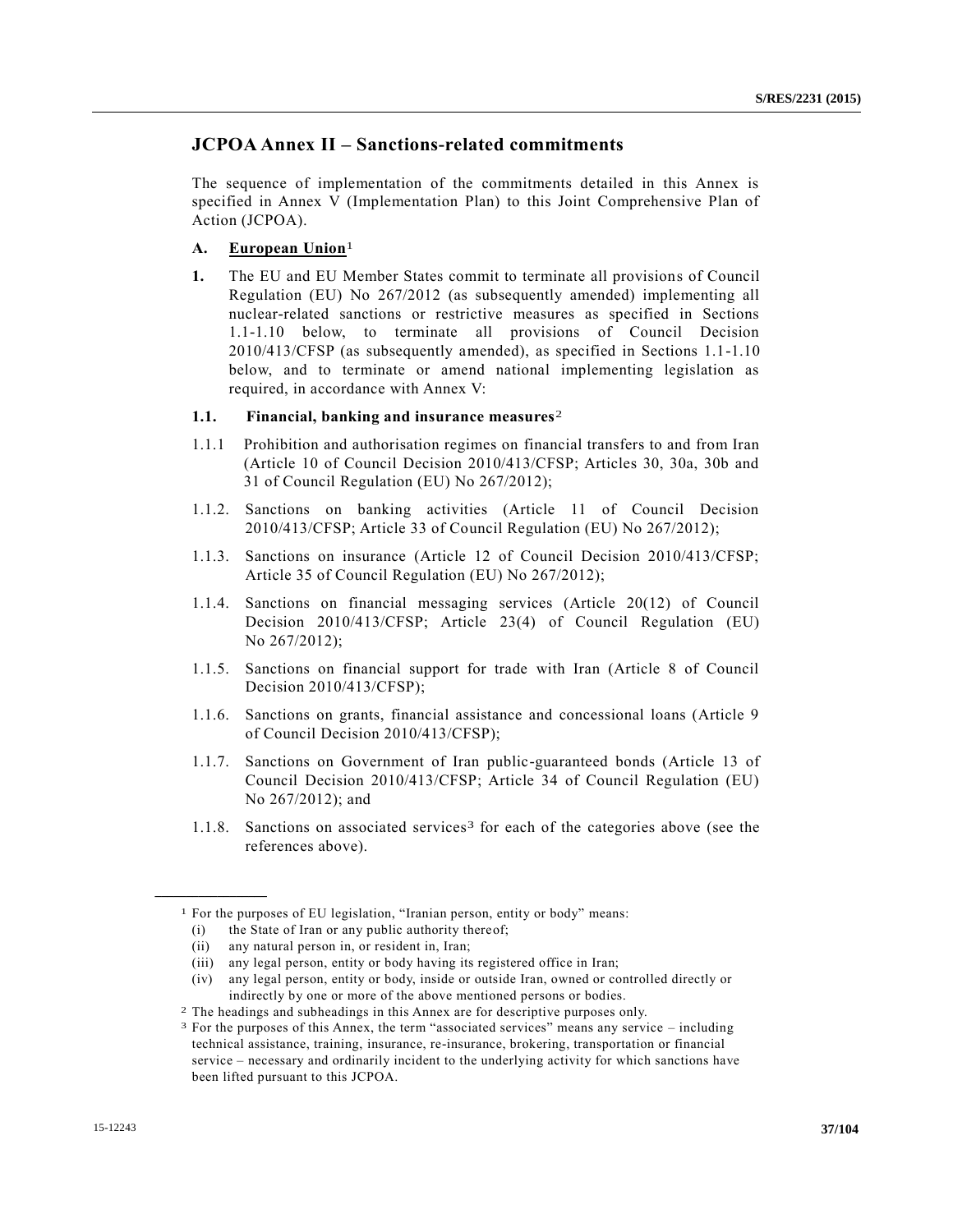## JCPOA Annex II – Sanctions-related commitments

The sequence of implementation of the commitments detailed in this Annex is specified in Annex V (Implementation Plan) to this Joint Comprehensive Plan of Action (JCPOA).

### A. European Union[1]

**1.** The EU and EU Member States commit to terminate all provisions of Council Regulation (EU) No 267/2012 (as subsequently amended) implementing all nuclear-related sanctions or restrictive measures as specified in Sections 1.1-1.10 below, to terminate all provisions of Council Decision 2010/413/CFSP (as subsequently amended), as specified in Sections 1.1-1.10 below, and to terminate or amend national implementing legislation as required, in accordance with Annex V:

#### 1.1. Financial, banking and insurance measures[2]

1.1.1 Prohibition and authorisation regimes on financial transfers to and from Iran (Article 10 of Council Decision 2010/413/CFSP; Articles 30, 30a, 30b and 31 of Council Regulation (EU) No 267/2012);

1.1.2. Sanctions on banking activities (Article 11 of Council Decision 2010/413/CFSP; Article 33 of Council Regulation (EU) No 267/2012);

1.1.3. Sanctions on insurance (Article 12 of Council Decision 2010/413/CFSP; Article 35 of Council Regulation (EU) No 267/2012);

1.1.4. Sanctions on financial messaging services (Article 20(12) of Council Decision 2010/413/CFSP; Article 23(4) of Council Regulation (EU) No 267/2012);

1.1.5. Sanctions on financial support for trade with Iran (Article 8 of Council Decision 2010/413/CFSP);

1.1.6. Sanctions on grants, financial assistance and concessional loans (Article 9 of Council Decision 2010/413/CFSP);

1.1.7. Sanctions on Government of Iran public-guaranteed bonds (Article 13 of Council Decision 2010/413/CFSP; Article 34 of Council Regulation (EU) No 267/2012); and

1.1.8. Sanctions on associated services[3] for each of the categories above (see the references above).

---

[1] For the purposes of EU legislation, "Iranian person, entity or body" means:
 (i) the State of Iran or any public authority thereof;
 (ii) any natural person in, or resident in, Iran;
 (iii) any legal person, entity or body having its registered office in Iran;
 (iv) any legal person, entity or body, inside or outside Iran, owned or controlled directly or indirectly by one or more of the above mentioned persons or bodies.

[2] The headings and subheadings in this Annex are for descriptive purposes only.

[3] For the purposes of this Annex, the term "associated services" means any service – including technical assistance, training, insurance, re-insurance, brokering, transportation or financial service – necessary and ordinarily incident to the underlying activity for which sanctions have been lifted pursuant to this JCPOA.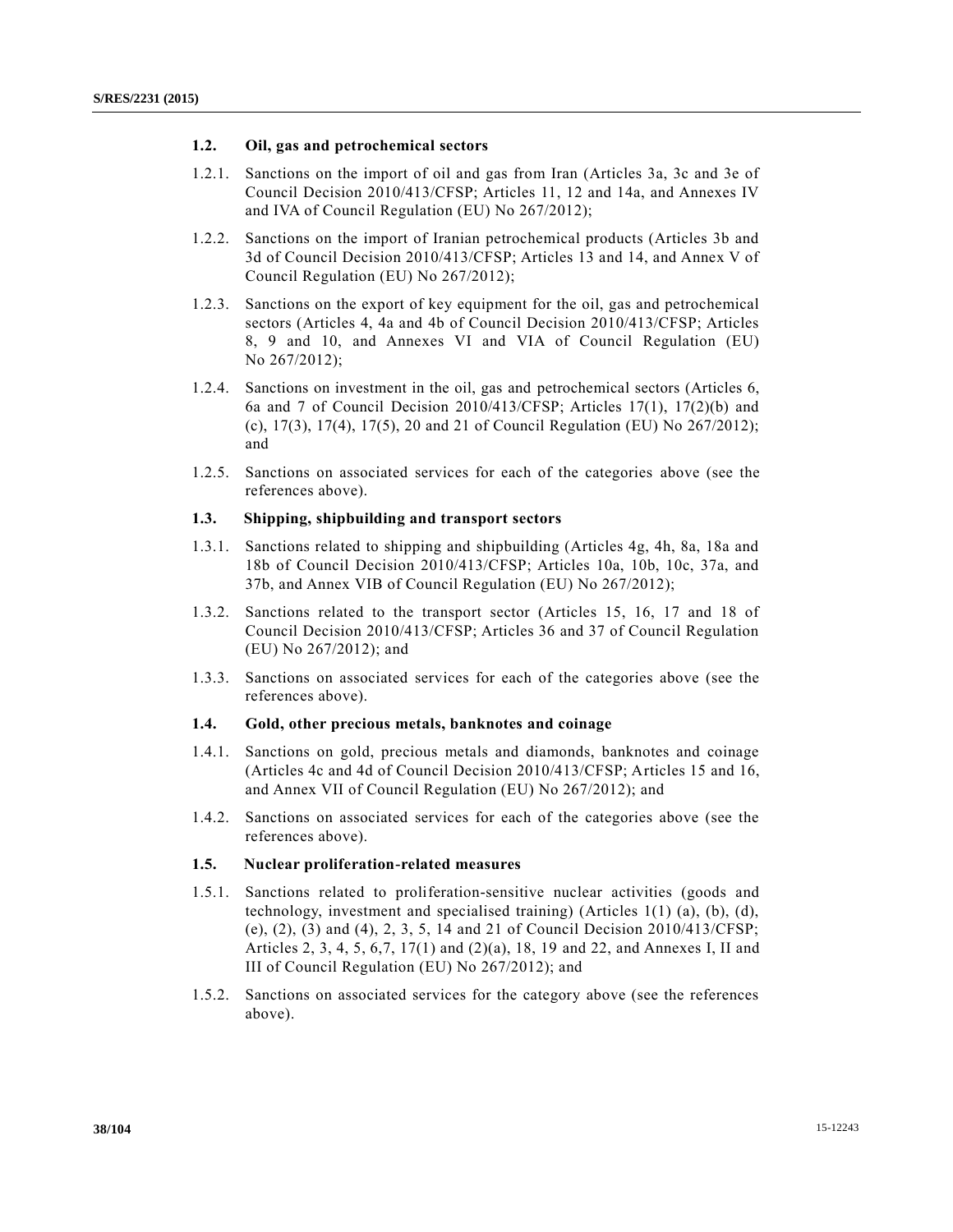### 1.2. Oil, gas and petrochemical sectors

1.2.1. Sanctions on the import of oil and gas from Iran (Articles 3a, 3c and 3e of Council Decision 2010/413/CFSP; Articles 11, 12 and 14a, and Annexes IV and IVA of Council Regulation (EU) No 267/2012);

1.2.2. Sanctions on the import of Iranian petrochemical products (Articles 3b and 3d of Council Decision 2010/413/CFSP; Articles 13 and 14, and Annex V of Council Regulation (EU) No 267/2012);

1.2.3. Sanctions on the export of key equipment for the oil, gas and petrochemical sectors (Articles 4, 4a and 4b of Council Decision 2010/413/CFSP; Articles 8, 9 and 10, and Annexes VI and VIA of Council Regulation (EU) No 267/2012);

1.2.4. Sanctions on investment in the oil, gas and petrochemical sectors (Articles 6, 6a and 7 of Council Decision 2010/413/CFSP; Articles 17(1), 17(2)(b) and (c), 17(3), 17(4), 17(5), 20 and 21 of Council Regulation (EU) No 267/2012); and

1.2.5. Sanctions on associated services for each of the categories above (see the references above).

### 1.3. Shipping, shipbuilding and transport sectors

1.3.1. Sanctions related to shipping and shipbuilding (Articles 4g, 4h, 8a, 18a and 18b of Council Decision 2010/413/CFSP; Articles 10a, 10b, 10c, 37a, and 37b, and Annex VIB of Council Regulation (EU) No 267/2012);

1.3.2. Sanctions related to the transport sector (Articles 15, 16, 17 and 18 of Council Decision 2010/413/CFSP; Articles 36 and 37 of Council Regulation (EU) No 267/2012); and

1.3.3. Sanctions on associated services for each of the categories above (see the references above).

### 1.4. Gold, other precious metals, banknotes and coinage

1.4.1. Sanctions on gold, precious metals and diamonds, banknotes and coinage (Articles 4c and 4d of Council Decision 2010/413/CFSP; Articles 15 and 16, and Annex VII of Council Regulation (EU) No 267/2012); and

1.4.2. Sanctions on associated services for each of the categories above (see the references above).

### 1.5. Nuclear proliferation-related measures

1.5.1. Sanctions related to proliferation-sensitive nuclear activities (goods and technology, investment and specialised training) (Articles 1(1) (a), (b), (d), (e), (2), (3) and (4), 2, 3, 5, 14 and 21 of Council Decision 2010/413/CFSP; Articles 2, 3, 4, 5, 6,7, 17(1) and (2)(a), 18, 19 and 22, and Annexes I, II and III of Council Regulation (EU) No 267/2012); and

1.5.2. Sanctions on associated services for the category above (see the references above).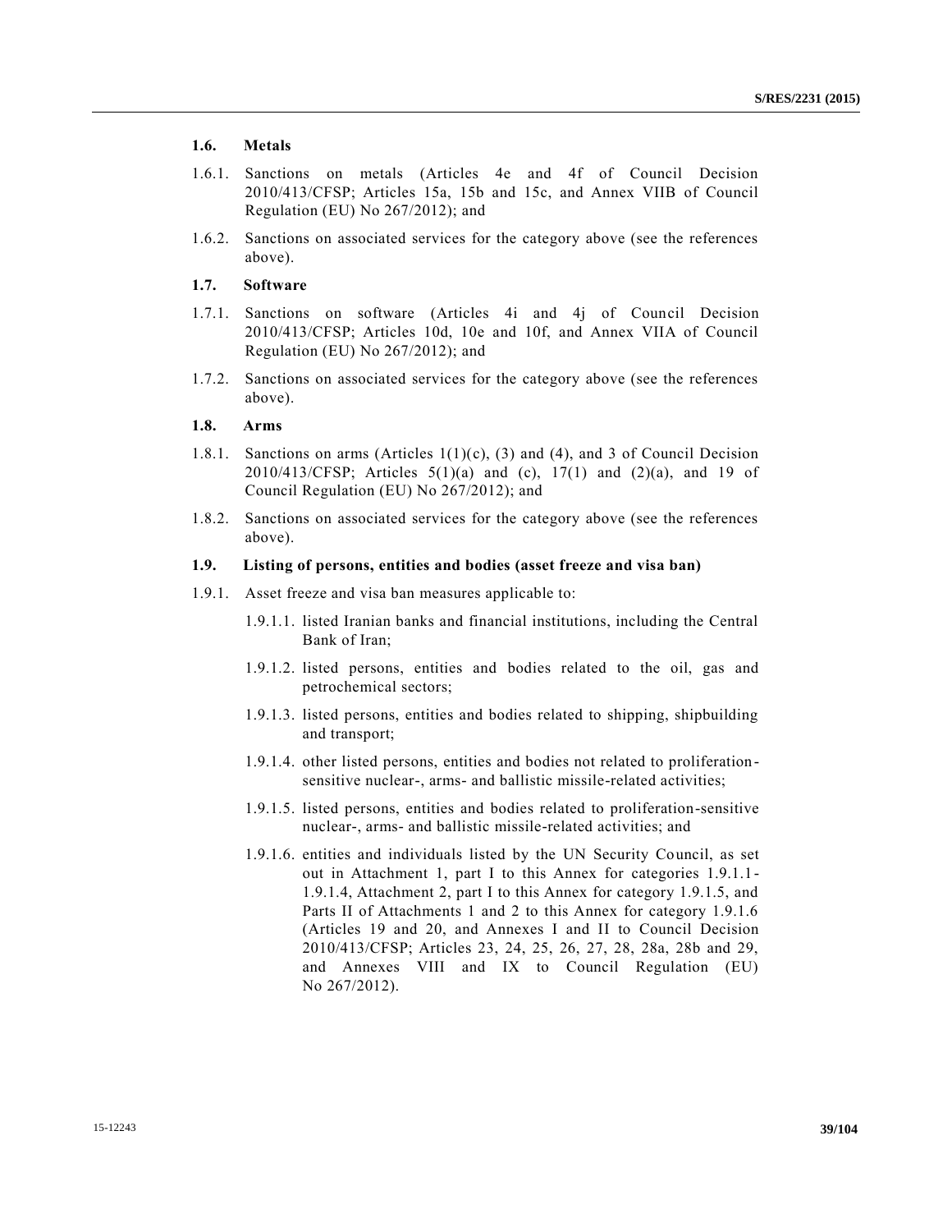### 1.6. Metals

1.6.1. Sanctions on metals (Articles 4e and 4f of Council Decision 2010/413/CFSP; Articles 15a, 15b and 15c, and Annex VIIB of Council Regulation (EU) No 267/2012); and

1.6.2. Sanctions on associated services for the category above (see the references above).

### 1.7. Software

1.7.1. Sanctions on software (Articles 4i and 4j of Council Decision 2010/413/CFSP; Articles 10d, 10e and 10f, and Annex VIIA of Council Regulation (EU) No 267/2012); and

1.7.2. Sanctions on associated services for the category above (see the references above).

### 1.8. Arms

1.8.1. Sanctions on arms (Articles 1(1)(c), (3) and (4), and 3 of Council Decision 2010/413/CFSP; Articles 5(1)(a) and (c), 17(1) and (2)(a), and 19 of Council Regulation (EU) No 267/2012); and

1.8.2. Sanctions on associated services for the category above (see the references above).

### 1.9. Listing of persons, entities and bodies (asset freeze and visa ban)

1.9.1. Asset freeze and visa ban measures applicable to:

- 1.9.1.1. listed Iranian banks and financial institutions, including the Central Bank of Iran;
- 1.9.1.2. listed persons, entities and bodies related to the oil, gas and petrochemical sectors;
- 1.9.1.3. listed persons, entities and bodies related to shipping, shipbuilding and transport;
- 1.9.1.4. other listed persons, entities and bodies not related to proliferation-sensitive nuclear-, arms- and ballistic missile-related activities;
- 1.9.1.5. listed persons, entities and bodies related to proliferation-sensitive nuclear-, arms- and ballistic missile-related activities; and
- 1.9.1.6. entities and individuals listed by the UN Security Council, as set out in Attachment 1, part I to this Annex for categories 1.9.1.1-1.9.1.4, Attachment 2, part I to this Annex for category 1.9.1.5, and Parts II of Attachments 1 and 2 to this Annex for category 1.9.1.6 (Articles 19 and 20, and Annexes I and II to Council Decision 2010/413/CFSP; Articles 23, 24, 25, 26, 27, 28, 28a, 28b and 29, and Annexes VIII and IX to Council Regulation (EU) No 267/2012).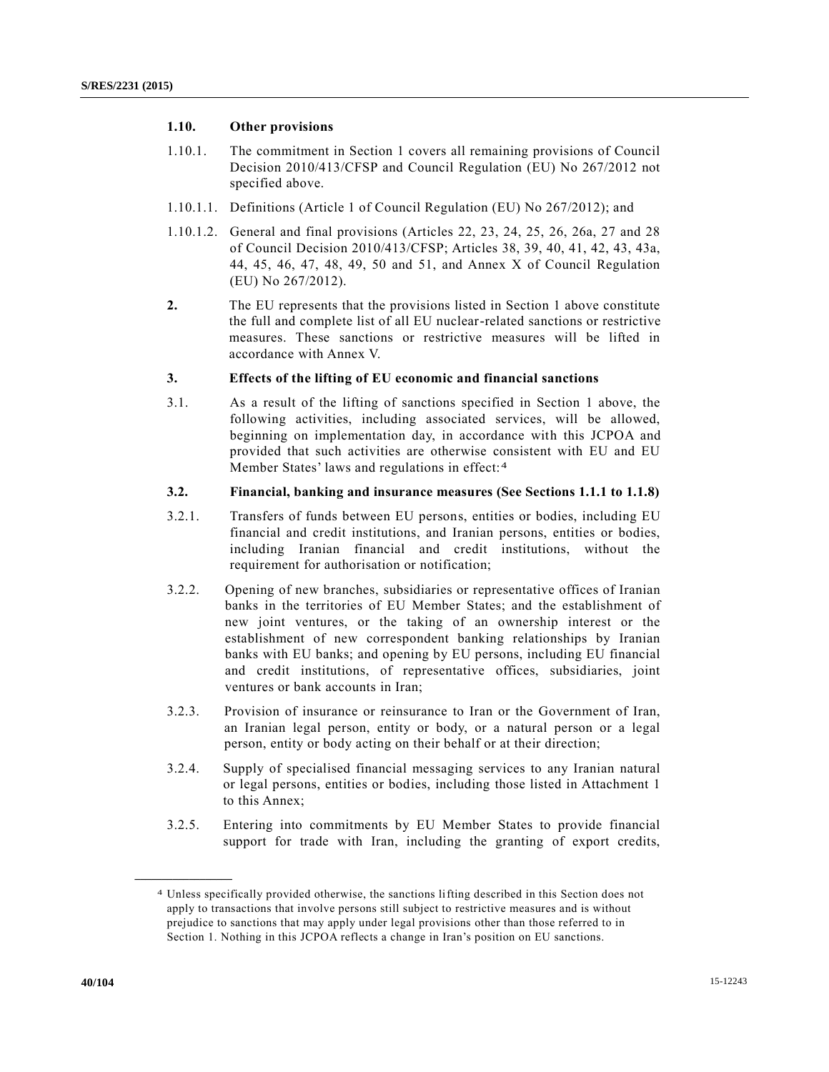**1.10. Other provisions**

1.10.1. The commitment in Section 1 covers all remaining provisions of Council Decision 2010/413/CFSP and Council Regulation (EU) No 267/2012 not specified above.

1.10.1.1. Definitions (Article 1 of Council Regulation (EU) No 267/2012); and

1.10.1.2. General and final provisions (Articles 22, 23, 24, 25, 26, 26a, 27 and 28 of Council Decision 2010/413/CFSP; Articles 38, 39, 40, 41, 42, 43, 43a, 44, 45, 46, 47, 48, 49, 50 and 51, and Annex X of Council Regulation (EU) No 267/2012).

**2.** The EU represents that the provisions listed in Section 1 above constitute the full and complete list of all EU nuclear-related sanctions or restrictive measures. These sanctions or restrictive measures will be lifted in accordance with Annex V.

**3. Effects of the lifting of EU economic and financial sanctions**

3.1. As a result of the lifting of sanctions specified in Section 1 above, the following activities, including associated services, will be allowed, beginning on implementation day, in accordance with this JCPOA and provided that such activities are otherwise consistent with EU and EU Member States' laws and regulations in effect:[4]

**3.2. Financial, banking and insurance measures (See Sections 1.1.1 to 1.1.8)**

3.2.1. Transfers of funds between EU persons, entities or bodies, including EU financial and credit institutions, and Iranian persons, entities or bodies, including Iranian financial and credit institutions, without the requirement for authorisation or notification;

3.2.2. Opening of new branches, subsidiaries or representative offices of Iranian banks in the territories of EU Member States; and the establishment of new joint ventures, or the taking of an ownership interest or the establishment of new correspondent banking relationships by Iranian banks with EU banks; and opening by EU persons, including EU financial and credit institutions, of representative offices, subsidiaries, joint ventures or bank accounts in Iran;

3.2.3. Provision of insurance or reinsurance to Iran or the Government of Iran, an Iranian legal person, entity or body, or a natural person or a legal person, entity or body acting on their behalf or at their direction;

3.2.4. Supply of specialised financial messaging services to any Iranian natural or legal persons, entities or bodies, including those listed in Attachment 1 to this Annex;

3.2.5. Entering into commitments by EU Member States to provide financial support for trade with Iran, including the granting of export credits,

---

[4] Unless specifically provided otherwise, the sanctions lifting described in this Section does not apply to transactions that involve persons still subject to restrictive measures and is without prejudice to sanctions that may apply under legal provisions other than those referred to in Section 1. Nothing in this JCPOA reflects a change in Iran's position on EU sanctions.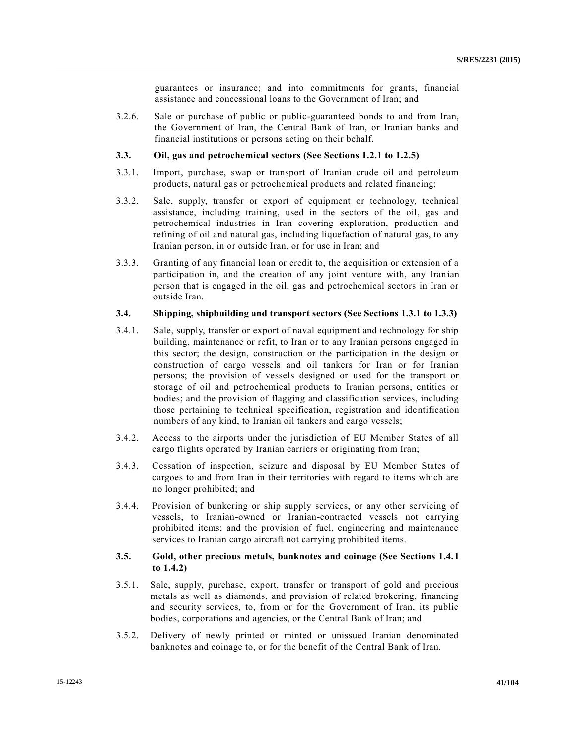guarantees or insurance; and into commitments for grants, financial assistance and concessional loans to the Government of Iran; and

3.2.6. Sale or purchase of public or public-guaranteed bonds to and from Iran, the Government of Iran, the Central Bank of Iran, or Iranian banks and financial institutions or persons acting on their behalf.

**3.3. Oil, gas and petrochemical sectors (See Sections 1.2.1 to 1.2.5)**

3.3.1. Import, purchase, swap or transport of Iranian crude oil and petroleum products, natural gas or petrochemical products and related financing;

3.3.2. Sale, supply, transfer or export of equipment or technology, technical assistance, including training, used in the sectors of the oil, gas and petrochemical industries in Iran covering exploration, production and refining of oil and natural gas, including liquefaction of natural gas, to any Iranian person, in or outside Iran, or for use in Iran; and

3.3.3. Granting of any financial loan or credit to, the acquisition or extension of a participation in, and the creation of any joint venture with, any Iranian person that is engaged in the oil, gas and petrochemical sectors in Iran or outside Iran.

**3.4. Shipping, shipbuilding and transport sectors (See Sections 1.3.1 to 1.3.3)**

3.4.1. Sale, supply, transfer or export of naval equipment and technology for ship building, maintenance or refit, to Iran or to any Iranian persons engaged in this sector; the design, construction or the participation in the design or construction of cargo vessels and oil tankers for Iran or for Iranian persons; the provision of vessels designed or used for the transport or storage of oil and petrochemical products to Iranian persons, entities or bodies; and the provision of flagging and classification services, including those pertaining to technical specification, registration and identification numbers of any kind, to Iranian oil tankers and cargo vessels;

3.4.2. Access to the airports under the jurisdiction of EU Member States of all cargo flights operated by Iranian carriers or originating from Iran;

3.4.3. Cessation of inspection, seizure and disposal by EU Member States of cargoes to and from Iran in their territories with regard to items which are no longer prohibited; and

3.4.4. Provision of bunkering or ship supply services, or any other servicing of vessels, to Iranian-owned or Iranian-contracted vessels not carrying prohibited items; and the provision of fuel, engineering and maintenance services to Iranian cargo aircraft not carrying prohibited items.

**3.5. Gold, other precious metals, banknotes and coinage (See Sections 1.4.1 to 1.4.2)**

3.5.1. Sale, supply, purchase, export, transfer or transport of gold and precious metals as well as diamonds, and provision of related brokering, financing and security services, to, from or for the Government of Iran, its public bodies, corporations and agencies, or the Central Bank of Iran; and

3.5.2. Delivery of newly printed or minted or unissued Iranian denominated banknotes and coinage to, or for the benefit of the Central Bank of Iran.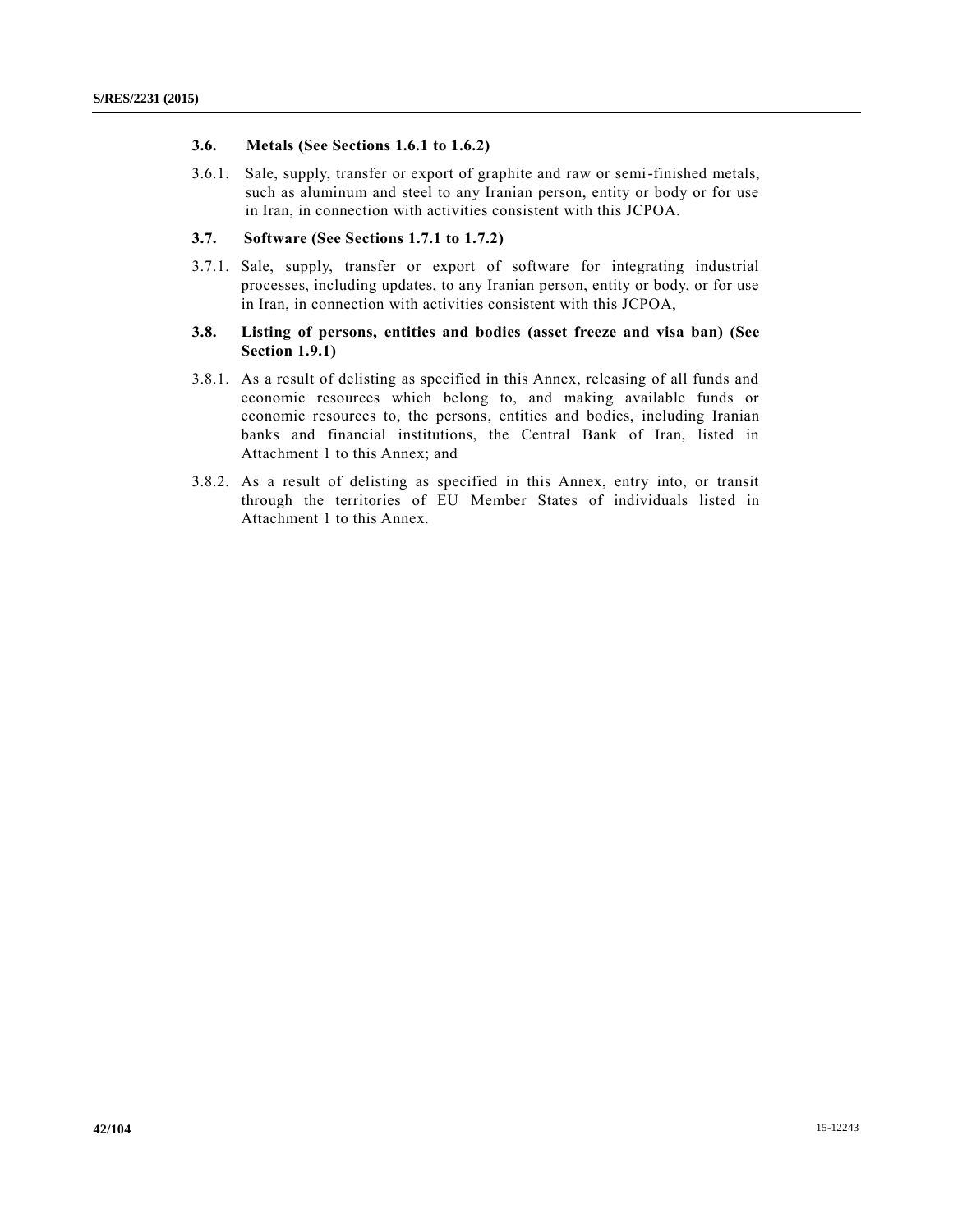### 3.6. Metals (See Sections 1.6.1 to 1.6.2)

3.6.1. Sale, supply, transfer or export of graphite and raw or semi-finished metals, such as aluminum and steel to any Iranian person, entity or body or for use in Iran, in connection with activities consistent with this JCPOA.

### 3.7. Software (See Sections 1.7.1 to 1.7.2)

3.7.1. Sale, supply, transfer or export of software for integrating industrial processes, including updates, to any Iranian person, entity or body, or for use in Iran, in connection with activities consistent with this JCPOA,

### 3.8. Listing of persons, entities and bodies (asset freeze and visa ban) (See Section 1.9.1)

3.8.1. As a result of delisting as specified in this Annex, releasing of all funds and economic resources which belong to, and making available funds or economic resources to, the persons, entities and bodies, including Iranian banks and financial institutions, the Central Bank of Iran, listed in Attachment 1 to this Annex; and

3.8.2. As a result of delisting as specified in this Annex, entry into, or transit through the territories of EU Member States of individuals listed in Attachment 1 to this Annex.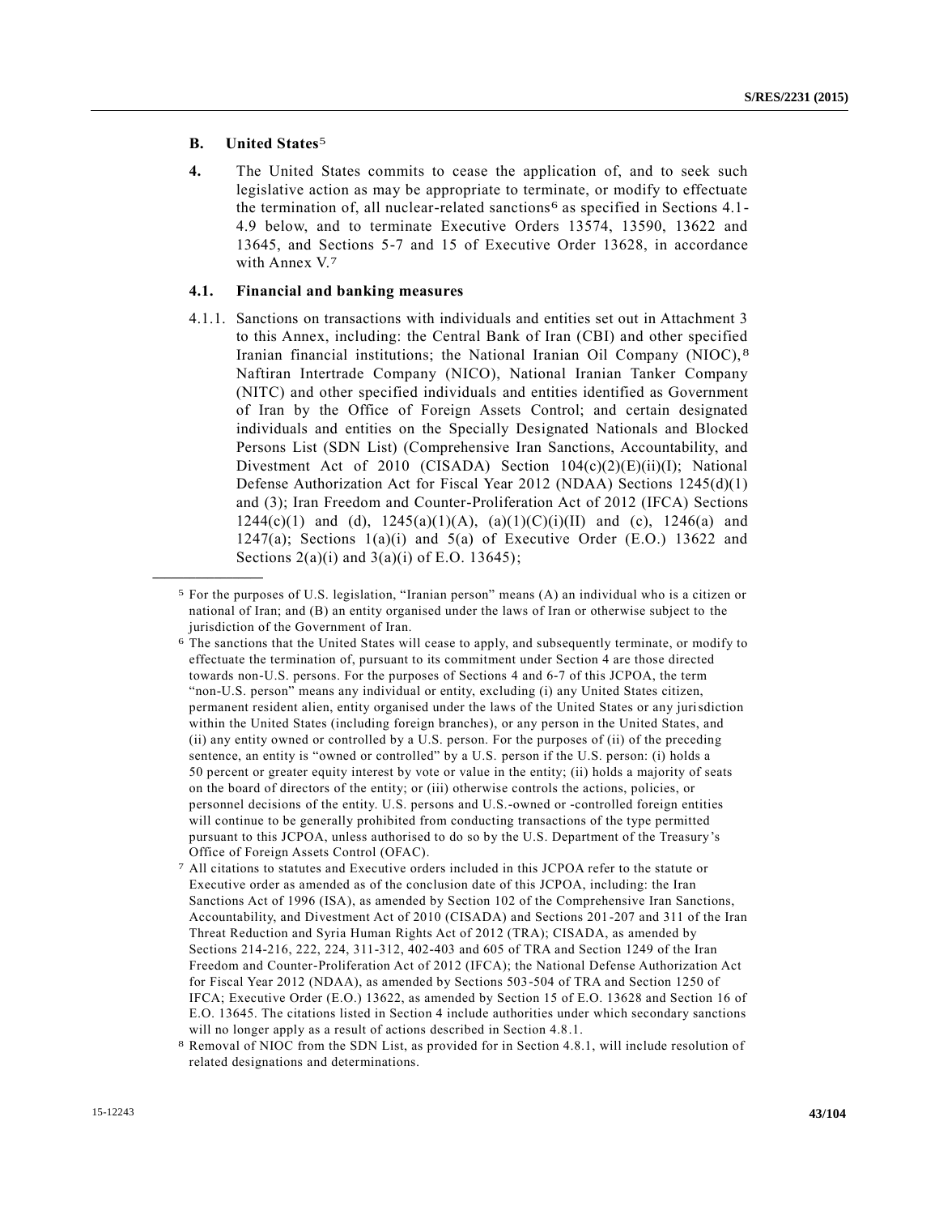### B. United States[5]

**4.** The United States commits to cease the application of, and to seek such legislative action as may be appropriate to terminate, or modify to effectuate the termination of, all nuclear-related sanctions[6] as specified in Sections 4.1-4.9 below, and to terminate Executive Orders 13574, 13590, 13622 and 13645, and Sections 5-7 and 15 of Executive Order 13628, in accordance with Annex V.[7]

#### 4.1. Financial and banking measures

4.1.1. Sanctions on transactions with individuals and entities set out in Attachment 3 to this Annex, including: the Central Bank of Iran (CBI) and other specified Iranian financial institutions; the National Iranian Oil Company (NIOC),[8] Naftiran Intertrade Company (NICO), National Iranian Tanker Company (NITC) and other specified individuals and entities identified as Government of Iran by the Office of Foreign Assets Control; and certain designated individuals and entities on the Specially Designated Nationals and Blocked Persons List (SDN List) (Comprehensive Iran Sanctions, Accountability, and Divestment Act of 2010 (CISADA) Section 104(c)(2)(E)(ii)(I); National Defense Authorization Act for Fiscal Year 2012 (NDAA) Sections 1245(d)(1) and (3); Iran Freedom and Counter-Proliferation Act of 2012 (IFCA) Sections 1244(c)(1) and (d), 1245(a)(1)(A), (a)(1)(C)(i)(II) and (c), 1246(a) and 1247(a); Sections 1(a)(i) and 5(a) of Executive Order (E.O.) 13622 and Sections 2(a)(i) and 3(a)(i) of E.O. 13645);

---

[5] For the purposes of U.S. legislation, "Iranian person" means (A) an individual who is a citizen or national of Iran; and (B) an entity organised under the laws of Iran or otherwise subject to the jurisdiction of the Government of Iran.

[6] The sanctions that the United States will cease to apply, and subsequently terminate, or modify to effectuate the termination of, pursuant to its commitment under Section 4 are those directed towards non-U.S. persons. For the purposes of Sections 4 and 6-7 of this JCPOA, the term "non-U.S. person" means any individual or entity, excluding (i) any United States citizen, permanent resident alien, entity organised under the laws of the United States or any jurisdiction within the United States (including foreign branches), or any person in the United States, and (ii) any entity owned or controlled by a U.S. person. For the purposes of (ii) of the preceding sentence, an entity is "owned or controlled" by a U.S. person if the U.S. person: (i) holds a 50 percent or greater equity interest by vote or value in the entity; (ii) holds a majority of seats on the board of directors of the entity; or (iii) otherwise controls the actions, policies, or personnel decisions of the entity. U.S. persons and U.S.-owned or -controlled foreign entities will continue to be generally prohibited from conducting transactions of the type permitted pursuant to this JCPOA, unless authorised to do so by the U.S. Department of the Treasury's Office of Foreign Assets Control (OFAC).

[7] All citations to statutes and Executive orders included in this JCPOA refer to the statute or Executive order as amended as of the conclusion date of this JCPOA, including: the Iran Sanctions Act of 1996 (ISA), as amended by Section 102 of the Comprehensive Iran Sanctions, Accountability, and Divestment Act of 2010 (CISADA) and Sections 201-207 and 311 of the Iran Threat Reduction and Syria Human Rights Act of 2012 (TRA); CISADA, as amended by Sections 214-216, 222, 224, 311-312, 402-403 and 605 of TRA and Section 1249 of the Iran Freedom and Counter-Proliferation Act of 2012 (IFCA); the National Defense Authorization Act for Fiscal Year 2012 (NDAA), as amended by Sections 503-504 of TRA and Section 1250 of IFCA; Executive Order (E.O.) 13622, as amended by Section 15 of E.O. 13628 and Section 16 of E.O. 13645. The citations listed in Section 4 include authorities under which secondary sanctions will no longer apply as a result of actions described in Section 4.8.1.

[8] Removal of NIOC from the SDN List, as provided for in Section 4.8.1, will include resolution of related designations and determinations.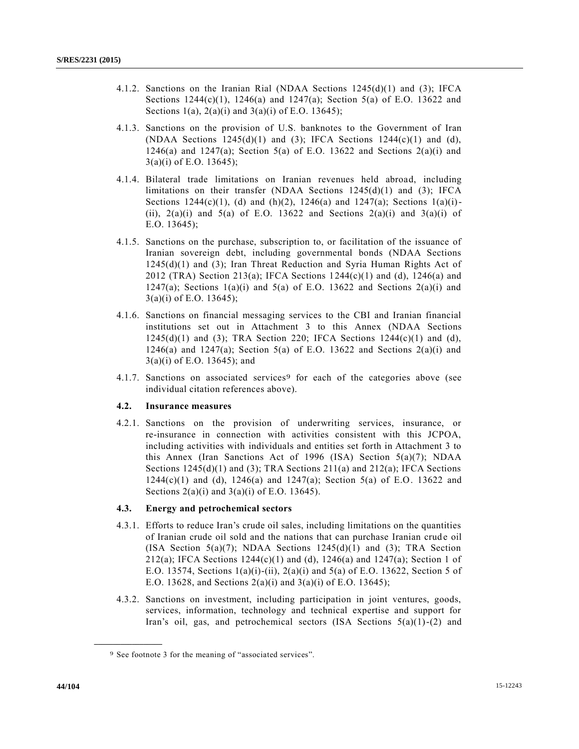4.1.2. Sanctions on the Iranian Rial (NDAA Sections 1245(d)(1) and (3); IFCA Sections 1244(c)(1), 1246(a) and 1247(a); Section 5(a) of E.O. 13622 and Sections 1(a), 2(a)(i) and 3(a)(i) of E.O. 13645);

4.1.3. Sanctions on the provision of U.S. banknotes to the Government of Iran (NDAA Sections 1245(d)(1) and (3); IFCA Sections 1244(c)(1) and (d), 1246(a) and 1247(a); Section 5(a) of E.O. 13622 and Sections 2(a)(i) and 3(a)(i) of E.O. 13645);

4.1.4. Bilateral trade limitations on Iranian revenues held abroad, including limitations on their transfer (NDAA Sections 1245(d)(1) and (3); IFCA Sections 1244(c)(1), (d) and (h)(2), 1246(a) and 1247(a); Sections 1(a)(i)-(ii), 2(a)(i) and 5(a) of E.O. 13622 and Sections 2(a)(i) and 3(a)(i) of E.O. 13645);

4.1.5. Sanctions on the purchase, subscription to, or facilitation of the issuance of Iranian sovereign debt, including governmental bonds (NDAA Sections 1245(d)(1) and (3); Iran Threat Reduction and Syria Human Rights Act of 2012 (TRA) Section 213(a); IFCA Sections 1244(c)(1) and (d), 1246(a) and 1247(a); Sections 1(a)(i) and 5(a) of E.O. 13622 and Sections 2(a)(i) and 3(a)(i) of E.O. 13645);

4.1.6. Sanctions on financial messaging services to the CBI and Iranian financial institutions set out in Attachment 3 to this Annex (NDAA Sections 1245(d)(1) and (3); TRA Section 220; IFCA Sections 1244(c)(1) and (d), 1246(a) and 1247(a); Section 5(a) of E.O. 13622 and Sections 2(a)(i) and 3(a)(i) of E.O. 13645); and

4.1.7. Sanctions on associated services[9] for each of the categories above (see individual citation references above).

#### 4.2. Insurance measures

4.2.1. Sanctions on the provision of underwriting services, insurance, or re-insurance in connection with activities consistent with this JCPOA, including activities with individuals and entities set forth in Attachment 3 to this Annex (Iran Sanctions Act of 1996 (ISA) Section 5(a)(7); NDAA Sections 1245(d)(1) and (3); TRA Sections 211(a) and 212(a); IFCA Sections 1244(c)(1) and (d), 1246(a) and 1247(a); Section 5(a) of E.O. 13622 and Sections 2(a)(i) and 3(a)(i) of E.O. 13645).

#### 4.3. Energy and petrochemical sectors

4.3.1. Efforts to reduce Iran's crude oil sales, including limitations on the quantities of Iranian crude oil sold and the nations that can purchase Iranian crude oil (ISA Section 5(a)(7); NDAA Sections 1245(d)(1) and (3); TRA Section 212(a); IFCA Sections 1244(c)(1) and (d), 1246(a) and 1247(a); Section 1 of E.O. 13574, Sections 1(a)(i)-(ii), 2(a)(i) and 5(a) of E.O. 13622, Section 5 of E.O. 13628, and Sections 2(a)(i) and 3(a)(i) of E.O. 13645);

4.3.2. Sanctions on investment, including participation in joint ventures, goods, services, information, technology and technical expertise and support for Iran's oil, gas, and petrochemical sectors (ISA Sections 5(a)(1)-(2) and

---

[9] See footnote 3 for the meaning of "associated services".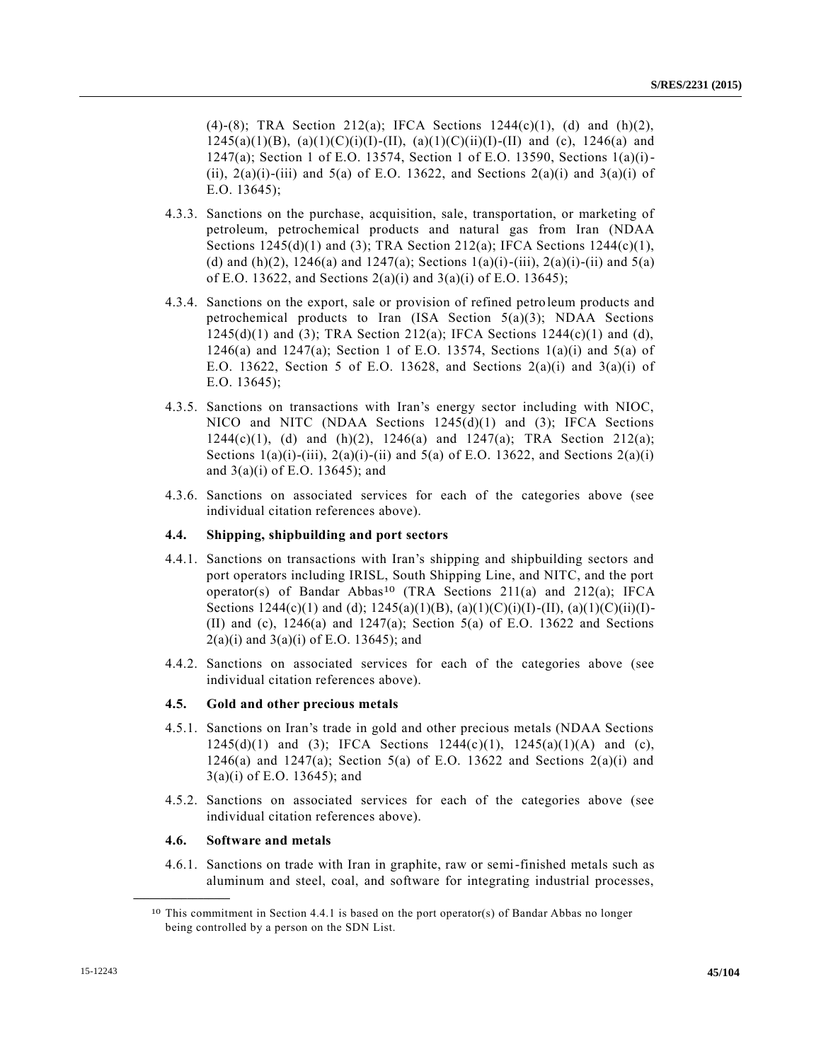(4)-(8); TRA Section 212(a); IFCA Sections 1244(c)(1), (d) and (h)(2), 1245(a)(1)(B), (a)(1)(C)(i)(I)-(II), (a)(1)(C)(ii)(I)-(II) and (c), 1246(a) and 1247(a); Section 1 of E.O. 13574, Section 1 of E.O. 13590, Sections 1(a)(i)-(ii), 2(a)(i)-(iii) and 5(a) of E.O. 13622, and Sections 2(a)(i) and 3(a)(i) of E.O. 13645);

4.3.3. Sanctions on the purchase, acquisition, sale, transportation, or marketing of petroleum, petrochemical products and natural gas from Iran (NDAA Sections 1245(d)(1) and (3); TRA Section 212(a); IFCA Sections 1244(c)(1), (d) and (h)(2), 1246(a) and 1247(a); Sections 1(a)(i)-(iii), 2(a)(i)-(ii) and 5(a) of E.O. 13622, and Sections 2(a)(i) and 3(a)(i) of E.O. 13645);

4.3.4. Sanctions on the export, sale or provision of refined petroleum products and petrochemical products to Iran (ISA Section 5(a)(3); NDAA Sections 1245(d)(1) and (3); TRA Section 212(a); IFCA Sections 1244(c)(1) and (d), 1246(a) and 1247(a); Section 1 of E.O. 13574, Sections 1(a)(i) and 5(a) of E.O. 13622, Section 5 of E.O. 13628, and Sections 2(a)(i) and 3(a)(i) of E.O. 13645);

4.3.5. Sanctions on transactions with Iran's energy sector including with NIOC, NICO and NITC (NDAA Sections 1245(d)(1) and (3); IFCA Sections 1244(c)(1), (d) and (h)(2), 1246(a) and 1247(a); TRA Section 212(a); Sections 1(a)(i)-(iii), 2(a)(i)-(ii) and 5(a) of E.O. 13622, and Sections 2(a)(i) and 3(a)(i) of E.O. 13645); and

4.3.6. Sanctions on associated services for each of the categories above (see individual citation references above).

### 4.4. Shipping, shipbuilding and port sectors

4.4.1. Sanctions on transactions with Iran's shipping and shipbuilding sectors and port operators including IRISL, South Shipping Line, and NITC, and the port operator(s) of Bandar Abbas[10] (TRA Sections 211(a) and 212(a); IFCA Sections 1244(c)(1) and (d); 1245(a)(1)(B), (a)(1)(C)(i)(I)-(II), (a)(1)(C)(ii)(I)-(II) and (c), 1246(a) and 1247(a); Section 5(a) of E.O. 13622 and Sections 2(a)(i) and 3(a)(i) of E.O. 13645); and

4.4.2. Sanctions on associated services for each of the categories above (see individual citation references above).

### 4.5. Gold and other precious metals

4.5.1. Sanctions on Iran's trade in gold and other precious metals (NDAA Sections 1245(d)(1) and (3); IFCA Sections 1244(c)(1), 1245(a)(1)(A) and (c), 1246(a) and 1247(a); Section 5(a) of E.O. 13622 and Sections 2(a)(i) and 3(a)(i) of E.O. 13645); and

4.5.2. Sanctions on associated services for each of the categories above (see individual citation references above).

### 4.6. Software and metals

4.6.1. Sanctions on trade with Iran in graphite, raw or semi-finished metals such as aluminum and steel, coal, and software for integrating industrial processes,

---

[10] This commitment in Section 4.4.1 is based on the port operator(s) of Bandar Abbas no longer being controlled by a person on the SDN List.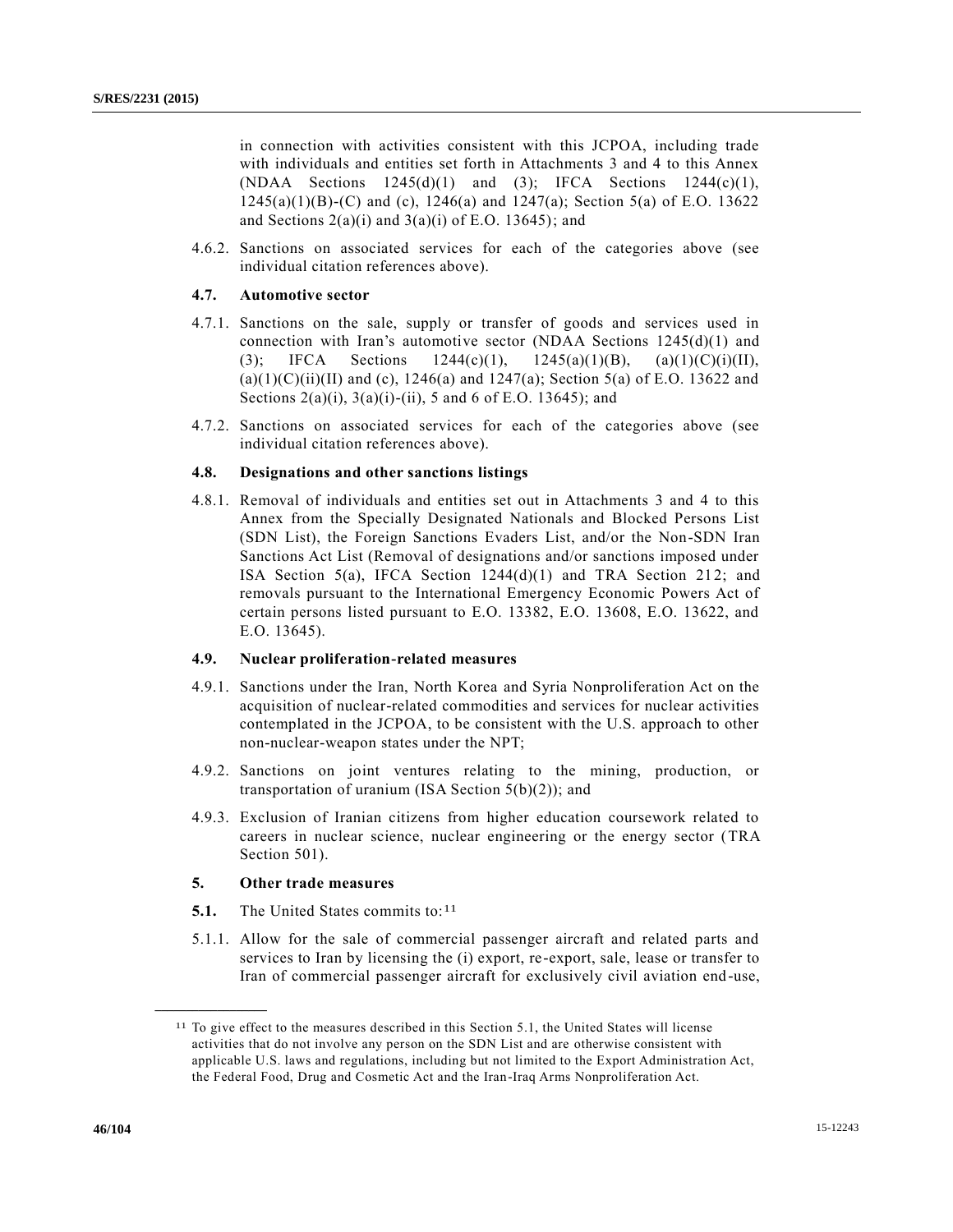in connection with activities consistent with this JCPOA, including trade with individuals and entities set forth in Attachments 3 and 4 to this Annex (NDAA Sections 1245(d)(1) and (3); IFCA Sections 1244(c)(1), 1245(a)(1)(B)-(C) and (c), 1246(a) and 1247(a); Section 5(a) of E.O. 13622 and Sections 2(a)(i) and 3(a)(i) of E.O. 13645); and

4.6.2. Sanctions on associated services for each of the categories above (see individual citation references above).

**4.7. Automotive sector**

4.7.1. Sanctions on the sale, supply or transfer of goods and services used in connection with Iran's automotive sector (NDAA Sections 1245(d)(1) and (3); IFCA Sections 1244(c)(1), 1245(a)(1)(B), (a)(1)(C)(i)(II), (a)(1)(C)(ii)(II) and (c), 1246(a) and 1247(a); Section 5(a) of E.O. 13622 and Sections 2(a)(i), 3(a)(i)-(ii), 5 and 6 of E.O. 13645); and

4.7.2. Sanctions on associated services for each of the categories above (see individual citation references above).

**4.8. Designations and other sanctions listings**

4.8.1. Removal of individuals and entities set out in Attachments 3 and 4 to this Annex from the Specially Designated Nationals and Blocked Persons List (SDN List), the Foreign Sanctions Evaders List, and/or the Non-SDN Iran Sanctions Act List (Removal of designations and/or sanctions imposed under ISA Section 5(a), IFCA Section 1244(d)(1) and TRA Section 212; and removals pursuant to the International Emergency Economic Powers Act of certain persons listed pursuant to E.O. 13382, E.O. 13608, E.O. 13622, and E.O. 13645).

**4.9. Nuclear proliferation-related measures**

4.9.1. Sanctions under the Iran, North Korea and Syria Nonproliferation Act on the acquisition of nuclear-related commodities and services for nuclear activities contemplated in the JCPOA, to be consistent with the U.S. approach to other non-nuclear-weapon states under the NPT;

4.9.2. Sanctions on joint ventures relating to the mining, production, or transportation of uranium (ISA Section 5(b)(2)); and

4.9.3. Exclusion of Iranian citizens from higher education coursework related to careers in nuclear science, nuclear engineering or the energy sector (TRA Section 501).

**5. Other trade measures**

**5.1.** The United States commits to:[11]

5.1.1. Allow for the sale of commercial passenger aircraft and related parts and services to Iran by licensing the (i) export, re-export, sale, lease or transfer to Iran of commercial passenger aircraft for exclusively civil aviation end-use,

---

[11] To give effect to the measures described in this Section 5.1, the United States will license activities that do not involve any person on the SDN List and are otherwise consistent with applicable U.S. laws and regulations, including but not limited to the Export Administration Act, the Federal Food, Drug and Cosmetic Act and the Iran-Iraq Arms Nonproliferation Act.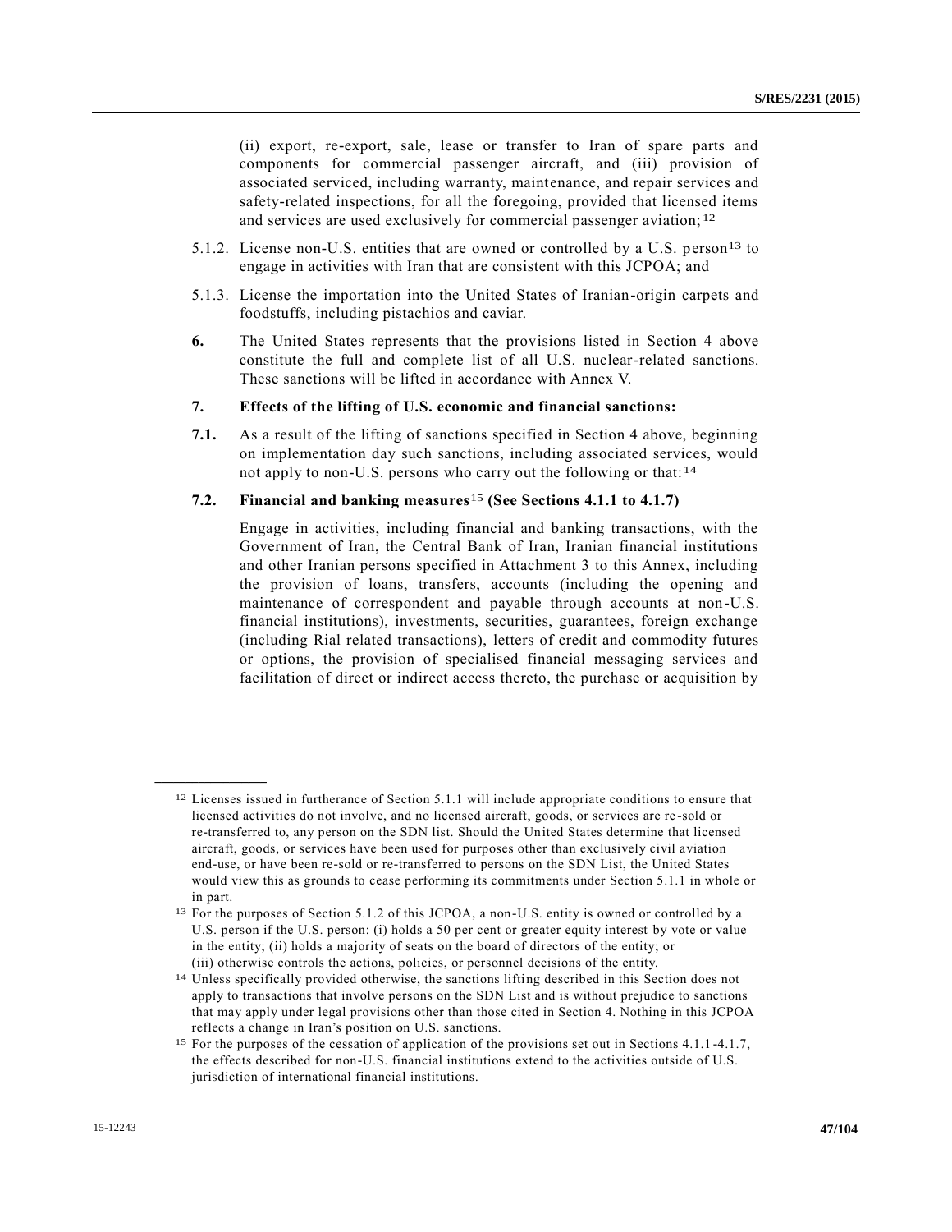(ii) export, re-export, sale, lease or transfer to Iran of spare parts and components for commercial passenger aircraft, and (iii) provision of associated serviced, including warranty, maintenance, and repair services and safety-related inspections, for all the foregoing, provided that licensed items and services are used exclusively for commercial passenger aviation;[12]

5.1.2. License non-U.S. entities that are owned or controlled by a U.S. person[13] to engage in activities with Iran that are consistent with this JCPOA; and

5.1.3. License the importation into the United States of Iranian-origin carpets and foodstuffs, including pistachios and caviar.

**6.** The United States represents that the provisions listed in Section 4 above constitute the full and complete list of all U.S. nuclear-related sanctions. These sanctions will be lifted in accordance with Annex V.

**7. Effects of the lifting of U.S. economic and financial sanctions:**

**7.1.** As a result of the lifting of sanctions specified in Section 4 above, beginning on implementation day such sanctions, including associated services, would not apply to non-U.S. persons who carry out the following or that:[14]

**7.2. Financial and banking measures**[15] **(See Sections 4.1.1 to 4.1.7)**

Engage in activities, including financial and banking transactions, with the Government of Iran, the Central Bank of Iran, Iranian financial institutions and other Iranian persons specified in Attachment 3 to this Annex, including the provision of loans, transfers, accounts (including the opening and maintenance of correspondent and payable through accounts at non-U.S. financial institutions), investments, securities, guarantees, foreign exchange (including Rial related transactions), letters of credit and commodity futures or options, the provision of specialised financial messaging services and facilitation of direct or indirect access thereto, the purchase or acquisition by

---

[12] Licenses issued in furtherance of Section 5.1.1 will include appropriate conditions to ensure that licensed activities do not involve, and no licensed aircraft, goods, or services are re-sold or re-transferred to, any person on the SDN list. Should the United States determine that licensed aircraft, goods, or services have been used for purposes other than exclusively civil aviation end-use, or have been re-sold or re-transferred to persons on the SDN List, the United States would view this as grounds to cease performing its commitments under Section 5.1.1 in whole or in part.

[13] For the purposes of Section 5.1.2 of this JCPOA, a non-U.S. entity is owned or controlled by a U.S. person if the U.S. person: (i) holds a 50 per cent or greater equity interest by vote or value in the entity; (ii) holds a majority of seats on the board of directors of the entity; or (iii) otherwise controls the actions, policies, or personnel decisions of the entity.

[14] Unless specifically provided otherwise, the sanctions lifting described in this Section does not apply to transactions that involve persons on the SDN List and is without prejudice to sanctions that may apply under legal provisions other than those cited in Section 4. Nothing in this JCPOA reflects a change in Iran's position on U.S. sanctions.

[15] For the purposes of the cessation of application of the provisions set out in Sections 4.1.1-4.1.7, the effects described for non-U.S. financial institutions extend to the activities outside of U.S. jurisdiction of international financial institutions.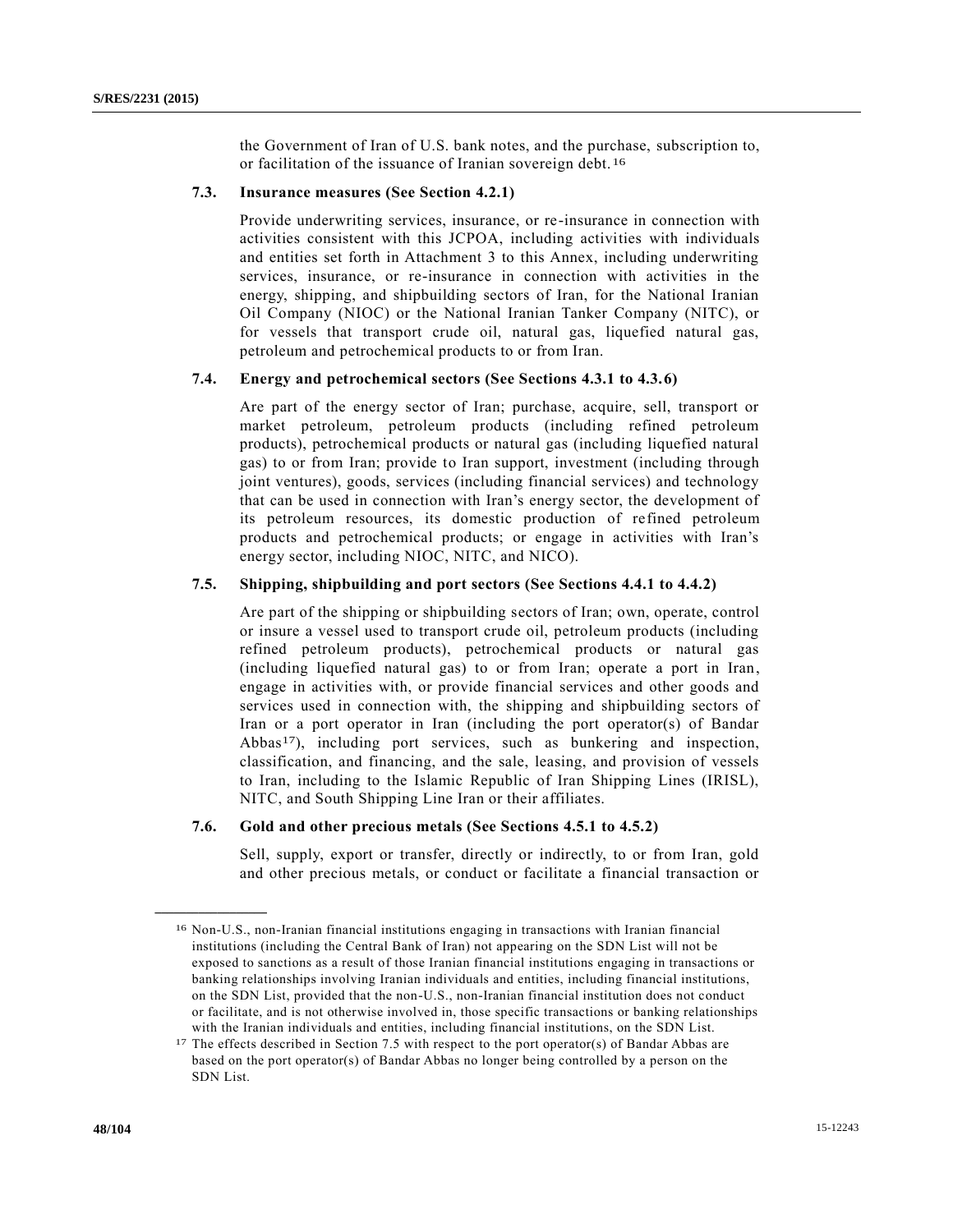the Government of Iran of U.S. bank notes, and the purchase, subscription to, or facilitation of the issuance of Iranian sovereign debt.[16]

**7.3. Insurance measures (See Section 4.2.1)**

Provide underwriting services, insurance, or re-insurance in connection with activities consistent with this JCPOA, including activities with individuals and entities set forth in Attachment 3 to this Annex, including underwriting services, insurance, or re-insurance in connection with activities in the energy, shipping, and shipbuilding sectors of Iran, for the National Iranian Oil Company (NIOC) or the National Iranian Tanker Company (NITC), or for vessels that transport crude oil, natural gas, liquefied natural gas, petroleum and petrochemical products to or from Iran.

**7.4. Energy and petrochemical sectors (See Sections 4.3.1 to 4.3.6)**

Are part of the energy sector of Iran; purchase, acquire, sell, transport or market petroleum, petroleum products (including refined petroleum products), petrochemical products or natural gas (including liquefied natural gas) to or from Iran; provide to Iran support, investment (including through joint ventures), goods, services (including financial services) and technology that can be used in connection with Iran's energy sector, the development of its petroleum resources, its domestic production of refined petroleum products and petrochemical products; or engage in activities with Iran's energy sector, including NIOC, NITC, and NICO).

**7.5. Shipping, shipbuilding and port sectors (See Sections 4.4.1 to 4.4.2)**

Are part of the shipping or shipbuilding sectors of Iran; own, operate, control or insure a vessel used to transport crude oil, petroleum products (including refined petroleum products), petrochemical products or natural gas (including liquefied natural gas) to or from Iran; operate a port in Iran, engage in activities with, or provide financial services and other goods and services used in connection with, the shipping and shipbuilding sectors of Iran or a port operator in Iran (including the port operator(s) of Bandar Abbas[17]), including port services, such as bunkering and inspection, classification, and financing, and the sale, leasing, and provision of vessels to Iran, including to the Islamic Republic of Iran Shipping Lines (IRISL), NITC, and South Shipping Line Iran or their affiliates.

**7.6. Gold and other precious metals (See Sections 4.5.1 to 4.5.2)**

Sell, supply, export or transfer, directly or indirectly, to or from Iran, gold and other precious metals, or conduct or facilitate a financial transaction or

---

[16] Non-U.S., non-Iranian financial institutions engaging in transactions with Iranian financial institutions (including the Central Bank of Iran) not appearing on the SDN List will not be exposed to sanctions as a result of those Iranian financial institutions engaging in transactions or banking relationships involving Iranian individuals and entities, including financial institutions, on the SDN List, provided that the non-U.S., non-Iranian financial institution does not conduct or facilitate, and is not otherwise involved in, those specific transactions or banking relationships with the Iranian individuals and entities, including financial institutions, on the SDN List.

[17] The effects described in Section 7.5 with respect to the port operator(s) of Bandar Abbas are based on the port operator(s) of Bandar Abbas no longer being controlled by a person on the SDN List.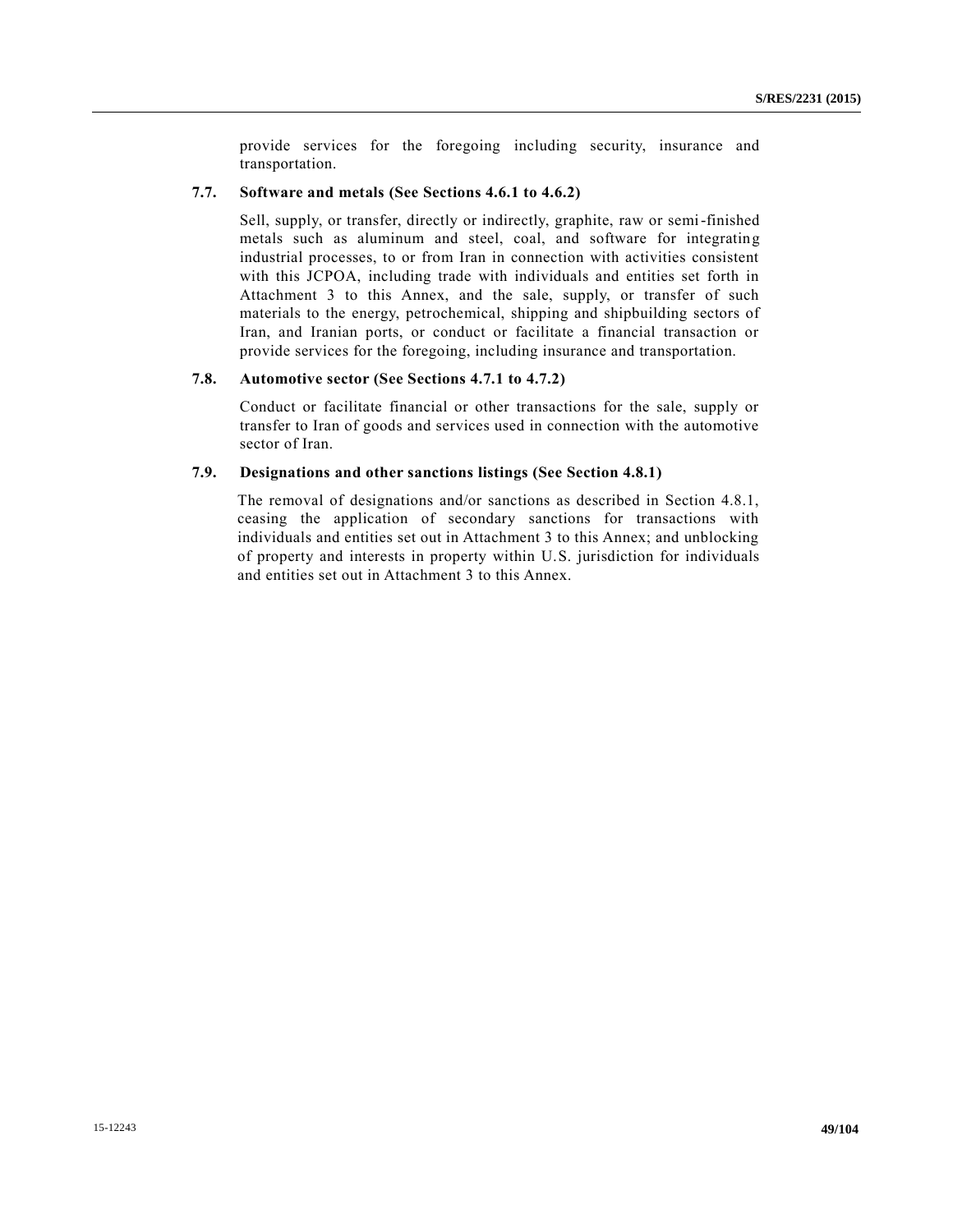provide services for the foregoing including security, insurance and transportation.

### 7.7. Software and metals (See Sections 4.6.1 to 4.6.2)

Sell, supply, or transfer, directly or indirectly, graphite, raw or semi-finished metals such as aluminum and steel, coal, and software for integrating industrial processes, to or from Iran in connection with activities consistent with this JCPOA, including trade with individuals and entities set forth in Attachment 3 to this Annex, and the sale, supply, or transfer of such materials to the energy, petrochemical, shipping and shipbuilding sectors of Iran, and Iranian ports, or conduct or facilitate a financial transaction or provide services for the foregoing, including insurance and transportation.

### 7.8. Automotive sector (See Sections 4.7.1 to 4.7.2)

Conduct or facilitate financial or other transactions for the sale, supply or transfer to Iran of goods and services used in connection with the automotive sector of Iran.

### 7.9. Designations and other sanctions listings (See Section 4.8.1)

The removal of designations and/or sanctions as described in Section 4.8.1, ceasing the application of secondary sanctions for transactions with individuals and entities set out in Attachment 3 to this Annex; and unblocking of property and interests in property within U.S. jurisdiction for individuals and entities set out in Attachment 3 to this Annex.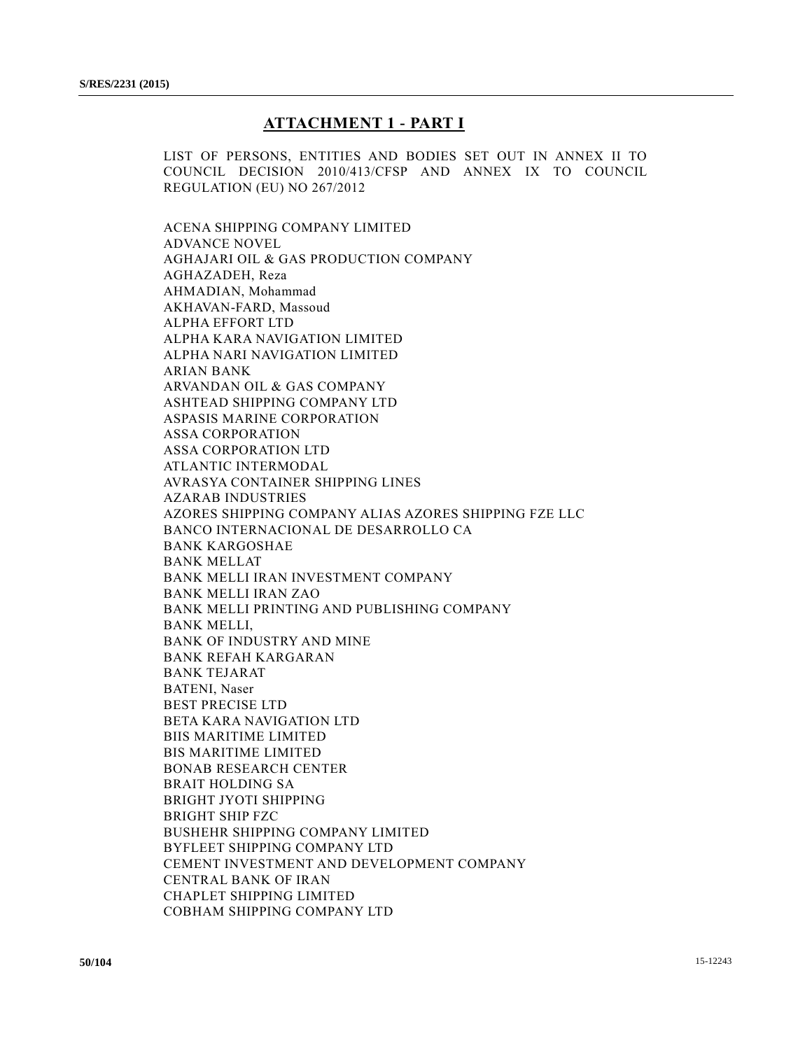## ATTACHMENT 1 - PART I

LIST OF PERSONS, ENTITIES AND BODIES SET OUT IN ANNEX II TO COUNCIL DECISION 2010/413/CFSP AND ANNEX IX TO COUNCIL REGULATION (EU) NO 267/2012

ACENA SHIPPING COMPANY LIMITED
ADVANCE NOVEL
AGHAJARI OIL & GAS PRODUCTION COMPANY
AGHAZADEH, Reza
AHMADIAN, Mohammad
AKHAVAN-FARD, Massoud
ALPHA EFFORT LTD
ALPHA KARA NAVIGATION LIMITED
ALPHA NARI NAVIGATION LIMITED
ARIAN BANK
ARVANDAN OIL & GAS COMPANY
ASHTEAD SHIPPING COMPANY LTD
ASPASIS MARINE CORPORATION
ASSA CORPORATION
ASSA CORPORATION LTD
ATLANTIC INTERMODAL
AVRASYA CONTAINER SHIPPING LINES
AZARAB INDUSTRIES
AZORES SHIPPING COMPANY ALIAS AZORES SHIPPING FZE LLC
BANCO INTERNACIONAL DE DESARROLLO CA
BANK KARGOSHAE
BANK MELLAT
BANK MELLI IRAN INVESTMENT COMPANY
BANK MELLI IRAN ZAO
BANK MELLI PRINTING AND PUBLISHING COMPANY
BANK MELLI,
BANK OF INDUSTRY AND MINE
BANK REFAH KARGARAN
BANK TEJARAT
BATENI, Naser
BEST PRECISE LTD
BETA KARA NAVIGATION LTD
BIIS MARITIME LIMITED
BIS MARITIME LIMITED
BONAB RESEARCH CENTER
BRAIT HOLDING SA
BRIGHT JYOTI SHIPPING
BRIGHT SHIP FZC
BUSHEHR SHIPPING COMPANY LIMITED
BYFLEET SHIPPING COMPANY LTD
CEMENT INVESTMENT AND DEVELOPMENT COMPANY
CENTRAL BANK OF IRAN
CHAPLET SHIPPING LIMITED
COBHAM SHIPPING COMPANY LTD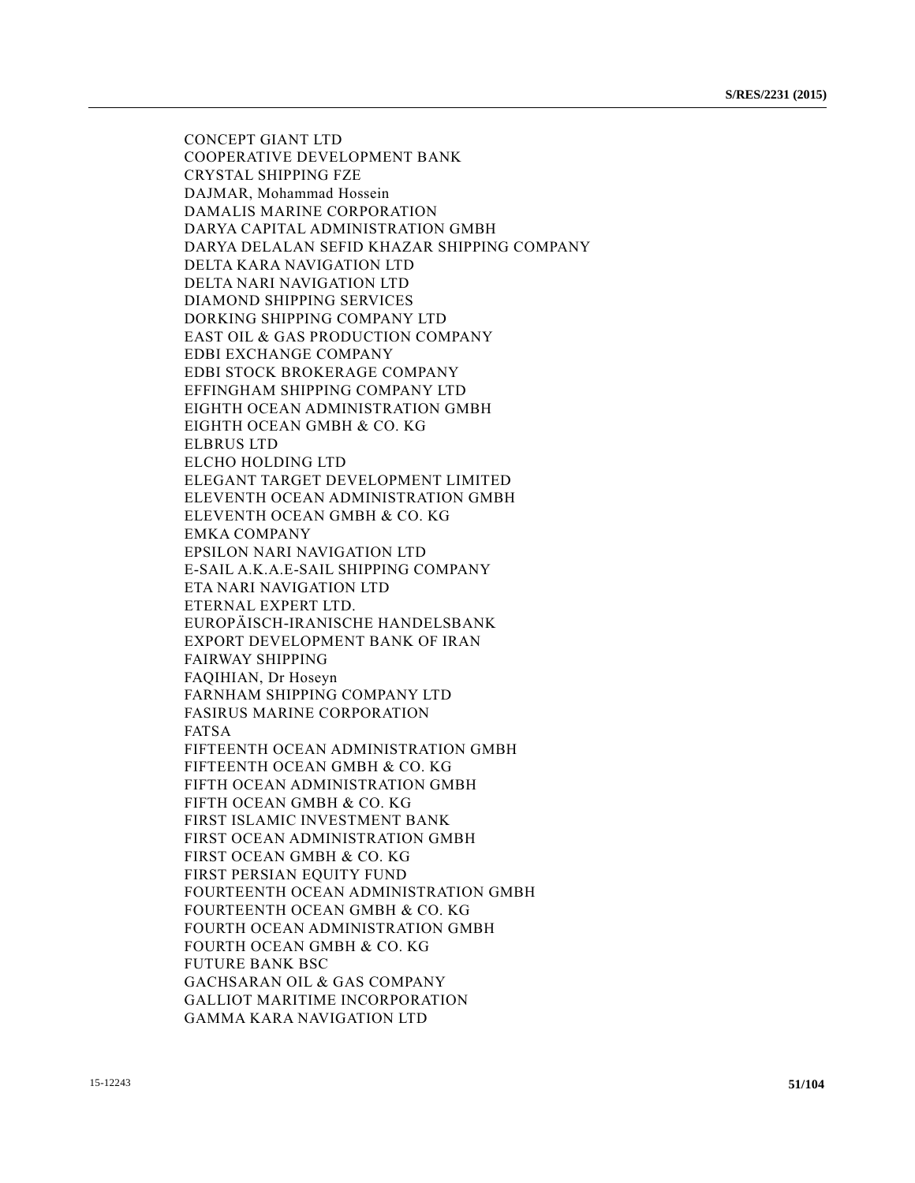CONCEPT GIANT LTD
COOPERATIVE DEVELOPMENT BANK
CRYSTAL SHIPPING FZE
DAJMAR, Mohammad Hossein
DAMALIS MARINE CORPORATION
DARYA CAPITAL ADMINISTRATION GMBH
DARYA DELALAN SEFID KHAZAR SHIPPING COMPANY
DELTA KARA NAVIGATION LTD
DELTA NARI NAVIGATION LTD
DIAMOND SHIPPING SERVICES
DORKING SHIPPING COMPANY LTD
EAST OIL & GAS PRODUCTION COMPANY
EDBI EXCHANGE COMPANY
EDBI STOCK BROKERAGE COMPANY
EFFINGHAM SHIPPING COMPANY LTD
EIGHTH OCEAN ADMINISTRATION GMBH
EIGHTH OCEAN GMBH & CO. KG
ELBRUS LTD
ELCHO HOLDING LTD
ELEGANT TARGET DEVELOPMENT LIMITED
ELEVENTH OCEAN ADMINISTRATION GMBH
ELEVENTH OCEAN GMBH & CO. KG
EMKA COMPANY
EPSILON NARI NAVIGATION LTD
E-SAIL A.K.A.E-SAIL SHIPPING COMPANY
ETA NARI NAVIGATION LTD
ETERNAL EXPERT LTD.
EUROPÄISCH-IRANISCHE HANDELSBANK
EXPORT DEVELOPMENT BANK OF IRAN
FAIRWAY SHIPPING
FAQIHIAN, Dr Hoseyn
FARNHAM SHIPPING COMPANY LTD
FASIRUS MARINE CORPORATION
FATSA
FIFTEENTH OCEAN ADMINISTRATION GMBH
FIFTEENTH OCEAN GMBH & CO. KG
FIFTH OCEAN ADMINISTRATION GMBH
FIFTH OCEAN GMBH & CO. KG
FIRST ISLAMIC INVESTMENT BANK
FIRST OCEAN ADMINISTRATION GMBH
FIRST OCEAN GMBH & CO. KG
FIRST PERSIAN EQUITY FUND
FOURTEENTH OCEAN ADMINISTRATION GMBH
FOURTEENTH OCEAN GMBH & CO. KG
FOURTH OCEAN ADMINISTRATION GMBH
FOURTH OCEAN GMBH & CO. KG
FUTURE BANK BSC
GACHSARAN OIL & GAS COMPANY
GALLIOT MARITIME INCORPORATION
GAMMA KARA NAVIGATION LTD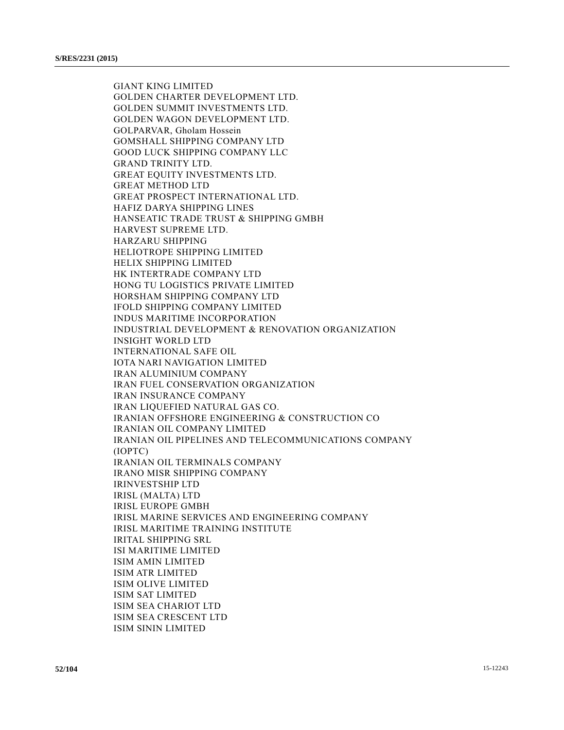GIANT KING LIMITED
GOLDEN CHARTER DEVELOPMENT LTD.
GOLDEN SUMMIT INVESTMENTS LTD.
GOLDEN WAGON DEVELOPMENT LTD.
GOLPARVAR, Gholam Hossein
GOMSHALL SHIPPING COMPANY LTD
GOOD LUCK SHIPPING COMPANY LLC
GRAND TRINITY LTD.
GREAT EQUITY INVESTMENTS LTD.
GREAT METHOD LTD
GREAT PROSPECT INTERNATIONAL LTD.
HAFIZ DARYA SHIPPING LINES
HANSEATIC TRADE TRUST & SHIPPING GMBH
HARVEST SUPREME LTD.
HARZARU SHIPPING
HELIOTROPE SHIPPING LIMITED
HELIX SHIPPING LIMITED
HK INTERTRADE COMPANY LTD
HONG TU LOGISTICS PRIVATE LIMITED
HORSHAM SHIPPING COMPANY LTD
IFOLD SHIPPING COMPANY LIMITED
INDUS MARITIME INCORPORATION
INDUSTRIAL DEVELOPMENT & RENOVATION ORGANIZATION
INSIGHT WORLD LTD
INTERNATIONAL SAFE OIL
IOTA NARI NAVIGATION LIMITED
IRAN ALUMINIUM COMPANY
IRAN FUEL CONSERVATION ORGANIZATION
IRAN INSURANCE COMPANY
IRAN LIQUEFIED NATURAL GAS CO.
IRANIAN OFFSHORE ENGINEERING & CONSTRUCTION CO
IRANIAN OIL COMPANY LIMITED
IRANIAN OIL PIPELINES AND TELECOMMUNICATIONS COMPANY (IOPTC)
IRANIAN OIL TERMINALS COMPANY
IRANO MISR SHIPPING COMPANY
IRINVESTSHIP LTD
IRISL (MALTA) LTD
IRISL EUROPE GMBH
IRISL MARINE SERVICES AND ENGINEERING COMPANY
IRISL MARITIME TRAINING INSTITUTE
IRITAL SHIPPING SRL
ISI MARITIME LIMITED
ISIM AMIN LIMITED
ISIM ATR LIMITED
ISIM OLIVE LIMITED
ISIM SAT LIMITED
ISIM SEA CHARIOT LTD
ISIM SEA CRESCENT LTD
ISIM SININ LIMITED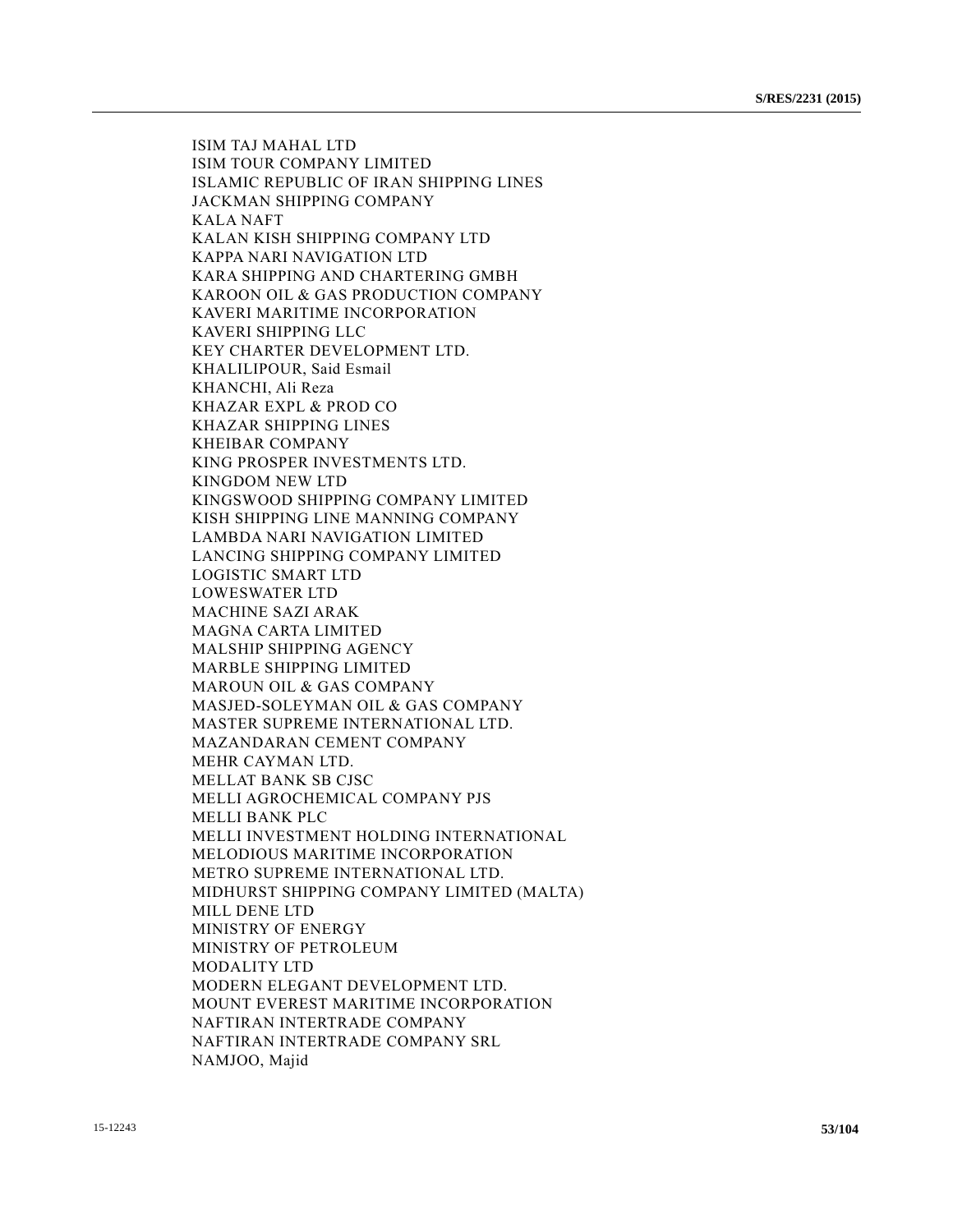ISIM TAJ MAHAL LTD
ISIM TOUR COMPANY LIMITED
ISLAMIC REPUBLIC OF IRAN SHIPPING LINES
JACKMAN SHIPPING COMPANY
KALA NAFT
KALAN KISH SHIPPING COMPANY LTD
KAPPA NARI NAVIGATION LTD
KARA SHIPPING AND CHARTERING GMBH
KAROON OIL & GAS PRODUCTION COMPANY
KAVERI MARITIME INCORPORATION
KAVERI SHIPPING LLC
KEY CHARTER DEVELOPMENT LTD.
KHALILIPOUR, Said Esmail
KHANCHI, Ali Reza
KHAZAR EXPL & PROD CO
KHAZAR SHIPPING LINES
KHEIBAR COMPANY
KING PROSPER INVESTMENTS LTD.
KINGDOM NEW LTD
KINGSWOOD SHIPPING COMPANY LIMITED
KISH SHIPPING LINE MANNING COMPANY
LAMBDA NARI NAVIGATION LIMITED
LANCING SHIPPING COMPANY LIMITED
LOGISTIC SMART LTD
LOWESWATER LTD
MACHINE SAZI ARAK
MAGNA CARTA LIMITED
MALSHIP SHIPPING AGENCY
MARBLE SHIPPING LIMITED
MAROUN OIL & GAS COMPANY
MASJED-SOLEYMAN OIL & GAS COMPANY
MASTER SUPREME INTERNATIONAL LTD.
MAZANDARAN CEMENT COMPANY
MEHR CAYMAN LTD.
MELLAT BANK SB CJSC
MELLI AGROCHEMICAL COMPANY PJS
MELLI BANK PLC
MELLI INVESTMENT HOLDING INTERNATIONAL
MELODIOUS MARITIME INCORPORATION
METRO SUPREME INTERNATIONAL LTD.
MIDHURST SHIPPING COMPANY LIMITED (MALTA)
MILL DENE LTD
MINISTRY OF ENERGY
MINISTRY OF PETROLEUM
MODALITY LTD
MODERN ELEGANT DEVELOPMENT LTD.
MOUNT EVEREST MARITIME INCORPORATION
NAFTIRAN INTERTRADE COMPANY
NAFTIRAN INTERTRADE COMPANY SRL
NAMJOO, Majid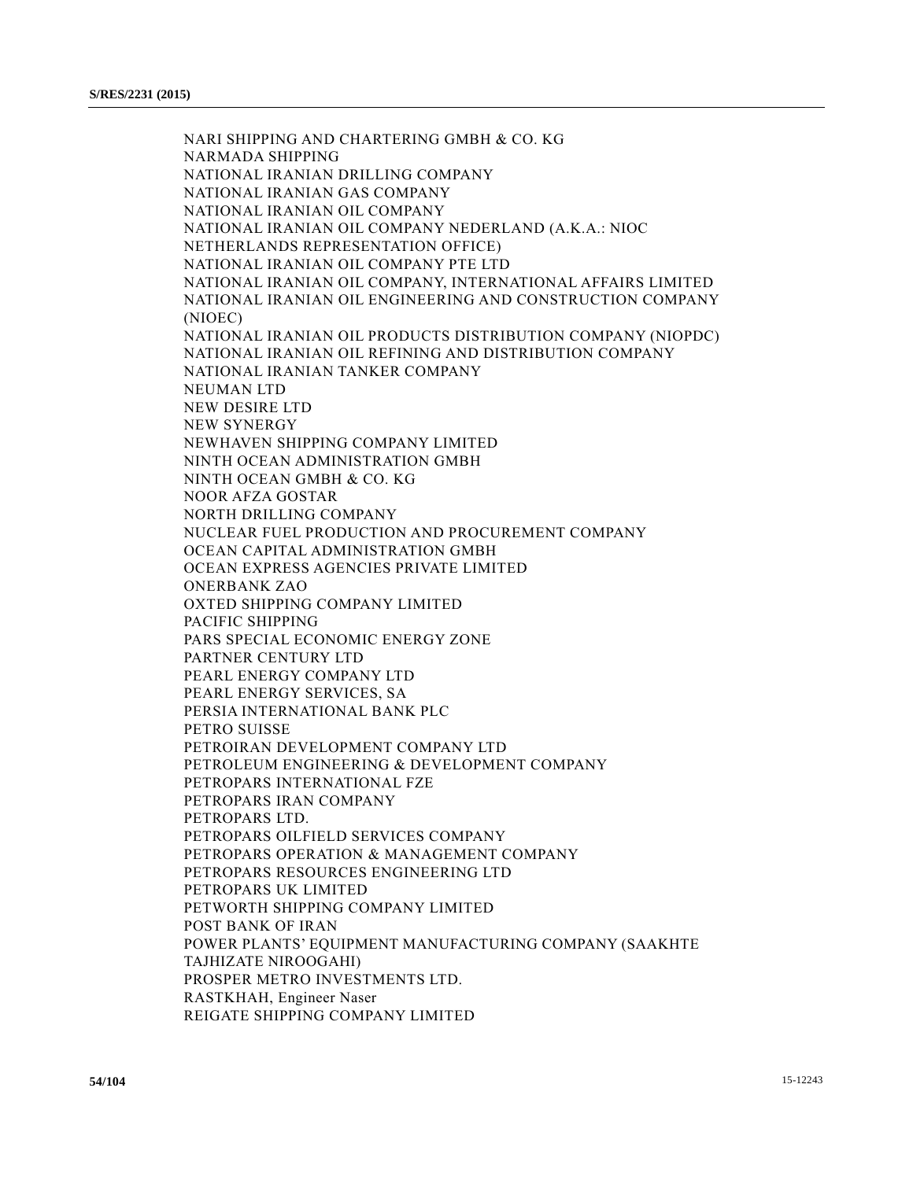NARI SHIPPING AND CHARTERING GMBH & CO. KG
NARMADA SHIPPING
NATIONAL IRANIAN DRILLING COMPANY
NATIONAL IRANIAN GAS COMPANY
NATIONAL IRANIAN OIL COMPANY
NATIONAL IRANIAN OIL COMPANY NEDERLAND (A.K.A.: NIOC NETHERLANDS REPRESENTATION OFFICE)
NATIONAL IRANIAN OIL COMPANY PTE LTD
NATIONAL IRANIAN OIL COMPANY, INTERNATIONAL AFFAIRS LIMITED
NATIONAL IRANIAN OIL ENGINEERING AND CONSTRUCTION COMPANY (NIOEC)
NATIONAL IRANIAN OIL PRODUCTS DISTRIBUTION COMPANY (NIOPDC)
NATIONAL IRANIAN OIL REFINING AND DISTRIBUTION COMPANY
NATIONAL IRANIAN TANKER COMPANY
NEUMAN LTD
NEW DESIRE LTD
NEW SYNERGY
NEWHAVEN SHIPPING COMPANY LIMITED
NINTH OCEAN ADMINISTRATION GMBH
NINTH OCEAN GMBH & CO. KG
NOOR AFZA GOSTAR
NORTH DRILLING COMPANY
NUCLEAR FUEL PRODUCTION AND PROCUREMENT COMPANY
OCEAN CAPITAL ADMINISTRATION GMBH
OCEAN EXPRESS AGENCIES PRIVATE LIMITED
ONERBANK ZAO
OXTED SHIPPING COMPANY LIMITED
PACIFIC SHIPPING
PARS SPECIAL ECONOMIC ENERGY ZONE
PARTNER CENTURY LTD
PEARL ENERGY COMPANY LTD
PEARL ENERGY SERVICES, SA
PERSIA INTERNATIONAL BANK PLC
PETRO SUISSE
PETROIRAN DEVELOPMENT COMPANY LTD
PETROLEUM ENGINEERING & DEVELOPMENT COMPANY
PETROPARS INTERNATIONAL FZE
PETROPARS IRAN COMPANY
PETROPARS LTD.
PETROPARS OILFIELD SERVICES COMPANY
PETROPARS OPERATION & MANAGEMENT COMPANY
PETROPARS RESOURCES ENGINEERING LTD
PETROPARS UK LIMITED
PETWORTH SHIPPING COMPANY LIMITED
POST BANK OF IRAN
POWER PLANTS' EQUIPMENT MANUFACTURING COMPANY (SAAKHTE TAJHIZATE NIROOGAHI)
PROSPER METRO INVESTMENTS LTD.
RASTKHAH, Engineer Naser
REIGATE SHIPPING COMPANY LIMITED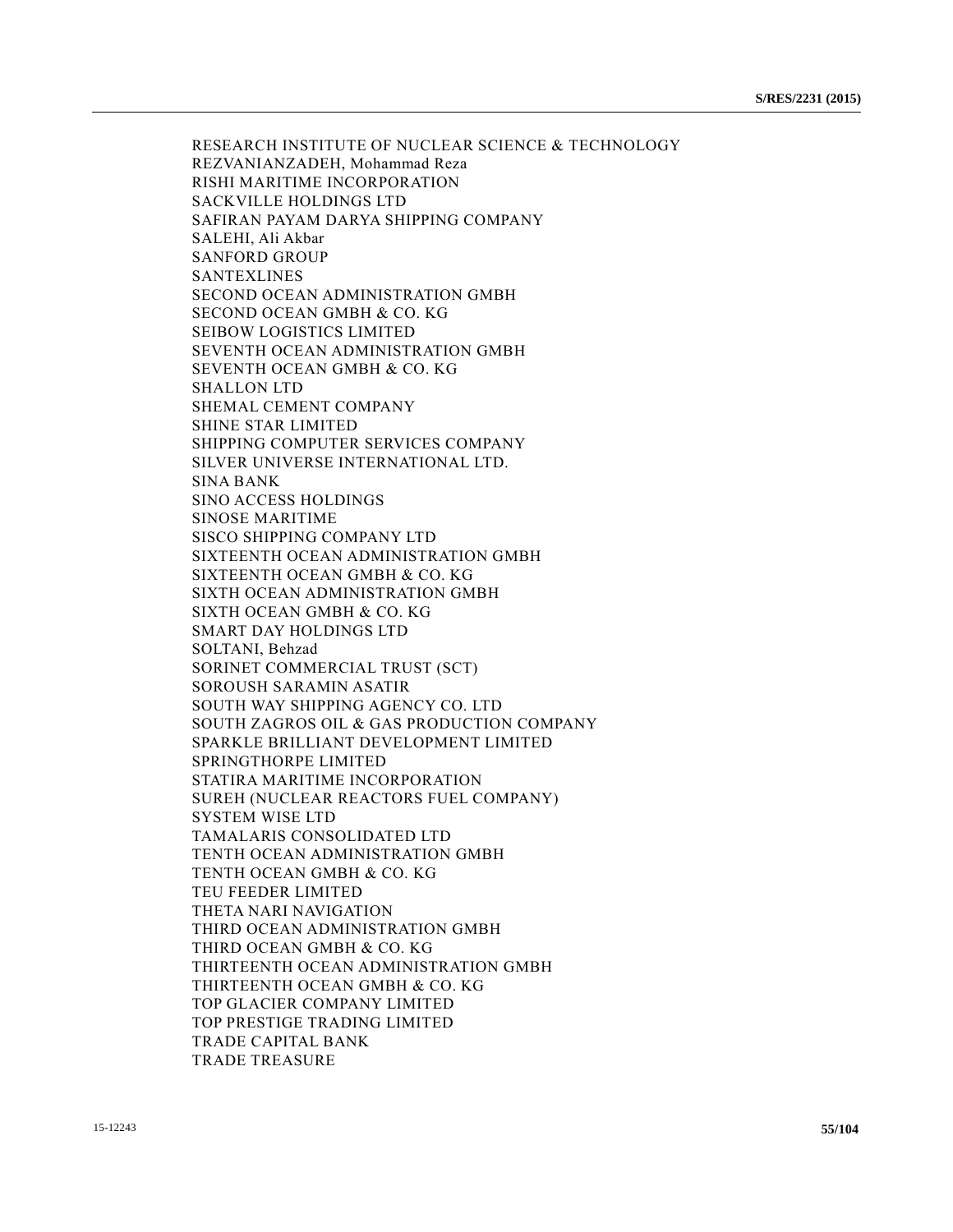RESEARCH INSTITUTE OF NUCLEAR SCIENCE & TECHNOLOGY
REZVANIANZADEH, Mohammad Reza
RISHI MARITIME INCORPORATION
SACKVILLE HOLDINGS LTD
SAFIRAN PAYAM DARYA SHIPPING COMPANY
SALEHI, Ali Akbar
SANFORD GROUP
SANTEXLINES
SECOND OCEAN ADMINISTRATION GMBH
SECOND OCEAN GMBH & CO. KG
SEIBOW LOGISTICS LIMITED
SEVENTH OCEAN ADMINISTRATION GMBH
SEVENTH OCEAN GMBH & CO. KG
SHALLON LTD
SHEMAL CEMENT COMPANY
SHINE STAR LIMITED
SHIPPING COMPUTER SERVICES COMPANY
SILVER UNIVERSE INTERNATIONAL LTD.
SINA BANK
SINO ACCESS HOLDINGS
SINOSE MARITIME
SISCO SHIPPING COMPANY LTD
SIXTEENTH OCEAN ADMINISTRATION GMBH
SIXTEENTH OCEAN GMBH & CO. KG
SIXTH OCEAN ADMINISTRATION GMBH
SIXTH OCEAN GMBH & CO. KG
SMART DAY HOLDINGS LTD
SOLTANI, Behzad
SORINET COMMERCIAL TRUST (SCT)
SOROUSH SARAMIN ASATIR
SOUTH WAY SHIPPING AGENCY CO. LTD
SOUTH ZAGROS OIL & GAS PRODUCTION COMPANY
SPARKLE BRILLIANT DEVELOPMENT LIMITED
SPRINGTHORPE LIMITED
STATIRA MARITIME INCORPORATION
SUREH (NUCLEAR REACTORS FUEL COMPANY)
SYSTEM WISE LTD
TAMALARIS CONSOLIDATED LTD
TENTH OCEAN ADMINISTRATION GMBH
TENTH OCEAN GMBH & CO. KG
TEU FEEDER LIMITED
THETA NARI NAVIGATION
THIRD OCEAN ADMINISTRATION GMBH
THIRD OCEAN GMBH & CO. KG
THIRTEENTH OCEAN ADMINISTRATION GMBH
THIRTEENTH OCEAN GMBH & CO. KG
TOP GLACIER COMPANY LIMITED
TOP PRESTIGE TRADING LIMITED
TRADE CAPITAL BANK
TRADE TREASURE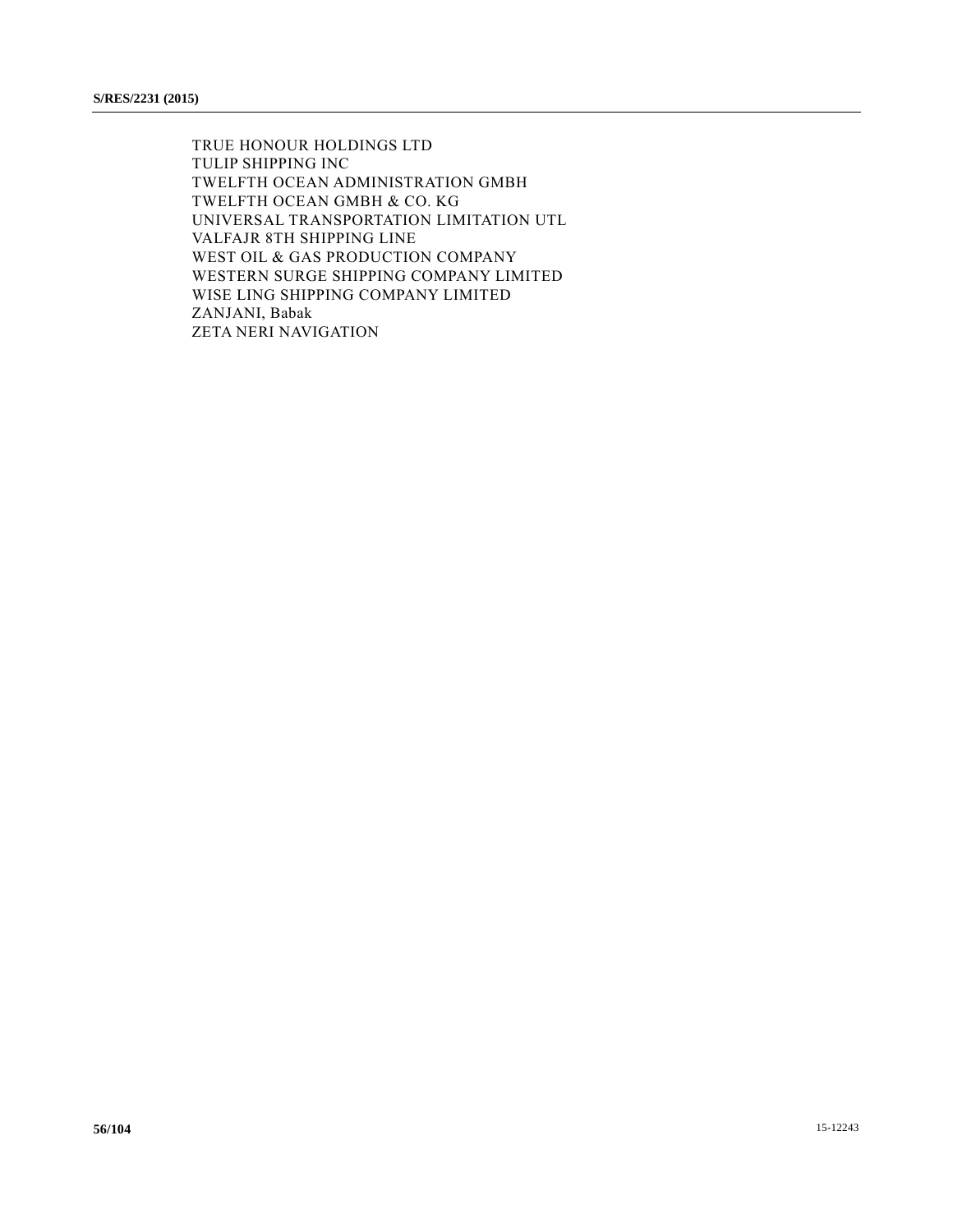TRUE HONOUR HOLDINGS LTD
TULIP SHIPPING INC
TWELFTH OCEAN ADMINISTRATION GMBH
TWELFTH OCEAN GMBH & CO. KG
UNIVERSAL TRANSPORTATION LIMITATION UTL
VALFAJR 8TH SHIPPING LINE
WEST OIL & GAS PRODUCTION COMPANY
WESTERN SURGE SHIPPING COMPANY LIMITED
WISE LING SHIPPING COMPANY LIMITED
ZANJANI, Babak
ZETA NERI NAVIGATION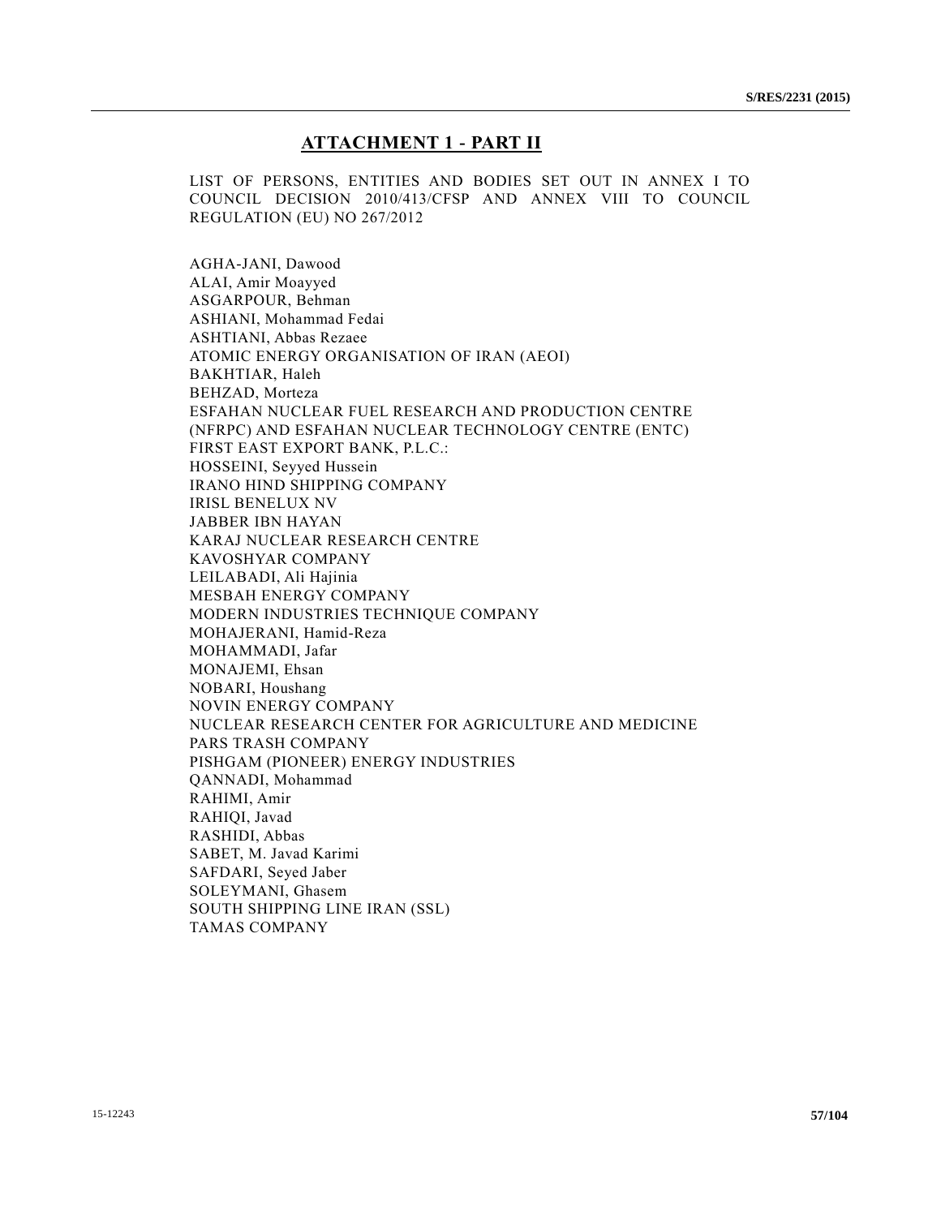## ATTACHMENT 1 - PART II

LIST OF PERSONS, ENTITIES AND BODIES SET OUT IN ANNEX I TO COUNCIL DECISION 2010/413/CFSP AND ANNEX VIII TO COUNCIL REGULATION (EU) NO 267/2012

AGHA-JANI, Dawood  
ALAI, Amir Moayyed  
ASGARPOUR, Behman  
ASHIANI, Mohammad Fedai  
ASHTIANI, Abbas Rezaee  
ATOMIC ENERGY ORGANISATION OF IRAN (AEOI)  
BAKHTIAR, Haleh  
BEHZAD, Morteza  
ESFAHAN NUCLEAR FUEL RESEARCH AND PRODUCTION CENTRE (NFRPC) AND ESFAHAN NUCLEAR TECHNOLOGY CENTRE (ENTC)  
FIRST EAST EXPORT BANK, P.L.C.:  
HOSSEINI, Seyyed Hussein  
IRANO HIND SHIPPING COMPANY  
IRISL BENELUX NV  
JABBER IBN HAYAN  
KARAJ NUCLEAR RESEARCH CENTRE  
KAVOSHYAR COMPANY  
LEILABADI, Ali Hajinia  
MESBAH ENERGY COMPANY  
MODERN INDUSTRIES TECHNIQUE COMPANY  
MOHAJERANI, Hamid-Reza  
MOHAMMADI, Jafar  
MONAJEMI, Ehsan  
NOBARI, Houshang  
NOVIN ENERGY COMPANY  
NUCLEAR RESEARCH CENTER FOR AGRICULTURE AND MEDICINE  
PARS TRASH COMPANY  
PISHGAM (PIONEER) ENERGY INDUSTRIES  
QANNADI, Mohammad  
RAHIMI, Amir  
RAHIQI, Javad  
RASHIDI, Abbas  
SABET, M. Javad Karimi  
SAFDARI, Seyed Jaber  
SOLEYMANI, Ghasem  
SOUTH SHIPPING LINE IRAN (SSL)  
TAMAS COMPANY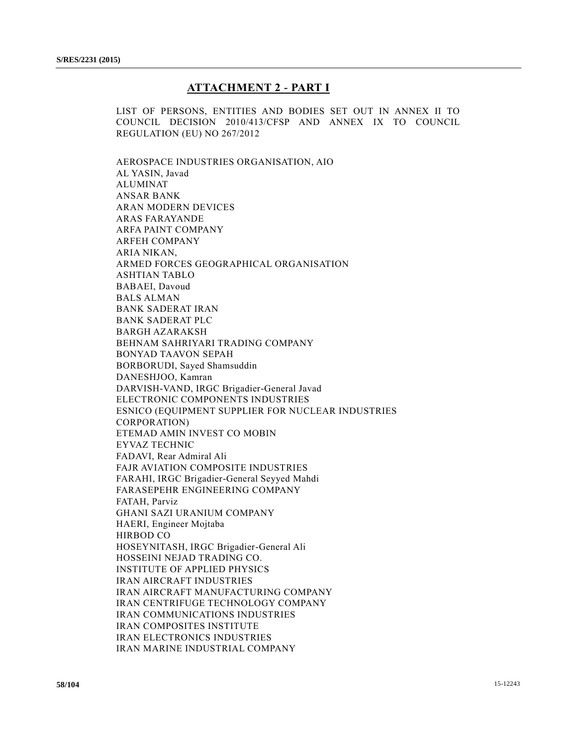## ATTACHMENT 2 - PART I

LIST OF PERSONS, ENTITIES AND BODIES SET OUT IN ANNEX II TO COUNCIL DECISION 2010/413/CFSP AND ANNEX IX TO COUNCIL REGULATION (EU) NO 267/2012

AEROSPACE INDUSTRIES ORGANISATION, AIO
AL YASIN, Javad
ALUMINAT
ANSAR BANK
ARAN MODERN DEVICES
ARAS FARAYANDE
ARFA PAINT COMPANY
ARFEH COMPANY
ARIA NIKAN,
ARMED FORCES GEOGRAPHICAL ORGANISATION
ASHTIAN TABLO
BABAEI, Davoud
BALS ALMAN
BANK SADERAT IRAN
BANK SADERAT PLC
BARGH AZARAKSH
BEHNAM SAHRIYARI TRADING COMPANY
BONYAD TAAVON SEPAH
BORBORUDI, Sayed Shamsuddin
DANESHJOO, Kamran
DARVISH-VAND, IRGC Brigadier-General Javad
ELECTRONIC COMPONENTS INDUSTRIES
ESNICO (EQUIPMENT SUPPLIER FOR NUCLEAR INDUSTRIES CORPORATION)
ETEMAD AMIN INVEST CO MOBIN
EYVAZ TECHNIC
FADAVI, Rear Admiral Ali
FAJR AVIATION COMPOSITE INDUSTRIES
FARAHI, IRGC Brigadier-General Seyyed Mahdi
FARASEPEHR ENGINEERING COMPANY
FATAH, Parviz
GHANI SAZI URANIUM COMPANY
HAERI, Engineer Mojtaba
HIRBOD CO
HOSEYNITASH, IRGC Brigadier-General Ali
HOSSEINI NEJAD TRADING CO.
INSTITUTE OF APPLIED PHYSICS
IRAN AIRCRAFT INDUSTRIES
IRAN AIRCRAFT MANUFACTURING COMPANY
IRAN CENTRIFUGE TECHNOLOGY COMPANY
IRAN COMMUNICATIONS INDUSTRIES
IRAN COMPOSITES INSTITUTE
IRAN ELECTRONICS INDUSTRIES
IRAN MARINE INDUSTRIAL COMPANY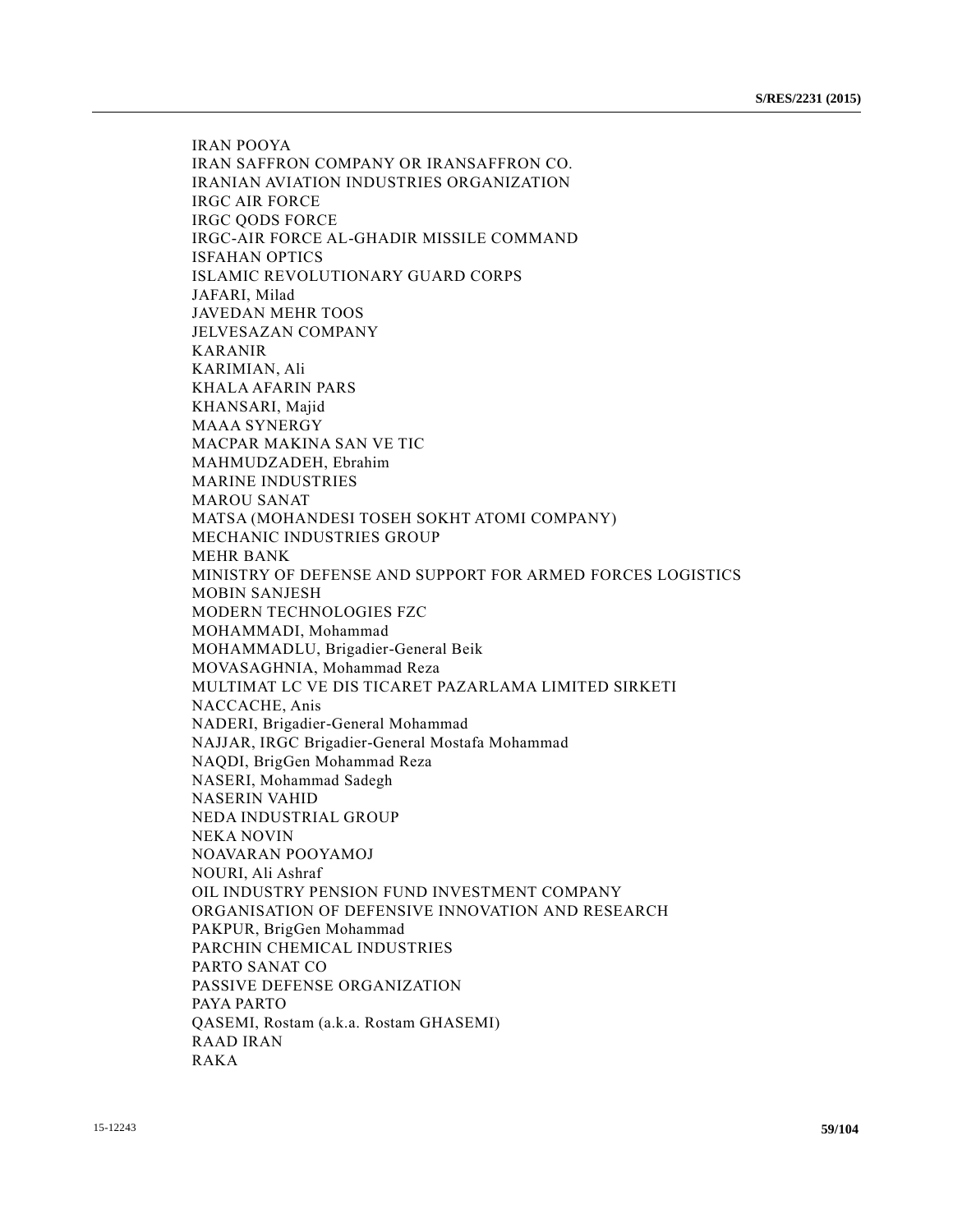IRAN POOYA
IRAN SAFFRON COMPANY OR IRANSAFFRON CO.
IRANIAN AVIATION INDUSTRIES ORGANIZATION
IRGC AIR FORCE
IRGC QODS FORCE
IRGC-AIR FORCE AL-GHADIR MISSILE COMMAND
ISFAHAN OPTICS
ISLAMIC REVOLUTIONARY GUARD CORPS
JAFARI, Milad
JAVEDAN MEHR TOOS
JELVESAZAN COMPANY
KARANIR
KARIMIAN, Ali
KHALA AFARIN PARS
KHANSARI, Majid
MAAA SYNERGY
MACPAR MAKINA SAN VE TIC
MAHMUDZADEH, Ebrahim
MARINE INDUSTRIES
MAROU SANAT
MATSA (MOHANDESI TOSEH SOKHT ATOMI COMPANY)
MECHANIC INDUSTRIES GROUP
MEHR BANK
MINISTRY OF DEFENSE AND SUPPORT FOR ARMED FORCES LOGISTICS
MOBIN SANJESH
MODERN TECHNOLOGIES FZC
MOHAMMADI, Mohammad
MOHAMMADLU, Brigadier-General Beik
MOVASAGHNIA, Mohammad Reza
MULTIMAT LC VE DIS TICARET PAZARLAMA LIMITED SIRKETI
NACCACHE, Anis
NADERI, Brigadier-General Mohammad
NAJJAR, IRGC Brigadier-General Mostafa Mohammad
NAQDI, BrigGen Mohammad Reza
NASERI, Mohammad Sadegh
NASERIN VAHID
NEDA INDUSTRIAL GROUP
NEKA NOVIN
NOAVARAN POOYAMOJ
NOURI, Ali Ashraf
OIL INDUSTRY PENSION FUND INVESTMENT COMPANY
ORGANISATION OF DEFENSIVE INNOVATION AND RESEARCH
PAKPUR, BrigGen Mohammad
PARCHIN CHEMICAL INDUSTRIES
PARTO SANAT CO
PASSIVE DEFENSE ORGANIZATION
PAYA PARTO
QASEMI, Rostam (a.k.a. Rostam GHASEMI)
RAAD IRAN
RAKA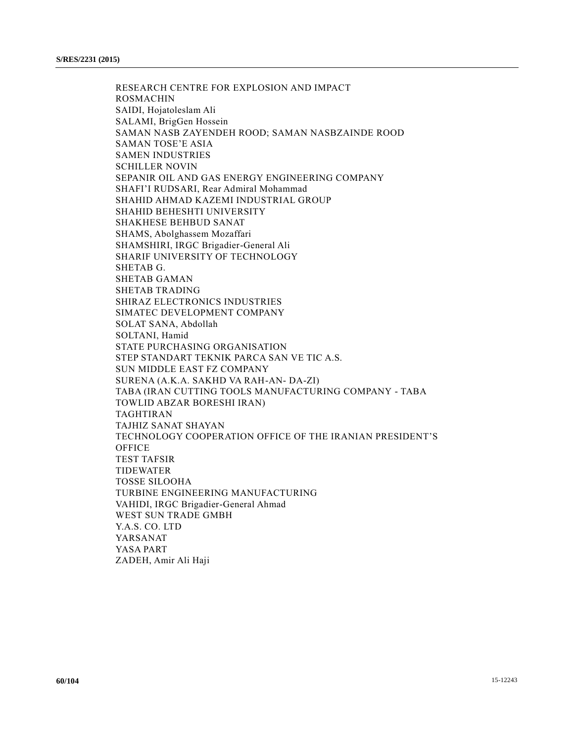RESEARCH CENTRE FOR EXPLOSION AND IMPACT
ROSMACHIN
SAIDI, Hojatoleslam Ali
SALAMI, BrigGen Hossein
SAMAN NASB ZAYENDEH ROOD; SAMAN NASBZAINDE ROOD
SAMAN TOSE'E ASIA
SAMEN INDUSTRIES
SCHILLER NOVIN
SEPANIR OIL AND GAS ENERGY ENGINEERING COMPANY
SHAFI'I RUDSARI, Rear Admiral Mohammad
SHAHID AHMAD KAZEMI INDUSTRIAL GROUP
SHAHID BEHESHTI UNIVERSITY
SHAKHESE BEHBUD SANAT
SHAMS, Abolghassem Mozaffari
SHAMSHIRI, IRGC Brigadier-General Ali
SHARIF UNIVERSITY OF TECHNOLOGY
SHETAB G.
SHETAB GAMAN
SHETAB TRADING
SHIRAZ ELECTRONICS INDUSTRIES
SIMATEC DEVELOPMENT COMPANY
SOLAT SANA, Abdollah
SOLTANI, Hamid
STATE PURCHASING ORGANISATION
STEP STANDART TEKNIK PARCA SAN VE TIC A.S.
SUN MIDDLE EAST FZ COMPANY
SURENA (A.K.A. SAKHD VA RAH-AN- DA-ZI)
TABA (IRAN CUTTING TOOLS MANUFACTURING COMPANY - TABA TOWLID ABZAR BORESHI IRAN)
TAGHTIRAN
TAJHIZ SANAT SHAYAN
TECHNOLOGY COOPERATION OFFICE OF THE IRANIAN PRESIDENT'S OFFICE
TEST TAFSIR
TIDEWATER
TOSSE SILOOHA
TURBINE ENGINEERING MANUFACTURING
VAHIDI, IRGC Brigadier-General Ahmad
WEST SUN TRADE GMBH
Y.A.S. CO. LTD
YARSANAT
YASA PART
ZADEH, Amir Ali Haji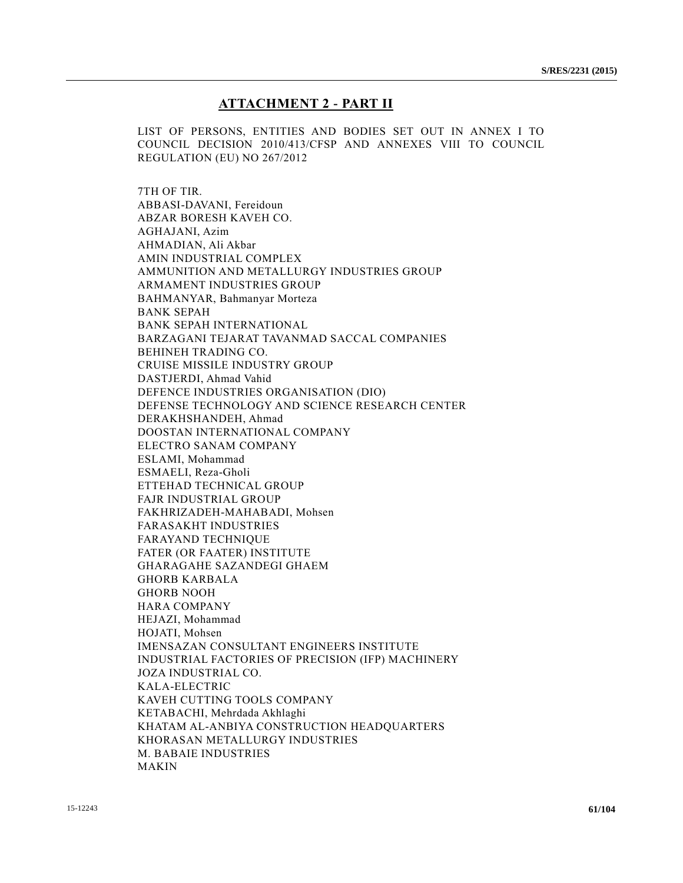## ATTACHMENT 2 - PART II

LIST OF PERSONS, ENTITIES AND BODIES SET OUT IN ANNEX I TO COUNCIL DECISION 2010/413/CFSP AND ANNEXES VIII TO COUNCIL REGULATION (EU) NO 267/2012

7TH OF TIR.
ABBASI-DAVANI, Fereidoun
ABZAR BORESH KAVEH CO.
AGHAJANI, Azim
AHMADIAN, Ali Akbar
AMIN INDUSTRIAL COMPLEX
AMMUNITION AND METALLURGY INDUSTRIES GROUP
ARMAMENT INDUSTRIES GROUP
BAHMANYAR, Bahmanyar Morteza
BANK SEPAH
BANK SEPAH INTERNATIONAL
BARZAGANI TEJARAT TAVANMAD SACCAL COMPANIES
BEHINEH TRADING CO.
CRUISE MISSILE INDUSTRY GROUP
DASTJERDI, Ahmad Vahid
DEFENCE INDUSTRIES ORGANISATION (DIO)
DEFENSE TECHNOLOGY AND SCIENCE RESEARCH CENTER
DERAKHSHANDEH, Ahmad
DOOSTAN INTERNATIONAL COMPANY
ELECTRO SANAM COMPANY
ESLAMI, Mohammad
ESMAELI, Reza-Gholi
ETTEHAD TECHNICAL GROUP
FAJR INDUSTRIAL GROUP
FAKHRIZADEH-MAHABADI, Mohsen
FARASAKHT INDUSTRIES
FARAYAND TECHNIQUE
FATER (OR FAATER) INSTITUTE
GHARAGAHE SAZANDEGI GHAEM
GHORB KARBALA
GHORB NOOH
HARA COMPANY
HEJAZI, Mohammad
HOJATI, Mohsen
IMENSAZAN CONSULTANT ENGINEERS INSTITUTE
INDUSTRIAL FACTORIES OF PRECISION (IFP) MACHINERY
JOZA INDUSTRIAL CO.
KALA-ELECTRIC
KAVEH CUTTING TOOLS COMPANY
KETABACHI, Mehrdada Akhlaghi
KHATAM AL-ANBIYA CONSTRUCTION HEADQUARTERS
KHORASAN METALLURGY INDUSTRIES
M. BABAIE INDUSTRIES
MAKIN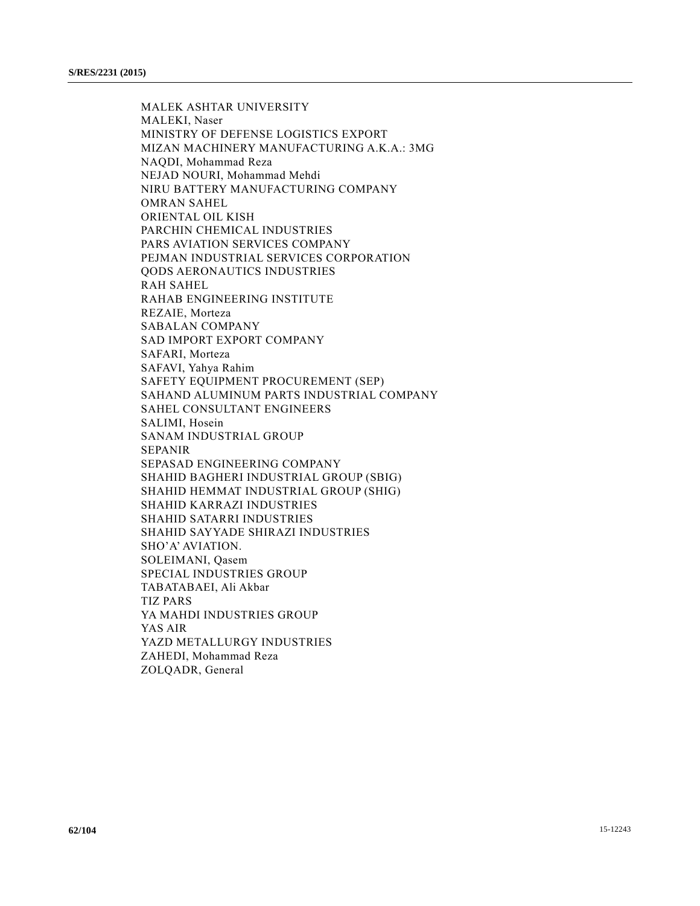MALEK ASHTAR UNIVERSITY
MALEKI, Naser
MINISTRY OF DEFENSE LOGISTICS EXPORT
MIZAN MACHINERY MANUFACTURING A.K.A.: 3MG
NAQDI, Mohammad Reza
NEJAD NOURI, Mohammad Mehdi
NIRU BATTERY MANUFACTURING COMPANY
OMRAN SAHEL
ORIENTAL OIL KISH
PARCHIN CHEMICAL INDUSTRIES
PARS AVIATION SERVICES COMPANY
PEJMAN INDUSTRIAL SERVICES CORPORATION
QODS AERONAUTICS INDUSTRIES
RAH SAHEL
RAHAB ENGINEERING INSTITUTE
REZAIE, Morteza
SABALAN COMPANY
SAD IMPORT EXPORT COMPANY
SAFARI, Morteza
SAFAVI, Yahya Rahim
SAFETY EQUIPMENT PROCUREMENT (SEP)
SAHAND ALUMINUM PARTS INDUSTRIAL COMPANY
SAHEL CONSULTANT ENGINEERS
SALIMI, Hosein
SANAM INDUSTRIAL GROUP
SEPANIR
SEPASAD ENGINEERING COMPANY
SHAHID BAGHERI INDUSTRIAL GROUP (SBIG)
SHAHID HEMMAT INDUSTRIAL GROUP (SHIG)
SHAHID KARRAZI INDUSTRIES
SHAHID SATARRI INDUSTRIES
SHAHID SAYYADE SHIRAZI INDUSTRIES
SHO'A' AVIATION.
SOLEIMANI, Qasem
SPECIAL INDUSTRIES GROUP
TABATABAEI, Ali Akbar
TIZ PARS
YA MAHDI INDUSTRIES GROUP
YAS AIR
YAZD METALLURGY INDUSTRIES
ZAHEDI, Mohammad Reza
ZOLQADR, General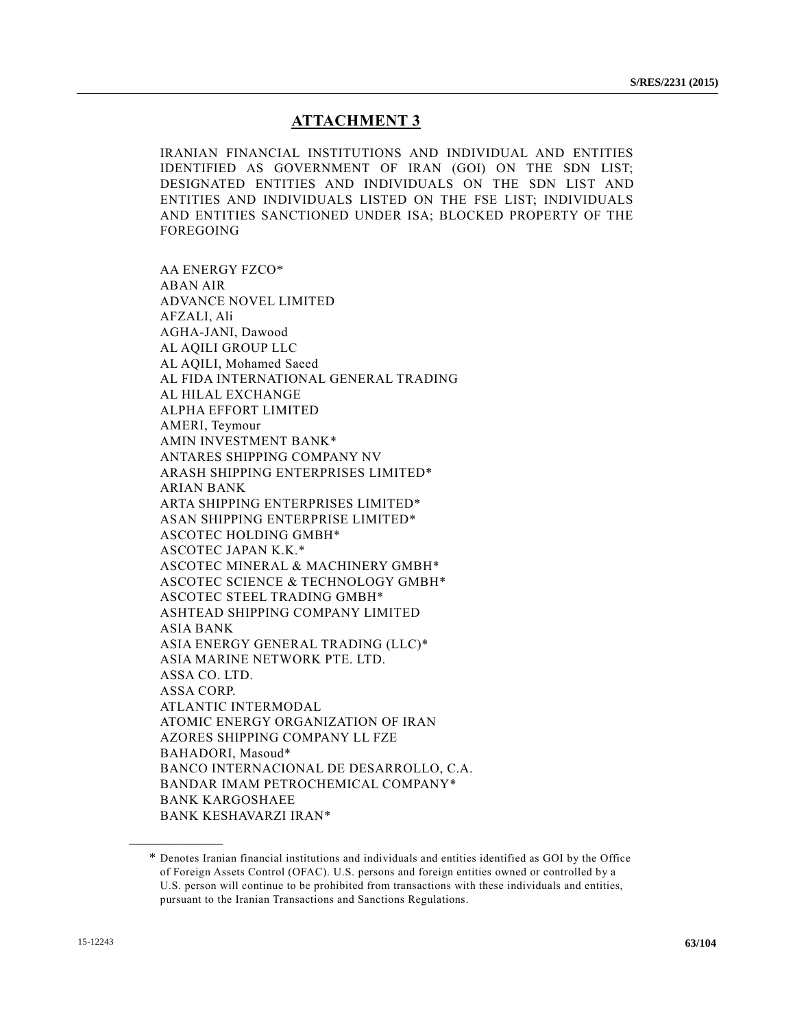## ATTACHMENT 3

IRANIAN FINANCIAL INSTITUTIONS AND INDIVIDUAL AND ENTITIES IDENTIFIED AS GOVERNMENT OF IRAN (GOI) ON THE SDN LIST; DESIGNATED ENTITIES AND INDIVIDUALS ON THE SDN LIST AND ENTITIES AND INDIVIDUALS LISTED ON THE FSE LIST; INDIVIDUALS AND ENTITIES SANCTIONED UNDER ISA; BLOCKED PROPERTY OF THE FOREGOING

AA ENERGY FZCO*
ABAN AIR
ADVANCE NOVEL LIMITED
AFZALI, Ali
AGHA-JANI, Dawood
AL AQILI GROUP LLC
AL AQILI, Mohamed Saeed
AL FIDA INTERNATIONAL GENERAL TRADING
AL HILAL EXCHANGE
ALPHA EFFORT LIMITED
AMERI, Teymour
AMIN INVESTMENT BANK*
ANTARES SHIPPING COMPANY NV
ARASH SHIPPING ENTERPRISES LIMITED*
ARIAN BANK
ARTA SHIPPING ENTERPRISES LIMITED*
ASAN SHIPPING ENTERPRISE LIMITED*
ASCOTEC HOLDING GMBH*
ASCOTEC JAPAN K.K.*
ASCOTEC MINERAL & MACHINERY GMBH*
ASCOTEC SCIENCE & TECHNOLOGY GMBH*
ASCOTEC STEEL TRADING GMBH*
ASHTEAD SHIPPING COMPANY LIMITED
ASIA BANK
ASIA ENERGY GENERAL TRADING (LLC)*
ASIA MARINE NETWORK PTE. LTD.
ASSA CO. LTD.
ASSA CORP.
ATLANTIC INTERMODAL
ATOMIC ENERGY ORGANIZATION OF IRAN
AZORES SHIPPING COMPANY LL FZE
BAHADORI, Masoud*
BANCO INTERNACIONAL DE DESARROLLO, C.A.
BANDAR IMAM PETROCHEMICAL COMPANY*
BANK KARGOSHAEE
BANK KESHAVARZI IRAN*

---

\* Denotes Iranian financial institutions and individuals and entities identified as GOI by the Office of Foreign Assets Control (OFAC). U.S. persons and foreign entities owned or controlled by a U.S. person will continue to be prohibited from transactions with these individuals and entities, pursuant to the Iranian Transactions and Sanctions Regulations.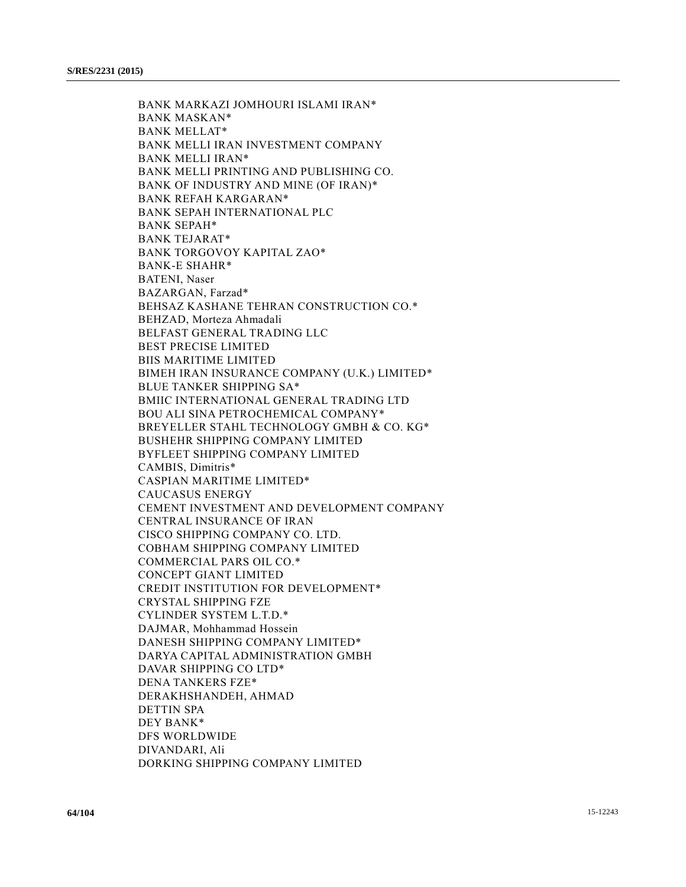BANK MARKAZI JOMHOURI ISLAMI IRAN*
BANK MASKAN*
BANK MELLAT*
BANK MELLI IRAN INVESTMENT COMPANY
BANK MELLI IRAN*
BANK MELLI PRINTING AND PUBLISHING CO.
BANK OF INDUSTRY AND MINE (OF IRAN)*
BANK REFAH KARGARAN*
BANK SEPAH INTERNATIONAL PLC
BANK SEPAH*
BANK TEJARAT*
BANK TORGOVOY KAPITAL ZAO*
BANK-E SHAHR*
BATENI, Naser
BAZARGAN, Farzad*
BEHSAZ KASHANE TEHRAN CONSTRUCTION CO.*
BEHZAD, Morteza Ahmadali
BELFAST GENERAL TRADING LLC
BEST PRECISE LIMITED
BIIS MARITIME LIMITED
BIMEH IRAN INSURANCE COMPANY (U.K.) LIMITED*
BLUE TANKER SHIPPING SA*
BMIIC INTERNATIONAL GENERAL TRADING LTD
BOU ALI SINA PETROCHEMICAL COMPANY*
BREYELLER STAHL TECHNOLOGY GMBH & CO. KG*
BUSHEHR SHIPPING COMPANY LIMITED
BYFLEET SHIPPING COMPANY LIMITED
CAMBIS, Dimitris*
CASPIAN MARITIME LIMITED*
CAUCASUS ENERGY
CEMENT INVESTMENT AND DEVELOPMENT COMPANY
CENTRAL INSURANCE OF IRAN
CISCO SHIPPING COMPANY CO. LTD.
COBHAM SHIPPING COMPANY LIMITED
COMMERCIAL PARS OIL CO.*
CONCEPT GIANT LIMITED
CREDIT INSTITUTION FOR DEVELOPMENT*
CRYSTAL SHIPPING FZE
CYLINDER SYSTEM L.T.D.*
DAJMAR, Mohhammad Hossein
DANESH SHIPPING COMPANY LIMITED*
DARYA CAPITAL ADMINISTRATION GMBH
DAVAR SHIPPING CO LTD*
DENA TANKERS FZE*
DERAKHSHANDEH, AHMAD
DETTIN SPA
DEY BANK*
DFS WORLDWIDE
DIVANDARI, Ali
DORKING SHIPPING COMPANY LIMITED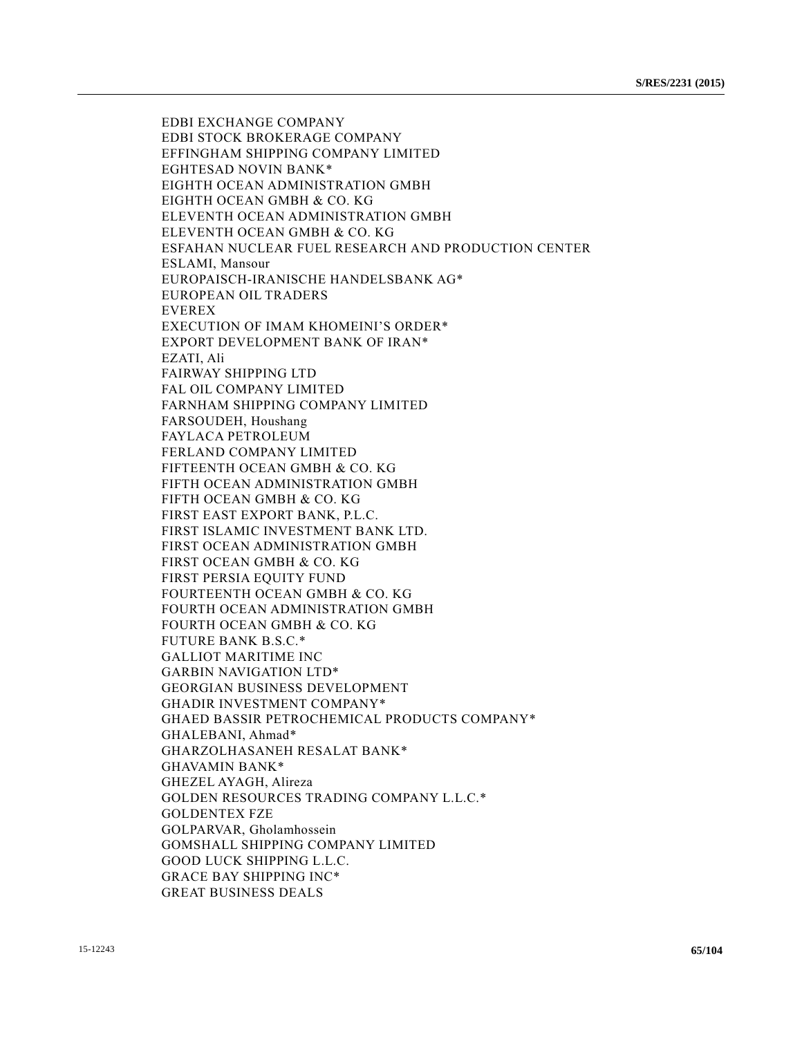EDBI EXCHANGE COMPANY
EDBI STOCK BROKERAGE COMPANY
EFFINGHAM SHIPPING COMPANY LIMITED
EGHTESAD NOVIN BANK*
EIGHTH OCEAN ADMINISTRATION GMBH
EIGHTH OCEAN GMBH & CO. KG
ELEVENTH OCEAN ADMINISTRATION GMBH
ELEVENTH OCEAN GMBH & CO. KG
ESFAHAN NUCLEAR FUEL RESEARCH AND PRODUCTION CENTER
ESLAMI, Mansour
EUROPAISCH-IRANISCHE HANDELSBANK AG*
EUROPEAN OIL TRADERS
EVEREX
EXECUTION OF IMAM KHOMEINI'S ORDER*
EXPORT DEVELOPMENT BANK OF IRAN*
EZATI, Ali
FAIRWAY SHIPPING LTD
FAL OIL COMPANY LIMITED
FARNHAM SHIPPING COMPANY LIMITED
FARSOUDEH, Houshang
FAYLACA PETROLEUM
FERLAND COMPANY LIMITED
FIFTEENTH OCEAN GMBH & CO. KG
FIFTH OCEAN ADMINISTRATION GMBH
FIFTH OCEAN GMBH & CO. KG
FIRST EAST EXPORT BANK, P.L.C.
FIRST ISLAMIC INVESTMENT BANK LTD.
FIRST OCEAN ADMINISTRATION GMBH
FIRST OCEAN GMBH & CO. KG
FIRST PERSIA EQUITY FUND
FOURTEENTH OCEAN GMBH & CO. KG
FOURTH OCEAN ADMINISTRATION GMBH
FOURTH OCEAN GMBH & CO. KG
FUTURE BANK B.S.C.*
GALLIOT MARITIME INC
GARBIN NAVIGATION LTD*
GEORGIAN BUSINESS DEVELOPMENT
GHADIR INVESTMENT COMPANY*
GHAED BASSIR PETROCHEMICAL PRODUCTS COMPANY*
GHALEBANI, Ahmad*
GHARZOLHASANEH RESALAT BANK*
GHAVAMIN BANK*
GHEZEL AYAGH, Alireza
GOLDEN RESOURCES TRADING COMPANY L.L.C.*
GOLDENTEX FZE
GOLPARVAR, Gholamhossein
GOMSHALL SHIPPING COMPANY LIMITED
GOOD LUCK SHIPPING L.L.C.
GRACE BAY SHIPPING INC*
GREAT BUSINESS DEALS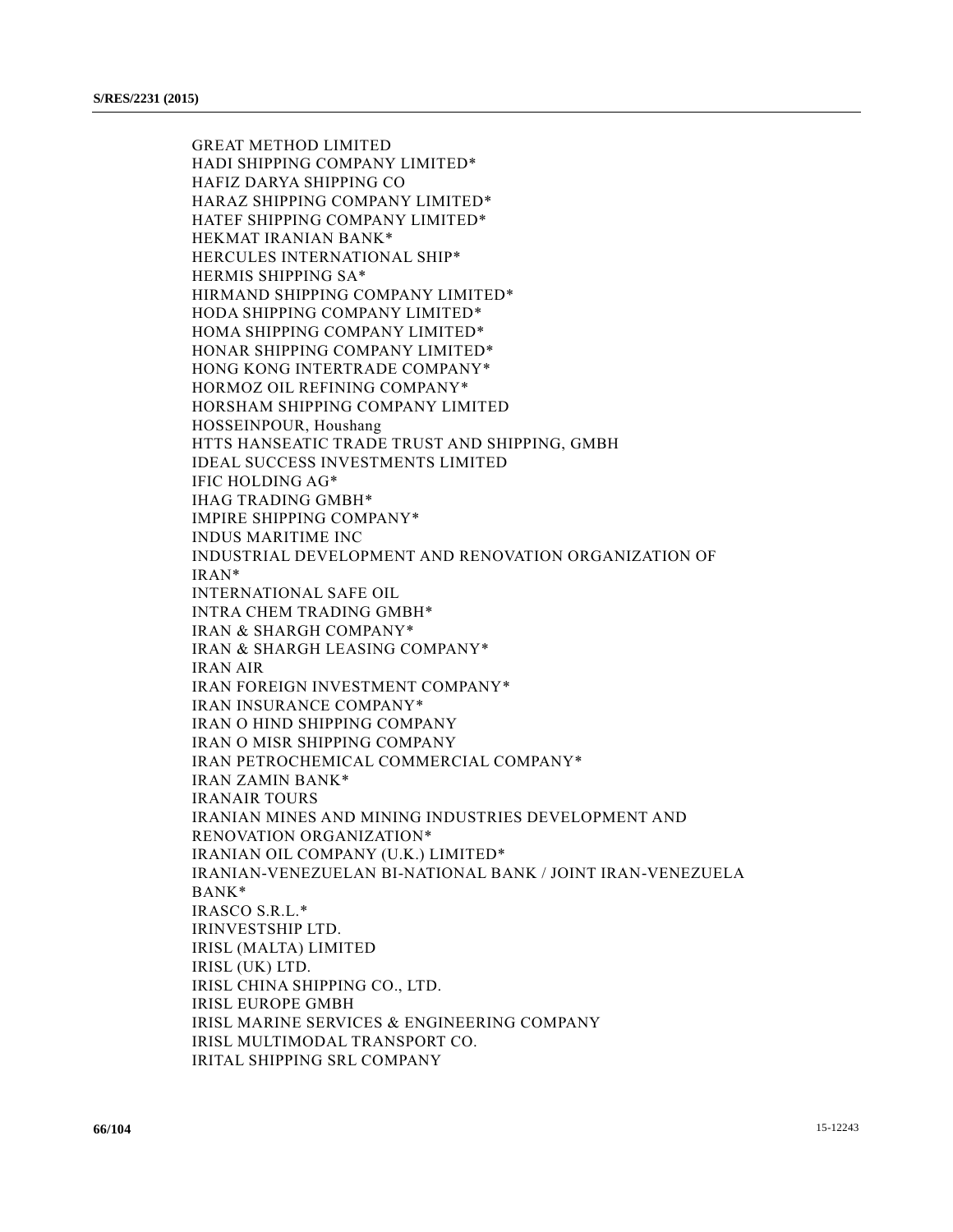GREAT METHOD LIMITED
HADI SHIPPING COMPANY LIMITED*
HAFIZ DARYA SHIPPING CO
HARAZ SHIPPING COMPANY LIMITED*
HATEF SHIPPING COMPANY LIMITED*
HEKMAT IRANIAN BANK*
HERCULES INTERNATIONAL SHIP*
HERMIS SHIPPING SA*
HIRMAND SHIPPING COMPANY LIMITED*
HODA SHIPPING COMPANY LIMITED*
HOMA SHIPPING COMPANY LIMITED*
HONAR SHIPPING COMPANY LIMITED*
HONG KONG INTERTRADE COMPANY*
HORMOZ OIL REFINING COMPANY*
HORSHAM SHIPPING COMPANY LIMITED
HOSSEINPOUR, Houshang
HTTS HANSEATIC TRADE TRUST AND SHIPPING, GMBH
IDEAL SUCCESS INVESTMENTS LIMITED
IFIC HOLDING AG*
IHAG TRADING GMBH*
IMPIRE SHIPPING COMPANY*
INDUS MARITIME INC
INDUSTRIAL DEVELOPMENT AND RENOVATION ORGANIZATION OF IRAN*
INTERNATIONAL SAFE OIL
INTRA CHEM TRADING GMBH*
IRAN & SHARGH COMPANY*
IRAN & SHARGH LEASING COMPANY*
IRAN AIR
IRAN FOREIGN INVESTMENT COMPANY*
IRAN INSURANCE COMPANY*
IRAN O HIND SHIPPING COMPANY
IRAN O MISR SHIPPING COMPANY
IRAN PETROCHEMICAL COMMERCIAL COMPANY*
IRAN ZAMIN BANK*
IRANAIR TOURS
IRANIAN MINES AND MINING INDUSTRIES DEVELOPMENT AND RENOVATION ORGANIZATION*
IRANIAN OIL COMPANY (U.K.) LIMITED*
IRANIAN-VENEZUELAN BI-NATIONAL BANK / JOINT IRAN-VENEZUELA BANK*
IRASCO S.R.L.*
IRINVESTSHIP LTD.
IRISL (MALTA) LIMITED
IRISL (UK) LTD.
IRISL CHINA SHIPPING CO., LTD.
IRISL EUROPE GMBH
IRISL MARINE SERVICES & ENGINEERING COMPANY
IRISL MULTIMODAL TRANSPORT CO.
IRITAL SHIPPING SRL COMPANY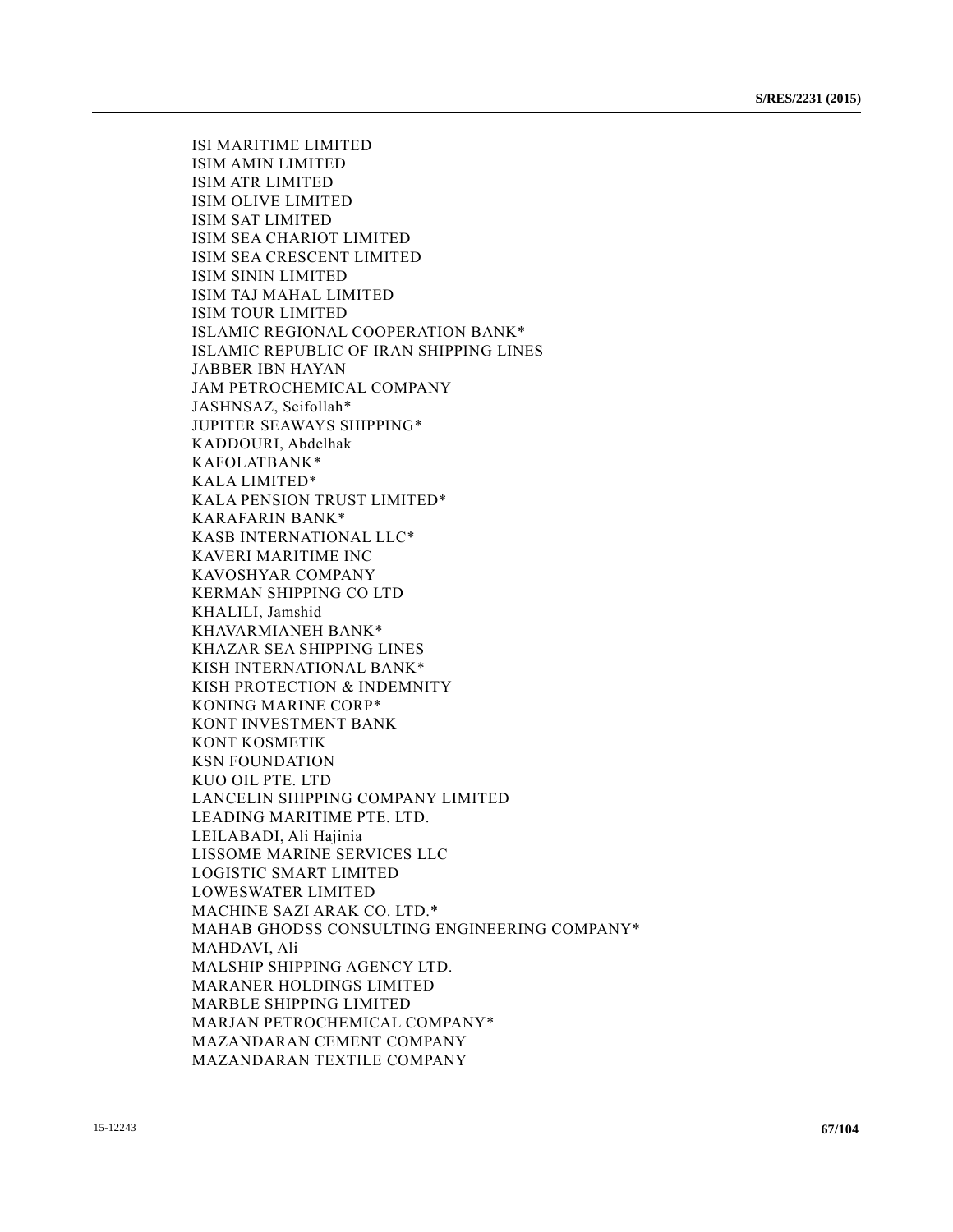ISI MARITIME LIMITED
ISIM AMIN LIMITED
ISIM ATR LIMITED
ISIM OLIVE LIMITED
ISIM SAT LIMITED
ISIM SEA CHARIOT LIMITED
ISIM SEA CRESCENT LIMITED
ISIM SININ LIMITED
ISIM TAJ MAHAL LIMITED
ISIM TOUR LIMITED
ISLAMIC REGIONAL COOPERATION BANK*
ISLAMIC REPUBLIC OF IRAN SHIPPING LINES
JABBER IBN HAYAN
JAM PETROCHEMICAL COMPANY
JASHNSAZ, Seifollah*
JUPITER SEAWAYS SHIPPING*
KADDOURI, Abdelhak
KAFOLATBANK*
KALA LIMITED*
KALA PENSION TRUST LIMITED*
KARAFARIN BANK*
KASB INTERNATIONAL LLC*
KAVERI MARITIME INC
KAVOSHYAR COMPANY
KERMAN SHIPPING CO LTD
KHALILI, Jamshid
KHAVARMIANEH BANK*
KHAZAR SEA SHIPPING LINES
KISH INTERNATIONAL BANK*
KISH PROTECTION & INDEMNITY
KONING MARINE CORP*
KONT INVESTMENT BANK
KONT KOSMETIK
KSN FOUNDATION
KUO OIL PTE. LTD
LANCELIN SHIPPING COMPANY LIMITED
LEADING MARITIME PTE. LTD.
LEILABADI, Ali Hajinia
LISSOME MARINE SERVICES LLC
LOGISTIC SMART LIMITED
LOWESWATER LIMITED
MACHINE SAZI ARAK CO. LTD.*
MAHAB GHODSS CONSULTING ENGINEERING COMPANY*
MAHDAVI, Ali
MALSHIP SHIPPING AGENCY LTD.
MARANER HOLDINGS LIMITED
MARBLE SHIPPING LIMITED
MARJAN PETROCHEMICAL COMPANY*
MAZANDARAN CEMENT COMPANY
MAZANDARAN TEXTILE COMPANY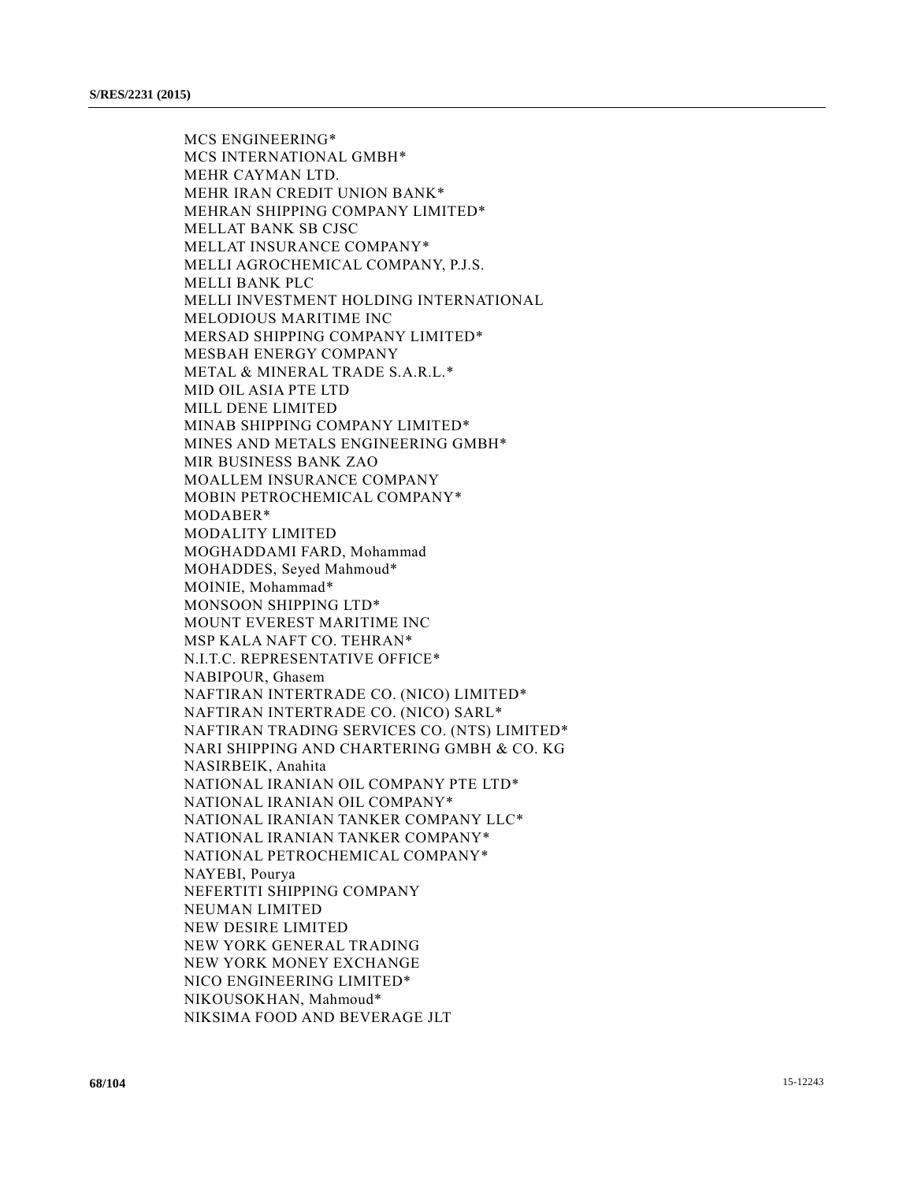MCS ENGINEERING*
MCS INTERNATIONAL GMBH*
MEHR CAYMAN LTD.
MEHR IRAN CREDIT UNION BANK*
MEHRAN SHIPPING COMPANY LIMITED*
MELLAT BANK SB CJSC
MELLAT INSURANCE COMPANY*
MELLI AGROCHEMICAL COMPANY, P.J.S.
MELLI BANK PLC
MELLI INVESTMENT HOLDING INTERNATIONAL
MELODIOUS MARITIME INC
MERSAD SHIPPING COMPANY LIMITED*
MESBAH ENERGY COMPANY
METAL & MINERAL TRADE S.A.R.L.*
MID OIL ASIA PTE LTD
MILL DENE LIMITED
MINAB SHIPPING COMPANY LIMITED*
MINES AND METALS ENGINEERING GMBH*
MIR BUSINESS BANK ZAO
MOALLEM INSURANCE COMPANY
MOBIN PETROCHEMICAL COMPANY*
MODABER*
MODALITY LIMITED
MOGHADDAMI FARD, Mohammad
MOHADDES, Seyed Mahmoud*
MOINIE, Mohammad*
MONSOON SHIPPING LTD*
MOUNT EVEREST MARITIME INC
MSP KALA NAFT CO. TEHRAN*
N.I.T.C. REPRESENTATIVE OFFICE*
NABIPOUR, Ghasem
NAFTIRAN INTERTRADE CO. (NICO) LIMITED*
NAFTIRAN INTERTRADE CO. (NICO) SARL*
NAFTIRAN TRADING SERVICES CO. (NTS) LIMITED*
NARI SHIPPING AND CHARTERING GMBH & CO. KG
NASIRBEIK, Anahita
NATIONAL IRANIAN OIL COMPANY PTE LTD*
NATIONAL IRANIAN OIL COMPANY*
NATIONAL IRANIAN TANKER COMPANY LLC*
NATIONAL IRANIAN TANKER COMPANY*
NATIONAL PETROCHEMICAL COMPANY*
NAYEBI, Pourya
NEFERTITI SHIPPING COMPANY
NEUMAN LIMITED
NEW DESIRE LIMITED
NEW YORK GENERAL TRADING
NEW YORK MONEY EXCHANGE
NICO ENGINEERING LIMITED*
NIKOUSOKHAN, Mahmoud*
NIKSIMA FOOD AND BEVERAGE JLT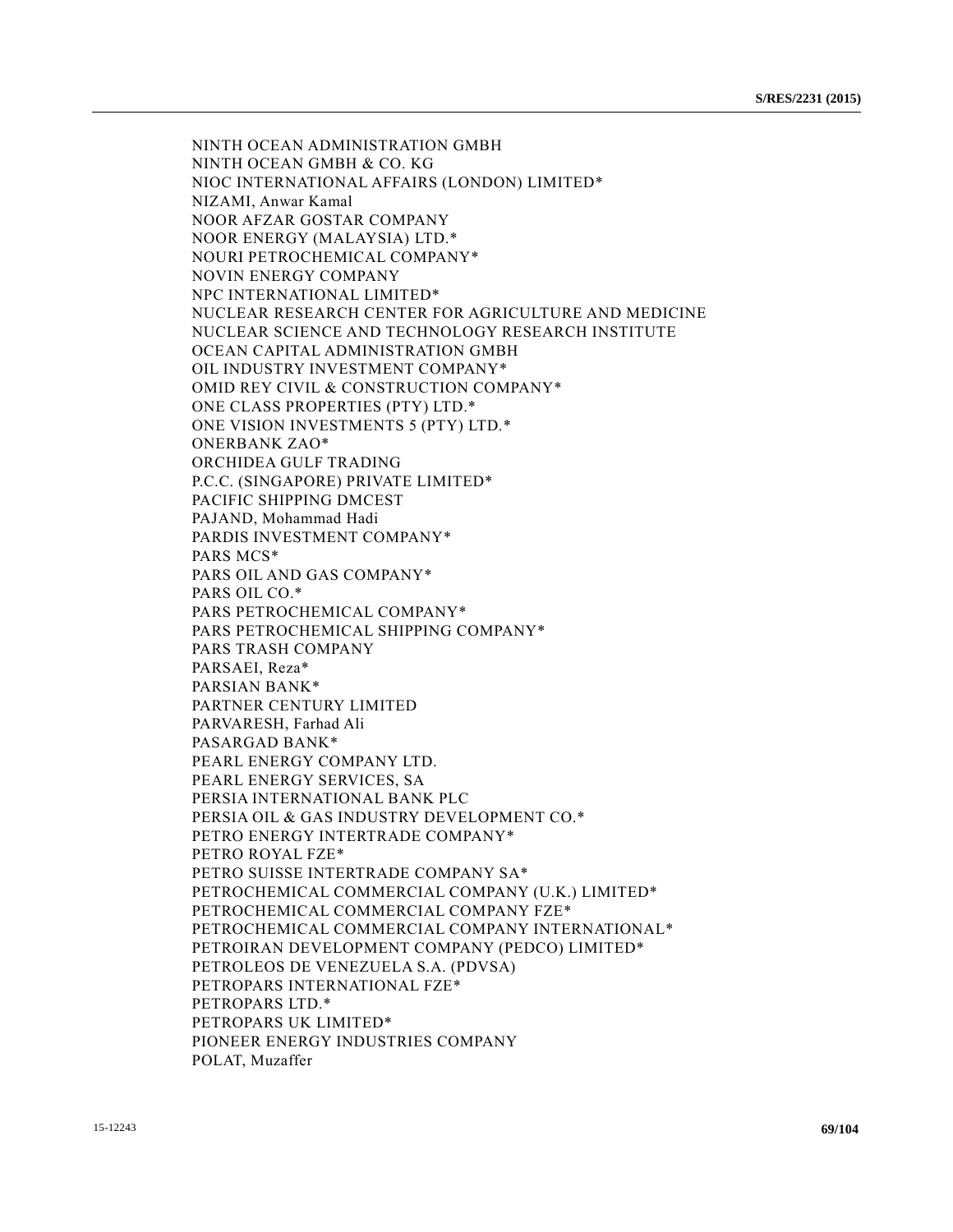NINTH OCEAN ADMINISTRATION GMBH
NINTH OCEAN GMBH & CO. KG
NIOC INTERNATIONAL AFFAIRS (LONDON) LIMITED*
NIZAMI, Anwar Kamal
NOOR AFZAR GOSTAR COMPANY
NOOR ENERGY (MALAYSIA) LTD.*
NOURI PETROCHEMICAL COMPANY*
NOVIN ENERGY COMPANY
NPC INTERNATIONAL LIMITED*
NUCLEAR RESEARCH CENTER FOR AGRICULTURE AND MEDICINE
NUCLEAR SCIENCE AND TECHNOLOGY RESEARCH INSTITUTE
OCEAN CAPITAL ADMINISTRATION GMBH
OIL INDUSTRY INVESTMENT COMPANY*
OMID REY CIVIL & CONSTRUCTION COMPANY*
ONE CLASS PROPERTIES (PTY) LTD.*
ONE VISION INVESTMENTS 5 (PTY) LTD.*
ONERBANK ZAO*
ORCHIDEA GULF TRADING
P.C.C. (SINGAPORE) PRIVATE LIMITED*
PACIFIC SHIPPING DMCEST
PAJAND, Mohammad Hadi
PARDIS INVESTMENT COMPANY*
PARS MCS*
PARS OIL AND GAS COMPANY*
PARS OIL CO.*
PARS PETROCHEMICAL COMPANY*
PARS PETROCHEMICAL SHIPPING COMPANY*
PARS TRASH COMPANY
PARSAEI, Reza*
PARSIAN BANK*
PARTNER CENTURY LIMITED
PARVARESH, Farhad Ali
PASARGAD BANK*
PEARL ENERGY COMPANY LTD.
PEARL ENERGY SERVICES, SA
PERSIA INTERNATIONAL BANK PLC
PERSIA OIL & GAS INDUSTRY DEVELOPMENT CO.*
PETRO ENERGY INTERTRADE COMPANY*
PETRO ROYAL FZE*
PETRO SUISSE INTERTRADE COMPANY SA*
PETROCHEMICAL COMMERCIAL COMPANY (U.K.) LIMITED*
PETROCHEMICAL COMMERCIAL COMPANY FZE*
PETROCHEMICAL COMMERCIAL COMPANY INTERNATIONAL*
PETROIRAN DEVELOPMENT COMPANY (PEDCO) LIMITED*
PETROLEOS DE VENEZUELA S.A. (PDVSA)
PETROPARS INTERNATIONAL FZE*
PETROPARS LTD.*
PETROPARS UK LIMITED*
PIONEER ENERGY INDUSTRIES COMPANY
POLAT, Muzaffer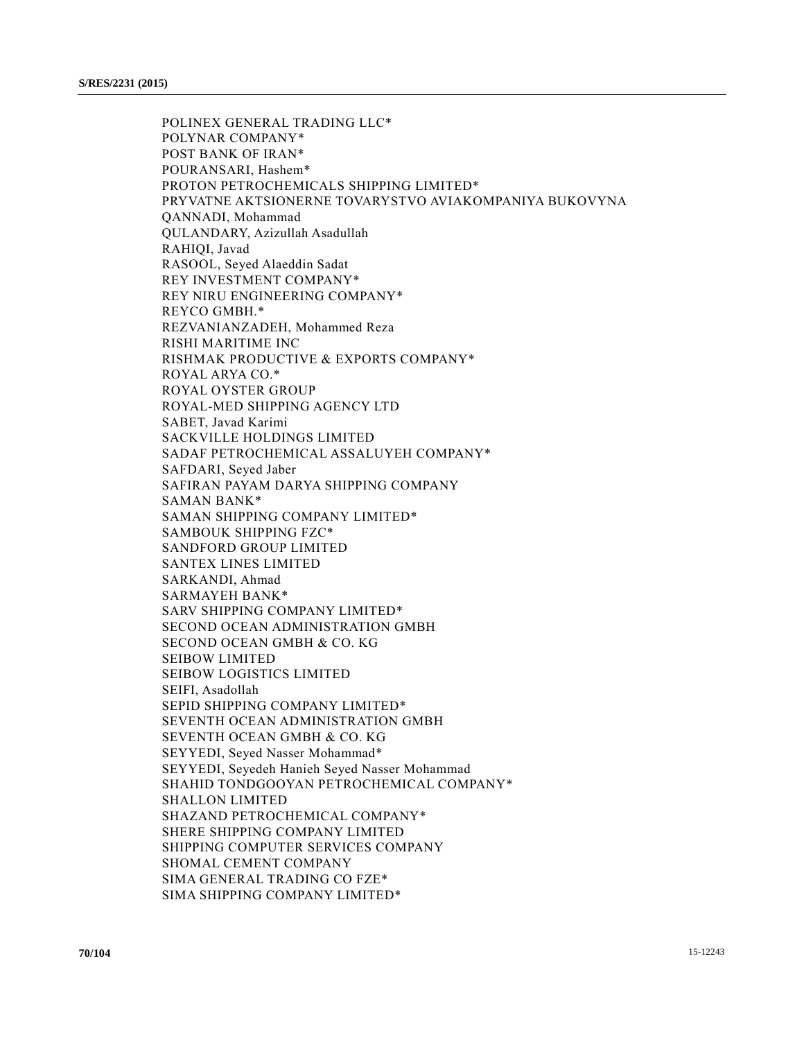POLINEX GENERAL TRADING LLC*
POLYNAR COMPANY*
POST BANK OF IRAN*
POURANSARI, Hashem*
PROTON PETROCHEMICALS SHIPPING LIMITED*
PRYVATNE AKTSIONERNE TOVARYSTVO AVIAKOMPANIYA BUKOVYNA
QANNADI, Mohammad
QULANDARY, Azizullah Asadullah
RAHIQI, Javad
RASOOL, Seyed Alaeddin Sadat
REY INVESTMENT COMPANY*
REY NIRU ENGINEERING COMPANY*
REYCO GMBH.*
REZVANIANZADEH, Mohammed Reza
RISHI MARITIME INC
RISHMAK PRODUCTIVE & EXPORTS COMPANY*
ROYAL ARYA CO.*
ROYAL OYSTER GROUP
ROYAL-MED SHIPPING AGENCY LTD
SABET, Javad Karimi
SACKVILLE HOLDINGS LIMITED
SADAF PETROCHEMICAL ASSALUYEH COMPANY*
SAFDARI, Seyed Jaber
SAFIRAN PAYAM DARYA SHIPPING COMPANY
SAMAN BANK*
SAMAN SHIPPING COMPANY LIMITED*
SAMBOUK SHIPPING FZC*
SANDFORD GROUP LIMITED
SANTEX LINES LIMITED
SARKANDI, Ahmad
SARMAYEH BANK*
SARV SHIPPING COMPANY LIMITED*
SECOND OCEAN ADMINISTRATION GMBH
SECOND OCEAN GMBH & CO. KG
SEIBOW LIMITED
SEIBOW LOGISTICS LIMITED
SEIFI, Asadollah
SEPID SHIPPING COMPANY LIMITED*
SEVENTH OCEAN ADMINISTRATION GMBH
SEVENTH OCEAN GMBH & CO. KG
SEYYEDI, Seyed Nasser Mohammad*
SEYYEDI, Seyedeh Hanieh Seyed Nasser Mohammad
SHAHID TONDGOOYAN PETROCHEMICAL COMPANY*
SHALLON LIMITED
SHAZAND PETROCHEMICAL COMPANY*
SHERE SHIPPING COMPANY LIMITED
SHIPPING COMPUTER SERVICES COMPANY
SHOMAL CEMENT COMPANY
SIMA GENERAL TRADING CO FZE*
SIMA SHIPPING COMPANY LIMITED*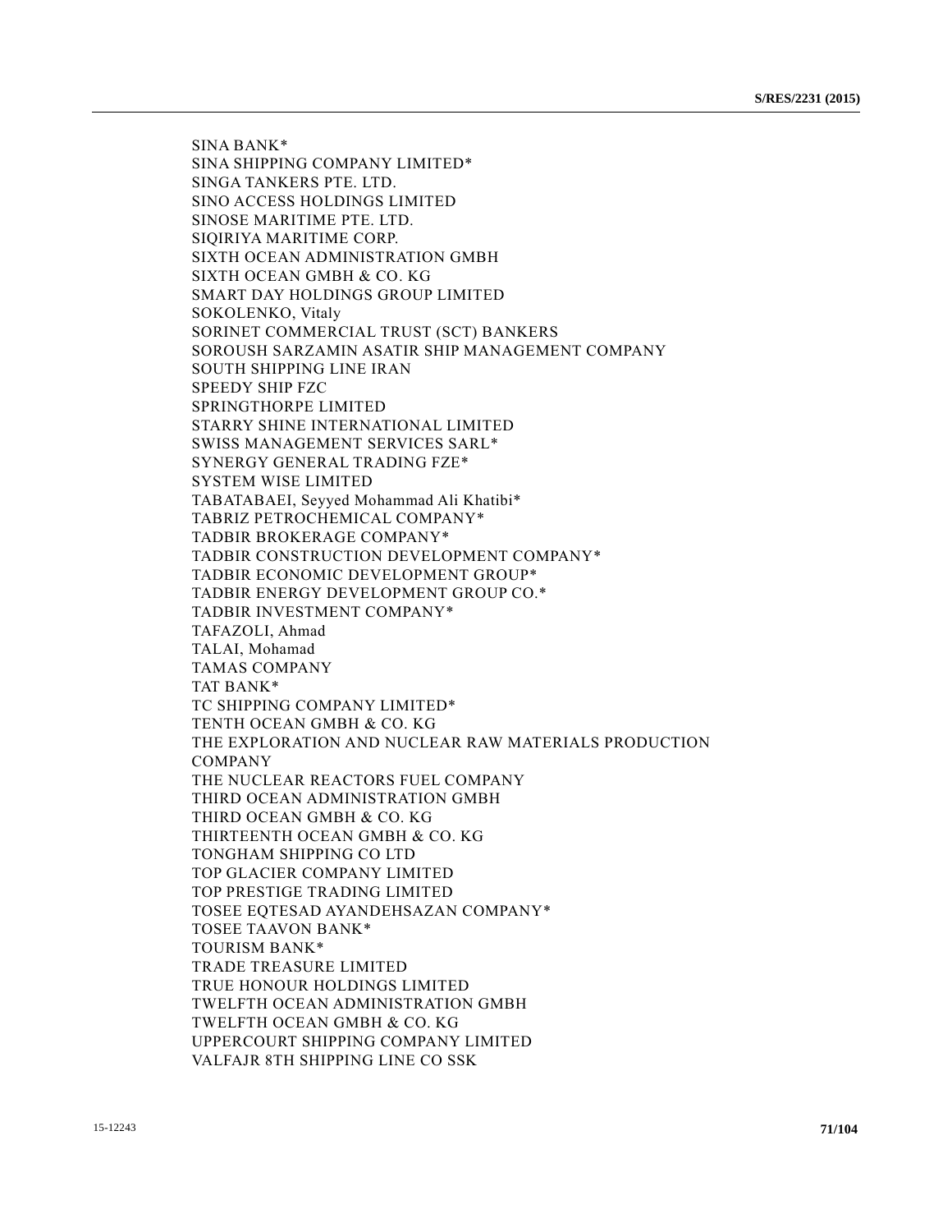SINA BANK*
SINA SHIPPING COMPANY LIMITED*
SINGA TANKERS PTE. LTD.
SINO ACCESS HOLDINGS LIMITED
SINOSE MARITIME PTE. LTD.
SIQIRIYA MARITIME CORP.
SIXTH OCEAN ADMINISTRATION GMBH
SIXTH OCEAN GMBH & CO. KG
SMART DAY HOLDINGS GROUP LIMITED
SOKOLENKO, Vitaly
SORINET COMMERCIAL TRUST (SCT) BANKERS
SOROUSH SARZAMIN ASATIR SHIP MANAGEMENT COMPANY
SOUTH SHIPPING LINE IRAN
SPEEDY SHIP FZC
SPRINGTHORPE LIMITED
STARRY SHINE INTERNATIONAL LIMITED
SWISS MANAGEMENT SERVICES SARL*
SYNERGY GENERAL TRADING FZE*
SYSTEM WISE LIMITED
TABATABAEI, Seyyed Mohammad Ali Khatibi*
TABRIZ PETROCHEMICAL COMPANY*
TADBIR BROKERAGE COMPANY*
TADBIR CONSTRUCTION DEVELOPMENT COMPANY*
TADBIR ECONOMIC DEVELOPMENT GROUP*
TADBIR ENERGY DEVELOPMENT GROUP CO.*
TADBIR INVESTMENT COMPANY*
TAFAZOLI, Ahmad
TALAI, Mohamad
TAMAS COMPANY
TAT BANK*
TC SHIPPING COMPANY LIMITED*
TENTH OCEAN GMBH & CO. KG
THE EXPLORATION AND NUCLEAR RAW MATERIALS PRODUCTION COMPANY
THE NUCLEAR REACTORS FUEL COMPANY
THIRD OCEAN ADMINISTRATION GMBH
THIRD OCEAN GMBH & CO. KG
THIRTEENTH OCEAN GMBH & CO. KG
TONGHAM SHIPPING CO LTD
TOP GLACIER COMPANY LIMITED
TOP PRESTIGE TRADING LIMITED
TOSEE EQTESAD AYANDEHSAZAN COMPANY*
TOSEE TAAVON BANK*
TOURISM BANK*
TRADE TREASURE LIMITED
TRUE HONOUR HOLDINGS LIMITED
TWELFTH OCEAN ADMINISTRATION GMBH
TWELFTH OCEAN GMBH & CO. KG
UPPERCOURT SHIPPING COMPANY LIMITED
VALFAJR 8TH SHIPPING LINE CO SSK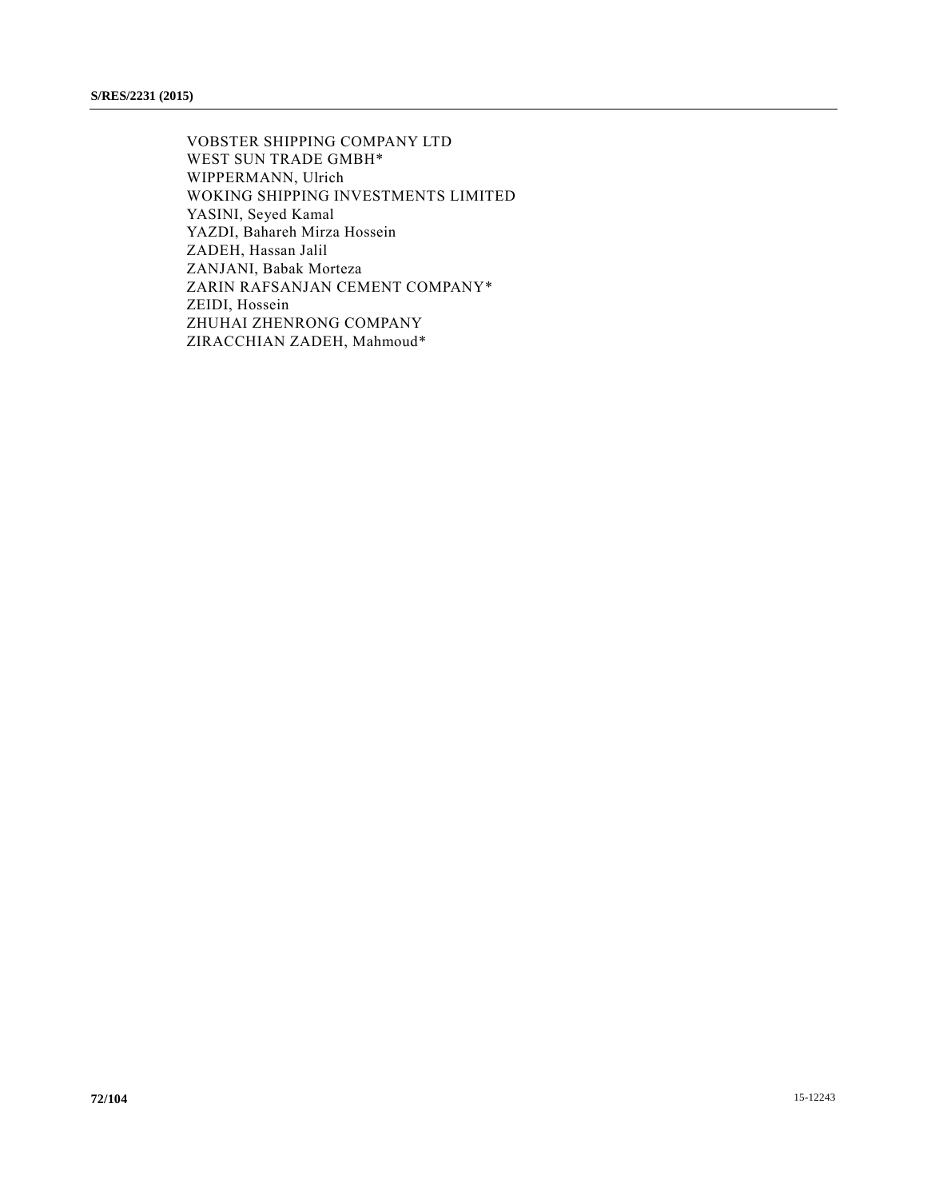VOBSTER SHIPPING COMPANY LTD
WEST SUN TRADE GMBH*
WIPPERMANN, Ulrich
WOKING SHIPPING INVESTMENTS LIMITED
YASINI, Seyed Kamal
YAZDI, Bahareh Mirza Hossein
ZADEH, Hassan Jalil
ZANJANI, Babak Morteza
ZARIN RAFSANJAN CEMENT COMPANY*
ZEIDI, Hossein
ZHUHAI ZHENRONG COMPANY
ZIRACCHIAN ZADEH, Mahmoud*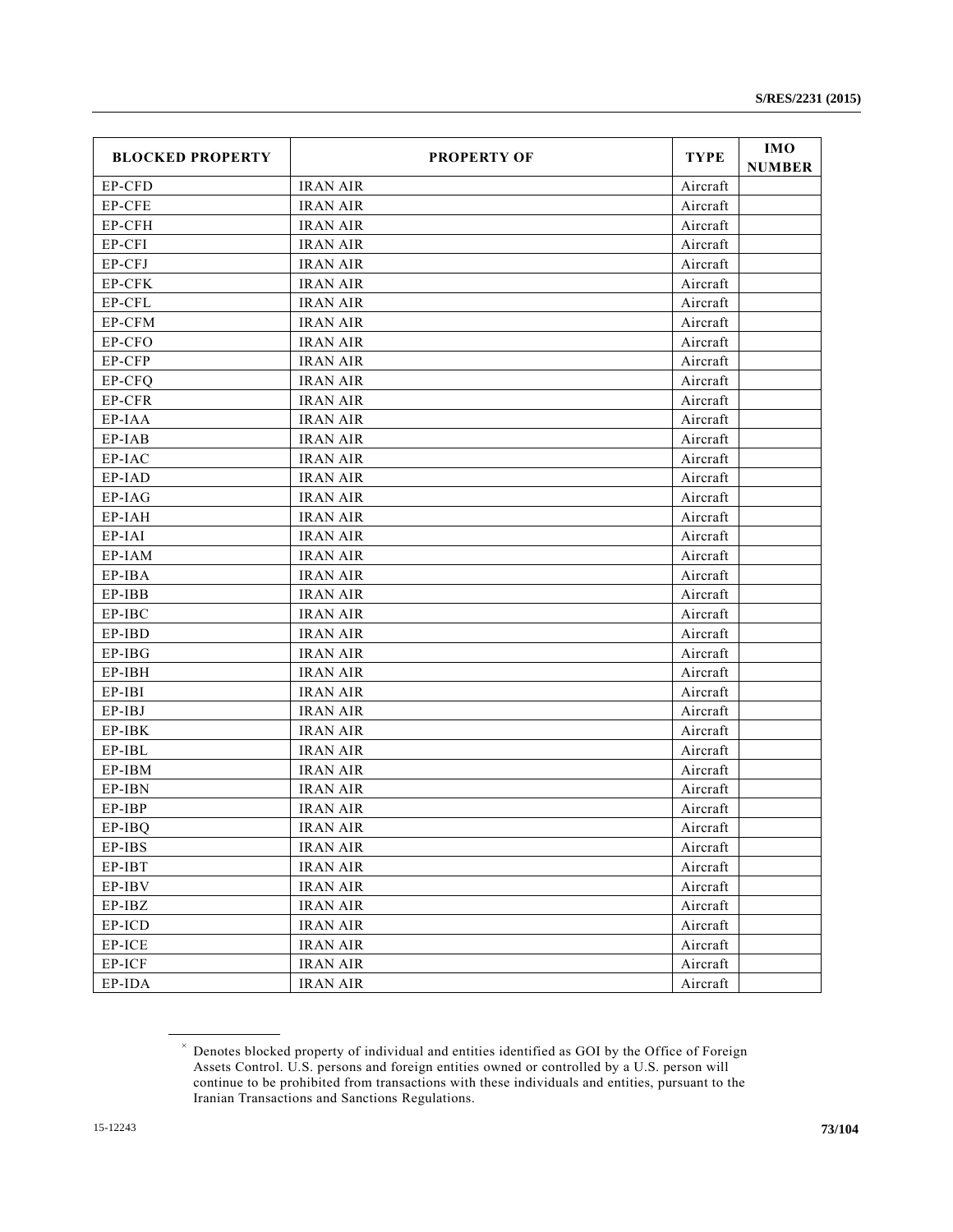| BLOCKED PROPERTY | PROPERTY OF | TYPE | IMO NUMBER |
|---|---|---|---|
| EP-CFD | IRAN AIR | Aircraft | |
| EP-CFE | IRAN AIR | Aircraft | |
| EP-CFH | IRAN AIR | Aircraft | |
| EP-CFI | IRAN AIR | Aircraft | |
| EP-CFJ | IRAN AIR | Aircraft | |
| EP-CFK | IRAN AIR | Aircraft | |
| EP-CFL | IRAN AIR | Aircraft | |
| EP-CFM | IRAN AIR | Aircraft | |
| EP-CFO | IRAN AIR | Aircraft | |
| EP-CFP | IRAN AIR | Aircraft | |
| EP-CFQ | IRAN AIR | Aircraft | |
| EP-CFR | IRAN AIR | Aircraft | |
| EP-IAA | IRAN AIR | Aircraft | |
| EP-IAB | IRAN AIR | Aircraft | |
| EP-IAC | IRAN AIR | Aircraft | |
| EP-IAD | IRAN AIR | Aircraft | |
| EP-IAG | IRAN AIR | Aircraft | |
| EP-IAH | IRAN AIR | Aircraft | |
| EP-IAI | IRAN AIR | Aircraft | |
| EP-IAM | IRAN AIR | Aircraft | |
| EP-IBA | IRAN AIR | Aircraft | |
| EP-IBB | IRAN AIR | Aircraft | |
| EP-IBC | IRAN AIR | Aircraft | |
| EP-IBD | IRAN AIR | Aircraft | |
| EP-IBG | IRAN AIR | Aircraft | |
| EP-IBH | IRAN AIR | Aircraft | |
| EP-IBI | IRAN AIR | Aircraft | |
| EP-IBJ | IRAN AIR | Aircraft | |
| EP-IBK | IRAN AIR | Aircraft | |
| EP-IBL | IRAN AIR | Aircraft | |
| EP-IBM | IRAN AIR | Aircraft | |
| EP-IBN | IRAN AIR | Aircraft | |
| EP-IBP | IRAN AIR | Aircraft | |
| EP-IBQ | IRAN AIR | Aircraft | |
| EP-IBS | IRAN AIR | Aircraft | |
| EP-IBT | IRAN AIR | Aircraft | |
| EP-IBV | IRAN AIR | Aircraft | |
| EP-IBZ | IRAN AIR | Aircraft | |
| EP-ICD | IRAN AIR | Aircraft | |
| EP-ICE | IRAN AIR | Aircraft | |
| EP-ICF | IRAN AIR | Aircraft | |
| EP-IDA | IRAN AIR | Aircraft | |

[×] Denotes blocked property of individual and entities identified as GOI by the Office of Foreign Assets Control. U.S. persons and foreign entities owned or controlled by a U.S. person will continue to be prohibited from transactions with these individuals and entities, pursuant to the Iranian Transactions and Sanctions Regulations.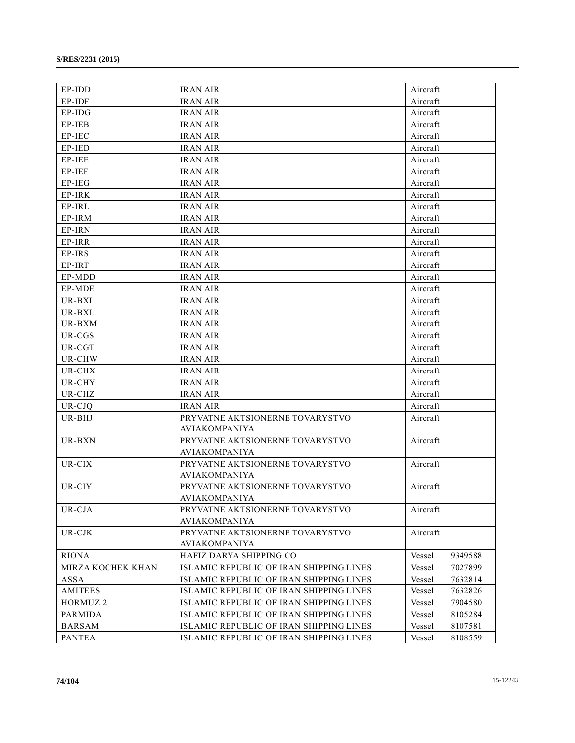| EP-IDD | IRAN AIR | Aircraft | |
|---|---|---|---|
| EP-IDF | IRAN AIR | Aircraft | |
| EP-IDG | IRAN AIR | Aircraft | |
| EP-IEB | IRAN AIR | Aircraft | |
| EP-IEC | IRAN AIR | Aircraft | |
| EP-IED | IRAN AIR | Aircraft | |
| EP-IEE | IRAN AIR | Aircraft | |
| EP-IEF | IRAN AIR | Aircraft | |
| EP-IEG | IRAN AIR | Aircraft | |
| EP-IRK | IRAN AIR | Aircraft | |
| EP-IRL | IRAN AIR | Aircraft | |
| EP-IRM | IRAN AIR | Aircraft | |
| EP-IRN | IRAN AIR | Aircraft | |
| EP-IRR | IRAN AIR | Aircraft | |
| EP-IRS | IRAN AIR | Aircraft | |
| EP-IRT | IRAN AIR | Aircraft | |
| EP-MDD | IRAN AIR | Aircraft | |
| EP-MDE | IRAN AIR | Aircraft | |
| UR-BXI | IRAN AIR | Aircraft | |
| UR-BXL | IRAN AIR | Aircraft | |
| UR-BXM | IRAN AIR | Aircraft | |
| UR-CGS | IRAN AIR | Aircraft | |
| UR-CGT | IRAN AIR | Aircraft | |
| UR-CHW | IRAN AIR | Aircraft | |
| UR-CHX | IRAN AIR | Aircraft | |
| UR-CHY | IRAN AIR | Aircraft | |
| UR-CHZ | IRAN AIR | Aircraft | |
| UR-CJQ | IRAN AIR | Aircraft | |
| UR-BHJ | PRYVATNE AKTSIONERNE TOVARYSTVO AVIAKOMPANIYA | Aircraft | |
| UR-BXN | PRYVATNE AKTSIONERNE TOVARYSTVO AVIAKOMPANIYA | Aircraft | |
| UR-CIX | PRYVATNE AKTSIONERNE TOVARYSTVO AVIAKOMPANIYA | Aircraft | |
| UR-CIY | PRYVATNE AKTSIONERNE TOVARYSTVO AVIAKOMPANIYA | Aircraft | |
| UR-CJA | PRYVATNE AKTSIONERNE TOVARYSTVO AVIAKOMPANIYA | Aircraft | |
| UR-CJK | PRYVATNE AKTSIONERNE TOVARYSTVO AVIAKOMPANIYA | Aircraft | |
| RIONA | HAFIZ DARYA SHIPPING CO | Vessel | 9349588 |
| MIRZA KOCHEK KHAN | ISLAMIC REPUBLIC OF IRAN SHIPPING LINES | Vessel | 7027899 |
| ASSA | ISLAMIC REPUBLIC OF IRAN SHIPPING LINES | Vessel | 7632814 |
| AMITEES | ISLAMIC REPUBLIC OF IRAN SHIPPING LINES | Vessel | 7632826 |
| HORMUZ 2 | ISLAMIC REPUBLIC OF IRAN SHIPPING LINES | Vessel | 7904580 |
| PARMIDA | ISLAMIC REPUBLIC OF IRAN SHIPPING LINES | Vessel | 8105284 |
| BARSAM | ISLAMIC REPUBLIC OF IRAN SHIPPING LINES | Vessel | 8107581 |
| PANTEA | ISLAMIC REPUBLIC OF IRAN SHIPPING LINES | Vessel | 8108559 |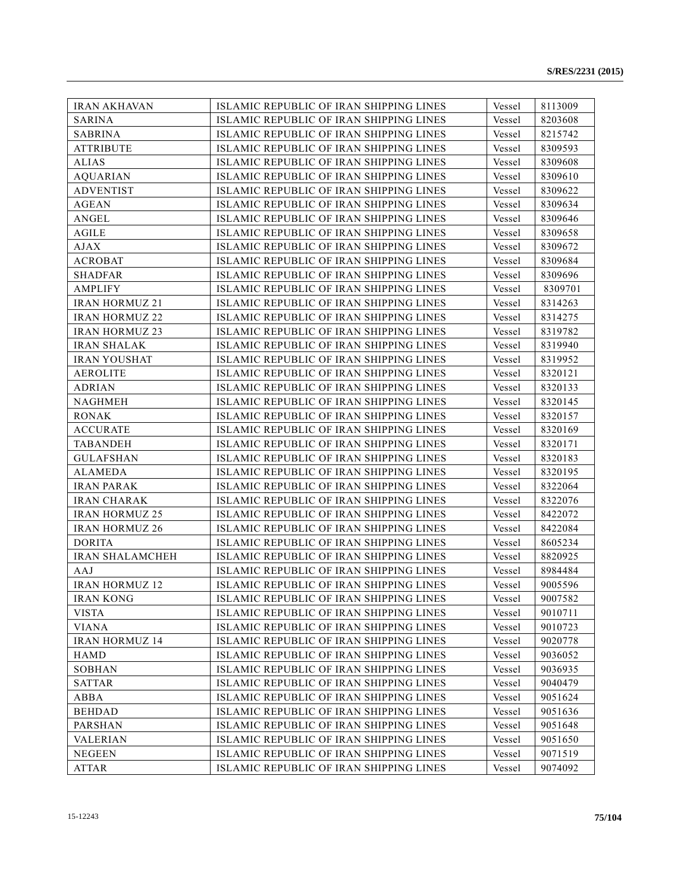| IRAN AKHAVAN | ISLAMIC REPUBLIC OF IRAN SHIPPING LINES | Vessel | 8113009 |
|---|---|---|---|
| SARINA | ISLAMIC REPUBLIC OF IRAN SHIPPING LINES | Vessel | 8203608 |
| SABRINA | ISLAMIC REPUBLIC OF IRAN SHIPPING LINES | Vessel | 8215742 |
| ATTRIBUTE | ISLAMIC REPUBLIC OF IRAN SHIPPING LINES | Vessel | 8309593 |
| ALIAS | ISLAMIC REPUBLIC OF IRAN SHIPPING LINES | Vessel | 8309608 |
| AQUARIAN | ISLAMIC REPUBLIC OF IRAN SHIPPING LINES | Vessel | 8309610 |
| ADVENTIST | ISLAMIC REPUBLIC OF IRAN SHIPPING LINES | Vessel | 8309622 |
| AGEAN | ISLAMIC REPUBLIC OF IRAN SHIPPING LINES | Vessel | 8309634 |
| ANGEL | ISLAMIC REPUBLIC OF IRAN SHIPPING LINES | Vessel | 8309646 |
| AGILE | ISLAMIC REPUBLIC OF IRAN SHIPPING LINES | Vessel | 8309658 |
| AJAX | ISLAMIC REPUBLIC OF IRAN SHIPPING LINES | Vessel | 8309672 |
| ACROBAT | ISLAMIC REPUBLIC OF IRAN SHIPPING LINES | Vessel | 8309684 |
| SHADFAR | ISLAMIC REPUBLIC OF IRAN SHIPPING LINES | Vessel | 8309696 |
| AMPLIFY | ISLAMIC REPUBLIC OF IRAN SHIPPING LINES | Vessel | 8309701 |
| IRAN HORMUZ 21 | ISLAMIC REPUBLIC OF IRAN SHIPPING LINES | Vessel | 8314263 |
| IRAN HORMUZ 22 | ISLAMIC REPUBLIC OF IRAN SHIPPING LINES | Vessel | 8314275 |
| IRAN HORMUZ 23 | ISLAMIC REPUBLIC OF IRAN SHIPPING LINES | Vessel | 8319782 |
| IRAN SHALAK | ISLAMIC REPUBLIC OF IRAN SHIPPING LINES | Vessel | 8319940 |
| IRAN YOUSHAT | ISLAMIC REPUBLIC OF IRAN SHIPPING LINES | Vessel | 8319952 |
| AEROLITE | ISLAMIC REPUBLIC OF IRAN SHIPPING LINES | Vessel | 8320121 |
| ADRIAN | ISLAMIC REPUBLIC OF IRAN SHIPPING LINES | Vessel | 8320133 |
| NAGHMEH | ISLAMIC REPUBLIC OF IRAN SHIPPING LINES | Vessel | 8320145 |
| RONAK | ISLAMIC REPUBLIC OF IRAN SHIPPING LINES | Vessel | 8320157 |
| ACCURATE | ISLAMIC REPUBLIC OF IRAN SHIPPING LINES | Vessel | 8320169 |
| TABANDEH | ISLAMIC REPUBLIC OF IRAN SHIPPING LINES | Vessel | 8320171 |
| GULAFSHAN | ISLAMIC REPUBLIC OF IRAN SHIPPING LINES | Vessel | 8320183 |
| ALAMEDA | ISLAMIC REPUBLIC OF IRAN SHIPPING LINES | Vessel | 8320195 |
| IRAN PARAK | ISLAMIC REPUBLIC OF IRAN SHIPPING LINES | Vessel | 8322064 |
| IRAN CHARAK | ISLAMIC REPUBLIC OF IRAN SHIPPING LINES | Vessel | 8322076 |
| IRAN HORMUZ 25 | ISLAMIC REPUBLIC OF IRAN SHIPPING LINES | Vessel | 8422072 |
| IRAN HORMUZ 26 | ISLAMIC REPUBLIC OF IRAN SHIPPING LINES | Vessel | 8422084 |
| DORITA | ISLAMIC REPUBLIC OF IRAN SHIPPING LINES | Vessel | 8605234 |
| IRAN SHALAMCHEH | ISLAMIC REPUBLIC OF IRAN SHIPPING LINES | Vessel | 8820925 |
| AAJ | ISLAMIC REPUBLIC OF IRAN SHIPPING LINES | Vessel | 8984484 |
| IRAN HORMUZ 12 | ISLAMIC REPUBLIC OF IRAN SHIPPING LINES | Vessel | 9005596 |
| IRAN KONG | ISLAMIC REPUBLIC OF IRAN SHIPPING LINES | Vessel | 9007582 |
| VISTA | ISLAMIC REPUBLIC OF IRAN SHIPPING LINES | Vessel | 9010711 |
| VIANA | ISLAMIC REPUBLIC OF IRAN SHIPPING LINES | Vessel | 9010723 |
| IRAN HORMUZ 14 | ISLAMIC REPUBLIC OF IRAN SHIPPING LINES | Vessel | 9020778 |
| HAMD | ISLAMIC REPUBLIC OF IRAN SHIPPING LINES | Vessel | 9036052 |
| SOBHAN | ISLAMIC REPUBLIC OF IRAN SHIPPING LINES | Vessel | 9036935 |
| SATTAR | ISLAMIC REPUBLIC OF IRAN SHIPPING LINES | Vessel | 9040479 |
| ABBA | ISLAMIC REPUBLIC OF IRAN SHIPPING LINES | Vessel | 9051624 |
| BEHDAD | ISLAMIC REPUBLIC OF IRAN SHIPPING LINES | Vessel | 9051636 |
| PARSHAN | ISLAMIC REPUBLIC OF IRAN SHIPPING LINES | Vessel | 9051648 |
| VALERIAN | ISLAMIC REPUBLIC OF IRAN SHIPPING LINES | Vessel | 9051650 |
| NEGEEN | ISLAMIC REPUBLIC OF IRAN SHIPPING LINES | Vessel | 9071519 |
| ATTAR | ISLAMIC REPUBLIC OF IRAN SHIPPING LINES | Vessel | 9074092 |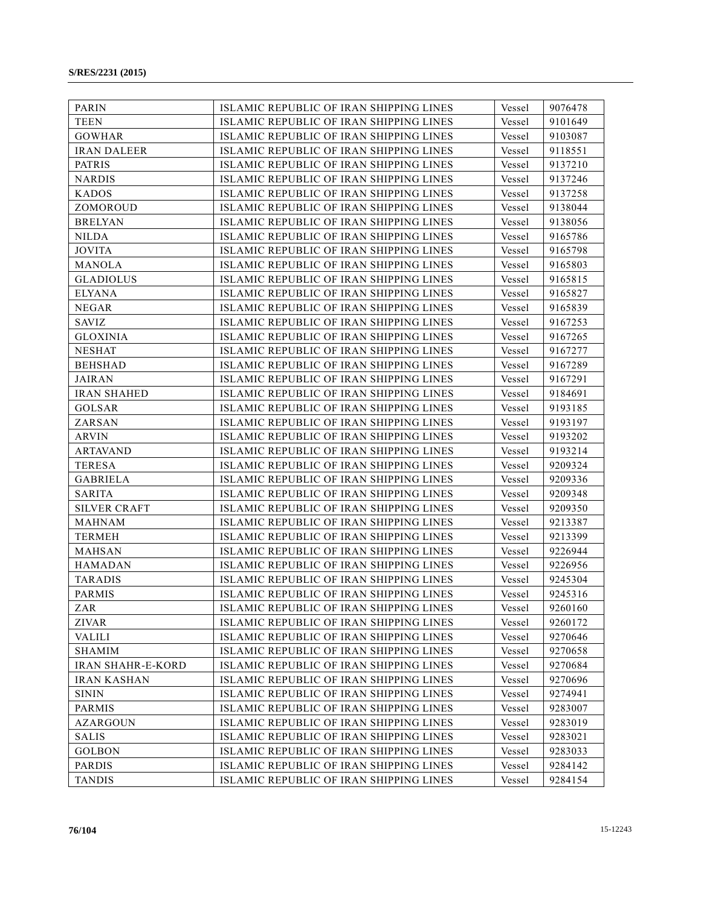| PARIN | ISLAMIC REPUBLIC OF IRAN SHIPPING LINES | Vessel | 9076478 |
|---|---|---|---|
| TEEN | ISLAMIC REPUBLIC OF IRAN SHIPPING LINES | Vessel | 9101649 |
| GOWHAR | ISLAMIC REPUBLIC OF IRAN SHIPPING LINES | Vessel | 9103087 |
| IRAN DALEER | ISLAMIC REPUBLIC OF IRAN SHIPPING LINES | Vessel | 9118551 |
| PATRIS | ISLAMIC REPUBLIC OF IRAN SHIPPING LINES | Vessel | 9137210 |
| NARDIS | ISLAMIC REPUBLIC OF IRAN SHIPPING LINES | Vessel | 9137246 |
| KADOS | ISLAMIC REPUBLIC OF IRAN SHIPPING LINES | Vessel | 9137258 |
| ZOMOROUD | ISLAMIC REPUBLIC OF IRAN SHIPPING LINES | Vessel | 9138044 |
| BRELYAN | ISLAMIC REPUBLIC OF IRAN SHIPPING LINES | Vessel | 9138056 |
| NILDA | ISLAMIC REPUBLIC OF IRAN SHIPPING LINES | Vessel | 9165786 |
| JOVITA | ISLAMIC REPUBLIC OF IRAN SHIPPING LINES | Vessel | 9165798 |
| MANOLA | ISLAMIC REPUBLIC OF IRAN SHIPPING LINES | Vessel | 9165803 |
| GLADIOLUS | ISLAMIC REPUBLIC OF IRAN SHIPPING LINES | Vessel | 9165815 |
| ELYANA | ISLAMIC REPUBLIC OF IRAN SHIPPING LINES | Vessel | 9165827 |
| NEGAR | ISLAMIC REPUBLIC OF IRAN SHIPPING LINES | Vessel | 9165839 |
| SAVIZ | ISLAMIC REPUBLIC OF IRAN SHIPPING LINES | Vessel | 9167253 |
| GLOXINIA | ISLAMIC REPUBLIC OF IRAN SHIPPING LINES | Vessel | 9167265 |
| NESHAT | ISLAMIC REPUBLIC OF IRAN SHIPPING LINES | Vessel | 9167277 |
| BEHSHAD | ISLAMIC REPUBLIC OF IRAN SHIPPING LINES | Vessel | 9167289 |
| JAIRAN | ISLAMIC REPUBLIC OF IRAN SHIPPING LINES | Vessel | 9167291 |
| IRAN SHAHED | ISLAMIC REPUBLIC OF IRAN SHIPPING LINES | Vessel | 9184691 |
| GOLSAR | ISLAMIC REPUBLIC OF IRAN SHIPPING LINES | Vessel | 9193185 |
| ZARSAN | ISLAMIC REPUBLIC OF IRAN SHIPPING LINES | Vessel | 9193197 |
| ARVIN | ISLAMIC REPUBLIC OF IRAN SHIPPING LINES | Vessel | 9193202 |
| ARTAVAND | ISLAMIC REPUBLIC OF IRAN SHIPPING LINES | Vessel | 9193214 |
| TERESA | ISLAMIC REPUBLIC OF IRAN SHIPPING LINES | Vessel | 9209324 |
| GABRIELA | ISLAMIC REPUBLIC OF IRAN SHIPPING LINES | Vessel | 9209336 |
| SARITA | ISLAMIC REPUBLIC OF IRAN SHIPPING LINES | Vessel | 9209348 |
| SILVER CRAFT | ISLAMIC REPUBLIC OF IRAN SHIPPING LINES | Vessel | 9209350 |
| MAHNAM | ISLAMIC REPUBLIC OF IRAN SHIPPING LINES | Vessel | 9213387 |
| TERMEH | ISLAMIC REPUBLIC OF IRAN SHIPPING LINES | Vessel | 9213399 |
| MAHSAN | ISLAMIC REPUBLIC OF IRAN SHIPPING LINES | Vessel | 9226944 |
| HAMADAN | ISLAMIC REPUBLIC OF IRAN SHIPPING LINES | Vessel | 9226956 |
| TARADIS | ISLAMIC REPUBLIC OF IRAN SHIPPING LINES | Vessel | 9245304 |
| PARMIS | ISLAMIC REPUBLIC OF IRAN SHIPPING LINES | Vessel | 9245316 |
| ZAR | ISLAMIC REPUBLIC OF IRAN SHIPPING LINES | Vessel | 9260160 |
| ZIVAR | ISLAMIC REPUBLIC OF IRAN SHIPPING LINES | Vessel | 9260172 |
| VALILI | ISLAMIC REPUBLIC OF IRAN SHIPPING LINES | Vessel | 9270646 |
| SHAMIM | ISLAMIC REPUBLIC OF IRAN SHIPPING LINES | Vessel | 9270658 |
| IRAN SHAHR-E-KORD | ISLAMIC REPUBLIC OF IRAN SHIPPING LINES | Vessel | 9270684 |
| IRAN KASHAN | ISLAMIC REPUBLIC OF IRAN SHIPPING LINES | Vessel | 9270696 |
| SININ | ISLAMIC REPUBLIC OF IRAN SHIPPING LINES | Vessel | 9274941 |
| PARMIS | ISLAMIC REPUBLIC OF IRAN SHIPPING LINES | Vessel | 9283007 |
| AZARGOUN | ISLAMIC REPUBLIC OF IRAN SHIPPING LINES | Vessel | 9283019 |
| SALIS | ISLAMIC REPUBLIC OF IRAN SHIPPING LINES | Vessel | 9283021 |
| GOLBON | ISLAMIC REPUBLIC OF IRAN SHIPPING LINES | Vessel | 9283033 |
| PARDIS | ISLAMIC REPUBLIC OF IRAN SHIPPING LINES | Vessel | 9284142 |
| TANDIS | ISLAMIC REPUBLIC OF IRAN SHIPPING LINES | Vessel | 9284154 |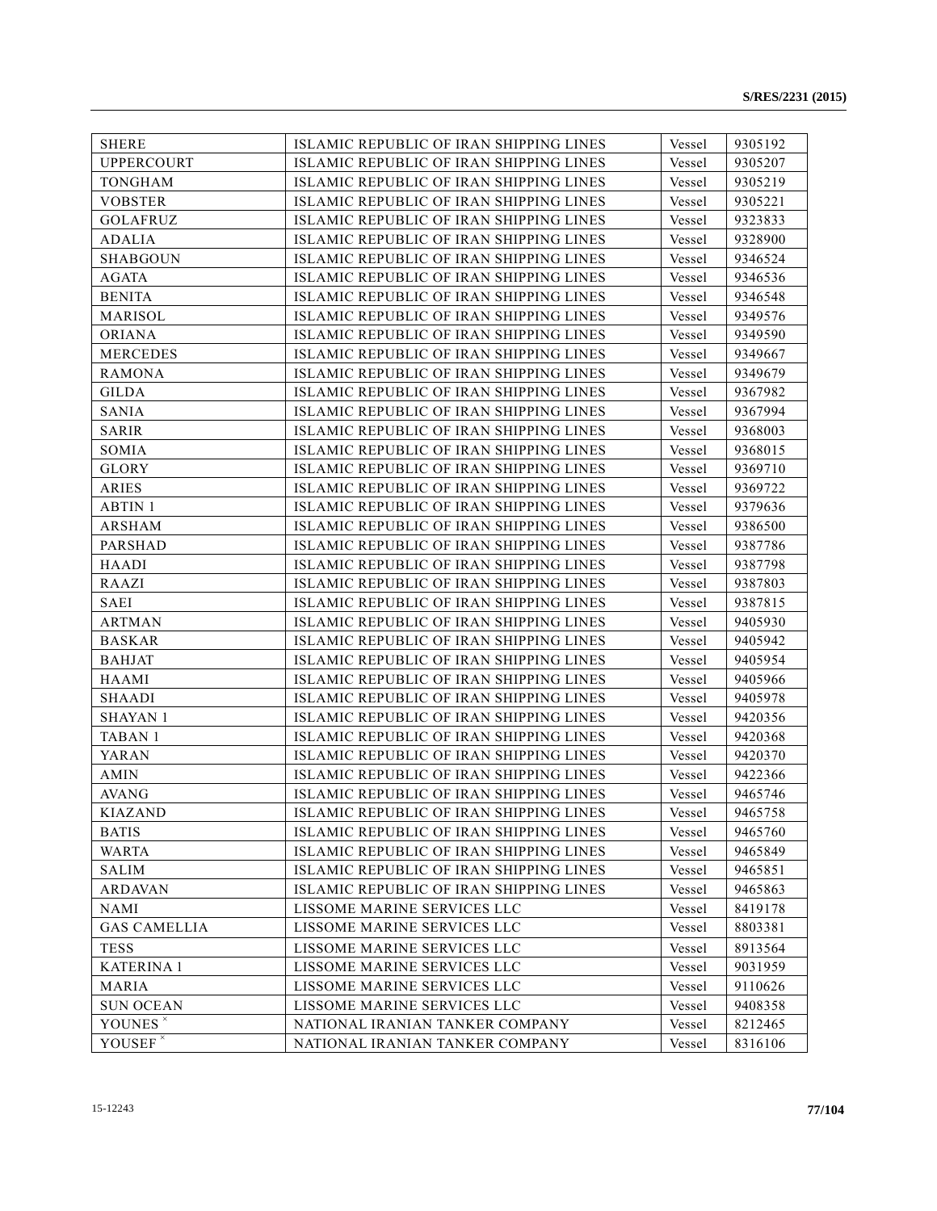| | | | |
|---|---|---|---|
| SHERE | ISLAMIC REPUBLIC OF IRAN SHIPPING LINES | Vessel | 9305192 |
| UPPERCOURT | ISLAMIC REPUBLIC OF IRAN SHIPPING LINES | Vessel | 9305207 |
| TONGHAM | ISLAMIC REPUBLIC OF IRAN SHIPPING LINES | Vessel | 9305219 |
| VOBSTER | ISLAMIC REPUBLIC OF IRAN SHIPPING LINES | Vessel | 9305221 |
| GOLAFRUZ | ISLAMIC REPUBLIC OF IRAN SHIPPING LINES | Vessel | 9323833 |
| ADALIA | ISLAMIC REPUBLIC OF IRAN SHIPPING LINES | Vessel | 9328900 |
| SHABGOUN | ISLAMIC REPUBLIC OF IRAN SHIPPING LINES | Vessel | 9346524 |
| AGATA | ISLAMIC REPUBLIC OF IRAN SHIPPING LINES | Vessel | 9346536 |
| BENITA | ISLAMIC REPUBLIC OF IRAN SHIPPING LINES | Vessel | 9346548 |
| MARISOL | ISLAMIC REPUBLIC OF IRAN SHIPPING LINES | Vessel | 9349576 |
| ORIANA | ISLAMIC REPUBLIC OF IRAN SHIPPING LINES | Vessel | 9349590 |
| MERCEDES | ISLAMIC REPUBLIC OF IRAN SHIPPING LINES | Vessel | 9349667 |
| RAMONA | ISLAMIC REPUBLIC OF IRAN SHIPPING LINES | Vessel | 9349679 |
| GILDA | ISLAMIC REPUBLIC OF IRAN SHIPPING LINES | Vessel | 9367982 |
| SANIA | ISLAMIC REPUBLIC OF IRAN SHIPPING LINES | Vessel | 9367994 |
| SARIR | ISLAMIC REPUBLIC OF IRAN SHIPPING LINES | Vessel | 9368003 |
| SOMIA | ISLAMIC REPUBLIC OF IRAN SHIPPING LINES | Vessel | 9368015 |
| GLORY | ISLAMIC REPUBLIC OF IRAN SHIPPING LINES | Vessel | 9369710 |
| ARIES | ISLAMIC REPUBLIC OF IRAN SHIPPING LINES | Vessel | 9369722 |
| ABTIN 1 | ISLAMIC REPUBLIC OF IRAN SHIPPING LINES | Vessel | 9379636 |
| ARSHAM | ISLAMIC REPUBLIC OF IRAN SHIPPING LINES | Vessel | 9386500 |
| PARSHAD | ISLAMIC REPUBLIC OF IRAN SHIPPING LINES | Vessel | 9387786 |
| HAADI | ISLAMIC REPUBLIC OF IRAN SHIPPING LINES | Vessel | 9387798 |
| RAAZI | ISLAMIC REPUBLIC OF IRAN SHIPPING LINES | Vessel | 9387803 |
| SAEI | ISLAMIC REPUBLIC OF IRAN SHIPPING LINES | Vessel | 9387815 |
| ARTMAN | ISLAMIC REPUBLIC OF IRAN SHIPPING LINES | Vessel | 9405930 |
| BASKAR | ISLAMIC REPUBLIC OF IRAN SHIPPING LINES | Vessel | 9405942 |
| BAHJAT | ISLAMIC REPUBLIC OF IRAN SHIPPING LINES | Vessel | 9405954 |
| HAAMI | ISLAMIC REPUBLIC OF IRAN SHIPPING LINES | Vessel | 9405966 |
| SHAADI | ISLAMIC REPUBLIC OF IRAN SHIPPING LINES | Vessel | 9405978 |
| SHAYAN 1 | ISLAMIC REPUBLIC OF IRAN SHIPPING LINES | Vessel | 9420356 |
| TABAN 1 | ISLAMIC REPUBLIC OF IRAN SHIPPING LINES | Vessel | 9420368 |
| YARAN | ISLAMIC REPUBLIC OF IRAN SHIPPING LINES | Vessel | 9420370 |
| AMIN | ISLAMIC REPUBLIC OF IRAN SHIPPING LINES | Vessel | 9422366 |
| AVANG | ISLAMIC REPUBLIC OF IRAN SHIPPING LINES | Vessel | 9465746 |
| KIAZAND | ISLAMIC REPUBLIC OF IRAN SHIPPING LINES | Vessel | 9465758 |
| BATIS | ISLAMIC REPUBLIC OF IRAN SHIPPING LINES | Vessel | 9465760 |
| WARTA | ISLAMIC REPUBLIC OF IRAN SHIPPING LINES | Vessel | 9465849 |
| SALIM | ISLAMIC REPUBLIC OF IRAN SHIPPING LINES | Vessel | 9465851 |
| ARDAVAN | ISLAMIC REPUBLIC OF IRAN SHIPPING LINES | Vessel | 9465863 |
| NAMI | LISSOME MARINE SERVICES LLC | Vessel | 8419178 |
| GAS CAMELLIA | LISSOME MARINE SERVICES LLC | Vessel | 8803381 |
| TESS | LISSOME MARINE SERVICES LLC | Vessel | 8913564 |
| KATERINA 1 | LISSOME MARINE SERVICES LLC | Vessel | 9031959 |
| MARIA | LISSOME MARINE SERVICES LLC | Vessel | 9110626 |
| SUN OCEAN | LISSOME MARINE SERVICES LLC | Vessel | 9408358 |
| YOUNES [x] | NATIONAL IRANIAN TANKER COMPANY | Vessel | 8212465 |
| YOUSEF [x] | NATIONAL IRANIAN TANKER COMPANY | Vessel | 8316106 |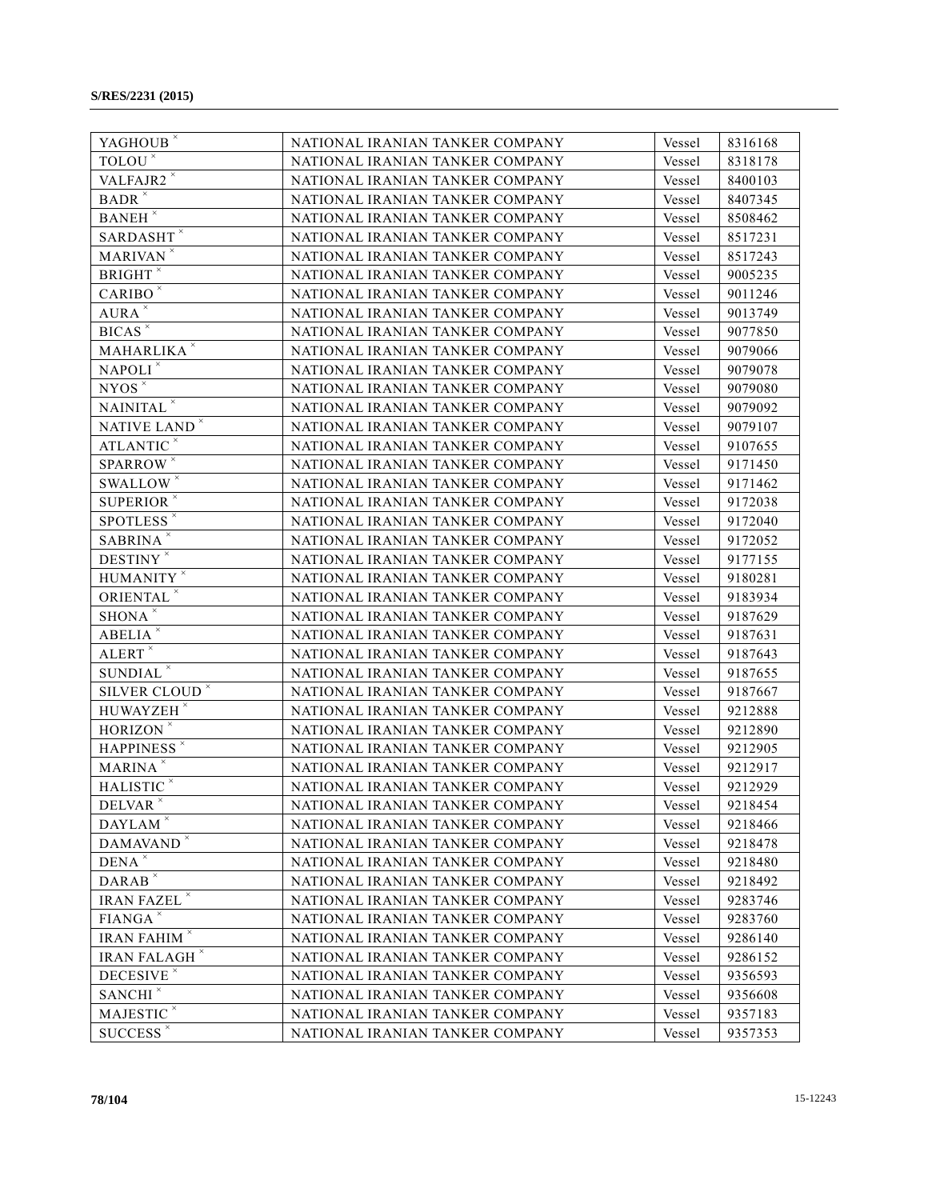| YAGHOUB * | NATIONAL IRANIAN TANKER COMPANY | Vessel | 8316168 |
|---|---|---|---|
| TOLOU * | NATIONAL IRANIAN TANKER COMPANY | Vessel | 8318178 |
| VALFAJR2 * | NATIONAL IRANIAN TANKER COMPANY | Vessel | 8400103 |
| BADR * | NATIONAL IRANIAN TANKER COMPANY | Vessel | 8407345 |
| BANEH * | NATIONAL IRANIAN TANKER COMPANY | Vessel | 8508462 |
| SARDASHT * | NATIONAL IRANIAN TANKER COMPANY | Vessel | 8517231 |
| MARIVAN * | NATIONAL IRANIAN TANKER COMPANY | Vessel | 8517243 |
| BRIGHT * | NATIONAL IRANIAN TANKER COMPANY | Vessel | 9005235 |
| CARIBO * | NATIONAL IRANIAN TANKER COMPANY | Vessel | 9011246 |
| AURA * | NATIONAL IRANIAN TANKER COMPANY | Vessel | 9013749 |
| BICAS * | NATIONAL IRANIAN TANKER COMPANY | Vessel | 9077850 |
| MAHARLIKA * | NATIONAL IRANIAN TANKER COMPANY | Vessel | 9079066 |
| NAPOLI * | NATIONAL IRANIAN TANKER COMPANY | Vessel | 9079078 |
| NYOS * | NATIONAL IRANIAN TANKER COMPANY | Vessel | 9079080 |
| NAINITAL * | NATIONAL IRANIAN TANKER COMPANY | Vessel | 9079092 |
| NATIVE LAND * | NATIONAL IRANIAN TANKER COMPANY | Vessel | 9079107 |
| ATLANTIC * | NATIONAL IRANIAN TANKER COMPANY | Vessel | 9107655 |
| SPARROW * | NATIONAL IRANIAN TANKER COMPANY | Vessel | 9171450 |
| SWALLOW * | NATIONAL IRANIAN TANKER COMPANY | Vessel | 9171462 |
| SUPERIOR * | NATIONAL IRANIAN TANKER COMPANY | Vessel | 9172038 |
| SPOTLESS * | NATIONAL IRANIAN TANKER COMPANY | Vessel | 9172040 |
| SABRINA * | NATIONAL IRANIAN TANKER COMPANY | Vessel | 9172052 |
| DESTINY * | NATIONAL IRANIAN TANKER COMPANY | Vessel | 9177155 |
| HUMANITY * | NATIONAL IRANIAN TANKER COMPANY | Vessel | 9180281 |
| ORIENTAL * | NATIONAL IRANIAN TANKER COMPANY | Vessel | 9183934 |
| SHONA * | NATIONAL IRANIAN TANKER COMPANY | Vessel | 9187629 |
| ABELIA * | NATIONAL IRANIAN TANKER COMPANY | Vessel | 9187631 |
| ALERT * | NATIONAL IRANIAN TANKER COMPANY | Vessel | 9187643 |
| SUNDIAL * | NATIONAL IRANIAN TANKER COMPANY | Vessel | 9187655 |
| SILVER CLOUD * | NATIONAL IRANIAN TANKER COMPANY | Vessel | 9187667 |
| HUWAYZEH * | NATIONAL IRANIAN TANKER COMPANY | Vessel | 9212888 |
| HORIZON * | NATIONAL IRANIAN TANKER COMPANY | Vessel | 9212890 |
| HAPPINESS * | NATIONAL IRANIAN TANKER COMPANY | Vessel | 9212905 |
| MARINA * | NATIONAL IRANIAN TANKER COMPANY | Vessel | 9212917 |
| HALISTIC * | NATIONAL IRANIAN TANKER COMPANY | Vessel | 9212929 |
| DELVAR * | NATIONAL IRANIAN TANKER COMPANY | Vessel | 9218454 |
| DAYLAM * | NATIONAL IRANIAN TANKER COMPANY | Vessel | 9218466 |
| DAMAVAND * | NATIONAL IRANIAN TANKER COMPANY | Vessel | 9218478 |
| DENA * | NATIONAL IRANIAN TANKER COMPANY | Vessel | 9218480 |
| DARAB * | NATIONAL IRANIAN TANKER COMPANY | Vessel | 9218492 |
| IRAN FAZEL * | NATIONAL IRANIAN TANKER COMPANY | Vessel | 9283746 |
| FIANGA * | NATIONAL IRANIAN TANKER COMPANY | Vessel | 9283760 |
| IRAN FAHIM * | NATIONAL IRANIAN TANKER COMPANY | Vessel | 9286140 |
| IRAN FALAGH * | NATIONAL IRANIAN TANKER COMPANY | Vessel | 9286152 |
| DECESIVE * | NATIONAL IRANIAN TANKER COMPANY | Vessel | 9356593 |
| SANCHI * | NATIONAL IRANIAN TANKER COMPANY | Vessel | 9356608 |
| MAJESTIC * | NATIONAL IRANIAN TANKER COMPANY | Vessel | 9357183 |
| SUCCESS * | NATIONAL IRANIAN TANKER COMPANY | Vessel | 9357353 |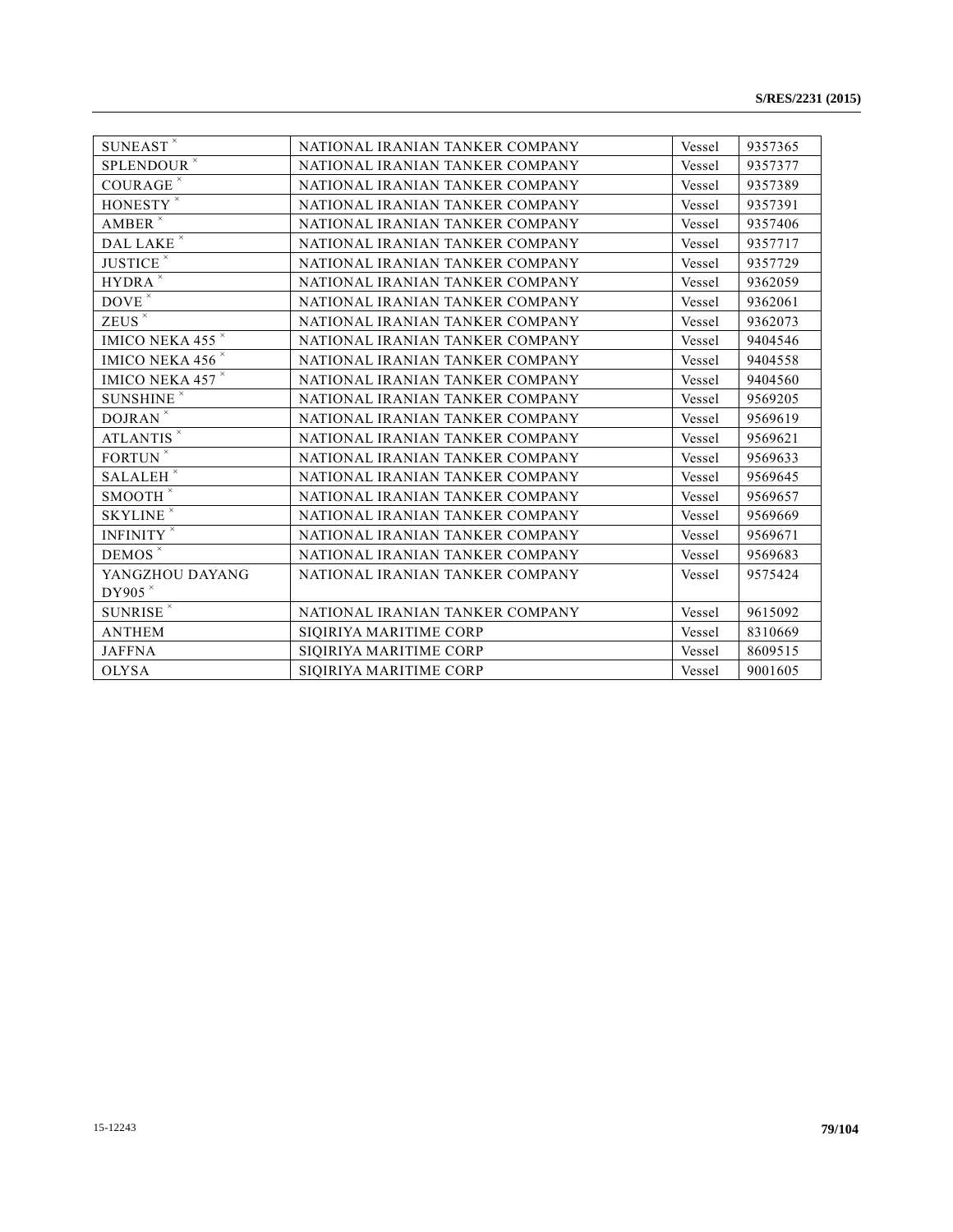| | | | |
|---|---|---|---|
| SUNEAST [×] | NATIONAL IRANIAN TANKER COMPANY | Vessel | 9357365 |
| SPLENDOUR [×] | NATIONAL IRANIAN TANKER COMPANY | Vessel | 9357377 |
| COURAGE [×] | NATIONAL IRANIAN TANKER COMPANY | Vessel | 9357389 |
| HONESTY [×] | NATIONAL IRANIAN TANKER COMPANY | Vessel | 9357391 |
| AMBER [×] | NATIONAL IRANIAN TANKER COMPANY | Vessel | 9357406 |
| DAL LAKE [×] | NATIONAL IRANIAN TANKER COMPANY | Vessel | 9357717 |
| JUSTICE [×] | NATIONAL IRANIAN TANKER COMPANY | Vessel | 9357729 |
| HYDRA [×] | NATIONAL IRANIAN TANKER COMPANY | Vessel | 9362059 |
| DOVE [×] | NATIONAL IRANIAN TANKER COMPANY | Vessel | 9362061 |
| ZEUS [×] | NATIONAL IRANIAN TANKER COMPANY | Vessel | 9362073 |
| IMICO NEKA 455 [×] | NATIONAL IRANIAN TANKER COMPANY | Vessel | 9404546 |
| IMICO NEKA 456 [×] | NATIONAL IRANIAN TANKER COMPANY | Vessel | 9404558 |
| IMICO NEKA 457 [×] | NATIONAL IRANIAN TANKER COMPANY | Vessel | 9404560 |
| SUNSHINE [×] | NATIONAL IRANIAN TANKER COMPANY | Vessel | 9569205 |
| DOJRAN [×] | NATIONAL IRANIAN TANKER COMPANY | Vessel | 9569619 |
| ATLANTIS [×] | NATIONAL IRANIAN TANKER COMPANY | Vessel | 9569621 |
| FORTUN [×] | NATIONAL IRANIAN TANKER COMPANY | Vessel | 9569633 |
| SALALEH [×] | NATIONAL IRANIAN TANKER COMPANY | Vessel | 9569645 |
| SMOOTH [×] | NATIONAL IRANIAN TANKER COMPANY | Vessel | 9569657 |
| SKYLINE [×] | NATIONAL IRANIAN TANKER COMPANY | Vessel | 9569669 |
| INFINITY [×] | NATIONAL IRANIAN TANKER COMPANY | Vessel | 9569671 |
| DEMOS [×] | NATIONAL IRANIAN TANKER COMPANY | Vessel | 9569683 |
| YANGZHOU DAYANG DY905 [×] | NATIONAL IRANIAN TANKER COMPANY | Vessel | 9575424 |
| SUNRISE [×] | NATIONAL IRANIAN TANKER COMPANY | Vessel | 9615092 |
| ANTHEM | SIQIRIYA MARITIME CORP | Vessel | 8310669 |
| JAFFNA | SIQIRIYA MARITIME CORP | Vessel | 8609515 |
| OLYSA | SIQIRIYA MARITIME CORP | Vessel | 9001605 |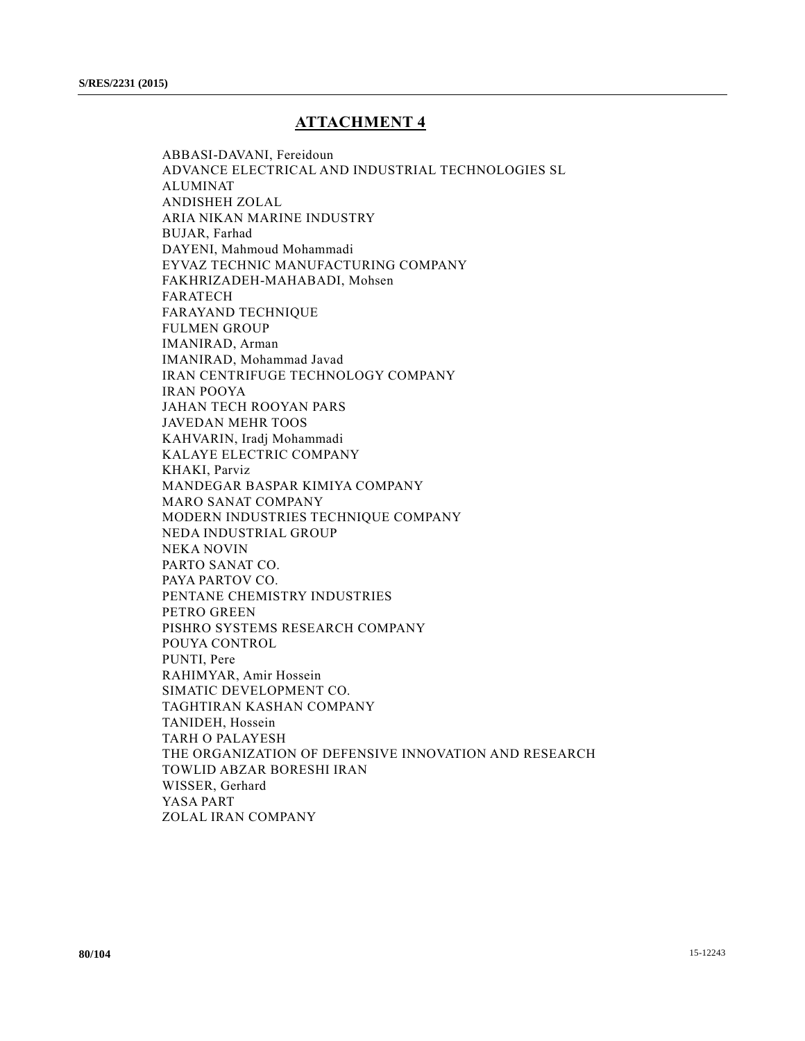# ATTACHMENT 4

ABBASI-DAVANI, Fereidoun
ADVANCE ELECTRICAL AND INDUSTRIAL TECHNOLOGIES SL
ALUMINAT
ANDISHEH ZOLAL
ARIA NIKAN MARINE INDUSTRY
BUJAR, Farhad
DAYENI, Mahmoud Mohammadi
EYVAZ TECHNIC MANUFACTURING COMPANY
FAKHRIZADEH-MAHABADI, Mohsen
FARATECH
FARAYAND TECHNIQUE
FULMEN GROUP
IMANIRAD, Arman
IMANIRAD, Mohammad Javad
IRAN CENTRIFUGE TECHNOLOGY COMPANY
IRAN POOYA
JAHAN TECH ROOYAN PARS
JAVEDAN MEHR TOOS
KAHVARIN, Iradj Mohammadi
KALAYE ELECTRIC COMPANY
KHAKI, Parviz
MANDEGAR BASPAR KIMIYA COMPANY
MARO SANAT COMPANY
MODERN INDUSTRIES TECHNIQUE COMPANY
NEDA INDUSTRIAL GROUP
NEKA NOVIN
PARTO SANAT CO.
PAYA PARTOV CO.
PENTANE CHEMISTRY INDUSTRIES
PETRO GREEN
PISHRO SYSTEMS RESEARCH COMPANY
POUYA CONTROL
PUNTI, Pere
RAHIMYAR, Amir Hossein
SIMATIC DEVELOPMENT CO.
TAGHTIRAN KASHAN COMPANY
TANIDEH, Hossein
TARH O PALAYESH
THE ORGANIZATION OF DEFENSIVE INNOVATION AND RESEARCH
TOWLID ABZAR BORESHI IRAN
WISSER, Gerhard
YASA PART
ZOLAL IRAN COMPANY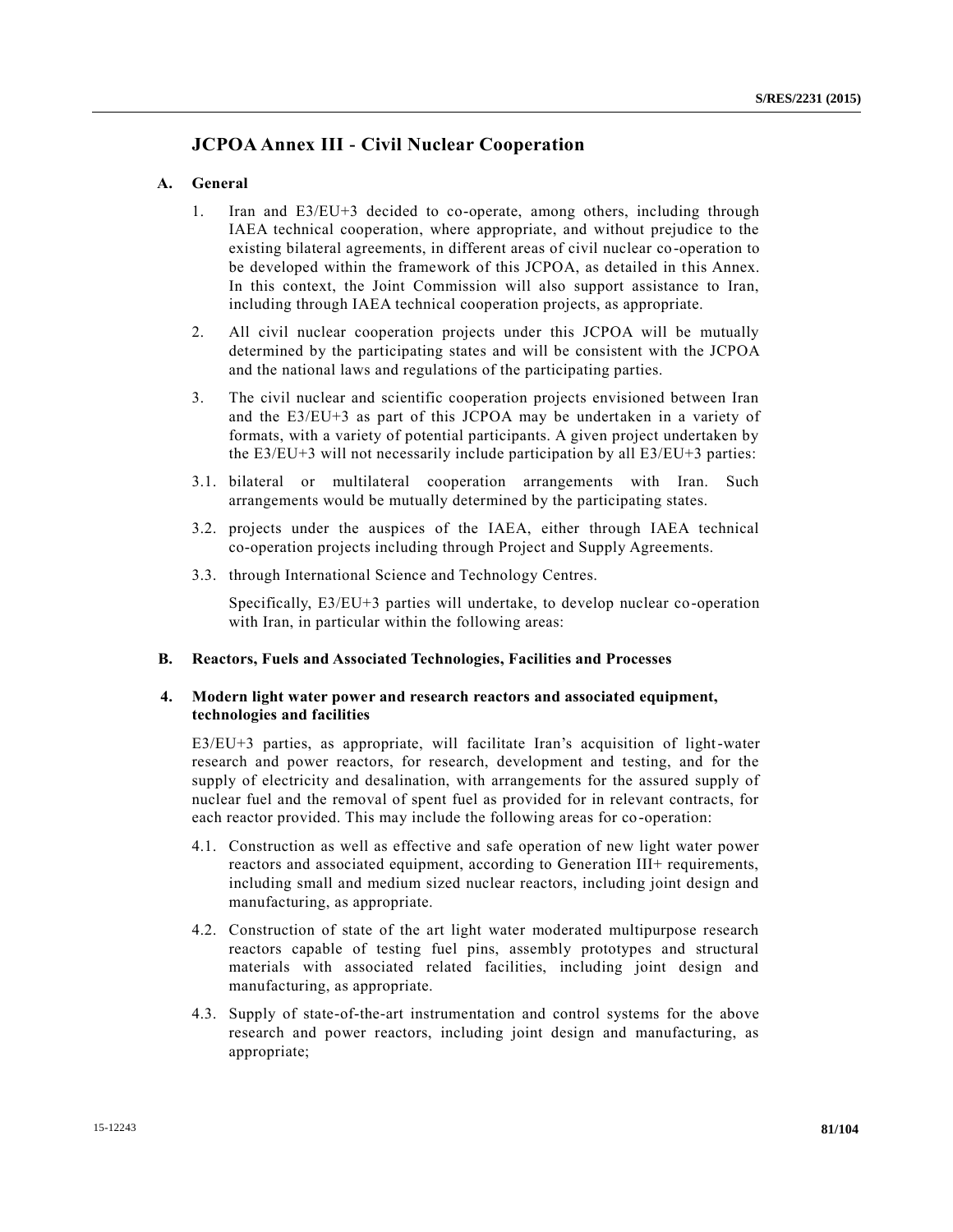# JCPOA Annex III - Civil Nuclear Cooperation

## A. General

1. Iran and E3/EU+3 decided to co-operate, among others, including through IAEA technical cooperation, where appropriate, and without prejudice to the existing bilateral agreements, in different areas of civil nuclear co-operation to be developed within the framework of this JCPOA, as detailed in this Annex. In this context, the Joint Commission will also support assistance to Iran, including through IAEA technical cooperation projects, as appropriate.

2. All civil nuclear cooperation projects under this JCPOA will be mutually determined by the participating states and will be consistent with the JCPOA and the national laws and regulations of the participating parties.

3. The civil nuclear and scientific cooperation projects envisioned between Iran and the E3/EU+3 as part of this JCPOA may be undertaken in a variety of formats, with a variety of potential participants. A given project undertaken by the E3/EU+3 will not necessarily include participation by all E3/EU+3 parties:

3.1. bilateral or multilateral cooperation arrangements with Iran. Such arrangements would be mutually determined by the participating states.

3.2. projects under the auspices of the IAEA, either through IAEA technical co-operation projects including through Project and Supply Agreements.

3.3. through International Science and Technology Centres.

Specifically, E3/EU+3 parties will undertake, to develop nuclear co-operation with Iran, in particular within the following areas:

## B. Reactors, Fuels and Associated Technologies, Facilities and Processes

### 4. Modern light water power and research reactors and associated equipment, technologies and facilities

E3/EU+3 parties, as appropriate, will facilitate Iran's acquisition of light-water research and power reactors, for research, development and testing, and for the supply of electricity and desalination, with arrangements for the assured supply of nuclear fuel and the removal of spent fuel as provided for in relevant contracts, for each reactor provided. This may include the following areas for co-operation:

4.1. Construction as well as effective and safe operation of new light water power reactors and associated equipment, according to Generation III+ requirements, including small and medium sized nuclear reactors, including joint design and manufacturing, as appropriate.

4.2. Construction of state of the art light water moderated multipurpose research reactors capable of testing fuel pins, assembly prototypes and structural materials with associated related facilities, including joint design and manufacturing, as appropriate.

4.3. Supply of state-of-the-art instrumentation and control systems for the above research and power reactors, including joint design and manufacturing, as appropriate;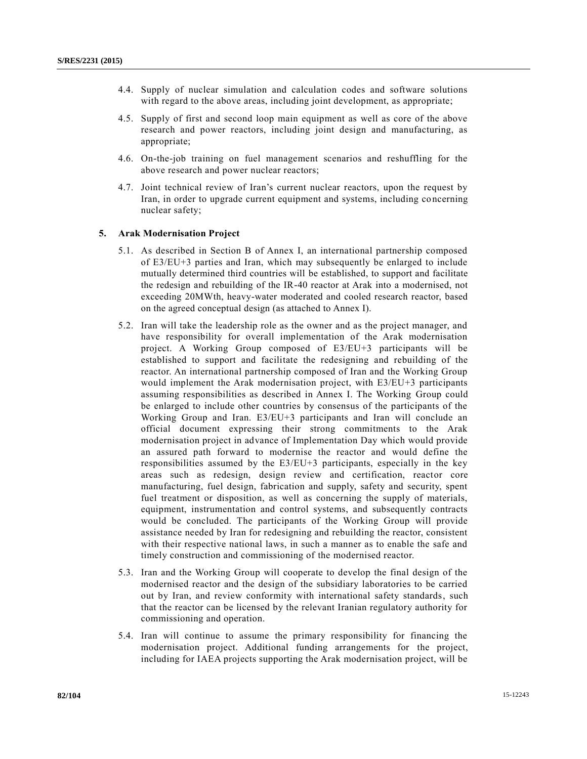4.4. Supply of nuclear simulation and calculation codes and software solutions with regard to the above areas, including joint development, as appropriate;

4.5. Supply of first and second loop main equipment as well as core of the above research and power reactors, including joint design and manufacturing, as appropriate;

4.6. On-the-job training on fuel management scenarios and reshuffling for the above research and power nuclear reactors;

4.7. Joint technical review of Iran's current nuclear reactors, upon the request by Iran, in order to upgrade current equipment and systems, including concerning nuclear safety;

**5. Arak Modernisation Project**

5.1. As described in Section B of Annex I, an international partnership composed of E3/EU+3 parties and Iran, which may subsequently be enlarged to include mutually determined third countries will be established, to support and facilitate the redesign and rebuilding of the IR-40 reactor at Arak into a modernised, not exceeding 20MWth, heavy-water moderated and cooled research reactor, based on the agreed conceptual design (as attached to Annex I).

5.2. Iran will take the leadership role as the owner and as the project manager, and have responsibility for overall implementation of the Arak modernisation project. A Working Group composed of E3/EU+3 participants will be established to support and facilitate the redesigning and rebuilding of the reactor. An international partnership composed of Iran and the Working Group would implement the Arak modernisation project, with E3/EU+3 participants assuming responsibilities as described in Annex I. The Working Group could be enlarged to include other countries by consensus of the participants of the Working Group and Iran. E3/EU+3 participants and Iran will conclude an official document expressing their strong commitments to the Arak modernisation project in advance of Implementation Day which would provide an assured path forward to modernise the reactor and would define the responsibilities assumed by the E3/EU+3 participants, especially in the key areas such as redesign, design review and certification, reactor core manufacturing, fuel design, fabrication and supply, safety and security, spent fuel treatment or disposition, as well as concerning the supply of materials, equipment, instrumentation and control systems, and subsequently contracts would be concluded. The participants of the Working Group will provide assistance needed by Iran for redesigning and rebuilding the reactor, consistent with their respective national laws, in such a manner as to enable the safe and timely construction and commissioning of the modernised reactor.

5.3. Iran and the Working Group will cooperate to develop the final design of the modernised reactor and the design of the subsidiary laboratories to be carried out by Iran, and review conformity with international safety standards, such that the reactor can be licensed by the relevant Iranian regulatory authority for commissioning and operation.

5.4. Iran will continue to assume the primary responsibility for financing the modernisation project. Additional funding arrangements for the project, including for IAEA projects supporting the Arak modernisation project, will be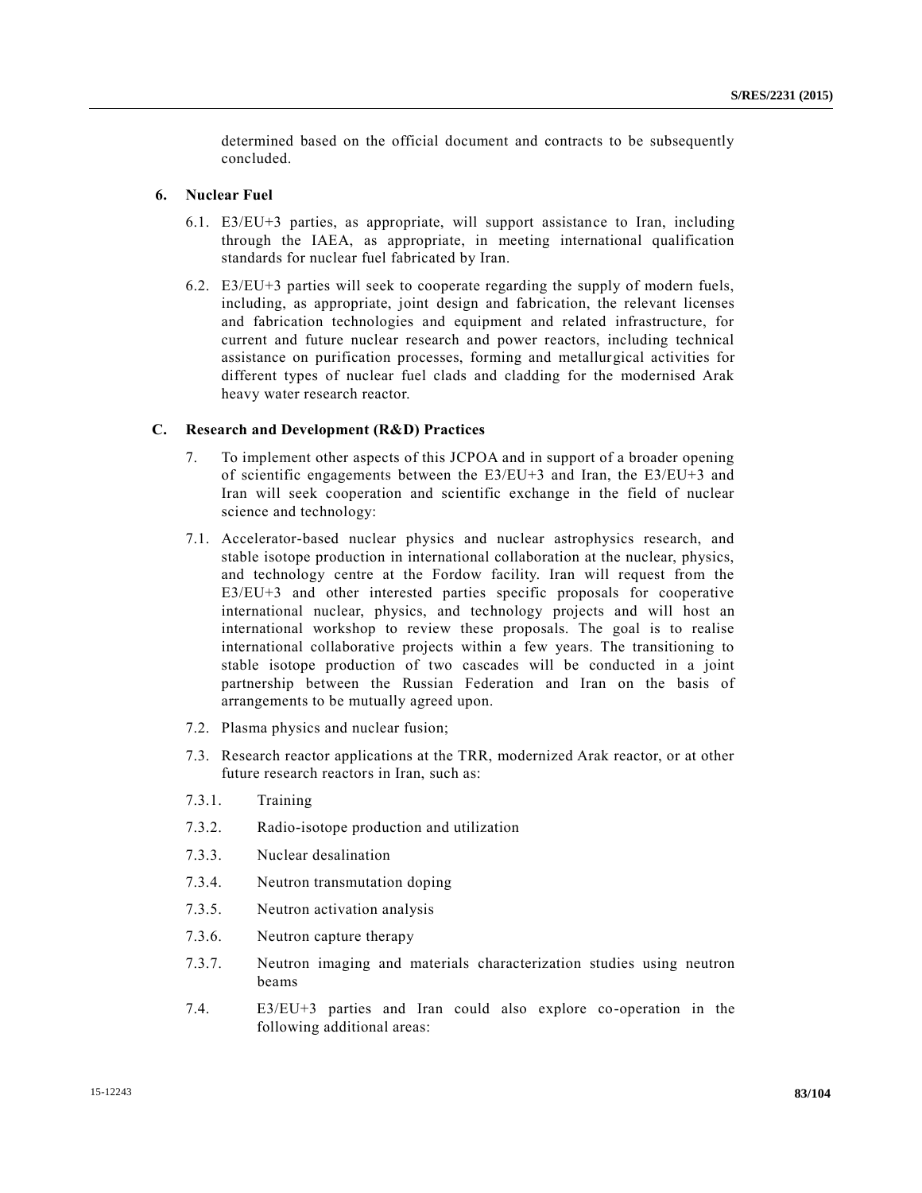determined based on the official document and contracts to be subsequently concluded.

**6. Nuclear Fuel**

6.1. E3/EU+3 parties, as appropriate, will support assistance to Iran, including through the IAEA, as appropriate, in meeting international qualification standards for nuclear fuel fabricated by Iran.

6.2. E3/EU+3 parties will seek to cooperate regarding the supply of modern fuels, including, as appropriate, joint design and fabrication, the relevant licenses and fabrication technologies and equipment and related infrastructure, for current and future nuclear research and power reactors, including technical assistance on purification processes, forming and metallurgical activities for different types of nuclear fuel clads and cladding for the modernised Arak heavy water research reactor.

**C. Research and Development (R&D) Practices**

7. To implement other aspects of this JCPOA and in support of a broader opening of scientific engagements between the E3/EU+3 and Iran, the E3/EU+3 and Iran will seek cooperation and scientific exchange in the field of nuclear science and technology:

7.1. Accelerator-based nuclear physics and nuclear astrophysics research, and stable isotope production in international collaboration at the nuclear, physics, and technology centre at the Fordow facility. Iran will request from the E3/EU+3 and other interested parties specific proposals for cooperative international nuclear, physics, and technology projects and will host an international workshop to review these proposals. The goal is to realise international collaborative projects within a few years. The transitioning to stable isotope production of two cascades will be conducted in a joint partnership between the Russian Federation and Iran on the basis of arrangements to be mutually agreed upon.

7.2. Plasma physics and nuclear fusion;

7.3. Research reactor applications at the TRR, modernized Arak reactor, or at other future research reactors in Iran, such as:

7.3.1. Training

7.3.2. Radio-isotope production and utilization

7.3.3. Nuclear desalination

7.3.4. Neutron transmutation doping

7.3.5. Neutron activation analysis

7.3.6. Neutron capture therapy

7.3.7. Neutron imaging and materials characterization studies using neutron beams

7.4. E3/EU+3 parties and Iran could also explore co-operation in the following additional areas: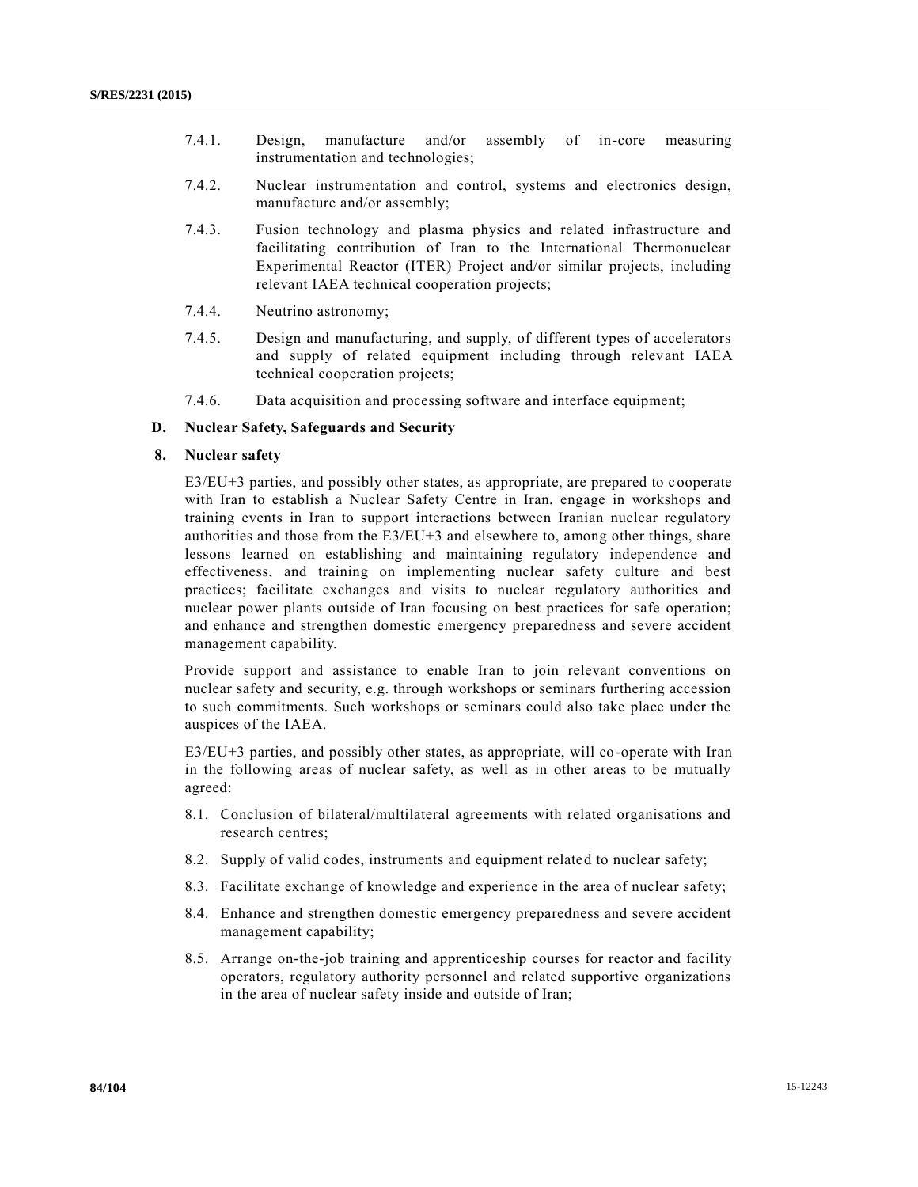7.4.1. Design, manufacture and/or assembly of in-core measuring instrumentation and technologies;

7.4.2. Nuclear instrumentation and control, systems and electronics design, manufacture and/or assembly;

7.4.3. Fusion technology and plasma physics and related infrastructure and facilitating contribution of Iran to the International Thermonuclear Experimental Reactor (ITER) Project and/or similar projects, including relevant IAEA technical cooperation projects;

7.4.4. Neutrino astronomy;

7.4.5. Design and manufacturing, and supply, of different types of accelerators and supply of related equipment including through relevant IAEA technical cooperation projects;

7.4.6. Data acquisition and processing software and interface equipment;

## D. Nuclear Safety, Safeguards and Security

### 8. Nuclear safety

E3/EU+3 parties, and possibly other states, as appropriate, are prepared to cooperate with Iran to establish a Nuclear Safety Centre in Iran, engage in workshops and training events in Iran to support interactions between Iranian nuclear regulatory authorities and those from the E3/EU+3 and elsewhere to, among other things, share lessons learned on establishing and maintaining regulatory independence and effectiveness, and training on implementing nuclear safety culture and best practices; facilitate exchanges and visits to nuclear regulatory authorities and nuclear power plants outside of Iran focusing on best practices for safe operation; and enhance and strengthen domestic emergency preparedness and severe accident management capability.

Provide support and assistance to enable Iran to join relevant conventions on nuclear safety and security, e.g. through workshops or seminars furthering accession to such commitments. Such workshops or seminars could also take place under the auspices of the IAEA.

E3/EU+3 parties, and possibly other states, as appropriate, will co-operate with Iran in the following areas of nuclear safety, as well as in other areas to be mutually agreed:

8.1. Conclusion of bilateral/multilateral agreements with related organisations and research centres;

8.2. Supply of valid codes, instruments and equipment related to nuclear safety;

8.3. Facilitate exchange of knowledge and experience in the area of nuclear safety;

8.4. Enhance and strengthen domestic emergency preparedness and severe accident management capability;

8.5. Arrange on-the-job training and apprenticeship courses for reactor and facility operators, regulatory authority personnel and related supportive organizations in the area of nuclear safety inside and outside of Iran;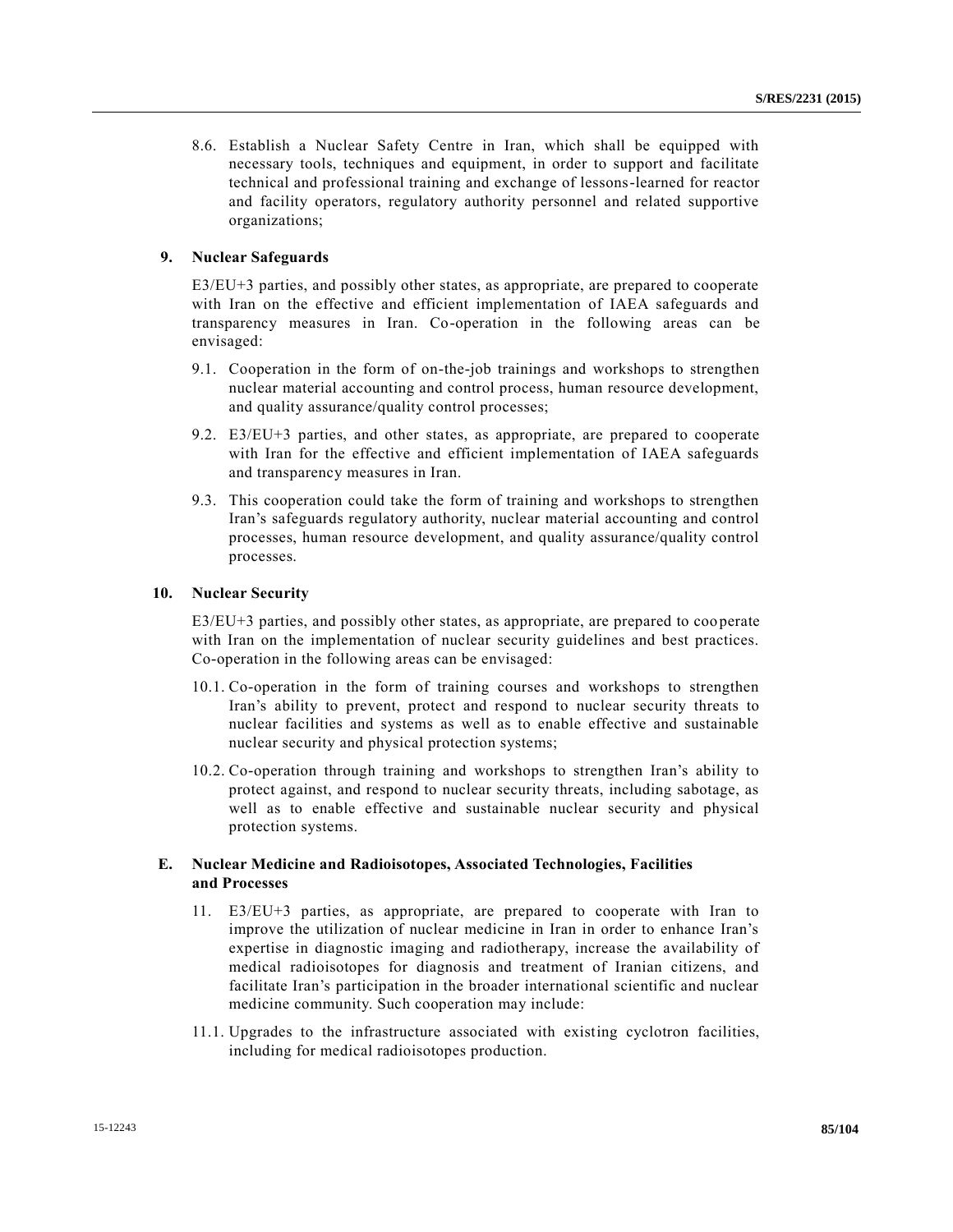8.6. Establish a Nuclear Safety Centre in Iran, which shall be equipped with necessary tools, techniques and equipment, in order to support and facilitate technical and professional training and exchange of lessons-learned for reactor and facility operators, regulatory authority personnel and related supportive organizations;

**9. Nuclear Safeguards**

E3/EU+3 parties, and possibly other states, as appropriate, are prepared to cooperate with Iran on the effective and efficient implementation of IAEA safeguards and transparency measures in Iran. Co-operation in the following areas can be envisaged:

9.1. Cooperation in the form of on-the-job trainings and workshops to strengthen nuclear material accounting and control process, human resource development, and quality assurance/quality control processes;

9.2. E3/EU+3 parties, and other states, as appropriate, are prepared to cooperate with Iran for the effective and efficient implementation of IAEA safeguards and transparency measures in Iran.

9.3. This cooperation could take the form of training and workshops to strengthen Iran's safeguards regulatory authority, nuclear material accounting and control processes, human resource development, and quality assurance/quality control processes.

**10. Nuclear Security**

E3/EU+3 parties, and possibly other states, as appropriate, are prepared to cooperate with Iran on the implementation of nuclear security guidelines and best practices. Co-operation in the following areas can be envisaged:

10.1. Co-operation in the form of training courses and workshops to strengthen Iran's ability to prevent, protect and respond to nuclear security threats to nuclear facilities and systems as well as to enable effective and sustainable nuclear security and physical protection systems;

10.2. Co-operation through training and workshops to strengthen Iran's ability to protect against, and respond to nuclear security threats, including sabotage, as well as to enable effective and sustainable nuclear security and physical protection systems.

## E. Nuclear Medicine and Radioisotopes, Associated Technologies, Facilities and Processes

11. E3/EU+3 parties, as appropriate, are prepared to cooperate with Iran to improve the utilization of nuclear medicine in Iran in order to enhance Iran's expertise in diagnostic imaging and radiotherapy, increase the availability of medical radioisotopes for diagnosis and treatment of Iranian citizens, and facilitate Iran's participation in the broader international scientific and nuclear medicine community. Such cooperation may include:

11.1. Upgrades to the infrastructure associated with existing cyclotron facilities, including for medical radioisotopes production.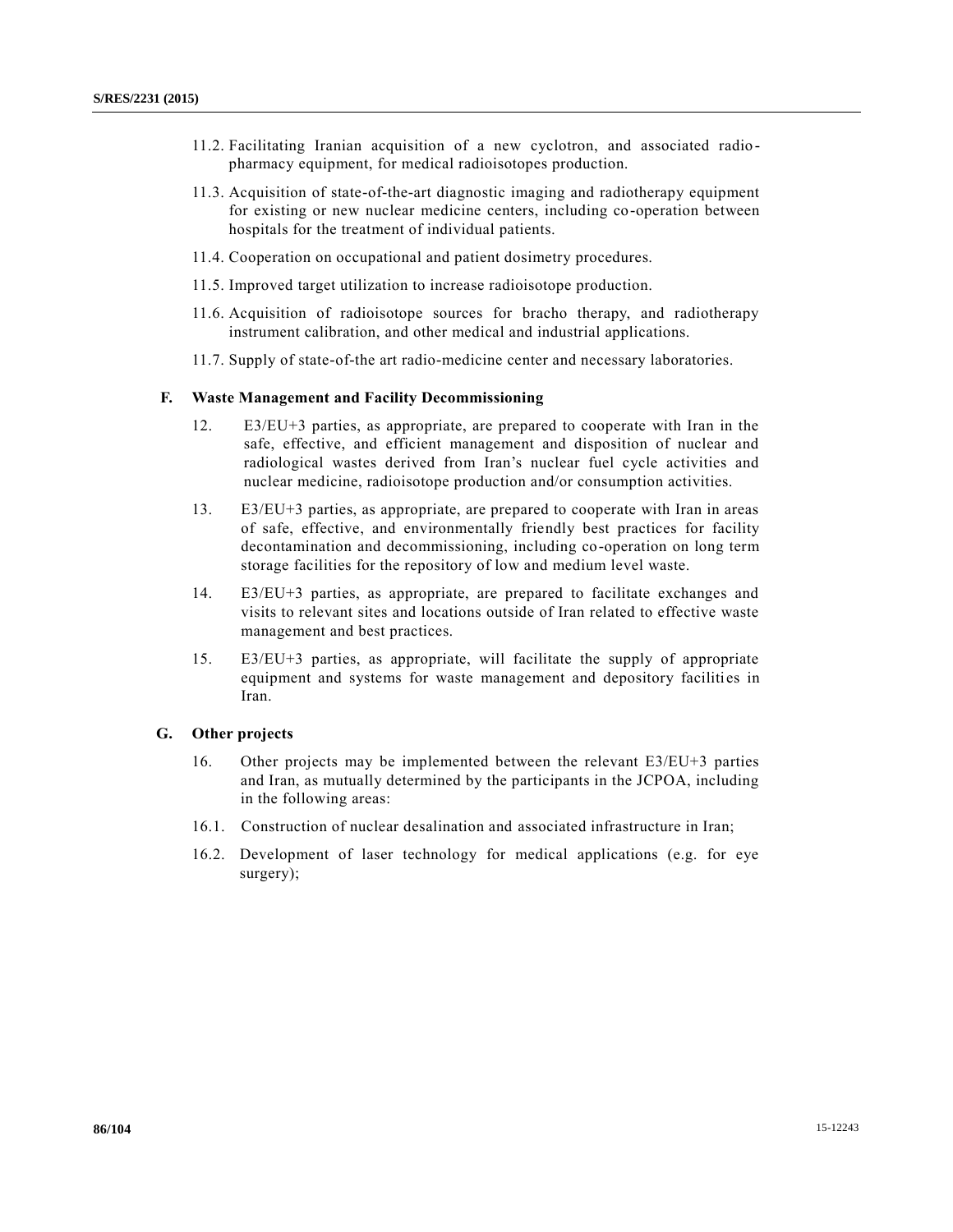11.2. Facilitating Iranian acquisition of a new cyclotron, and associated radio-pharmacy equipment, for medical radioisotopes production.

11.3. Acquisition of state-of-the-art diagnostic imaging and radiotherapy equipment for existing or new nuclear medicine centers, including co-operation between hospitals for the treatment of individual patients.

11.4. Cooperation on occupational and patient dosimetry procedures.

11.5. Improved target utilization to increase radioisotope production.

11.6. Acquisition of radioisotope sources for bracho therapy, and radiotherapy instrument calibration, and other medical and industrial applications.

11.7. Supply of state-of-the art radio-medicine center and necessary laboratories.

### F. Waste Management and Facility Decommissioning

12. E3/EU+3 parties, as appropriate, are prepared to cooperate with Iran in the safe, effective, and efficient management and disposition of nuclear and radiological wastes derived from Iran's nuclear fuel cycle activities and nuclear medicine, radioisotope production and/or consumption activities.

13. E3/EU+3 parties, as appropriate, are prepared to cooperate with Iran in areas of safe, effective, and environmentally friendly best practices for facility decontamination and decommissioning, including co-operation on long term storage facilities for the repository of low and medium level waste.

14. E3/EU+3 parties, as appropriate, are prepared to facilitate exchanges and visits to relevant sites and locations outside of Iran related to effective waste management and best practices.

15. E3/EU+3 parties, as appropriate, will facilitate the supply of appropriate equipment and systems for waste management and depository facilities in Iran.

### G. Other projects

16. Other projects may be implemented between the relevant E3/EU+3 parties and Iran, as mutually determined by the participants in the JCPOA, including in the following areas:

16.1. Construction of nuclear desalination and associated infrastructure in Iran;

16.2. Development of laser technology for medical applications (e.g. for eye surgery);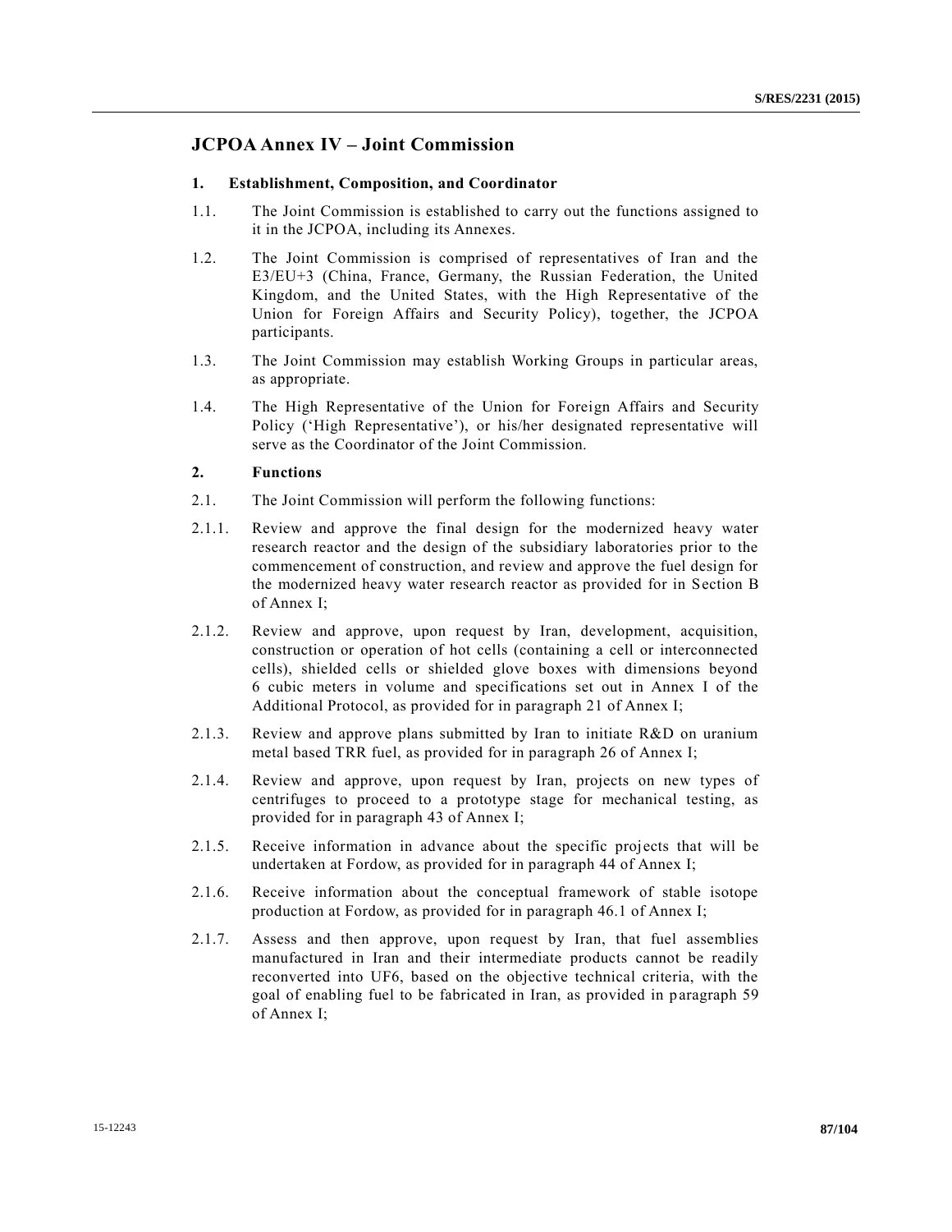## JCPOA Annex IV – Joint Commission

### 1. Establishment, Composition, and Coordinator

1.1. The Joint Commission is established to carry out the functions assigned to it in the JCPOA, including its Annexes.

1.2. The Joint Commission is comprised of representatives of Iran and the E3/EU+3 (China, France, Germany, the Russian Federation, the United Kingdom, and the United States, with the High Representative of the Union for Foreign Affairs and Security Policy), together, the JCPOA participants.

1.3. The Joint Commission may establish Working Groups in particular areas, as appropriate.

1.4. The High Representative of the Union for Foreign Affairs and Security Policy ('High Representative'), or his/her designated representative will serve as the Coordinator of the Joint Commission.

### 2. Functions

2.1. The Joint Commission will perform the following functions:

2.1.1. Review and approve the final design for the modernized heavy water research reactor and the design of the subsidiary laboratories prior to the commencement of construction, and review and approve the fuel design for the modernized heavy water research reactor as provided for in Section B of Annex I;

2.1.2. Review and approve, upon request by Iran, development, acquisition, construction or operation of hot cells (containing a cell or interconnected cells), shielded cells or shielded glove boxes with dimensions beyond 6 cubic meters in volume and specifications set out in Annex I of the Additional Protocol, as provided for in paragraph 21 of Annex I;

2.1.3. Review and approve plans submitted by Iran to initiate R&D on uranium metal based TRR fuel, as provided for in paragraph 26 of Annex I;

2.1.4. Review and approve, upon request by Iran, projects on new types of centrifuges to proceed to a prototype stage for mechanical testing, as provided for in paragraph 43 of Annex I;

2.1.5. Receive information in advance about the specific projects that will be undertaken at Fordow, as provided for in paragraph 44 of Annex I;

2.1.6. Receive information about the conceptual framework of stable isotope production at Fordow, as provided for in paragraph 46.1 of Annex I;

2.1.7. Assess and then approve, upon request by Iran, that fuel assemblies manufactured in Iran and their intermediate products cannot be readily reconverted into $UF_6$, based on the objective technical criteria, with the goal of enabling fuel to be fabricated in Iran, as provided in paragraph 59 of Annex I;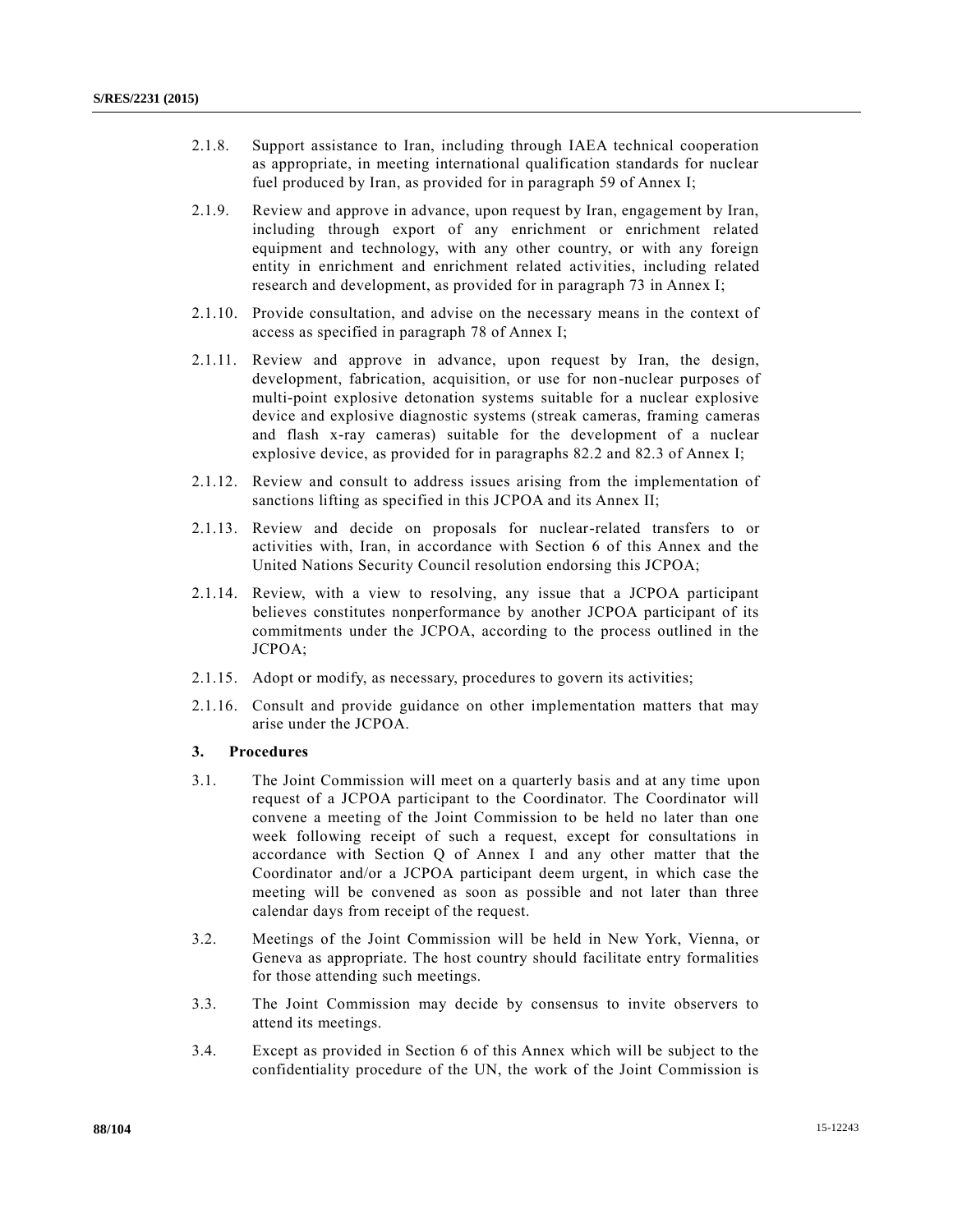2.1.8. Support assistance to Iran, including through IAEA technical cooperation as appropriate, in meeting international qualification standards for nuclear fuel produced by Iran, as provided for in paragraph 59 of Annex I;

2.1.9. Review and approve in advance, upon request by Iran, engagement by Iran, including through export of any enrichment or enrichment related equipment and technology, with any other country, or with any foreign entity in enrichment and enrichment related activities, including related research and development, as provided for in paragraph 73 in Annex I;

2.1.10. Provide consultation, and advise on the necessary means in the context of access as specified in paragraph 78 of Annex I;

2.1.11. Review and approve in advance, upon request by Iran, the design, development, fabrication, acquisition, or use for non-nuclear purposes of multi-point explosive detonation systems suitable for a nuclear explosive device and explosive diagnostic systems (streak cameras, framing cameras and flash x-ray cameras) suitable for the development of a nuclear explosive device, as provided for in paragraphs 82.2 and 82.3 of Annex I;

2.1.12. Review and consult to address issues arising from the implementation of sanctions lifting as specified in this JCPOA and its Annex II;

2.1.13. Review and decide on proposals for nuclear-related transfers to or activities with, Iran, in accordance with Section 6 of this Annex and the United Nations Security Council resolution endorsing this JCPOA;

2.1.14. Review, with a view to resolving, any issue that a JCPOA participant believes constitutes nonperformance by another JCPOA participant of its commitments under the JCPOA, according to the process outlined in the JCPOA;

2.1.15. Adopt or modify, as necessary, procedures to govern its activities;

2.1.16. Consult and provide guidance on other implementation matters that may arise under the JCPOA.

### 3. Procedures

3.1. The Joint Commission will meet on a quarterly basis and at any time upon request of a JCPOA participant to the Coordinator. The Coordinator will convene a meeting of the Joint Commission to be held no later than one week following receipt of such a request, except for consultations in accordance with Section Q of Annex I and any other matter that the Coordinator and/or a JCPOA participant deem urgent, in which case the meeting will be convened as soon as possible and not later than three calendar days from receipt of the request.

3.2. Meetings of the Joint Commission will be held in New York, Vienna, or Geneva as appropriate. The host country should facilitate entry formalities for those attending such meetings.

3.3. The Joint Commission may decide by consensus to invite observers to attend its meetings.

3.4. Except as provided in Section 6 of this Annex which will be subject to the confidentiality procedure of the UN, the work of the Joint Commission is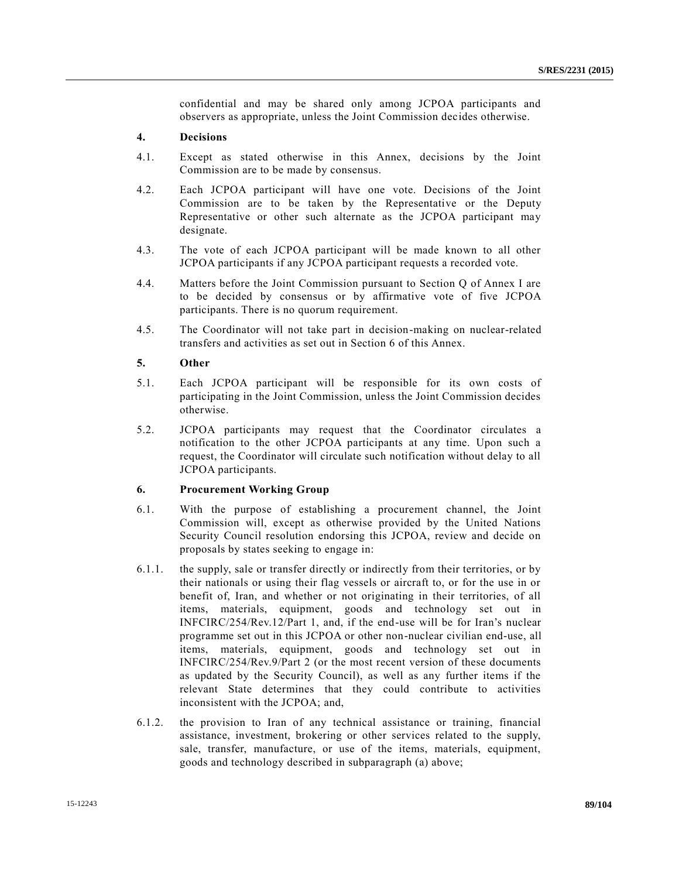confidential and may be shared only among JCPOA participants and observers as appropriate, unless the Joint Commission decides otherwise.

**4. Decisions**

4.1. Except as stated otherwise in this Annex, decisions by the Joint Commission are to be made by consensus.

4.2. Each JCPOA participant will have one vote. Decisions of the Joint Commission are to be taken by the Representative or the Deputy Representative or other such alternate as the JCPOA participant may designate.

4.3. The vote of each JCPOA participant will be made known to all other JCPOA participants if any JCPOA participant requests a recorded vote.

4.4. Matters before the Joint Commission pursuant to Section Q of Annex I are to be decided by consensus or by affirmative vote of five JCPOA participants. There is no quorum requirement.

4.5. The Coordinator will not take part in decision-making on nuclear-related transfers and activities as set out in Section 6 of this Annex.

**5. Other**

5.1. Each JCPOA participant will be responsible for its own costs of participating in the Joint Commission, unless the Joint Commission decides otherwise.

5.2. JCPOA participants may request that the Coordinator circulates a notification to the other JCPOA participants at any time. Upon such a request, the Coordinator will circulate such notification without delay to all JCPOA participants.

**6. Procurement Working Group**

6.1. With the purpose of establishing a procurement channel, the Joint Commission will, except as otherwise provided by the United Nations Security Council resolution endorsing this JCPOA, review and decide on proposals by states seeking to engage in:

6.1.1. the supply, sale or transfer directly or indirectly from their territories, or by their nationals or using their flag vessels or aircraft to, or for the use in or benefit of, Iran, and whether or not originating in their territories, of all items, materials, equipment, goods and technology set out in INFCIRC/254/Rev.12/Part 1, and, if the end-use will be for Iran's nuclear programme set out in this JCPOA or other non-nuclear civilian end-use, all items, materials, equipment, goods and technology set out in INFCIRC/254/Rev.9/Part 2 (or the most recent version of these documents as updated by the Security Council), as well as any further items if the relevant State determines that they could contribute to activities inconsistent with the JCPOA; and,

6.1.2. the provision to Iran of any technical assistance or training, financial assistance, investment, brokering or other services related to the supply, sale, transfer, manufacture, or use of the items, materials, equipment, goods and technology described in subparagraph (a) above;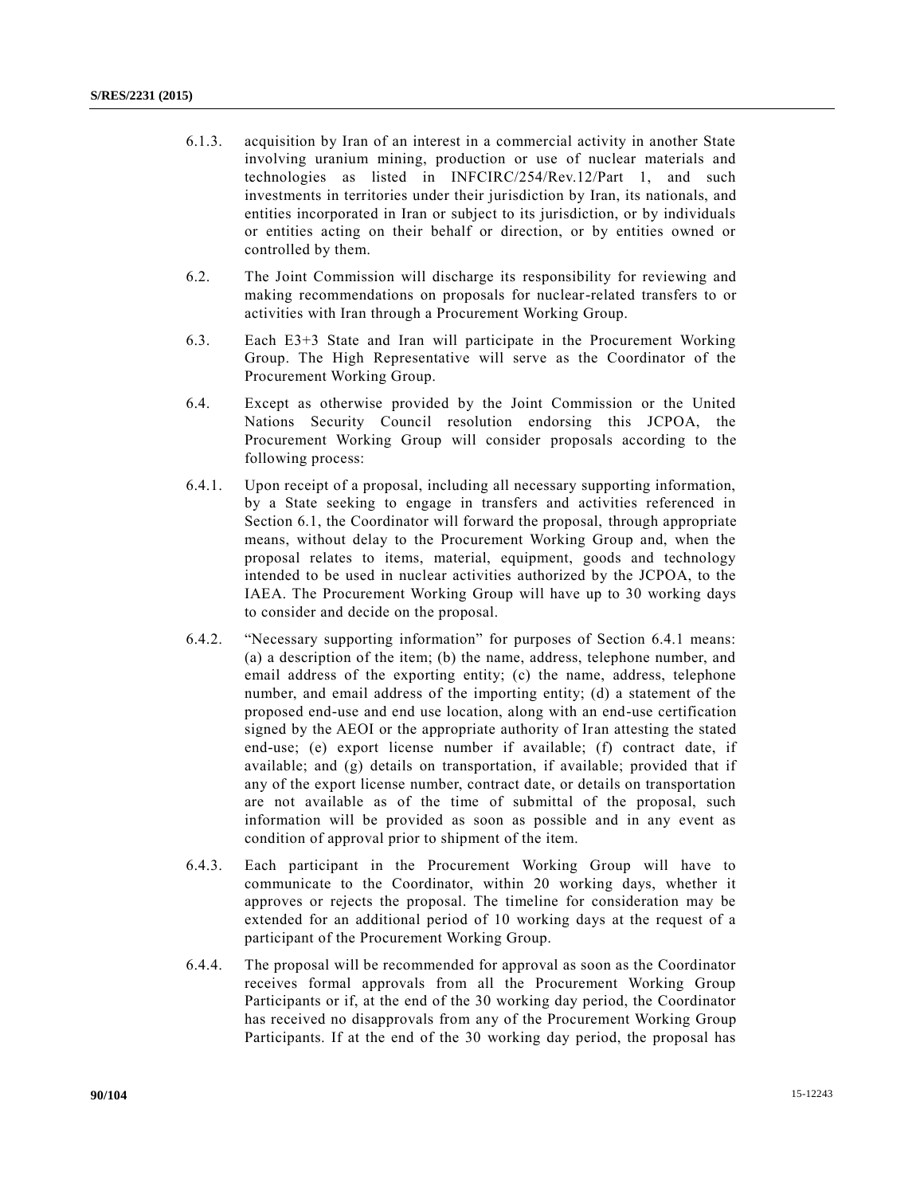6.1.3. acquisition by Iran of an interest in a commercial activity in another State involving uranium mining, production or use of nuclear materials and technologies as listed in INFCIRC/254/Rev.12/Part 1, and such investments in territories under their jurisdiction by Iran, its nationals, and entities incorporated in Iran or subject to its jurisdiction, or by individuals or entities acting on their behalf or direction, or by entities owned or controlled by them.

6.2. The Joint Commission will discharge its responsibility for reviewing and making recommendations on proposals for nuclear-related transfers to or activities with Iran through a Procurement Working Group.

6.3. Each E3+3 State and Iran will participate in the Procurement Working Group. The High Representative will serve as the Coordinator of the Procurement Working Group.

6.4. Except as otherwise provided by the Joint Commission or the United Nations Security Council resolution endorsing this JCPOA, the Procurement Working Group will consider proposals according to the following process:

6.4.1. Upon receipt of a proposal, including all necessary supporting information, by a State seeking to engage in transfers and activities referenced in Section 6.1, the Coordinator will forward the proposal, through appropriate means, without delay to the Procurement Working Group and, when the proposal relates to items, material, equipment, goods and technology intended to be used in nuclear activities authorized by the JCPOA, to the IAEA. The Procurement Working Group will have up to 30 working days to consider and decide on the proposal.

6.4.2. "Necessary supporting information" for purposes of Section 6.4.1 means: (a) a description of the item; (b) the name, address, telephone number, and email address of the exporting entity; (c) the name, address, telephone number, and email address of the importing entity; (d) a statement of the proposed end-use and end use location, along with an end-use certification signed by the AEOI or the appropriate authority of Iran attesting the stated end-use; (e) export license number if available; (f) contract date, if available; and (g) details on transportation, if available; provided that if any of the export license number, contract date, or details on transportation are not available as of the time of submittal of the proposal, such information will be provided as soon as possible and in any event as condition of approval prior to shipment of the item.

6.4.3. Each participant in the Procurement Working Group will have to communicate to the Coordinator, within 20 working days, whether it approves or rejects the proposal. The timeline for consideration may be extended for an additional period of 10 working days at the request of a participant of the Procurement Working Group.

6.4.4. The proposal will be recommended for approval as soon as the Coordinator receives formal approvals from all the Procurement Working Group Participants or if, at the end of the 30 working day period, the Coordinator has received no disapprovals from any of the Procurement Working Group Participants. If at the end of the 30 working day period, the proposal has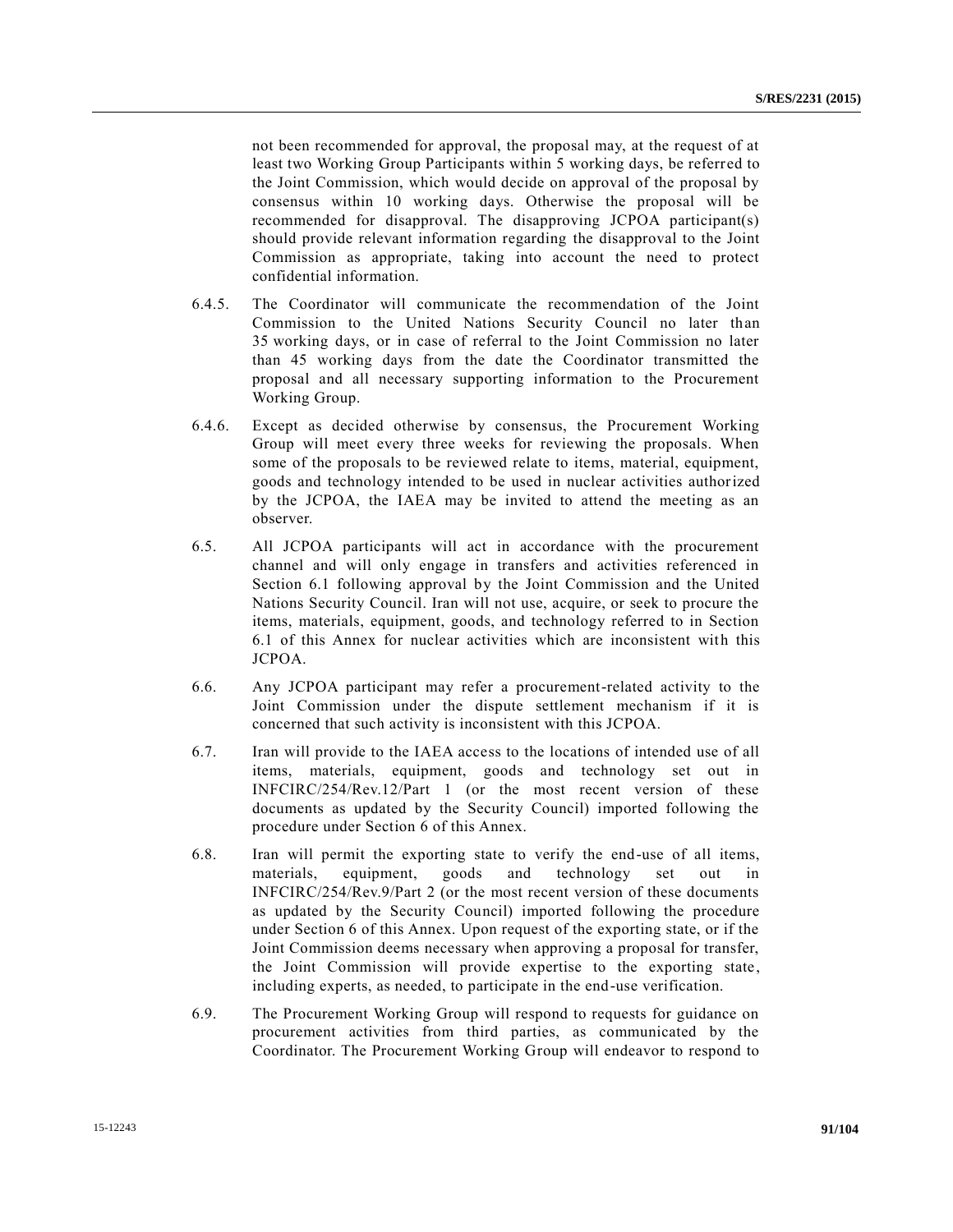not been recommended for approval, the proposal may, at the request of at least two Working Group Participants within 5 working days, be referred to the Joint Commission, which would decide on approval of the proposal by consensus within 10 working days. Otherwise the proposal will be recommended for disapproval. The disapproving JCPOA participant(s) should provide relevant information regarding the disapproval to the Joint Commission as appropriate, taking into account the need to protect confidential information.

6.4.5. The Coordinator will communicate the recommendation of the Joint Commission to the United Nations Security Council no later than 35 working days, or in case of referral to the Joint Commission no later than 45 working days from the date the Coordinator transmitted the proposal and all necessary supporting information to the Procurement Working Group.

6.4.6. Except as decided otherwise by consensus, the Procurement Working Group will meet every three weeks for reviewing the proposals. When some of the proposals to be reviewed relate to items, material, equipment, goods and technology intended to be used in nuclear activities authorized by the JCPOA, the IAEA may be invited to attend the meeting as an observer.

6.5. All JCPOA participants will act in accordance with the procurement channel and will only engage in transfers and activities referenced in Section 6.1 following approval by the Joint Commission and the United Nations Security Council. Iran will not use, acquire, or seek to procure the items, materials, equipment, goods, and technology referred to in Section 6.1 of this Annex for nuclear activities which are inconsistent with this JCPOA.

6.6. Any JCPOA participant may refer a procurement-related activity to the Joint Commission under the dispute settlement mechanism if it is concerned that such activity is inconsistent with this JCPOA.

6.7. Iran will provide to the IAEA access to the locations of intended use of all items, materials, equipment, goods and technology set out in INFCIRC/254/Rev.12/Part 1 (or the most recent version of these documents as updated by the Security Council) imported following the procedure under Section 6 of this Annex.

6.8. Iran will permit the exporting state to verify the end-use of all items, materials, equipment, goods and technology set out in INFCIRC/254/Rev.9/Part 2 (or the most recent version of these documents as updated by the Security Council) imported following the procedure under Section 6 of this Annex. Upon request of the exporting state, or if the Joint Commission deems necessary when approving a proposal for transfer, the Joint Commission will provide expertise to the exporting state, including experts, as needed, to participate in the end-use verification.

6.9. The Procurement Working Group will respond to requests for guidance on procurement activities from third parties, as communicated by the Coordinator. The Procurement Working Group will endeavor to respond to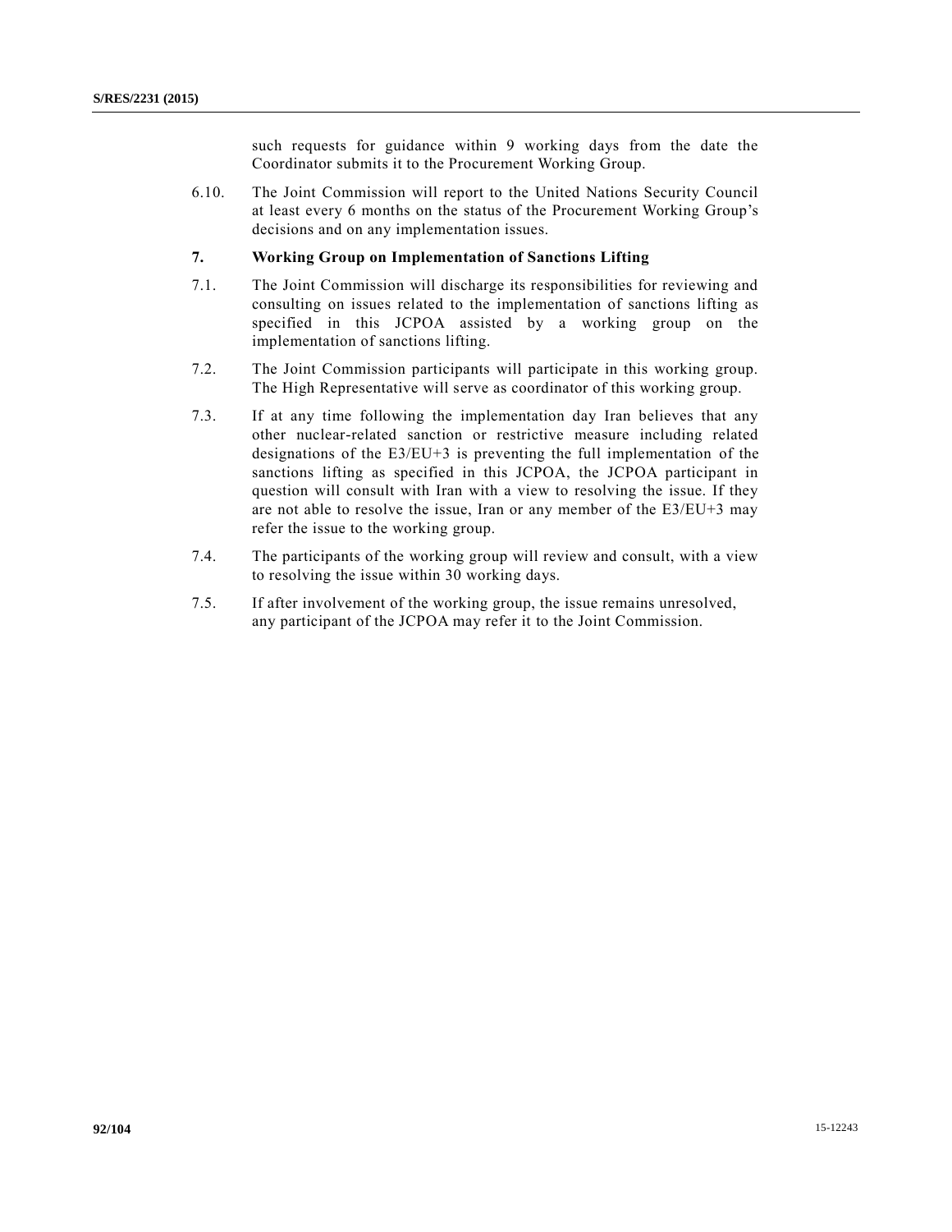such requests for guidance within 9 working days from the date the Coordinator submits it to the Procurement Working Group.

6.10. The Joint Commission will report to the United Nations Security Council at least every 6 months on the status of the Procurement Working Group's decisions and on any implementation issues.

### 7. Working Group on Implementation of Sanctions Lifting

7.1. The Joint Commission will discharge its responsibilities for reviewing and consulting on issues related to the implementation of sanctions lifting as specified in this JCPOA assisted by a working group on the implementation of sanctions lifting.

7.2. The Joint Commission participants will participate in this working group. The High Representative will serve as coordinator of this working group.

7.3. If at any time following the implementation day Iran believes that any other nuclear-related sanction or restrictive measure including related designations of the E3/EU+3 is preventing the full implementation of the sanctions lifting as specified in this JCPOA, the JCPOA participant in question will consult with Iran with a view to resolving the issue. If they are not able to resolve the issue, Iran or any member of the E3/EU+3 may refer the issue to the working group.

7.4. The participants of the working group will review and consult, with a view to resolving the issue within 30 working days.

7.5. If after involvement of the working group, the issue remains unresolved, any participant of the JCPOA may refer it to the Joint Commission.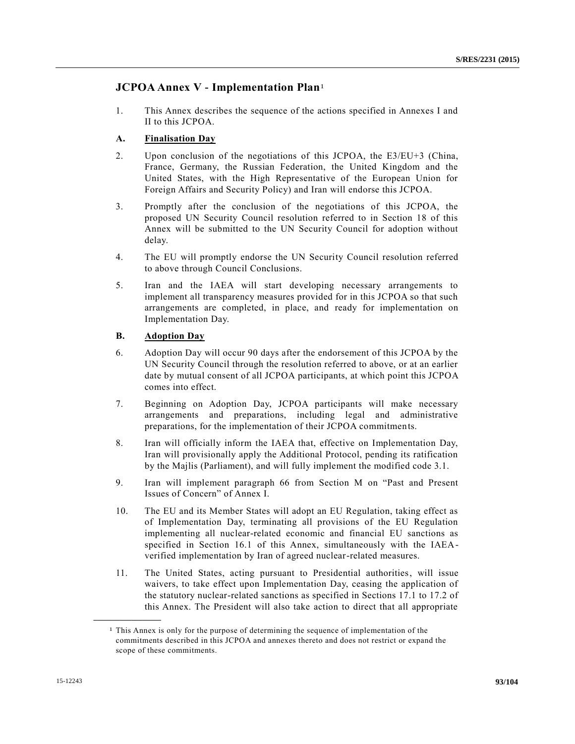## JCPOA Annex V - Implementation Plan[1]

1. This Annex describes the sequence of the actions specified in Annexes I and II to this JCPOA.

### A. Finalisation Day

2. Upon conclusion of the negotiations of this JCPOA, the E3/EU+3 (China, France, Germany, the Russian Federation, the United Kingdom and the United States, with the High Representative of the European Union for Foreign Affairs and Security Policy) and Iran will endorse this JCPOA.

3. Promptly after the conclusion of the negotiations of this JCPOA, the proposed UN Security Council resolution referred to in Section 18 of this Annex will be submitted to the UN Security Council for adoption without delay.

4. The EU will promptly endorse the UN Security Council resolution referred to above through Council Conclusions.

5. Iran and the IAEA will start developing necessary arrangements to implement all transparency measures provided for in this JCPOA so that such arrangements are completed, in place, and ready for implementation on Implementation Day.

### B. Adoption Day

6. Adoption Day will occur 90 days after the endorsement of this JCPOA by the UN Security Council through the resolution referred to above, or at an earlier date by mutual consent of all JCPOA participants, at which point this JCPOA comes into effect.

7. Beginning on Adoption Day, JCPOA participants will make necessary arrangements and preparations, including legal and administrative preparations, for the implementation of their JCPOA commitments.

8. Iran will officially inform the IAEA that, effective on Implementation Day, Iran will provisionally apply the Additional Protocol, pending its ratification by the Majlis (Parliament), and will fully implement the modified code 3.1.

9. Iran will implement paragraph 66 from Section M on "Past and Present Issues of Concern" of Annex I.

10. The EU and its Member States will adopt an EU Regulation, taking effect as of Implementation Day, terminating all provisions of the EU Regulation implementing all nuclear-related economic and financial EU sanctions as specified in Section 16.1 of this Annex, simultaneously with the IAEA-verified implementation by Iran of agreed nuclear-related measures.

11. The United States, acting pursuant to Presidential authorities, will issue waivers, to take effect upon Implementation Day, ceasing the application of the statutory nuclear-related sanctions as specified in Sections 17.1 to 17.2 of this Annex. The President will also take action to direct that all appropriate

---

[1] This Annex is only for the purpose of determining the sequence of implementation of the commitments described in this JCPOA and annexes thereto and does not restrict or expand the scope of these commitments.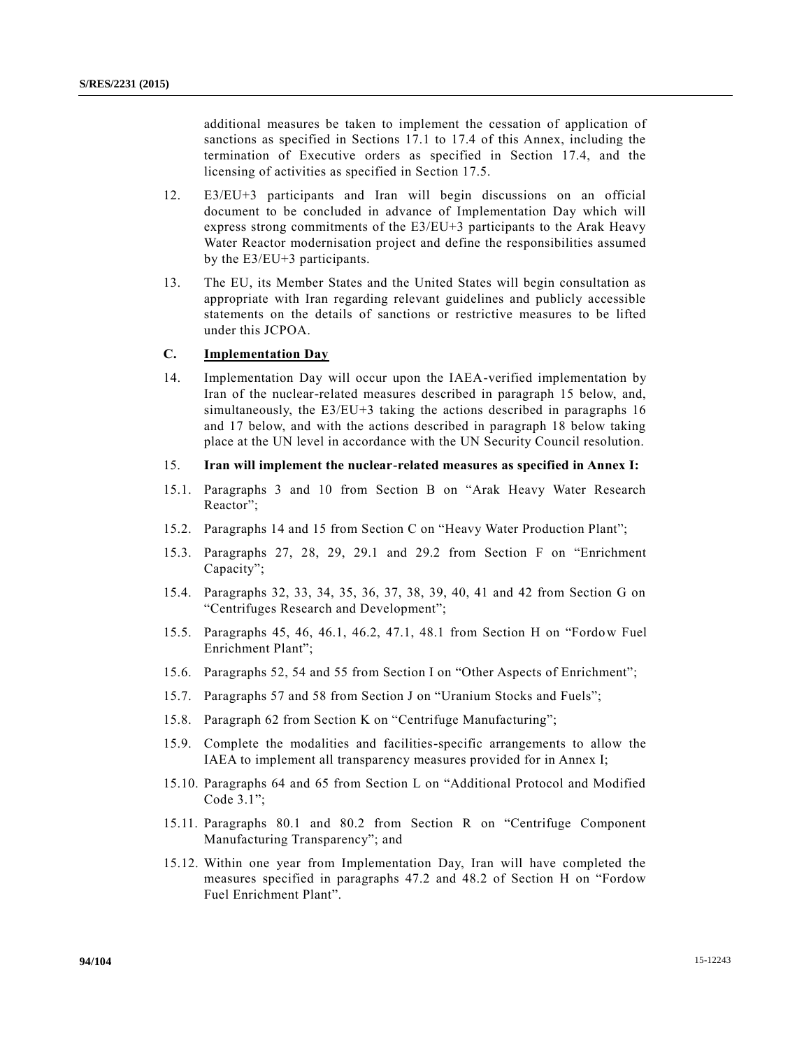additional measures be taken to implement the cessation of application of sanctions as specified in Sections 17.1 to 17.4 of this Annex, including the termination of Executive orders as specified in Section 17.4, and the licensing of activities as specified in Section 17.5.

12. E3/EU+3 participants and Iran will begin discussions on an official document to be concluded in advance of Implementation Day which will express strong commitments of the E3/EU+3 participants to the Arak Heavy Water Reactor modernisation project and define the responsibilities assumed by the E3/EU+3 participants.

13. The EU, its Member States and the United States will begin consultation as appropriate with Iran regarding relevant guidelines and publicly accessible statements on the details of sanctions or restrictive measures to be lifted under this JCPOA.

### C. Implementation Day

14. Implementation Day will occur upon the IAEA-verified implementation by Iran of the nuclear-related measures described in paragraph 15 below, and, simultaneously, the E3/EU+3 taking the actions described in paragraphs 16 and 17 below, and with the actions described in paragraph 18 below taking place at the UN level in accordance with the UN Security Council resolution.

15. **Iran will implement the nuclear-related measures as specified in Annex I:**

15.1. Paragraphs 3 and 10 from Section B on "Arak Heavy Water Research Reactor";

15.2. Paragraphs 14 and 15 from Section C on "Heavy Water Production Plant";

15.3. Paragraphs 27, 28, 29, 29.1 and 29.2 from Section F on "Enrichment Capacity";

15.4. Paragraphs 32, 33, 34, 35, 36, 37, 38, 39, 40, 41 and 42 from Section G on "Centrifuges Research and Development";

15.5. Paragraphs 45, 46, 46.1, 46.2, 47.1, 48.1 from Section H on "Fordow Fuel Enrichment Plant";

15.6. Paragraphs 52, 54 and 55 from Section I on "Other Aspects of Enrichment";

15.7. Paragraphs 57 and 58 from Section J on "Uranium Stocks and Fuels";

15.8. Paragraph 62 from Section K on "Centrifuge Manufacturing";

15.9. Complete the modalities and facilities-specific arrangements to allow the IAEA to implement all transparency measures provided for in Annex I;

15.10. Paragraphs 64 and 65 from Section L on "Additional Protocol and Modified Code 3.1";

15.11. Paragraphs 80.1 and 80.2 from Section R on "Centrifuge Component Manufacturing Transparency"; and

15.12. Within one year from Implementation Day, Iran will have completed the measures specified in paragraphs 47.2 and 48.2 of Section H on "Fordow Fuel Enrichment Plant".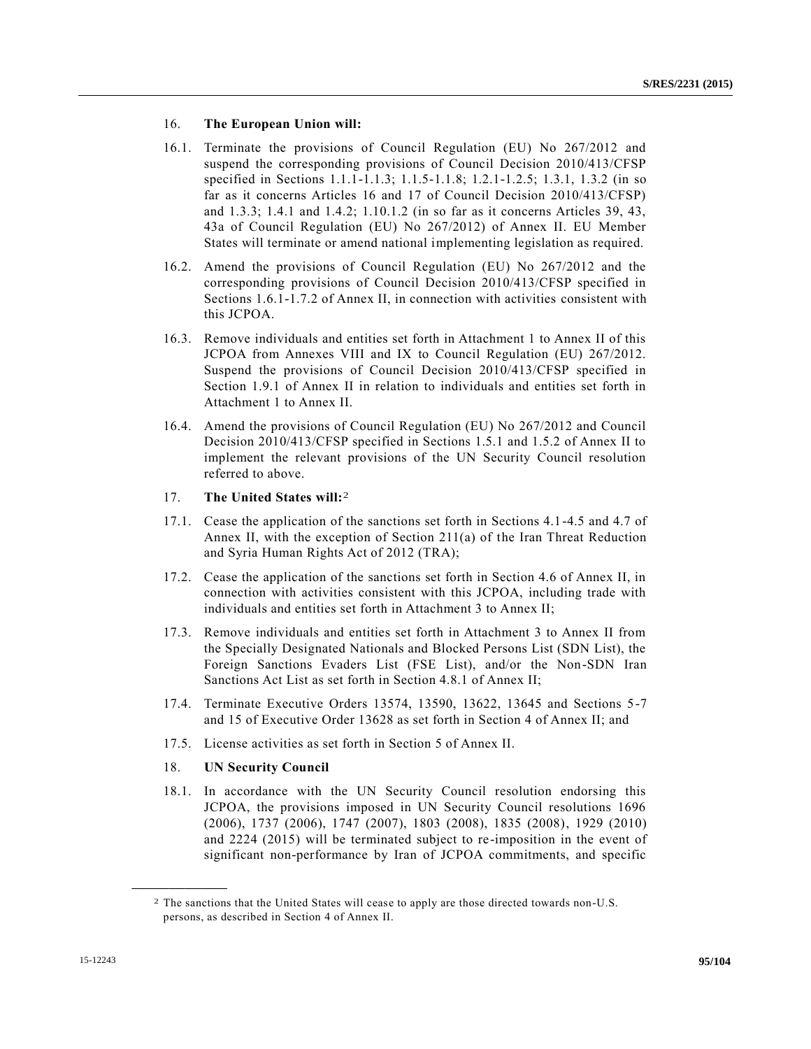16. **The European Union will:**

16.1. Terminate the provisions of Council Regulation (EU) No 267/2012 and suspend the corresponding provisions of Council Decision 2010/413/CFSP specified in Sections 1.1.1-1.1.3; 1.1.5-1.1.8; 1.2.1-1.2.5; 1.3.1, 1.3.2 (in so far as it concerns Articles 16 and 17 of Council Decision 2010/413/CFSP) and 1.3.3; 1.4.1 and 1.4.2; 1.10.1.2 (in so far as it concerns Articles 39, 43, 43a of Council Regulation (EU) No 267/2012) of Annex II. EU Member States will terminate or amend national implementing legislation as required.

16.2. Amend the provisions of Council Regulation (EU) No 267/2012 and the corresponding provisions of Council Decision 2010/413/CFSP specified in Sections 1.6.1-1.7.2 of Annex II, in connection with activities consistent with this JCPOA.

16.3. Remove individuals and entities set forth in Attachment 1 to Annex II of this JCPOA from Annexes VIII and IX to Council Regulation (EU) 267/2012. Suspend the provisions of Council Decision 2010/413/CFSP specified in Section 1.9.1 of Annex II in relation to individuals and entities set forth in Attachment 1 to Annex II.

16.4. Amend the provisions of Council Regulation (EU) No 267/2012 and Council Decision 2010/413/CFSP specified in Sections 1.5.1 and 1.5.2 of Annex II to implement the relevant provisions of the UN Security Council resolution referred to above.

17. **The United States will:**[2]

17.1. Cease the application of the sanctions set forth in Sections 4.1-4.5 and 4.7 of Annex II, with the exception of Section 211(a) of the Iran Threat Reduction and Syria Human Rights Act of 2012 (TRA);

17.2. Cease the application of the sanctions set forth in Section 4.6 of Annex II, in connection with activities consistent with this JCPOA, including trade with individuals and entities set forth in Attachment 3 to Annex II;

17.3. Remove individuals and entities set forth in Attachment 3 to Annex II from the Specially Designated Nationals and Blocked Persons List (SDN List), the Foreign Sanctions Evaders List (FSE List), and/or the Non-SDN Iran Sanctions Act List as set forth in Section 4.8.1 of Annex II;

17.4. Terminate Executive Orders 13574, 13590, 13622, 13645 and Sections 5-7 and 15 of Executive Order 13628 as set forth in Section 4 of Annex II; and

17.5. License activities as set forth in Section 5 of Annex II.

18. **UN Security Council**

18.1. In accordance with the UN Security Council resolution endorsing this JCPOA, the provisions imposed in UN Security Council resolutions 1696 (2006), 1737 (2006), 1747 (2007), 1803 (2008), 1835 (2008), 1929 (2010) and 2224 (2015) will be terminated subject to re-imposition in the event of significant non-performance by Iran of JCPOA commitments, and specific

---

[2] The sanctions that the United States will cease to apply are those directed towards non-U.S. persons, as described in Section 4 of Annex II.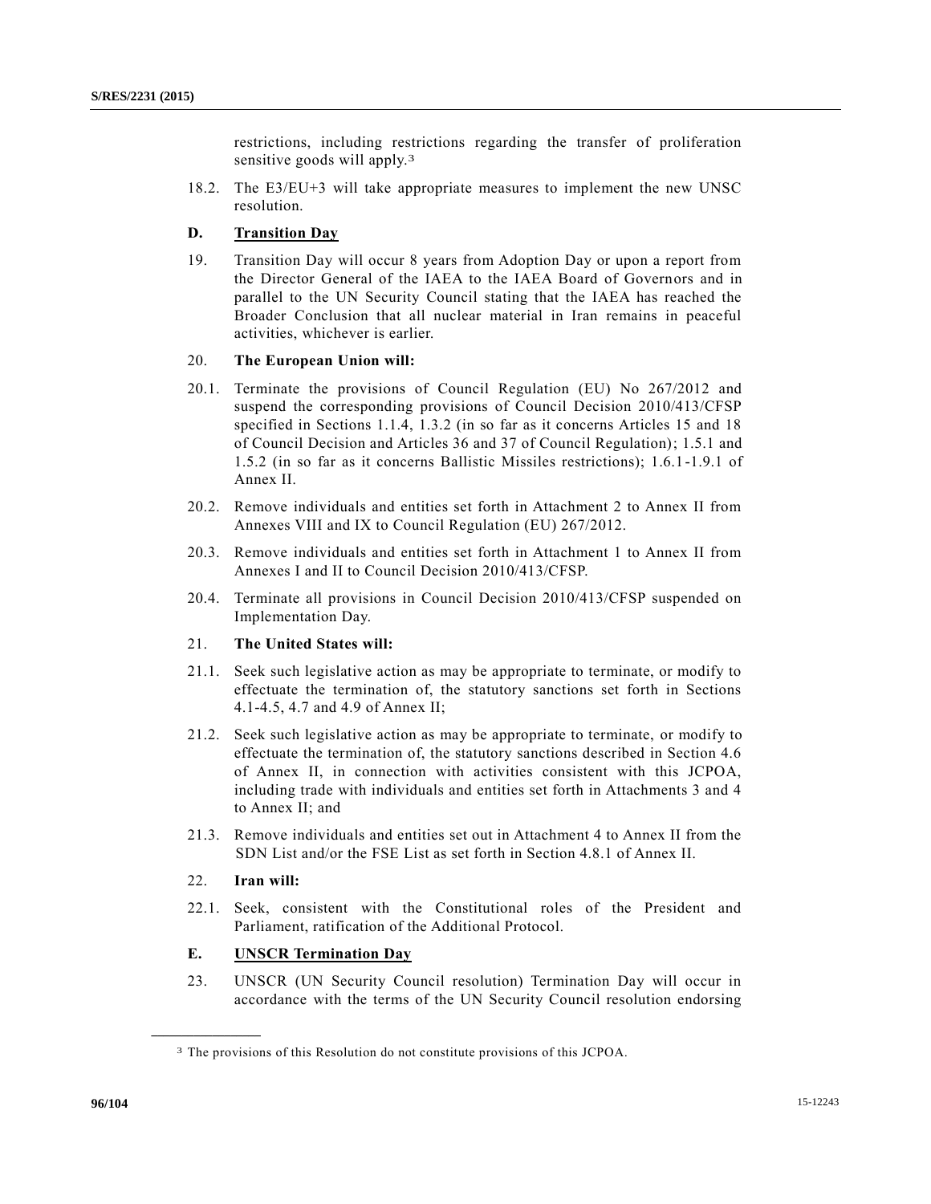restrictions, including restrictions regarding the transfer of proliferation sensitive goods will apply.[3]

18.2. The E3/EU+3 will take appropriate measures to implement the new UNSC resolution.

### D. Transition Day

19. Transition Day will occur 8 years from Adoption Day or upon a report from the Director General of the IAEA to the IAEA Board of Governors and in parallel to the UN Security Council stating that the IAEA has reached the Broader Conclusion that all nuclear material in Iran remains in peaceful activities, whichever is earlier.

20. **The European Union will:**

20.1. Terminate the provisions of Council Regulation (EU) No 267/2012 and suspend the corresponding provisions of Council Decision 2010/413/CFSP specified in Sections 1.1.4, 1.3.2 (in so far as it concerns Articles 15 and 18 of Council Decision and Articles 36 and 37 of Council Regulation); 1.5.1 and 1.5.2 (in so far as it concerns Ballistic Missiles restrictions); 1.6.1-1.9.1 of Annex II.

20.2. Remove individuals and entities set forth in Attachment 2 to Annex II from Annexes VIII and IX to Council Regulation (EU) 267/2012.

20.3. Remove individuals and entities set forth in Attachment 1 to Annex II from Annexes I and II to Council Decision 2010/413/CFSP.

20.4. Terminate all provisions in Council Decision 2010/413/CFSP suspended on Implementation Day.

21. **The United States will:**

21.1. Seek such legislative action as may be appropriate to terminate, or modify to effectuate the termination of, the statutory sanctions set forth in Sections 4.1-4.5, 4.7 and 4.9 of Annex II;

21.2. Seek such legislative action as may be appropriate to terminate, or modify to effectuate the termination of, the statutory sanctions described in Section 4.6 of Annex II, in connection with activities consistent with this JCPOA, including trade with individuals and entities set forth in Attachments 3 and 4 to Annex II; and

21.3. Remove individuals and entities set out in Attachment 4 to Annex II from the SDN List and/or the FSE List as set forth in Section 4.8.1 of Annex II.

22. **Iran will:**

22.1. Seek, consistent with the Constitutional roles of the President and Parliament, ratification of the Additional Protocol.

### E. UNSCR Termination Day

23. UNSCR (UN Security Council resolution) Termination Day will occur in accordance with the terms of the UN Security Council resolution endorsing

[3] The provisions of this Resolution do not constitute provisions of this JCPOA.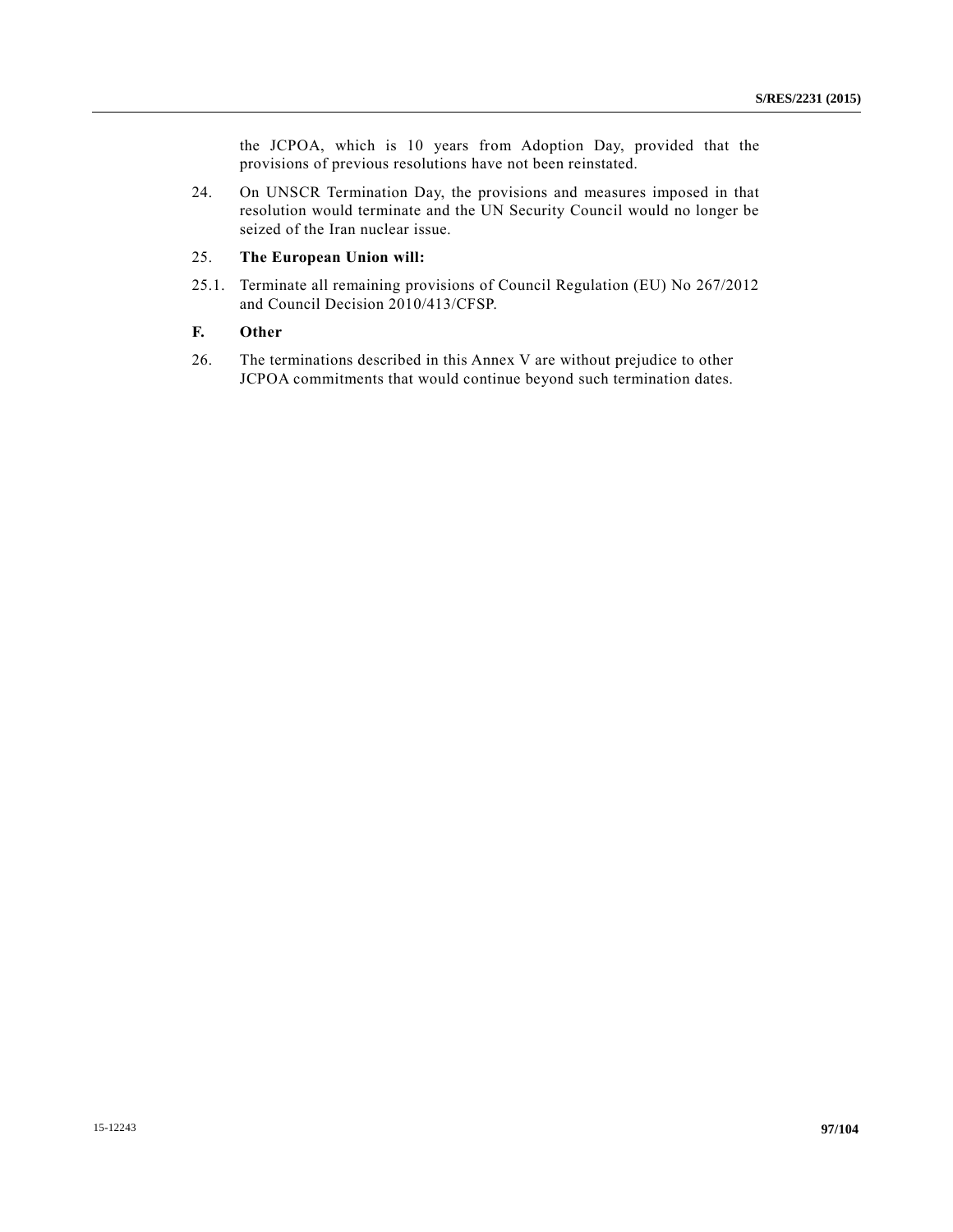the JCPOA, which is 10 years from Adoption Day, provided that the provisions of previous resolutions have not been reinstated.

24. On UNSCR Termination Day, the provisions and measures imposed in that resolution would terminate and the UN Security Council would no longer be seized of the Iran nuclear issue.

25. **The European Union will:**

25.1. Terminate all remaining provisions of Council Regulation (EU) No 267/2012 and Council Decision 2010/413/CFSP.

### F. Other

26. The terminations described in this Annex V are without prejudice to other JCPOA commitments that would continue beyond such termination dates.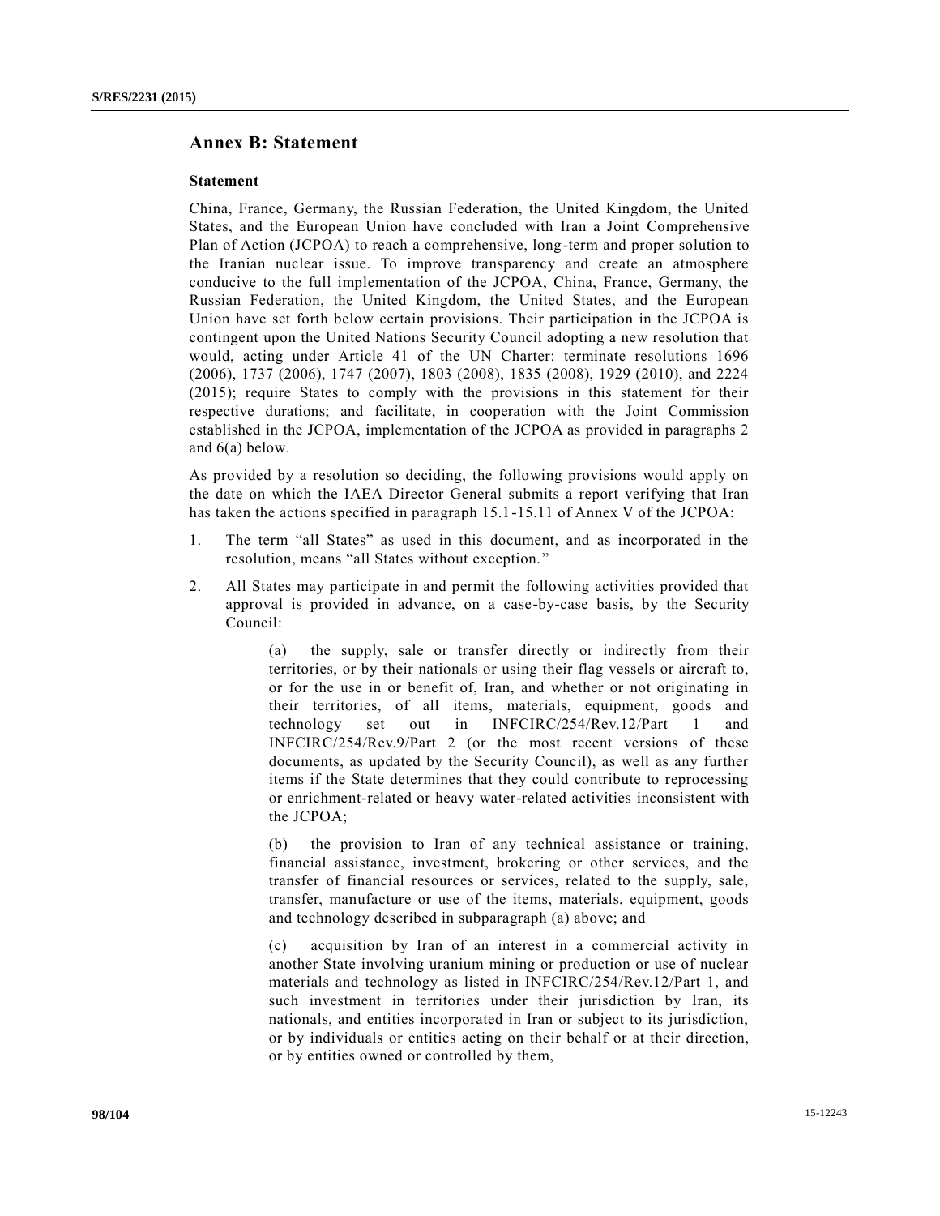## Annex B: Statement

### Statement

China, France, Germany, the Russian Federation, the United Kingdom, the United States, and the European Union have concluded with Iran a Joint Comprehensive Plan of Action (JCPOA) to reach a comprehensive, long-term and proper solution to the Iranian nuclear issue. To improve transparency and create an atmosphere conducive to the full implementation of the JCPOA, China, France, Germany, the Russian Federation, the United Kingdom, the United States, and the European Union have set forth below certain provisions. Their participation in the JCPOA is contingent upon the United Nations Security Council adopting a new resolution that would, acting under Article 41 of the UN Charter: terminate resolutions 1696 (2006), 1737 (2006), 1747 (2007), 1803 (2008), 1835 (2008), 1929 (2010), and 2224 (2015); require States to comply with the provisions in this statement for their respective durations; and facilitate, in cooperation with the Joint Commission established in the JCPOA, implementation of the JCPOA as provided in paragraphs 2 and 6(a) below.

As provided by a resolution so deciding, the following provisions would apply on the date on which the IAEA Director General submits a report verifying that Iran has taken the actions specified in paragraph 15.1-15.11 of Annex V of the JCPOA:

1. The term "all States" as used in this document, and as incorporated in the resolution, means "all States without exception."

2. All States may participate in and permit the following activities provided that approval is provided in advance, on a case-by-case basis, by the Security Council:

   (a) the supply, sale or transfer directly or indirectly from their territories, or by their nationals or using their flag vessels or aircraft to, or for the use in or benefit of, Iran, and whether or not originating in their territories, of all items, materials, equipment, goods and technology set out in INFCIRC/254/Rev.12/Part 1 and INFCIRC/254/Rev.9/Part 2 (or the most recent versions of these documents, as updated by the Security Council), as well as any further items if the State determines that they could contribute to reprocessing or enrichment-related or heavy water-related activities inconsistent with the JCPOA;

   (b) the provision to Iran of any technical assistance or training, financial assistance, investment, brokering or other services, and the transfer of financial resources or services, related to the supply, sale, transfer, manufacture or use of the items, materials, equipment, goods and technology described in subparagraph (a) above; and

   (c) acquisition by Iran of an interest in a commercial activity in another State involving uranium mining or production or use of nuclear materials and technology as listed in INFCIRC/254/Rev.12/Part 1, and such investment in territories under their jurisdiction by Iran, its nationals, and entities incorporated in Iran or subject to its jurisdiction, or by individuals or entities acting on their behalf or at their direction, or by entities owned or controlled by them,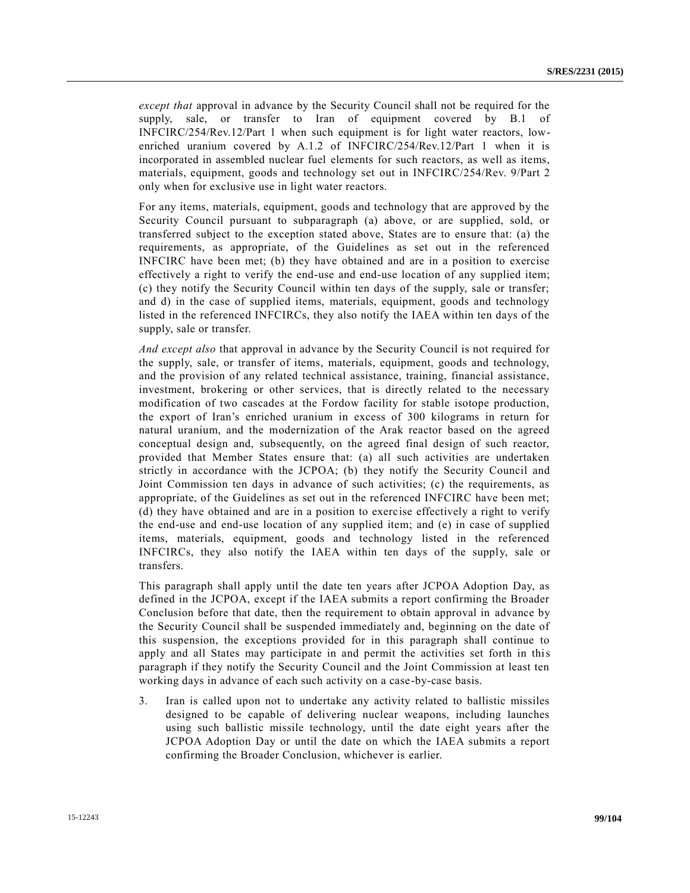*except that* approval in advance by the Security Council shall not be required for the supply, sale, or transfer to Iran of equipment covered by B.1 of INFCIRC/254/Rev.12/Part 1 when such equipment is for light water reactors, low-enriched uranium covered by A.1.2 of INFCIRC/254/Rev.12/Part 1 when it is incorporated in assembled nuclear fuel elements for such reactors, as well as items, materials, equipment, goods and technology set out in INFCIRC/254/Rev. 9/Part 2 only when for exclusive use in light water reactors.

For any items, materials, equipment, goods and technology that are approved by the Security Council pursuant to subparagraph (a) above, or are supplied, sold, or transferred subject to the exception stated above, States are to ensure that: (a) the requirements, as appropriate, of the Guidelines as set out in the referenced INFCIRC have been met; (b) they have obtained and are in a position to exercise effectively a right to verify the end-use and end-use location of any supplied item; (c) they notify the Security Council within ten days of the supply, sale or transfer; and d) in the case of supplied items, materials, equipment, goods and technology listed in the referenced INFCIRCs, they also notify the IAEA within ten days of the supply, sale or transfer.

*And except also* that approval in advance by the Security Council is not required for the supply, sale, or transfer of items, materials, equipment, goods and technology, and the provision of any related technical assistance, training, financial assistance, investment, brokering or other services, that is directly related to the necessary modification of two cascades at the Fordow facility for stable isotope production, the export of Iran's enriched uranium in excess of 300 kilograms in return for natural uranium, and the modernization of the Arak reactor based on the agreed conceptual design and, subsequently, on the agreed final design of such reactor, provided that Member States ensure that: (a) all such activities are undertaken strictly in accordance with the JCPOA; (b) they notify the Security Council and Joint Commission ten days in advance of such activities; (c) the requirements, as appropriate, of the Guidelines as set out in the referenced INFCIRC have been met; (d) they have obtained and are in a position to exercise effectively a right to verify the end-use and end-use location of any supplied item; and (e) in case of supplied items, materials, equipment, goods and technology listed in the referenced INFCIRCs, they also notify the IAEA within ten days of the supply, sale or transfers.

This paragraph shall apply until the date ten years after JCPOA Adoption Day, as defined in the JCPOA, except if the IAEA submits a report confirming the Broader Conclusion before that date, then the requirement to obtain approval in advance by the Security Council shall be suspended immediately and, beginning on the date of this suspension, the exceptions provided for in this paragraph shall continue to apply and all States may participate in and permit the activities set forth in this paragraph if they notify the Security Council and the Joint Commission at least ten working days in advance of each such activity on a case-by-case basis.

3. Iran is called upon not to undertake any activity related to ballistic missiles designed to be capable of delivering nuclear weapons, including launches using such ballistic missile technology, until the date eight years after the JCPOA Adoption Day or until the date on which the IAEA submits a report confirming the Broader Conclusion, whichever is earlier.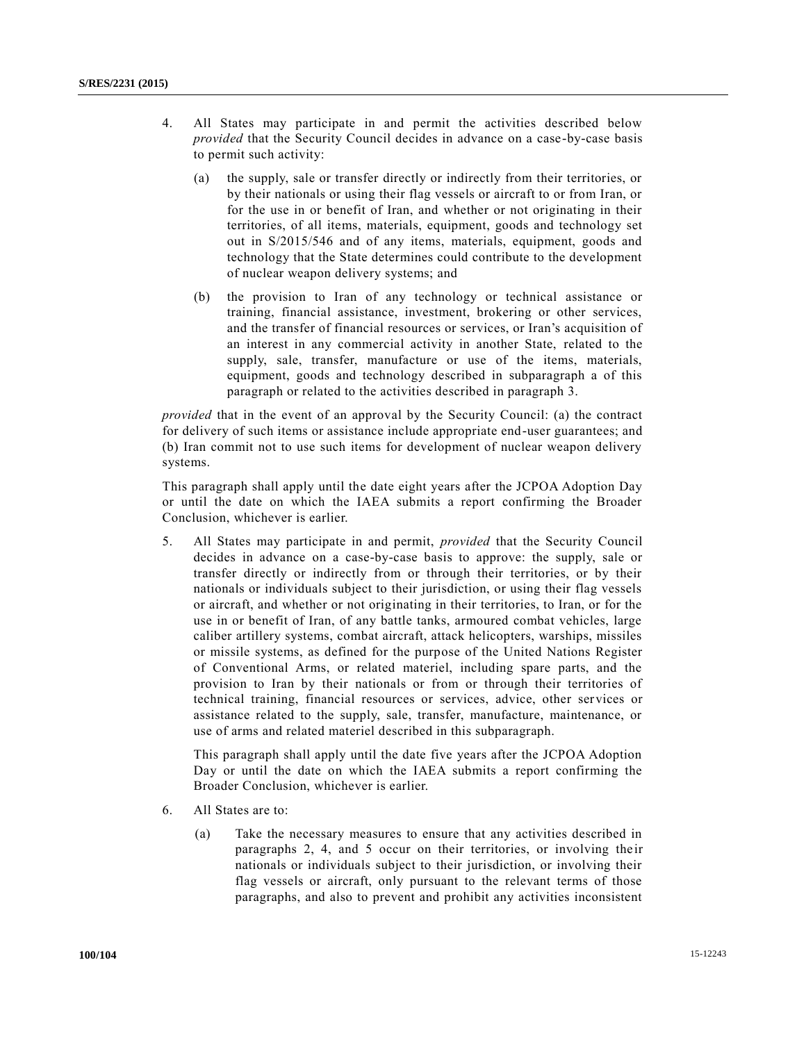4. All States may participate in and permit the activities described below *provided* that the Security Council decides in advance on a case-by-case basis to permit such activity:

   (a) the supply, sale or transfer directly or indirectly from their territories, or by their nationals or using their flag vessels or aircraft to or from Iran, or for the use in or benefit of Iran, and whether or not originating in their territories, of all items, materials, equipment, goods and technology set out in S/2015/546 and of any items, materials, equipment, goods and technology that the State determines could contribute to the development of nuclear weapon delivery systems; and

   (b) the provision to Iran of any technology or technical assistance or training, financial assistance, investment, brokering or other services, and the transfer of financial resources or services, or Iran's acquisition of an interest in any commercial activity in another State, related to the supply, sale, transfer, manufacture or use of the items, materials, equipment, goods and technology described in subparagraph a of this paragraph or related to the activities described in paragraph 3.

*provided* that in the event of an approval by the Security Council: (a) the contract for delivery of such items or assistance include appropriate end-user guarantees; and (b) Iran commit not to use such items for development of nuclear weapon delivery systems.

This paragraph shall apply until the date eight years after the JCPOA Adoption Day or until the date on which the IAEA submits a report confirming the Broader Conclusion, whichever is earlier.

5. All States may participate in and permit, *provided* that the Security Council decides in advance on a case-by-case basis to approve: the supply, sale or transfer directly or indirectly from or through their territories, or by their nationals or individuals subject to their jurisdiction, or using their flag vessels or aircraft, and whether or not originating in their territories, to Iran, or for the use in or benefit of Iran, of any battle tanks, armoured combat vehicles, large caliber artillery systems, combat aircraft, attack helicopters, warships, missiles or missile systems, as defined for the purpose of the United Nations Register of Conventional Arms, or related materiel, including spare parts, and the provision to Iran by their nationals or from or through their territories of technical training, financial resources or services, advice, other services or assistance related to the supply, sale, transfer, manufacture, maintenance, or use of arms and related materiel described in this subparagraph.

   This paragraph shall apply until the date five years after the JCPOA Adoption Day or until the date on which the IAEA submits a report confirming the Broader Conclusion, whichever is earlier.

6. All States are to:

   (a) Take the necessary measures to ensure that any activities described in paragraphs 2, 4, and 5 occur on their territories, or involving their nationals or individuals subject to their jurisdiction, or involving their flag vessels or aircraft, only pursuant to the relevant terms of those paragraphs, and also to prevent and prohibit any activities inconsistent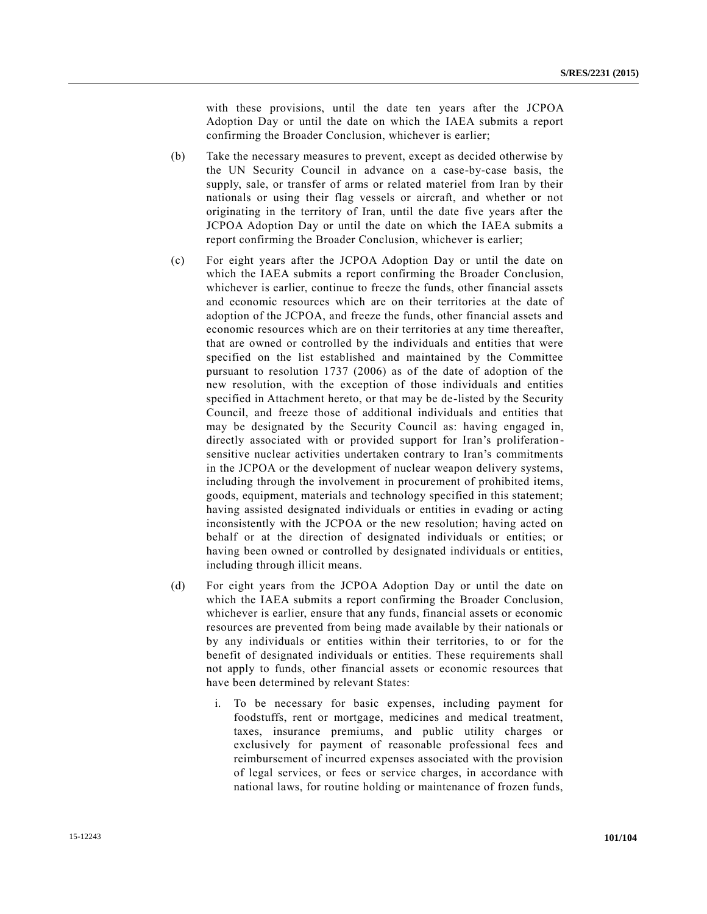with these provisions, until the date ten years after the JCPOA Adoption Day or until the date on which the IAEA submits a report confirming the Broader Conclusion, whichever is earlier;

(b) Take the necessary measures to prevent, except as decided otherwise by the UN Security Council in advance on a case-by-case basis, the supply, sale, or transfer of arms or related materiel from Iran by their nationals or using their flag vessels or aircraft, and whether or not originating in the territory of Iran, until the date five years after the JCPOA Adoption Day or until the date on which the IAEA submits a report confirming the Broader Conclusion, whichever is earlier;

(c) For eight years after the JCPOA Adoption Day or until the date on which the IAEA submits a report confirming the Broader Conclusion, whichever is earlier, continue to freeze the funds, other financial assets and economic resources which are on their territories at the date of adoption of the JCPOA, and freeze the funds, other financial assets and economic resources which are on their territories at any time thereafter, that are owned or controlled by the individuals and entities that were specified on the list established and maintained by the Committee pursuant to resolution 1737 (2006) as of the date of adoption of the new resolution, with the exception of those individuals and entities specified in Attachment hereto, or that may be de-listed by the Security Council, and freeze those of additional individuals and entities that may be designated by the Security Council as: having engaged in, directly associated with or provided support for Iran's proliferation-sensitive nuclear activities undertaken contrary to Iran's commitments in the JCPOA or the development of nuclear weapon delivery systems, including through the involvement in procurement of prohibited items, goods, equipment, materials and technology specified in this statement; having assisted designated individuals or entities in evading or acting inconsistently with the JCPOA or the new resolution; having acted on behalf or at the direction of designated individuals or entities; or having been owned or controlled by designated individuals or entities, including through illicit means.

(d) For eight years from the JCPOA Adoption Day or until the date on which the IAEA submits a report confirming the Broader Conclusion, whichever is earlier, ensure that any funds, financial assets or economic resources are prevented from being made available by their nationals or by any individuals or entities within their territories, to or for the benefit of designated individuals or entities. These requirements shall not apply to funds, other financial assets or economic resources that have been determined by relevant States:

i. To be necessary for basic expenses, including payment for foodstuffs, rent or mortgage, medicines and medical treatment, taxes, insurance premiums, and public utility charges or exclusively for payment of reasonable professional fees and reimbursement of incurred expenses associated with the provision of legal services, or fees or service charges, in accordance with national laws, for routine holding or maintenance of frozen funds,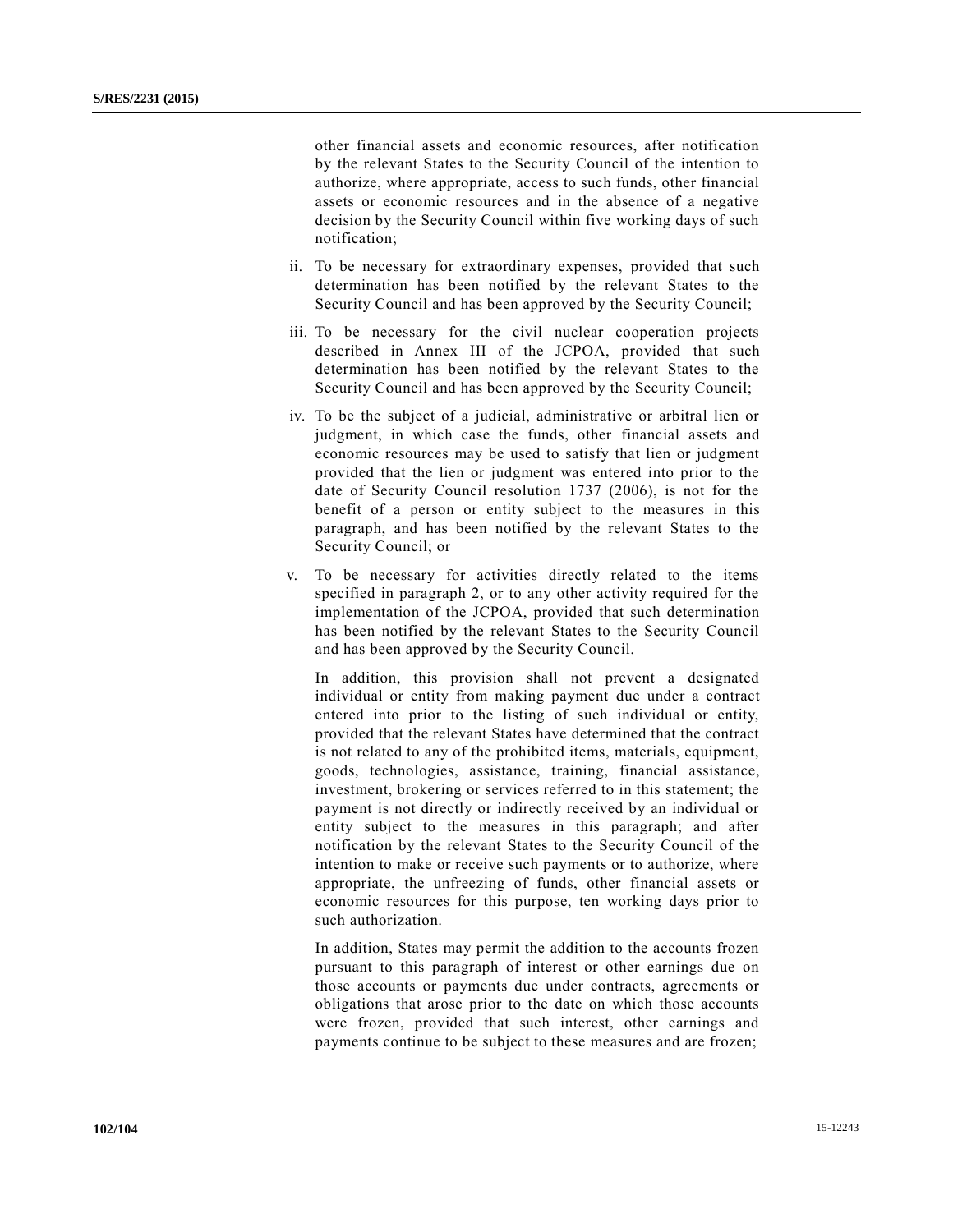other financial assets and economic resources, after notification by the relevant States to the Security Council of the intention to authorize, where appropriate, access to such funds, other financial assets or economic resources and in the absence of a negative decision by the Security Council within five working days of such notification;

ii. To be necessary for extraordinary expenses, provided that such determination has been notified by the relevant States to the Security Council and has been approved by the Security Council;

iii. To be necessary for the civil nuclear cooperation projects described in Annex III of the JCPOA, provided that such determination has been notified by the relevant States to the Security Council and has been approved by the Security Council;

iv. To be the subject of a judicial, administrative or arbitral lien or judgment, in which case the funds, other financial assets and economic resources may be used to satisfy that lien or judgment provided that the lien or judgment was entered into prior to the date of Security Council resolution 1737 (2006), is not for the benefit of a person or entity subject to the measures in this paragraph, and has been notified by the relevant States to the Security Council; or

v. To be necessary for activities directly related to the items specified in paragraph 2, or to any other activity required for the implementation of the JCPOA, provided that such determination has been notified by the relevant States to the Security Council and has been approved by the Security Council.

In addition, this provision shall not prevent a designated individual or entity from making payment due under a contract entered into prior to the listing of such individual or entity, provided that the relevant States have determined that the contract is not related to any of the prohibited items, materials, equipment, goods, technologies, assistance, training, financial assistance, investment, brokering or services referred to in this statement; the payment is not directly or indirectly received by an individual or entity subject to the measures in this paragraph; and after notification by the relevant States to the Security Council of the intention to make or receive such payments or to authorize, where appropriate, the unfreezing of funds, other financial assets or economic resources for this purpose, ten working days prior to such authorization.

In addition, States may permit the addition to the accounts frozen pursuant to this paragraph of interest or other earnings due on those accounts or payments due under contracts, agreements or obligations that arose prior to the date on which those accounts were frozen, provided that such interest, other earnings and payments continue to be subject to these measures and are frozen;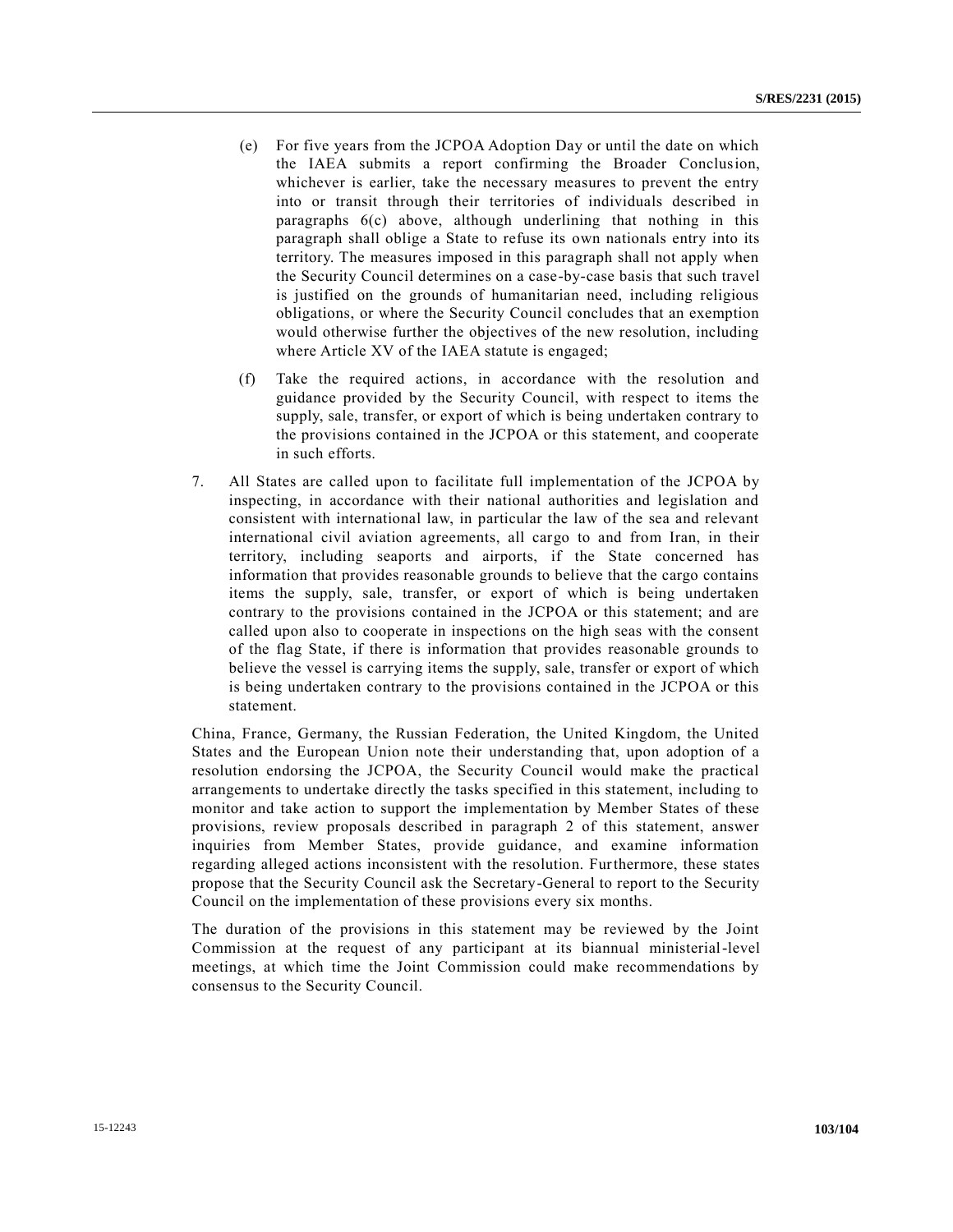(e) For five years from the JCPOA Adoption Day or until the date on which the IAEA submits a report confirming the Broader Conclusion, whichever is earlier, take the necessary measures to prevent the entry into or transit through their territories of individuals described in paragraphs 6(c) above, although underlining that nothing in this paragraph shall oblige a State to refuse its own nationals entry into its territory. The measures imposed in this paragraph shall not apply when the Security Council determines on a case-by-case basis that such travel is justified on the grounds of humanitarian need, including religious obligations, or where the Security Council concludes that an exemption would otherwise further the objectives of the new resolution, including where Article XV of the IAEA statute is engaged;

(f) Take the required actions, in accordance with the resolution and guidance provided by the Security Council, with respect to items the supply, sale, transfer, or export of which is being undertaken contrary to the provisions contained in the JCPOA or this statement, and cooperate in such efforts.

7. All States are called upon to facilitate full implementation of the JCPOA by inspecting, in accordance with their national authorities and legislation and consistent with international law, in particular the law of the sea and relevant international civil aviation agreements, all cargo to and from Iran, in their territory, including seaports and airports, if the State concerned has information that provides reasonable grounds to believe that the cargo contains items the supply, sale, transfer, or export of which is being undertaken contrary to the provisions contained in the JCPOA or this statement; and are called upon also to cooperate in inspections on the high seas with the consent of the flag State, if there is information that provides reasonable grounds to believe the vessel is carrying items the supply, sale, transfer or export of which is being undertaken contrary to the provisions contained in the JCPOA or this statement.

China, France, Germany, the Russian Federation, the United Kingdom, the United States and the European Union note their understanding that, upon adoption of a resolution endorsing the JCPOA, the Security Council would make the practical arrangements to undertake directly the tasks specified in this statement, including to monitor and take action to support the implementation by Member States of these provisions, review proposals described in paragraph 2 of this statement, answer inquiries from Member States, provide guidance, and examine information regarding alleged actions inconsistent with the resolution. Furthermore, these states propose that the Security Council ask the Secretary-General to report to the Security Council on the implementation of these provisions every six months.

The duration of the provisions in this statement may be reviewed by the Joint Commission at the request of any participant at its biannual ministerial-level meetings, at which time the Joint Commission could make recommendations by consensus to the Security Council.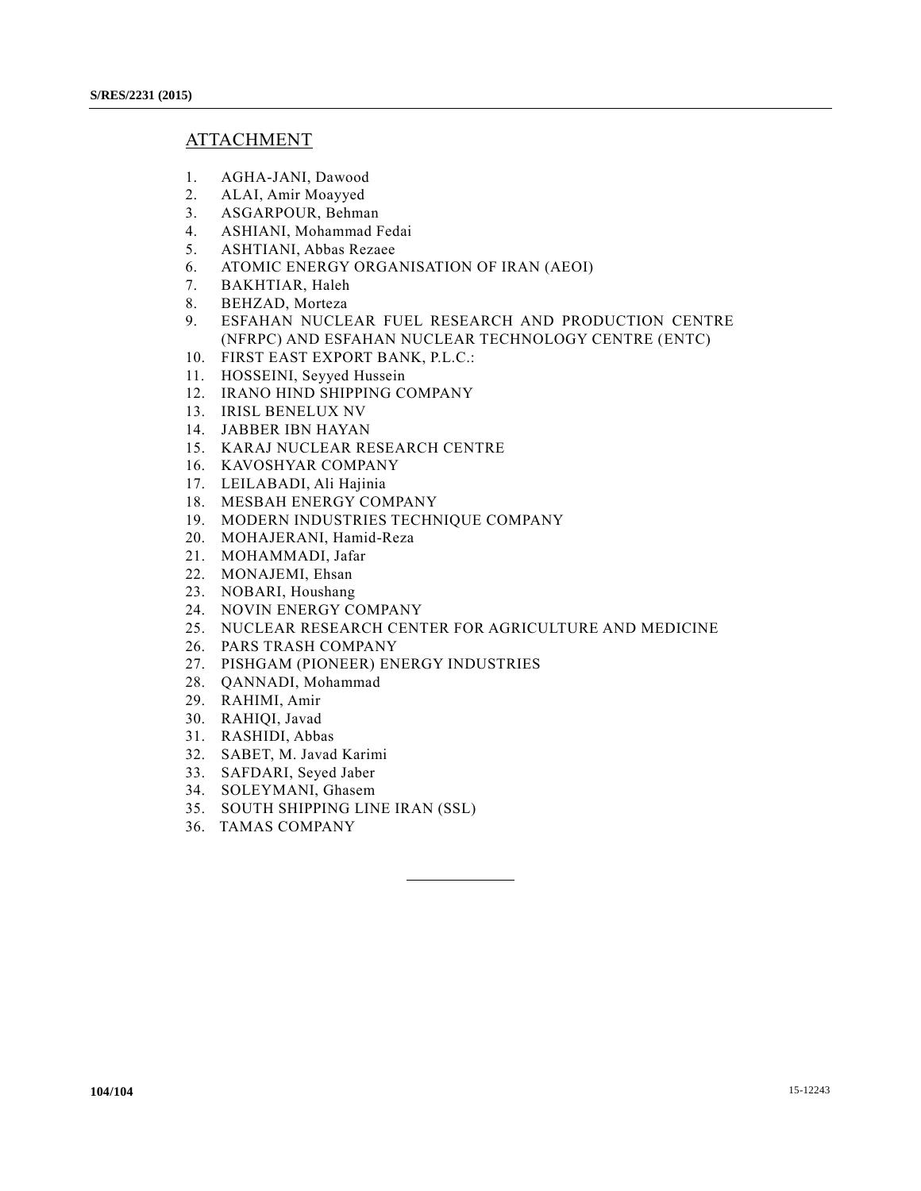## ATTACHMENT

1. AGHA-JANI, Dawood
2. ALAI, Amir Moayyed
3. ASGARPOUR, Behman
4. ASHIANI, Mohammad Fedai
5. ASHTIANI, Abbas Rezaee
6. ATOMIC ENERGY ORGANISATION OF IRAN (AEOI)
7. BAKHTIAR, Haleh
8. BEHZAD, Morteza
9. ESFAHAN NUCLEAR FUEL RESEARCH AND PRODUCTION CENTRE (NFRPC) AND ESFAHAN NUCLEAR TECHNOLOGY CENTRE (ENTC)
10. FIRST EAST EXPORT BANK, P.L.C.:
11. HOSSEINI, Seyyed Hussein
12. IRANO HIND SHIPPING COMPANY
13. IRISL BENELUX NV
14. JABBER IBN HAYAN
15. KARAJ NUCLEAR RESEARCH CENTRE
16. KAVOSHYAR COMPANY
17. LEILABADI, Ali Hajinia
18. MESBAH ENERGY COMPANY
19. MODERN INDUSTRIES TECHNIQUE COMPANY
20. MOHAJERANI, Hamid-Reza
21. MOHAMMADI, Jafar
22. MONAJEMI, Ehsan
23. NOBARI, Houshang
24. NOVIN ENERGY COMPANY
25. NUCLEAR RESEARCH CENTER FOR AGRICULTURE AND MEDICINE
26. PARS TRASH COMPANY
27. PISHGAM (PIONEER) ENERGY INDUSTRIES
28. QANNADI, Mohammad
29. RAHIMI, Amir
30. RAHIQI, Javad
31. RASHIDI, Abbas
32. SABET, M. Javad Karimi
33. SAFDARI, Seyed Jaber
34. SOLEYMANI, Ghasem
35. SOUTH SHIPPING LINE IRAN (SSL)
36. TAMAS COMPANY